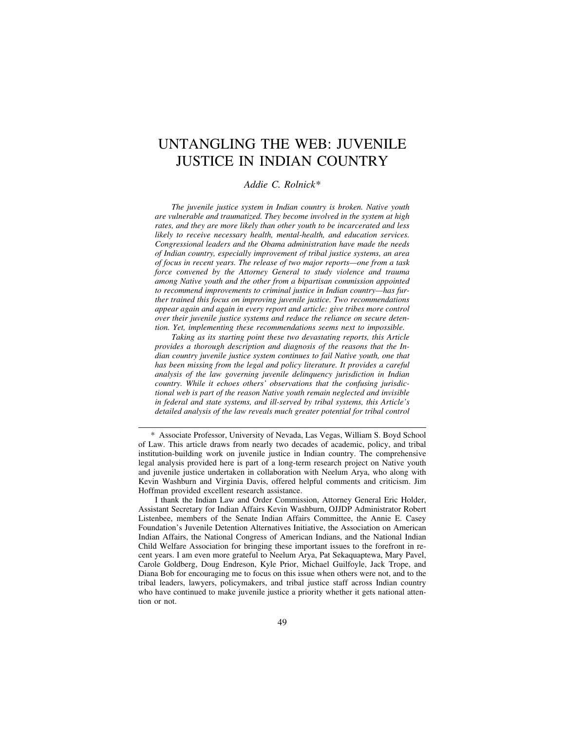# UNTANGLING THE WEB: JUVENILE JUSTICE IN INDIAN COUNTRY

*Addie C. Rolnick**

*The juvenile justice system in Indian country is broken. Native youth are vulnerable and traumatized. They become involved in the system at high rates, and they are more likely than other youth to be incarcerated and less likely to receive necessary health, mental-health, and education services. Congressional leaders and the Obama administration have made the needs of Indian country, especially improvement of tribal justice systems, an area of focus in recent years. The release of two major reports—one from a task force convened by the Attorney General to study violence and trauma among Native youth and the other from a bipartisan commission appointed to recommend improvements to criminal justice in Indian country—has further trained this focus on improving juvenile justice. Two recommendations appear again and again in every report and article: give tribes more control over their juvenile justice systems and reduce the reliance on secure detention. Yet, implementing these recommendations seems next to impossible.*

*Taking as its starting point these two devastating reports, this Article provides a thorough description and diagnosis of the reasons that the Indian country juvenile justice system continues to fail Native youth, one that has been missing from the legal and policy literature. It provides a careful analysis of the law governing juvenile delinquency jurisdiction in Indian country. While it echoes others' observations that the confusing jurisdictional web is part of the reason Native youth remain neglected and invisible in federal and state systems, and ill-served by tribal systems, this Article's detailed analysis of the law reveals much greater potential for tribal control*

---

\* Associate Professor, University of Nevada, Las Vegas, William S. Boyd School of Law. This article draws from nearly two decades of academic, policy, and tribal institution-building work on juvenile justice in Indian country. The comprehensive legal analysis provided here is part of a long-term research project on Native youth and juvenile justice undertaken in collaboration with Neelum Arya, who along with Kevin Washburn and Virginia Davis, offered helpful comments and criticism. Jim Hoffman provided excellent research assistance.

I thank the Indian Law and Order Commission, Attorney General Eric Holder, Assistant Secretary for Indian Affairs Kevin Washburn, OJJDP Administrator Robert Listenbee, members of the Senate Indian Affairs Committee, the Annie E. Casey Foundation's Juvenile Detention Alternatives Initiative, the Association on American Indian Affairs, the National Congress of American Indians, and the National Indian Child Welfare Association for bringing these important issues to the forefront in recent years. I am even more grateful to Neelum Arya, Pat Sekaquaptewa, Mary Pavel, Carole Goldberg, Doug Endreson, Kyle Prior, Michael Guilfoyle, Jack Trope, and Diana Bob for encouraging me to focus on this issue when others were not, and to the tribal leaders, lawyers, policymakers, and tribal justice staff across Indian country who have continued to make juvenile justice a priority whether it gets national attention or not.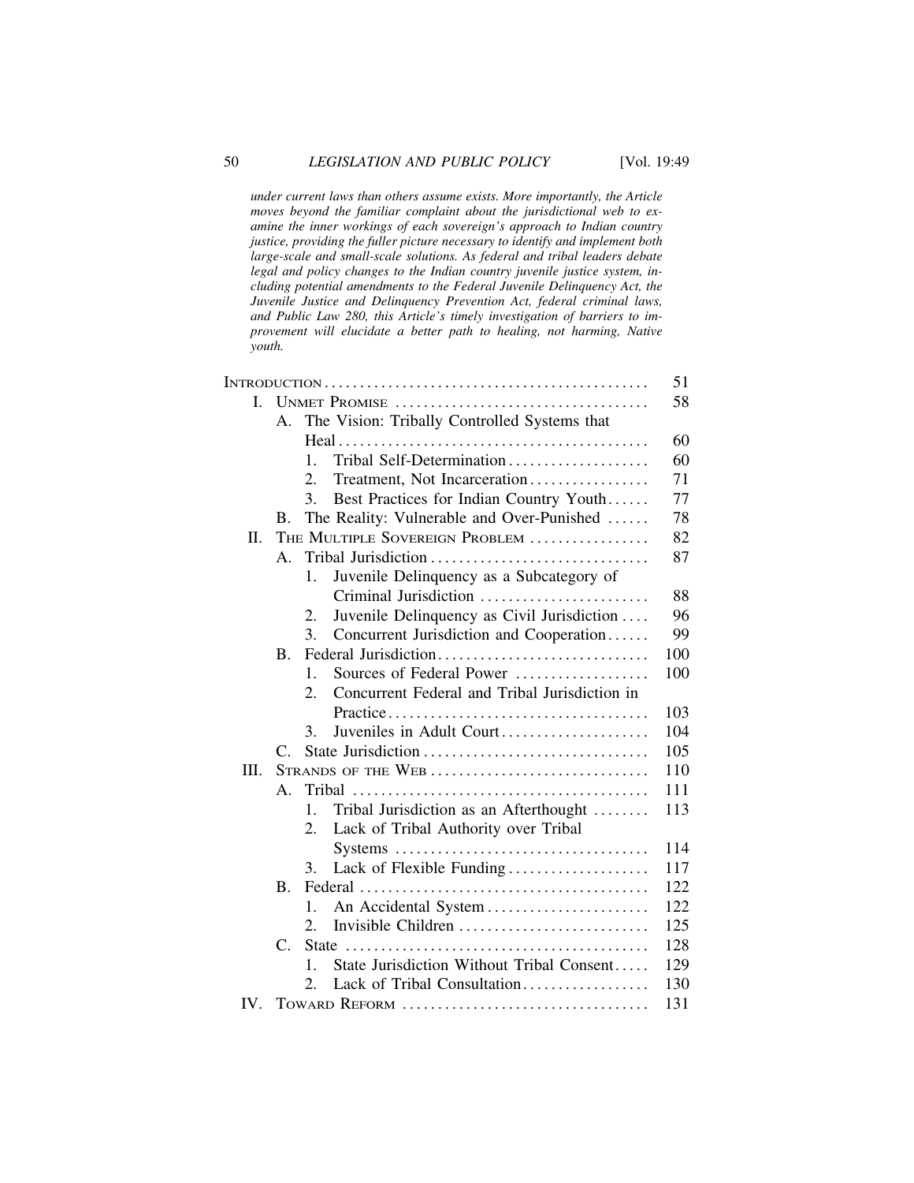*under current laws than others assume exists. More importantly, the Article moves beyond the familiar complaint about the jurisdictional web to examine the inner workings of each sovereign's approach to Indian country justice, providing the fuller picture necessary to identify and implement both large-scale and small-scale solutions. As federal and tribal leaders debate legal and policy changes to the Indian country juvenile justice system, including potential amendments to the Federal Juvenile Delinquency Act, the Juvenile Justice and Delinquency Prevention Act, federal criminal laws, and Public Law 280, this Article's timely investigation of barriers to improvement will elucidate a better path to healing, not harming, Native youth.*

| | |
|---|---|
| INTRODUCTION | 51 |
| I. UNMET PROMISE | 58 |
| A. The Vision: Tribally Controlled Systems that Heal | 60 |
| 1. Tribal Self-Determination | 60 |
| 2. Treatment, Not Incarceration | 71 |
| 3. Best Practices for Indian Country Youth | 77 |
| B. The Reality: Vulnerable and Over-Punished | 78 |
| II. THE MULTIPLE SOVEREIGN PROBLEM | 82 |
| A. Tribal Jurisdiction | 87 |
| 1. Juvenile Delinquency as a Subcategory of Criminal Jurisdiction | 88 |
| 2. Juvenile Delinquency as Civil Jurisdiction | 96 |
| 3. Concurrent Jurisdiction and Cooperation | 99 |
| B. Federal Jurisdiction | 100 |
| 1. Sources of Federal Power | 100 |
| 2. Concurrent Federal and Tribal Jurisdiction in Practice | 103 |
| 3. Juveniles in Adult Court | 104 |
| C. State Jurisdiction | 105 |
| III. STRANDS OF THE WEB | 110 |
| A. Tribal | 111 |
| 1. Tribal Jurisdiction as an Afterthought | 113 |
| 2. Lack of Tribal Authority over Tribal Systems | 114 |
| 3. Lack of Flexible Funding | 117 |
| B. Federal | 122 |
| 1. An Accidental System | 122 |
| 2. Invisible Children | 125 |
| C. State | 128 |
| 1. State Jurisdiction Without Tribal Consent | 129 |
| 2. Lack of Tribal Consultation | 130 |
| IV. TOWARD REFORM | 131 |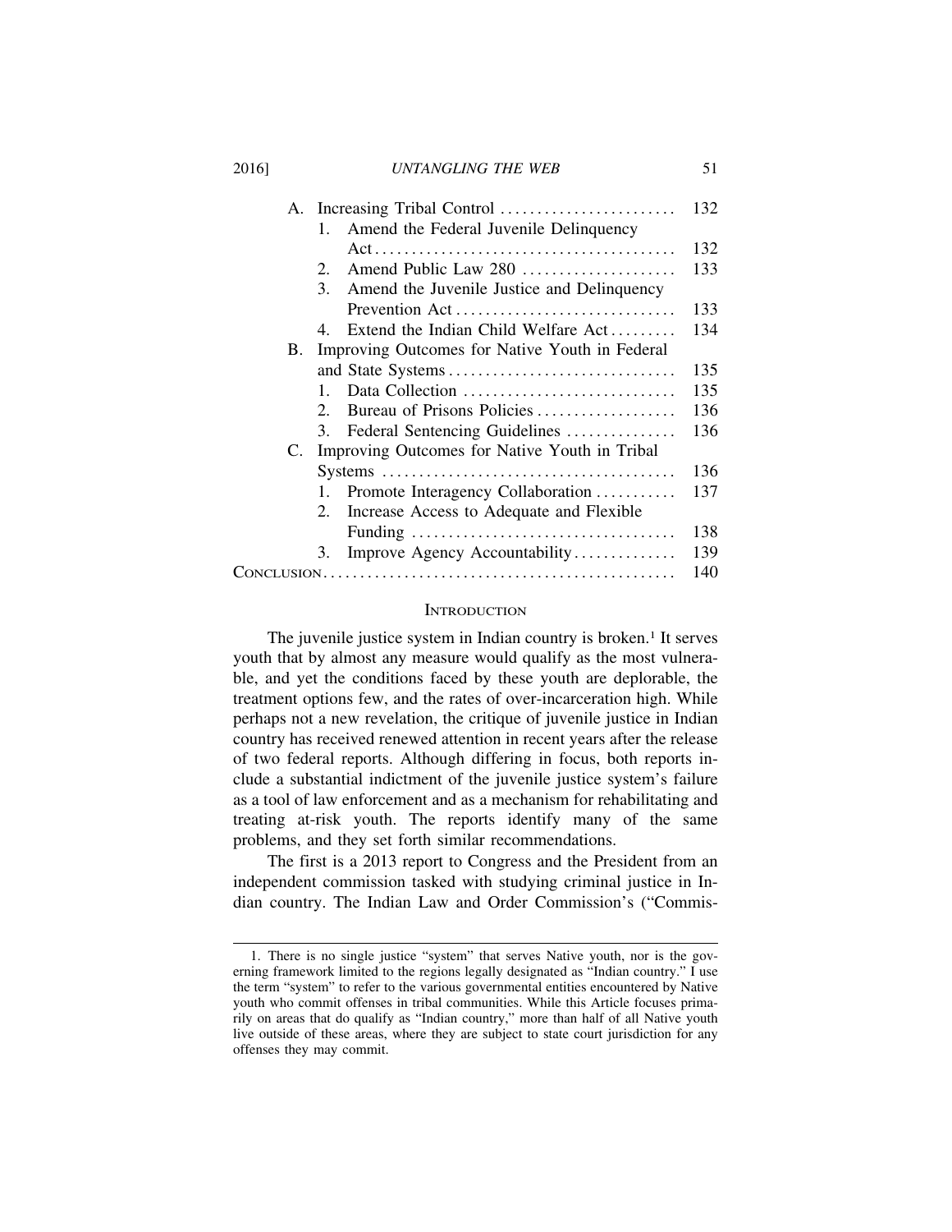A. Increasing Tribal Control ........................ 132
   1. Amend the Federal Juvenile Delinquency Act ........................................ 132
   2. Amend Public Law 280 .................... 133
   3. Amend the Juvenile Justice and Delinquency Prevention Act ............................ 133
   4. Extend the Indian Child Welfare Act ......... 134

B. Improving Outcomes for Native Youth in Federal and State Systems ............................... 135
   1. Data Collection ............................ 135
   2. Bureau of Prisons Policies ................... 136
   3. Federal Sentencing Guidelines ............... 136

C. Improving Outcomes for Native Youth in Tribal Systems ....................................... 136
   1. Promote Interagency Collaboration ........... 137
   2. Increase Access to Adequate and Flexible Funding ................................... 138
   3. Improve Agency Accountability.............. 139

CONCLUSION................................................ 140

## INTRODUCTION

The juvenile justice system in Indian country is broken.[1] It serves youth that by almost any measure would qualify as the most vulnerable, and yet the conditions faced by these youth are deplorable, the treatment options few, and the rates of over-incarceration high. While perhaps not a new revelation, the critique of juvenile justice in Indian country has received renewed attention in recent years after the release of two federal reports. Although differing in focus, both reports include a substantial indictment of the juvenile justice system's failure as a tool of law enforcement and as a mechanism for rehabilitating and treating at-risk youth. The reports identify many of the same problems, and they set forth similar recommendations.

The first is a 2013 report to Congress and the President from an independent commission tasked with studying criminal justice in Indian country. The Indian Law and Order Commission's ("Commis-

1. There is no single justice "system" that serves Native youth, nor is the governing framework limited to the regions legally designated as "Indian country." I use the term "system" to refer to the various governmental entities encountered by Native youth who commit offenses in tribal communities. While this Article focuses primarily on areas that do qualify as "Indian country," more than half of all Native youth live outside of these areas, where they are subject to state court jurisdiction for any offenses they may commit.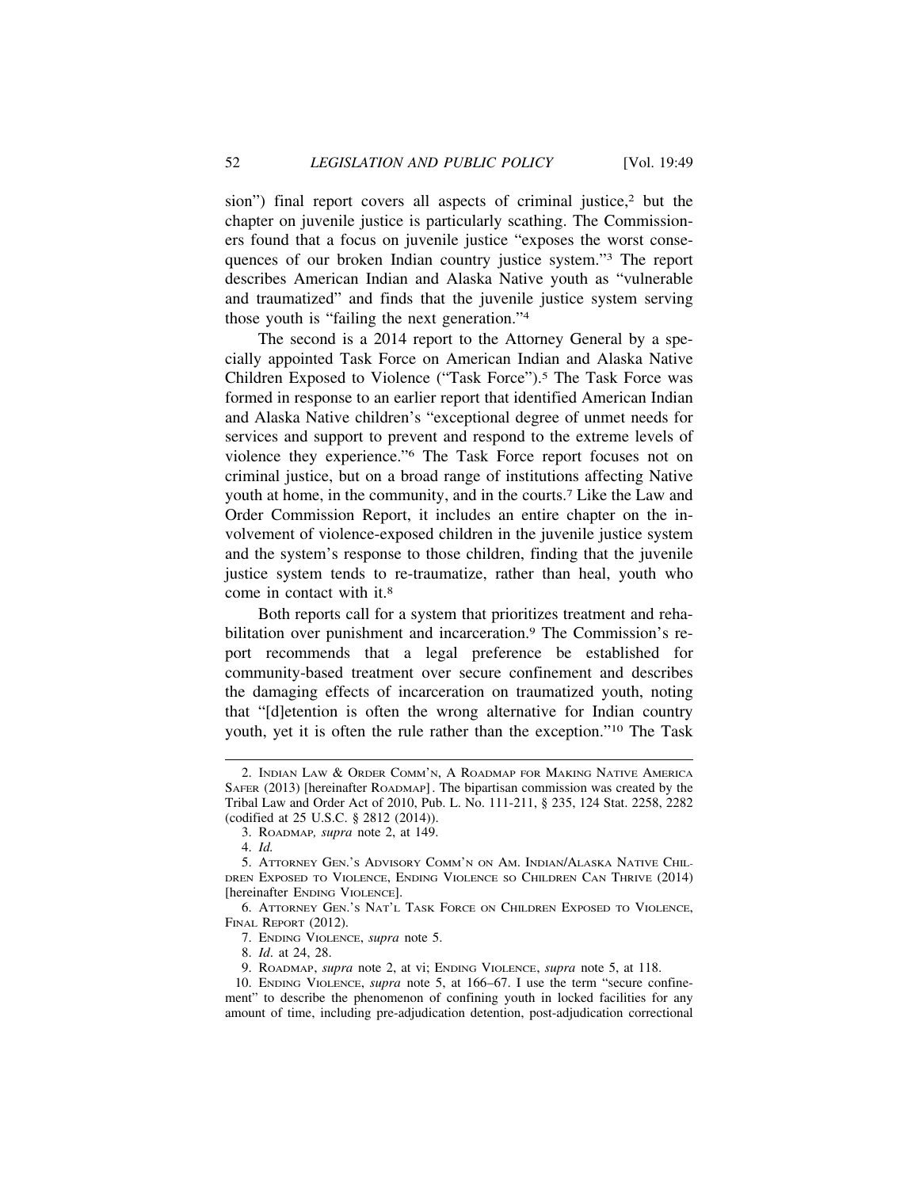sion") final report covers all aspects of criminal justice,[2] but the chapter on juvenile justice is particularly scathing. The Commissioners found that a focus on juvenile justice "exposes the worst consequences of our broken Indian country justice system."[3] The report describes American Indian and Alaska Native youth as "vulnerable and traumatized" and finds that the juvenile justice system serving those youth is "failing the next generation."[4]

The second is a 2014 report to the Attorney General by a specially appointed Task Force on American Indian and Alaska Native Children Exposed to Violence ("Task Force").[5] The Task Force was formed in response to an earlier report that identified American Indian and Alaska Native children's "exceptional degree of unmet needs for services and support to prevent and respond to the extreme levels of violence they experience."[6] The Task Force report focuses not on criminal justice, but on a broad range of institutions affecting Native youth at home, in the community, and in the courts.[7] Like the Law and Order Commission Report, it includes an entire chapter on the involvement of violence-exposed children in the juvenile justice system and the system's response to those children, finding that the juvenile justice system tends to re-traumatize, rather than heal, youth who come in contact with it.[8]

Both reports call for a system that prioritizes treatment and rehabilitation over punishment and incarceration.[9] The Commission's report recommends that a legal preference be established for community-based treatment over secure confinement and describes the damaging effects of incarceration on traumatized youth, noting that "[d]etention is often the wrong alternative for Indian country youth, yet it is often the rule rather than the exception."[10] The Task

---

2. Indian Law & Order Comm'n, A Roadmap for Making Native America Safer (2013) [hereinafter Roadmap]. The bipartisan commission was created by the Tribal Law and Order Act of 2010, Pub. L. No. 111-211, § 235, 124 Stat. 2258, 2282 (codified at 25 U.S.C. § 2812 (2014)).

3. Roadmap, *supra* note 2, at 149.

4. *Id.*

5. Attorney Gen.'s Advisory Comm'n on Am. Indian/Alaska Native Children Exposed to Violence, Ending Violence so Children Can Thrive (2014) [hereinafter Ending Violence].

6. Attorney Gen.'s Nat'l Task Force on Children Exposed to Violence, Final Report (2012).

7. Ending Violence, *supra* note 5.

8. *Id.* at 24, 28.

9. Roadmap, *supra* note 2, at vi; Ending Violence, *supra* note 5, at 118.

10. Ending Violence, *supra* note 5, at 166–67. I use the term "secure confinement" to describe the phenomenon of confining youth in locked facilities for any amount of time, including pre-adjudication detention, post-adjudication correctional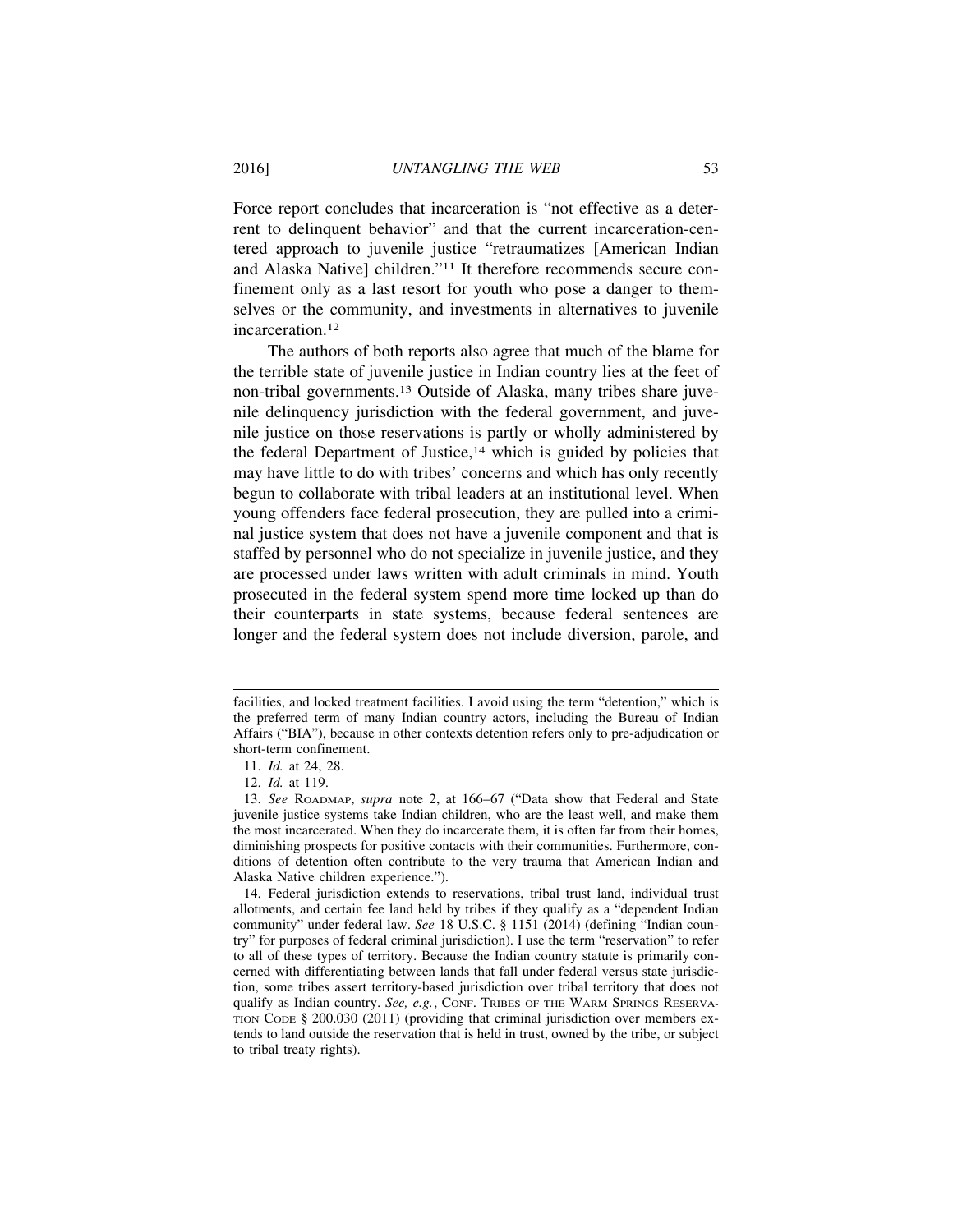Force report concludes that incarceration is "not effective as a deterrent to delinquent behavior" and that the current incarceration-centered approach to juvenile justice "retraumatizes [American Indian and Alaska Native] children."[11] It therefore recommends secure confinement only as a last resort for youth who pose a danger to themselves or the community, and investments in alternatives to juvenile incarceration.[12]

The authors of both reports also agree that much of the blame for the terrible state of juvenile justice in Indian country lies at the feet of non-tribal governments.[13] Outside of Alaska, many tribes share juvenile delinquency jurisdiction with the federal government, and juvenile justice on those reservations is partly or wholly administered by the federal Department of Justice,[14] which is guided by policies that may have little to do with tribes' concerns and which has only recently begun to collaborate with tribal leaders at an institutional level. When young offenders face federal prosecution, they are pulled into a criminal justice system that does not have a juvenile component and that is staffed by personnel who do not specialize in juvenile justice, and they are processed under laws written with adult criminals in mind. Youth prosecuted in the federal system spend more time locked up than do their counterparts in state systems, because federal sentences are longer and the federal system does not include diversion, parole, and

---

facilities, and locked treatment facilities. I avoid using the term "detention," which is the preferred term of many Indian country actors, including the Bureau of Indian Affairs ("BIA"), because in other contexts detention refers only to pre-adjudication or short-term confinement.

11. *Id.* at 24, 28.

12. *Id.* at 119.

13. *See* ROADMAP, *supra* note 2, at 166–67 ("Data show that Federal and State juvenile justice systems take Indian children, who are the least well, and make them the most incarcerated. When they do incarcerate them, it is often far from their homes, diminishing prospects for positive contacts with their communities. Furthermore, conditions of detention often contribute to the very trauma that American Indian and Alaska Native children experience.").

14. Federal jurisdiction extends to reservations, tribal trust land, individual trust allotments, and certain fee land held by tribes if they qualify as a "dependent Indian community" under federal law. *See* 18 U.S.C. § 1151 (2014) (defining "Indian country" for purposes of federal criminal jurisdiction). I use the term "reservation" to refer to all of these types of territory. Because the Indian country statute is primarily concerned with differentiating between lands that fall under federal versus state jurisdiction, some tribes assert territory-based jurisdiction over tribal territory that does not qualify as Indian country. *See, e.g.*, CONF. TRIBES OF THE WARM SPRINGS RESERVATION CODE § 200.030 (2011) (providing that criminal jurisdiction over members extends to land outside the reservation that is held in trust, owned by the tribe, or subject to tribal treaty rights).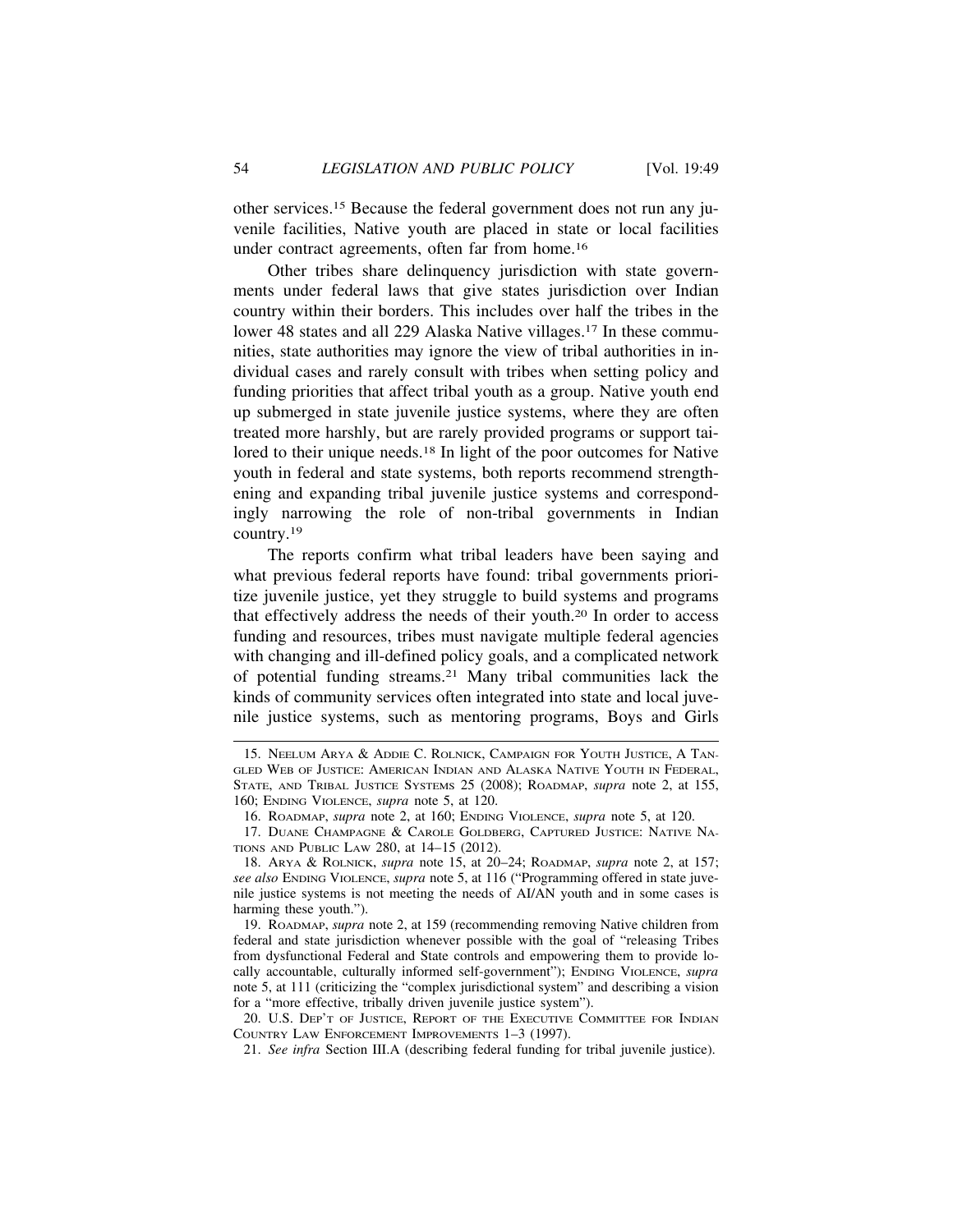other services.[15] Because the federal government does not run any juvenile facilities, Native youth are placed in state or local facilities under contract agreements, often far from home.[16]

Other tribes share delinquency jurisdiction with state governments under federal laws that give states jurisdiction over Indian country within their borders. This includes over half the tribes in the lower 48 states and all 229 Alaska Native villages.[17] In these communities, state authorities may ignore the view of tribal authorities in individual cases and rarely consult with tribes when setting policy and funding priorities that affect tribal youth as a group. Native youth end up submerged in state juvenile justice systems, where they are often treated more harshly, but are rarely provided programs or support tailored to their unique needs.[18] In light of the poor outcomes for Native youth in federal and state systems, both reports recommend strengthening and expanding tribal juvenile justice systems and correspondingly narrowing the role of non-tribal governments in Indian country.[19]

The reports confirm what tribal leaders have been saying and what previous federal reports have found: tribal governments prioritize juvenile justice, yet they struggle to build systems and programs that effectively address the needs of their youth.[20] In order to access funding and resources, tribes must navigate multiple federal agencies with changing and ill-defined policy goals, and a complicated network of potential funding streams.[21] Many tribal communities lack the kinds of community services often integrated into state and local juvenile justice systems, such as mentoring programs, Boys and Girls

---

15. NEELUM ARYA & ADDIE C. ROLNICK, CAMPAIGN FOR YOUTH JUSTICE, A TANGLED WEB OF JUSTICE: AMERICAN INDIAN AND ALASKA NATIVE YOUTH IN FEDERAL, STATE, AND TRIBAL JUSTICE SYSTEMS 25 (2008); ROADMAP, *supra* note 2, at 155, 160; ENDING VIOLENCE, *supra* note 5, at 120.

16. ROADMAP, *supra* note 2, at 160; ENDING VIOLENCE, *supra* note 5, at 120.

17. DUANE CHAMPAGNE & CAROLE GOLDBERG, CAPTURED JUSTICE: NATIVE NATIONS AND PUBLIC LAW 280, at 14–15 (2012).

18. ARYA & ROLNICK, *supra* note 15, at 20–24; ROADMAP, *supra* note 2, at 157; *see also* ENDING VIOLENCE, *supra* note 5, at 116 ("Programming offered in state juvenile justice systems is not meeting the needs of AI/AN youth and in some cases is harming these youth.").

19. ROADMAP, *supra* note 2, at 159 (recommending removing Native children from federal and state jurisdiction whenever possible with the goal of "releasing Tribes from dysfunctional Federal and State controls and empowering them to provide locally accountable, culturally informed self-government"); ENDING VIOLENCE, *supra* note 5, at 111 (criticizing the "complex jurisdictional system" and describing a vision for a "more effective, tribally driven juvenile justice system").

20. U.S. DEP'T OF JUSTICE, REPORT OF THE EXECUTIVE COMMITTEE FOR INDIAN COUNTRY LAW ENFORCEMENT IMPROVEMENTS 1–3 (1997).

21. *See infra* Section III.A (describing federal funding for tribal juvenile justice).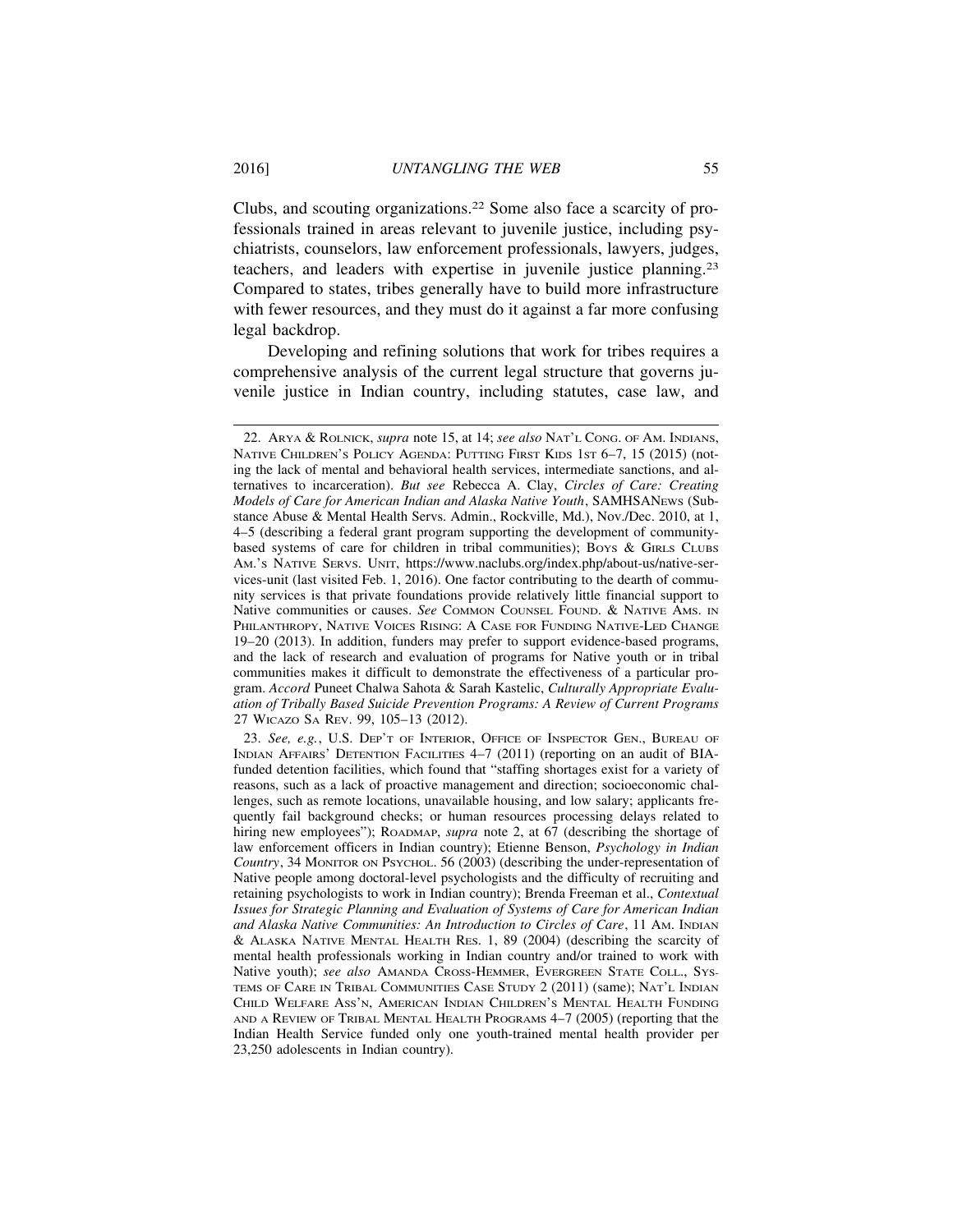Clubs, and scouting organizations.[22] Some also face a scarcity of professionals trained in areas relevant to juvenile justice, including psychiatrists, counselors, law enforcement professionals, lawyers, judges, teachers, and leaders with expertise in juvenile justice planning.[23] Compared to states, tribes generally have to build more infrastructure with fewer resources, and they must do it against a far more confusing legal backdrop.

Developing and refining solutions that work for tribes requires a comprehensive analysis of the current legal structure that governs juvenile justice in Indian country, including statutes, case law, and

---

22. ARYA & ROLNICK, *supra* note 15, at 14; *see also* NAT'L CONG. OF AM. INDIANS, NATIVE CHILDREN'S POLICY AGENDA: PUTTING FIRST KIDS 1ST 6–7, 15 (2015) (noting the lack of mental and behavioral health services, intermediate sanctions, and alternatives to incarceration). *But see* Rebecca A. Clay, *Circles of Care: Creating Models of Care for American Indian and Alaska Native Youth*, SAMHSANEWS (Substance Abuse & Mental Health Servs. Admin., Rockville, Md.), Nov./Dec. 2010, at 1, 4–5 (describing a federal grant program supporting the development of community-based systems of care for children in tribal communities); BOYS & GIRLS CLUBS AM.'S NATIVE SERVS. UNIT, https://www.naclubs.org/index.php/about-us/native-services-unit (last visited Feb. 1, 2016). One factor contributing to the dearth of community services is that private foundations provide relatively little financial support to Native communities or causes. *See* COMMON COUNSEL FOUND. & NATIVE AMS. IN PHILANTHROPY, NATIVE VOICES RISING: A CASE FOR FUNDING NATIVE-LED CHANGE 19–20 (2013). In addition, funders may prefer to support evidence-based programs, and the lack of research and evaluation of programs for Native youth or in tribal communities makes it difficult to demonstrate the effectiveness of a particular program. *Accord* Puneet Chalwa Sahota & Sarah Kastelic, *Culturally Appropriate Evaluation of Tribally Based Suicide Prevention Programs: A Review of Current Programs* 27 WICAZO SA REV. 99, 105–13 (2012).

23. *See, e.g.*, U.S. DEP'T OF INTERIOR, OFFICE OF INSPECTOR GEN., BUREAU OF INDIAN AFFAIRS' DETENTION FACILITIES 4–7 (2011) (reporting on an audit of BIA-funded detention facilities, which found that "staffing shortages exist for a variety of reasons, such as a lack of proactive management and direction; socioeconomic challenges, such as remote locations, unavailable housing, and low salary; applicants frequently fail background checks; or human resources processing delays related to hiring new employees"); ROADMAP, *supra* note 2, at 67 (describing the shortage of law enforcement officers in Indian country); Etienne Benson, *Psychology in Indian Country*, 34 MONITOR ON PSYCHOL. 56 (2003) (describing the under-representation of Native people among doctoral-level psychologists and the difficulty of recruiting and retaining psychologists to work in Indian country); Brenda Freeman et al., *Contextual Issues for Strategic Planning and Evaluation of Systems of Care for American Indian and Alaska Native Communities: An Introduction to Circles of Care*, 11 AM. INDIAN & ALASKA NATIVE MENTAL HEALTH RES. 1, 89 (2004) (describing the scarcity of mental health professionals working in Indian country and/or trained to work with Native youth); *see also* AMANDA CROSS-HEMMER, EVERGREEN STATE COLL., SYSTEMS OF CARE IN TRIBAL COMMUNITIES CASE STUDY 2 (2011) (same); NAT'L INDIAN CHILD WELFARE ASS'N, AMERICAN INDIAN CHILDREN'S MENTAL HEALTH FUNDING AND A REVIEW OF TRIBAL MENTAL HEALTH PROGRAMS 4–7 (2005) (reporting that the Indian Health Service funded only one youth-trained mental health provider per 23,250 adolescents in Indian country).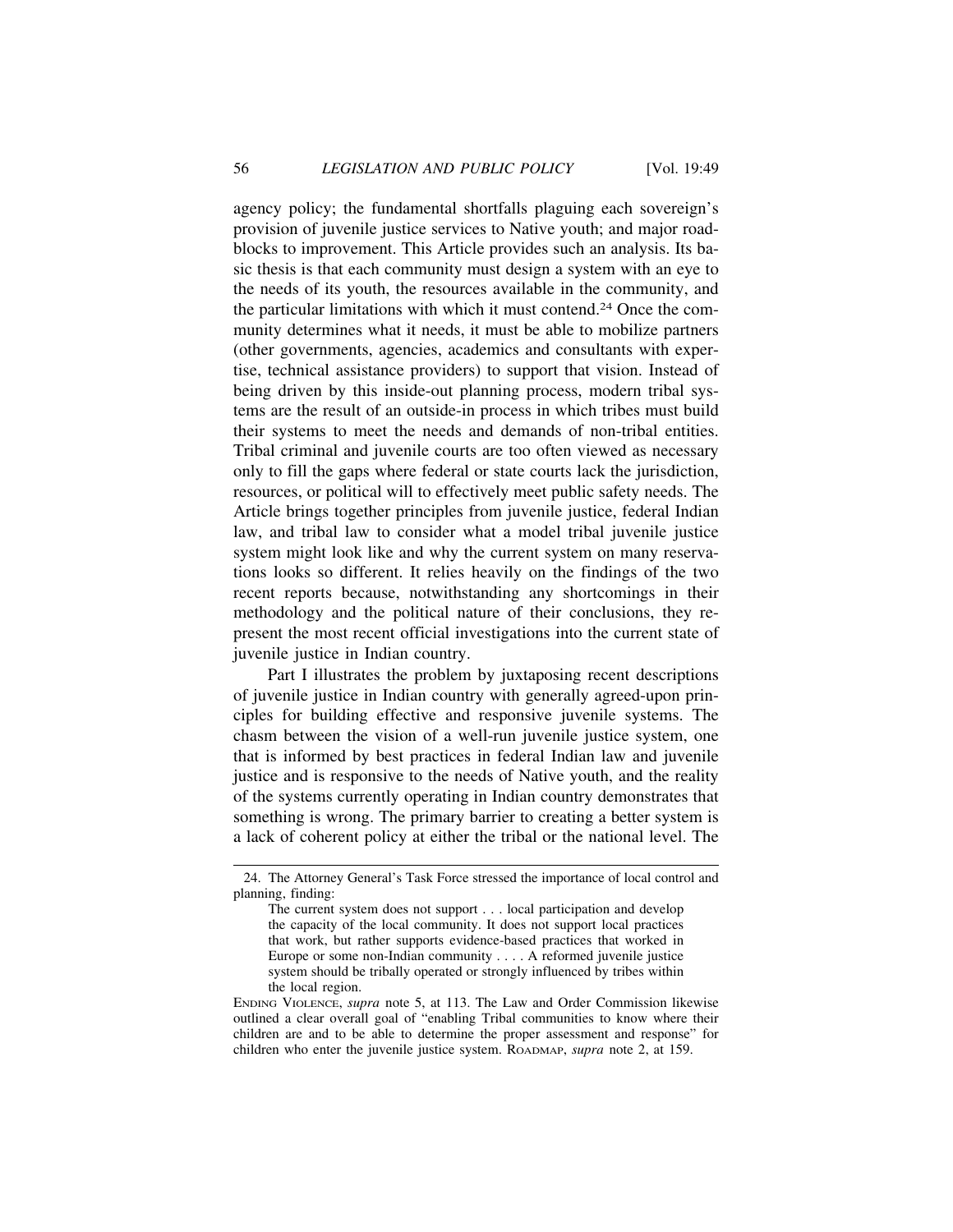agency policy; the fundamental shortfalls plaguing each sovereign's provision of juvenile justice services to Native youth; and major roadblocks to improvement. This Article provides such an analysis. Its basic thesis is that each community must design a system with an eye to the needs of its youth, the resources available in the community, and the particular limitations with which it must contend.[24] Once the community determines what it needs, it must be able to mobilize partners (other governments, agencies, academics and consultants with expertise, technical assistance providers) to support that vision. Instead of being driven by this inside-out planning process, modern tribal systems are the result of an outside-in process in which tribes must build their systems to meet the needs and demands of non-tribal entities. Tribal criminal and juvenile courts are too often viewed as necessary only to fill the gaps where federal or state courts lack the jurisdiction, resources, or political will to effectively meet public safety needs. The Article brings together principles from juvenile justice, federal Indian law, and tribal law to consider what a model tribal juvenile justice system might look like and why the current system on many reservations looks so different. It relies heavily on the findings of the two recent reports because, notwithstanding any shortcomings in their methodology and the political nature of their conclusions, they represent the most recent official investigations into the current state of juvenile justice in Indian country.

Part I illustrates the problem by juxtaposing recent descriptions of juvenile justice in Indian country with generally agreed-upon principles for building effective and responsive juvenile systems. The chasm between the vision of a well-run juvenile justice system, one that is informed by best practices in federal Indian law and juvenile justice and is responsive to the needs of Native youth, and the reality of the systems currently operating in Indian country demonstrates that something is wrong. The primary barrier to creating a better system is a lack of coherent policy at either the tribal or the national level. The

---

24. The Attorney General's Task Force stressed the importance of local control and planning, finding:

> The current system does not support . . . local participation and develop the capacity of the local community. It does not support local practices that work, but rather supports evidence-based practices that worked in Europe or some non-Indian community . . . . A reformed juvenile justice system should be tribally operated or strongly influenced by tribes within the local region.

ENDING VIOLENCE, *supra* note 5, at 113. The Law and Order Commission likewise outlined a clear overall goal of "enabling Tribal communities to know where their children are and to be able to determine the proper assessment and response" for children who enter the juvenile justice system. ROADMAP, *supra* note 2, at 159.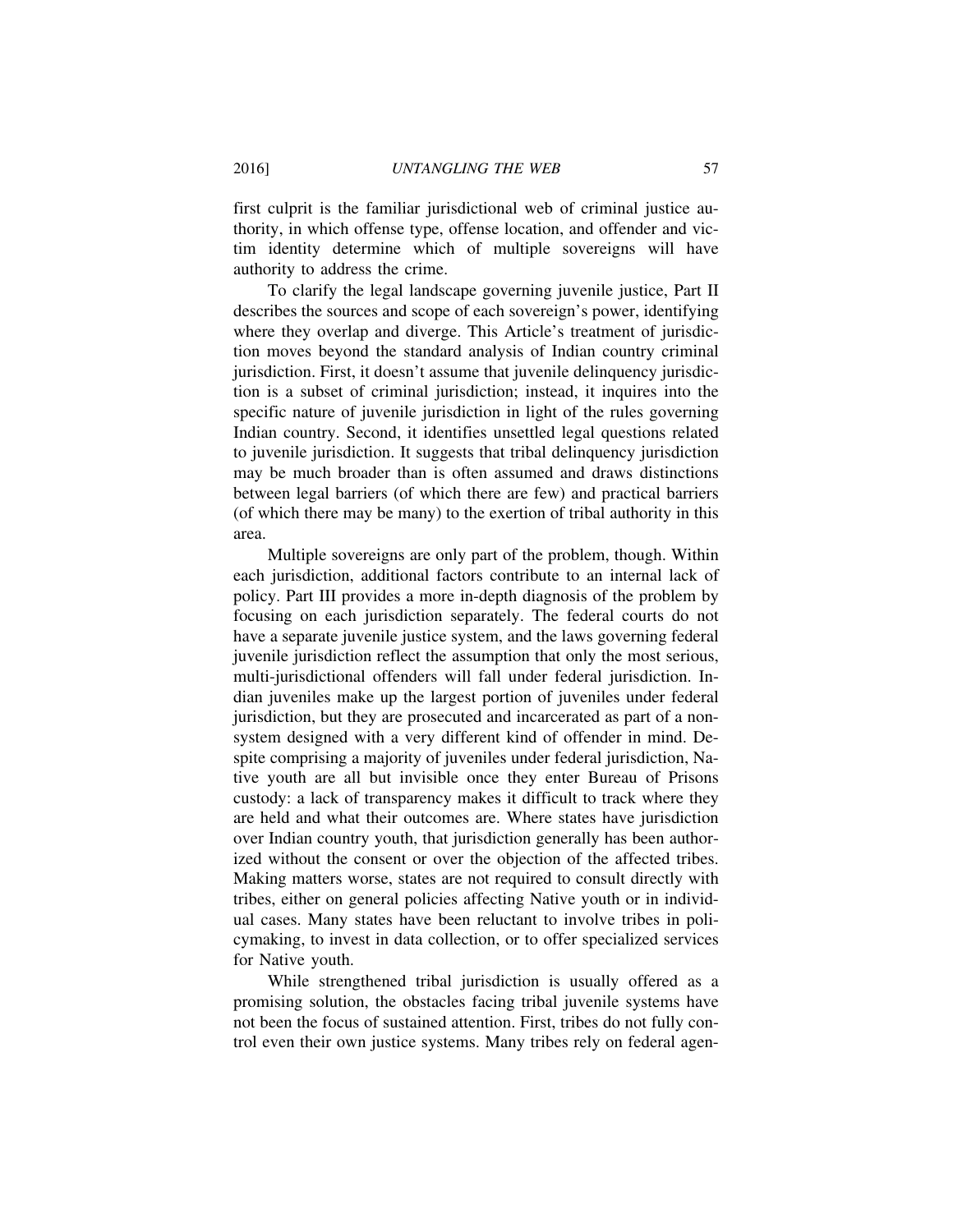first culprit is the familiar jurisdictional web of criminal justice authority, in which offense type, offense location, and offender and victim identity determine which of multiple sovereigns will have authority to address the crime.

To clarify the legal landscape governing juvenile justice, Part II describes the sources and scope of each sovereign's power, identifying where they overlap and diverge. This Article's treatment of jurisdiction moves beyond the standard analysis of Indian country criminal jurisdiction. First, it doesn't assume that juvenile delinquency jurisdiction is a subset of criminal jurisdiction; instead, it inquires into the specific nature of juvenile jurisdiction in light of the rules governing Indian country. Second, it identifies unsettled legal questions related to juvenile jurisdiction. It suggests that tribal delinquency jurisdiction may be much broader than is often assumed and draws distinctions between legal barriers (of which there are few) and practical barriers (of which there may be many) to the exertion of tribal authority in this area.

Multiple sovereigns are only part of the problem, though. Within each jurisdiction, additional factors contribute to an internal lack of policy. Part III provides a more in-depth diagnosis of the problem by focusing on each jurisdiction separately. The federal courts do not have a separate juvenile justice system, and the laws governing federal juvenile jurisdiction reflect the assumption that only the most serious, multi-jurisdictional offenders will fall under federal jurisdiction. Indian juveniles make up the largest portion of juveniles under federal jurisdiction, but they are prosecuted and incarcerated as part of a non-system designed with a very different kind of offender in mind. Despite comprising a majority of juveniles under federal jurisdiction, Native youth are all but invisible once they enter Bureau of Prisons custody: a lack of transparency makes it difficult to track where they are held and what their outcomes are. Where states have jurisdiction over Indian country youth, that jurisdiction generally has been authorized without the consent or over the objection of the affected tribes. Making matters worse, states are not required to consult directly with tribes, either on general policies affecting Native youth or in individual cases. Many states have been reluctant to involve tribes in policymaking, to invest in data collection, or to offer specialized services for Native youth.

While strengthened tribal jurisdiction is usually offered as a promising solution, the obstacles facing tribal juvenile systems have not been the focus of sustained attention. First, tribes do not fully control even their own justice systems. Many tribes rely on federal agen-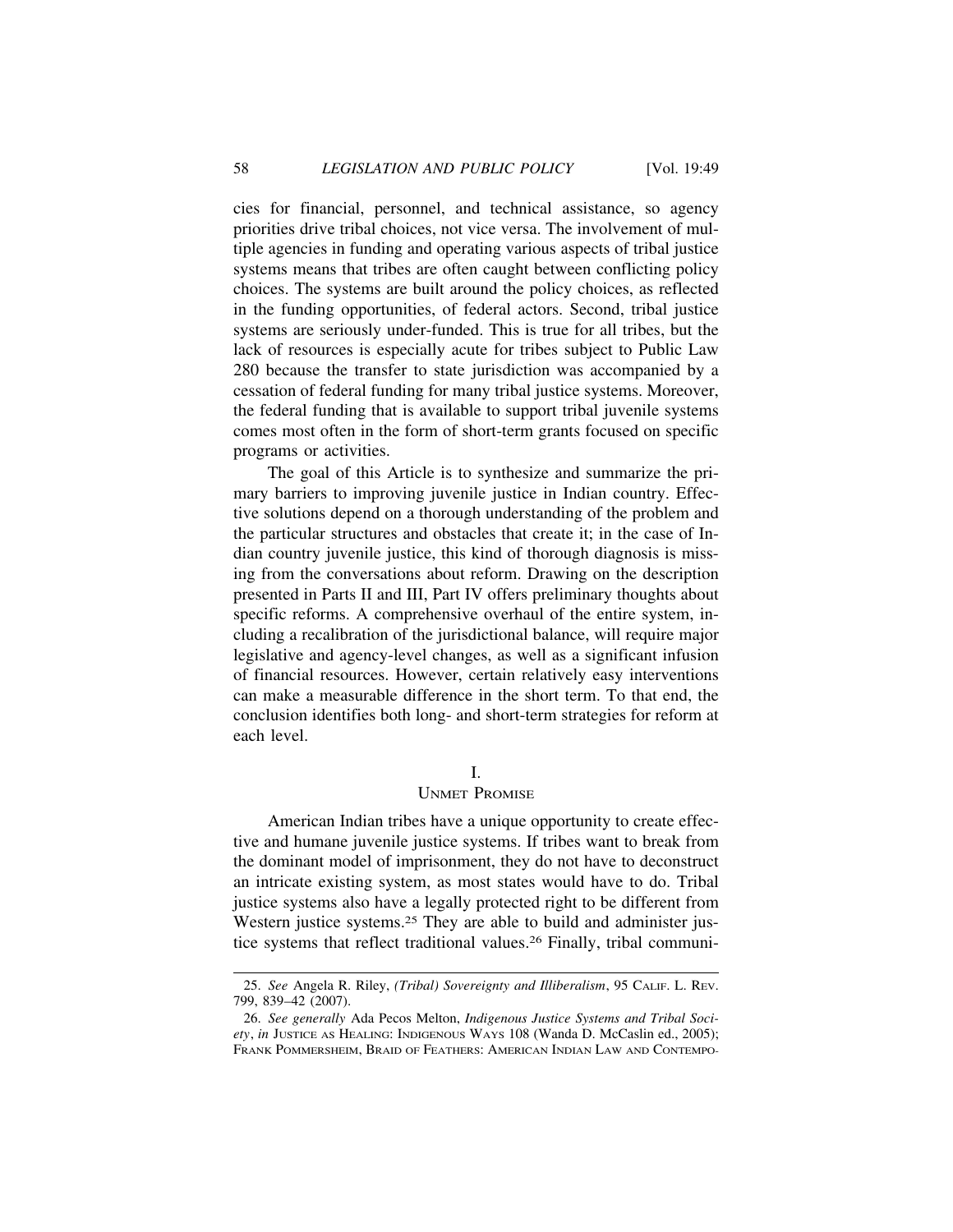cies for financial, personnel, and technical assistance, so agency priorities drive tribal choices, not vice versa. The involvement of multiple agencies in funding and operating various aspects of tribal justice systems means that tribes are often caught between conflicting policy choices. The systems are built around the policy choices, as reflected in the funding opportunities, of federal actors. Second, tribal justice systems are seriously under-funded. This is true for all tribes, but the lack of resources is especially acute for tribes subject to Public Law 280 because the transfer to state jurisdiction was accompanied by a cessation of federal funding for many tribal justice systems. Moreover, the federal funding that is available to support tribal juvenile systems comes most often in the form of short-term grants focused on specific programs or activities.

The goal of this Article is to synthesize and summarize the primary barriers to improving juvenile justice in Indian country. Effective solutions depend on a thorough understanding of the problem and the particular structures and obstacles that create it; in the case of Indian country juvenile justice, this kind of thorough diagnosis is missing from the conversations about reform. Drawing on the description presented in Parts II and III, Part IV offers preliminary thoughts about specific reforms. A comprehensive overhaul of the entire system, including a recalibration of the jurisdictional balance, will require major legislative and agency-level changes, as well as a significant infusion of financial resources. However, certain relatively easy interventions can make a measurable difference in the short term. To that end, the conclusion identifies both long- and short-term strategies for reform at each level.

## I.
## UNMET PROMISE

American Indian tribes have a unique opportunity to create effective and humane juvenile justice systems. If tribes want to break from the dominant model of imprisonment, they do not have to deconstruct an intricate existing system, as most states would have to do. Tribal justice systems also have a legally protected right to be different from Western justice systems.[25] They are able to build and administer justice systems that reflect traditional values.[26] Finally, tribal communi-

---

25. *See* Angela R. Riley, *(Tribal) Sovereignty and Illiberalism*, 95 CALIF. L. REV. 799, 839–42 (2007).

26. *See generally* Ada Pecos Melton, *Indigenous Justice Systems and Tribal Society*, *in* JUSTICE AS HEALING: INDIGENOUS WAYS 108 (Wanda D. McCaslin ed., 2005); FRANK POMMERSHEIM, BRAID OF FEATHERS: AMERICAN INDIAN LAW AND CONTEMPO-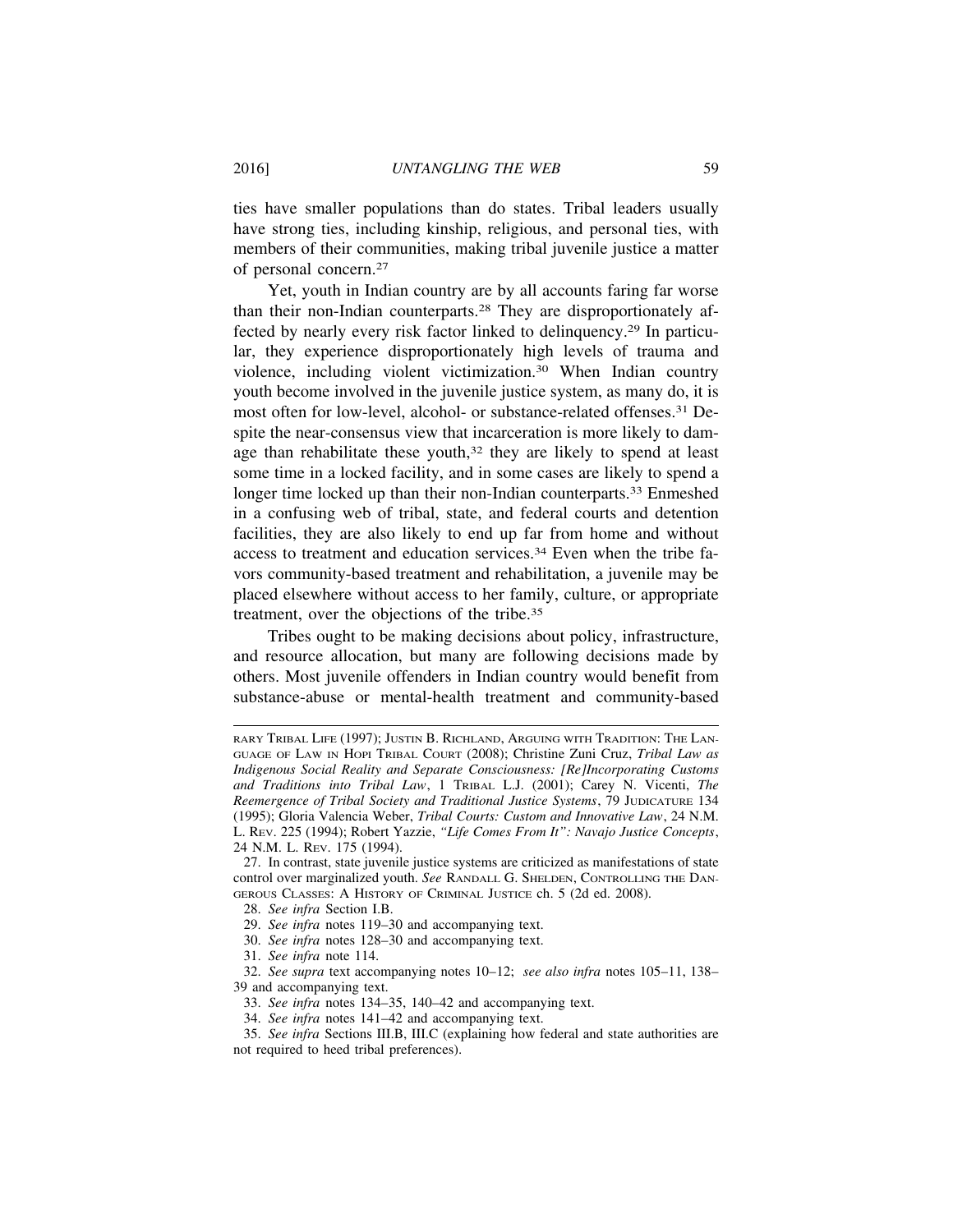ties have smaller populations than do states. Tribal leaders usually have strong ties, including kinship, religious, and personal ties, with members of their communities, making tribal juvenile justice a matter of personal concern.[27]

Yet, youth in Indian country are by all accounts faring far worse than their non-Indian counterparts.[28] They are disproportionately affected by nearly every risk factor linked to delinquency.[29] In particular, they experience disproportionately high levels of trauma and violence, including violent victimization.[30] When Indian country youth become involved in the juvenile justice system, as many do, it is most often for low-level, alcohol- or substance-related offenses.[31] Despite the near-consensus view that incarceration is more likely to damage than rehabilitate these youth,[32] they are likely to spend at least some time in a locked facility, and in some cases are likely to spend a longer time locked up than their non-Indian counterparts.[33] Enmeshed in a confusing web of tribal, state, and federal courts and detention facilities, they are also likely to end up far from home and without access to treatment and education services.[34] Even when the tribe favors community-based treatment and rehabilitation, a juvenile may be placed elsewhere without access to her family, culture, or appropriate treatment, over the objections of the tribe.[35]

Tribes ought to be making decisions about policy, infrastructure, and resource allocation, but many are following decisions made by others. Most juvenile offenders in Indian country would benefit from substance-abuse or mental-health treatment and community-based

---

RARY TRIBAL LIFE (1997); JUSTIN B. RICHLAND, ARGUING WITH TRADITION: THE LANGUAGE OF LAW IN HOPI TRIBAL COURT (2008); Christine Zuni Cruz, *Tribal Law as Indigenous Social Reality and Separate Consciousness: [Re]Incorporating Customs and Traditions into Tribal Law*, 1 TRIBAL L.J. (2001); Carey N. Vicenti, *The Reemergence of Tribal Society and Traditional Justice Systems*, 79 JUDICATURE 134 (1995); Gloria Valencia Weber, *Tribal Courts: Custom and Innovative Law*, 24 N.M. L. REV. 225 (1994); Robert Yazzie, *"Life Comes From It": Navajo Justice Concepts*, 24 N.M. L. REV. 175 (1994).

27. In contrast, state juvenile justice systems are criticized as manifestations of state control over marginalized youth. *See* RANDALL G. SHELDEN, CONTROLLING THE DANGEROUS CLASSES: A HISTORY OF CRIMINAL JUSTICE ch. 5 (2d ed. 2008).

28. *See infra* Section I.B.

29. *See infra* notes 119–30 and accompanying text.

30. *See infra* notes 128–30 and accompanying text.

31. *See infra* note 114.

32. *See supra* text accompanying notes 10–12; *see also infra* notes 105–11, 138–39 and accompanying text.

33. *See infra* notes 134–35, 140–42 and accompanying text.

34. *See infra* notes 141–42 and accompanying text.

35. *See infra* Sections III.B, III.C (explaining how federal and state authorities are not required to heed tribal preferences).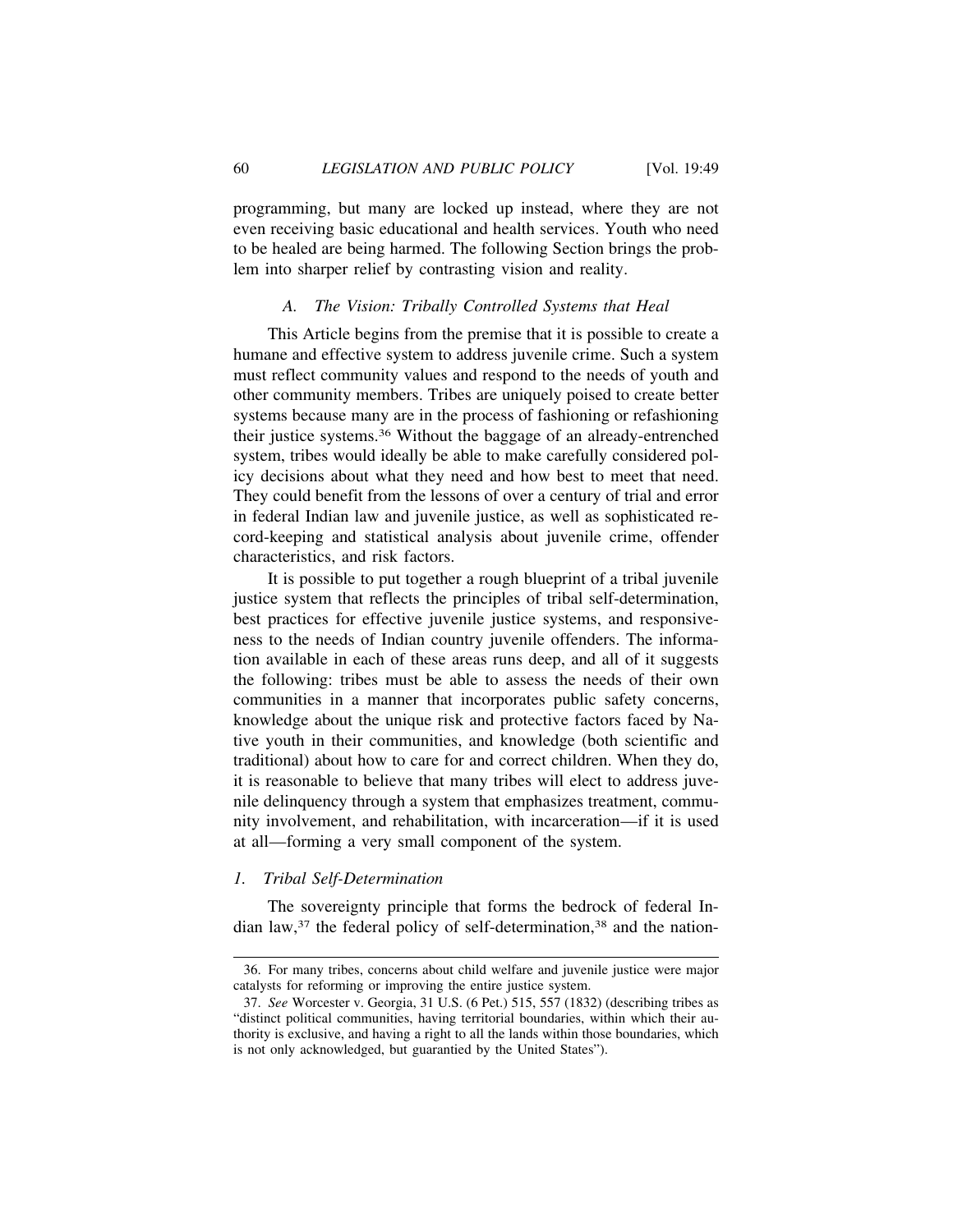programming, but many are locked up instead, where they are not even receiving basic educational and health services. Youth who need to be healed are being harmed. The following Section brings the problem into sharper relief by contrasting vision and reality.

### *A. The Vision: Tribally Controlled Systems that Heal*

This Article begins from the premise that it is possible to create a humane and effective system to address juvenile crime. Such a system must reflect community values and respond to the needs of youth and other community members. Tribes are uniquely poised to create better systems because many are in the process of fashioning or refashioning their justice systems.[36] Without the baggage of an already-entrenched system, tribes would ideally be able to make carefully considered policy decisions about what they need and how best to meet that need. They could benefit from the lessons of over a century of trial and error in federal Indian law and juvenile justice, as well as sophisticated record-keeping and statistical analysis about juvenile crime, offender characteristics, and risk factors.

It is possible to put together a rough blueprint of a tribal juvenile justice system that reflects the principles of tribal self-determination, best practices for effective juvenile justice systems, and responsiveness to the needs of Indian country juvenile offenders. The information available in each of these areas runs deep, and all of it suggests the following: tribes must be able to assess the needs of their own communities in a manner that incorporates public safety concerns, knowledge about the unique risk and protective factors faced by Native youth in their communities, and knowledge (both scientific and traditional) about how to care for and correct children. When they do, it is reasonable to believe that many tribes will elect to address juvenile delinquency through a system that emphasizes treatment, community involvement, and rehabilitation, with incarceration—if it is used at all—forming a very small component of the system.

#### *1. Tribal Self-Determination*

The sovereignty principle that forms the bedrock of federal Indian law,[37] the federal policy of self-determination,[38] and the nation-

---

36. For many tribes, concerns about child welfare and juvenile justice were major catalysts for reforming or improving the entire justice system.

37. *See* Worcester v. Georgia, 31 U.S. (6 Pet.) 515, 557 (1832) (describing tribes as "distinct political communities, having territorial boundaries, within which their authority is exclusive, and having a right to all the lands within those boundaries, which is not only acknowledged, but guarantied by the United States").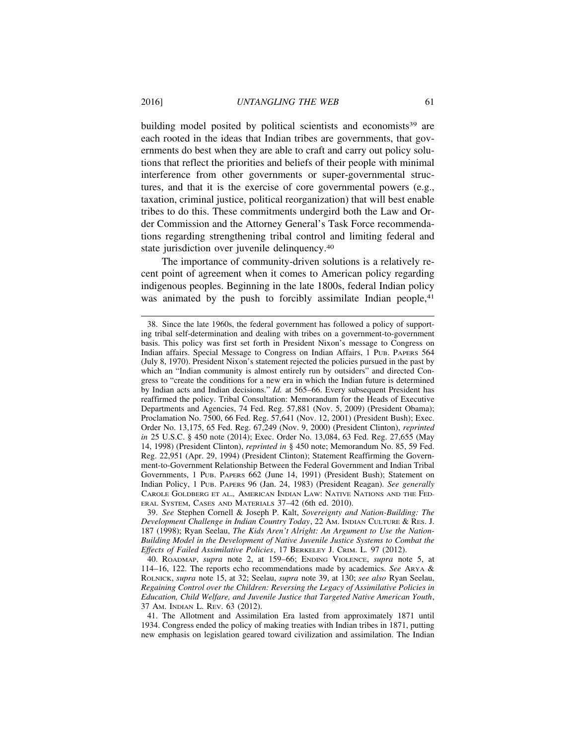building model posited by political scientists and economists[39] are each rooted in the ideas that Indian tribes are governments, that governments do best when they are able to craft and carry out policy solutions that reflect the priorities and beliefs of their people with minimal interference from other governments or super-governmental structures, and that it is the exercise of core governmental powers (e.g., taxation, criminal justice, political reorganization) that will best enable tribes to do this. These commitments undergird both the Law and Order Commission and the Attorney General's Task Force recommendations regarding strengthening tribal control and limiting federal and state jurisdiction over juvenile delinquency.[40]

The importance of community-driven solutions is a relatively recent point of agreement when it comes to American policy regarding indigenous peoples. Beginning in the late 1800s, federal Indian policy was animated by the push to forcibly assimilate Indian people,[41]

---

38. Since the late 1960s, the federal government has followed a policy of supporting tribal self-determination and dealing with tribes on a government-to-government basis. This policy was first set forth in President Nixon's message to Congress on Indian affairs. Special Message to Congress on Indian Affairs, 1 PUB. PAPERS 564 (July 8, 1970). President Nixon's statement rejected the policies pursued in the past by which an "Indian community is almost entirely run by outsiders" and directed Congress to "create the conditions for a new era in which the Indian future is determined by Indian acts and Indian decisions." *Id.* at 565–66. Every subsequent President has reaffirmed the policy. Tribal Consultation: Memorandum for the Heads of Executive Departments and Agencies, 74 Fed. Reg. 57,881 (Nov. 5, 2009) (President Obama); Proclamation No. 7500, 66 Fed. Reg. 57,641 (Nov. 12, 2001) (President Bush); Exec. Order No. 13,175, 65 Fed. Reg. 67,249 (Nov. 9, 2000) (President Clinton), *reprinted in* 25 U.S.C. § 450 note (2014); Exec. Order No. 13,084, 63 Fed. Reg. 27,655 (May 14, 1998) (President Clinton), *reprinted in* § 450 note; Memorandum No. 85, 59 Fed. Reg. 22,951 (Apr. 29, 1994) (President Clinton); Statement Reaffirming the Government-to-Government Relationship Between the Federal Government and Indian Tribal Governments, 1 PUB. PAPERS 662 (June 14, 1991) (President Bush); Statement on Indian Policy, 1 PUB. PAPERS 96 (Jan. 24, 1983) (President Reagan). *See generally* CAROLE GOLDBERG ET AL., AMERICAN INDIAN LAW: NATIVE NATIONS AND THE FEDERAL SYSTEM, CASES AND MATERIALS 37–42 (6th ed. 2010).

39. *See* Stephen Cornell & Joseph P. Kalt, *Sovereignty and Nation-Building: The Development Challenge in Indian Country Today*, 22 AM. INDIAN CULTURE & RES. J. 187 (1998); Ryan Seelau, *The Kids Aren't Alright: An Argument to Use the Nation-Building Model in the Development of Native Juvenile Justice Systems to Combat the Effects of Failed Assimilative Policies*, 17 BERKELEY J. CRIM. L. 97 (2012).

40. ROADMAP, *supra* note 2, at 159–66; ENDING VIOLENCE, *supra* note 5, at 114–16, 122. The reports echo recommendations made by academics. *See* ARYA & ROLNICK, *supra* note 15, at 32; Seelau, *supra* note 39, at 130; *see also* Ryan Seelau, *Regaining Control over the Children: Reversing the Legacy of Assimilative Policies in Education, Child Welfare, and Juvenile Justice that Targeted Native American Youth*, 37 AM. INDIAN L. REV. 63 (2012).

41. The Allotment and Assimilation Era lasted from approximately 1871 until 1934. Congress ended the policy of making treaties with Indian tribes in 1871, putting new emphasis on legislation geared toward civilization and assimilation. The Indian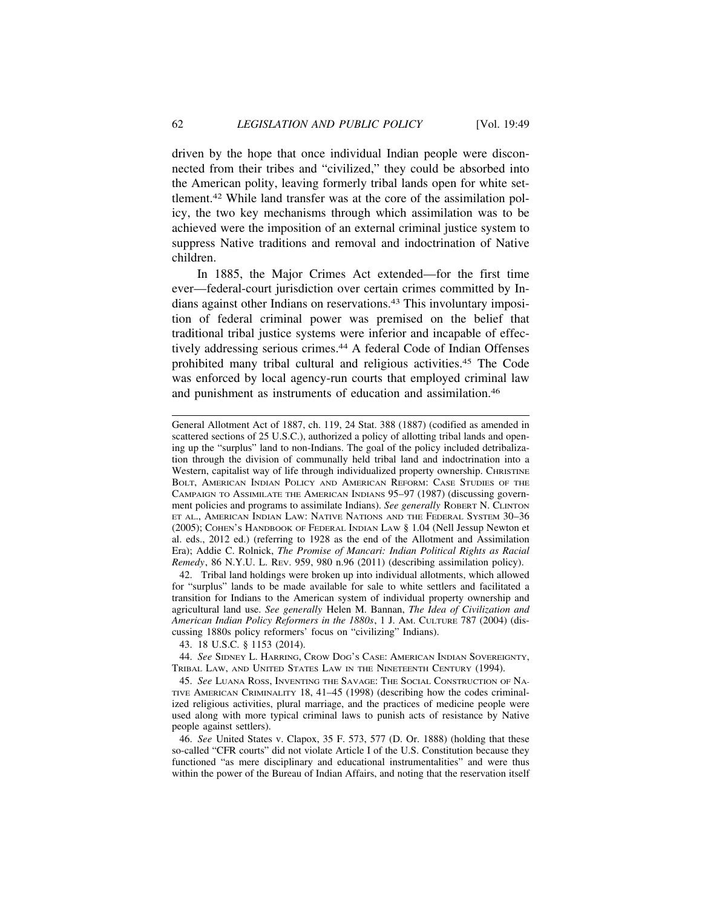driven by the hope that once individual Indian people were disconnected from their tribes and "civilized," they could be absorbed into the American polity, leaving formerly tribal lands open for white settlement.[42] While land transfer was at the core of the assimilation policy, the two key mechanisms through which assimilation was to be achieved were the imposition of an external criminal justice system to suppress Native traditions and removal and indoctrination of Native children.

In 1885, the Major Crimes Act extended—for the first time ever—federal-court jurisdiction over certain crimes committed by Indians against other Indians on reservations.[43] This involuntary imposition of federal criminal power was premised on the belief that traditional tribal justice systems were inferior and incapable of effectively addressing serious crimes.[44] A federal Code of Indian Offenses prohibited many tribal cultural and religious activities.[45] The Code was enforced by local agency-run courts that employed criminal law and punishment as instruments of education and assimilation.[46]

---

General Allotment Act of 1887, ch. 119, 24 Stat. 388 (1887) (codified as amended in scattered sections of 25 U.S.C.), authorized a policy of allotting tribal lands and opening up the "surplus" land to non-Indians. The goal of the policy included detribalization through the division of communally held tribal land and indoctrination into a Western, capitalist way of life through individualized property ownership. CHRISTINE BOLT, AMERICAN INDIAN POLICY AND AMERICAN REFORM: CASE STUDIES OF THE CAMPAIGN TO ASSIMILATE THE AMERICAN INDIANS 95–97 (1987) (discussing government policies and programs to assimilate Indians). *See generally* ROBERT N. CLINTON ET AL., AMERICAN INDIAN LAW: NATIVE NATIONS AND THE FEDERAL SYSTEM 30–36 (2005); COHEN'S HANDBOOK OF FEDERAL INDIAN LAW § 1.04 (Nell Jessup Newton et al. eds., 2012 ed.) (referring to 1928 as the end of the Allotment and Assimilation Era); Addie C. Rolnick, *The Promise of Mancari: Indian Political Rights as Racial Remedy*, 86 N.Y.U. L. REV. 959, 980 n.96 (2011) (describing assimilation policy).

42. Tribal land holdings were broken up into individual allotments, which allowed for "surplus" lands to be made available for sale to white settlers and facilitated a transition for Indians to the American system of individual property ownership and agricultural land use. *See generally* Helen M. Bannan, *The Idea of Civilization and American Indian Policy Reformers in the 1880s*, 1 J. AM. CULTURE 787 (2004) (discussing 1880s policy reformers' focus on "civilizing" Indians).

43. 18 U.S.C. § 1153 (2014).

44. *See* SIDNEY L. HARRING, CROW DOG'S CASE: AMERICAN INDIAN SOVEREIGNTY, TRIBAL LAW, AND UNITED STATES LAW IN THE NINETEENTH CENTURY (1994).

45. *See* LUANA ROSS, INVENTING THE SAVAGE: THE SOCIAL CONSTRUCTION OF NATIVE AMERICAN CRIMINALITY 18, 41–45 (1998) (describing how the codes criminalized religious activities, plural marriage, and the practices of medicine people were used along with more typical criminal laws to punish acts of resistance by Native people against settlers).

46. *See* United States v. Clapox, 35 F. 573, 577 (D. Or. 1888) (holding that these so-called "CFR courts" did not violate Article I of the U.S. Constitution because they functioned "as mere disciplinary and educational instrumentalities" and were thus within the power of the Bureau of Indian Affairs, and noting that the reservation itself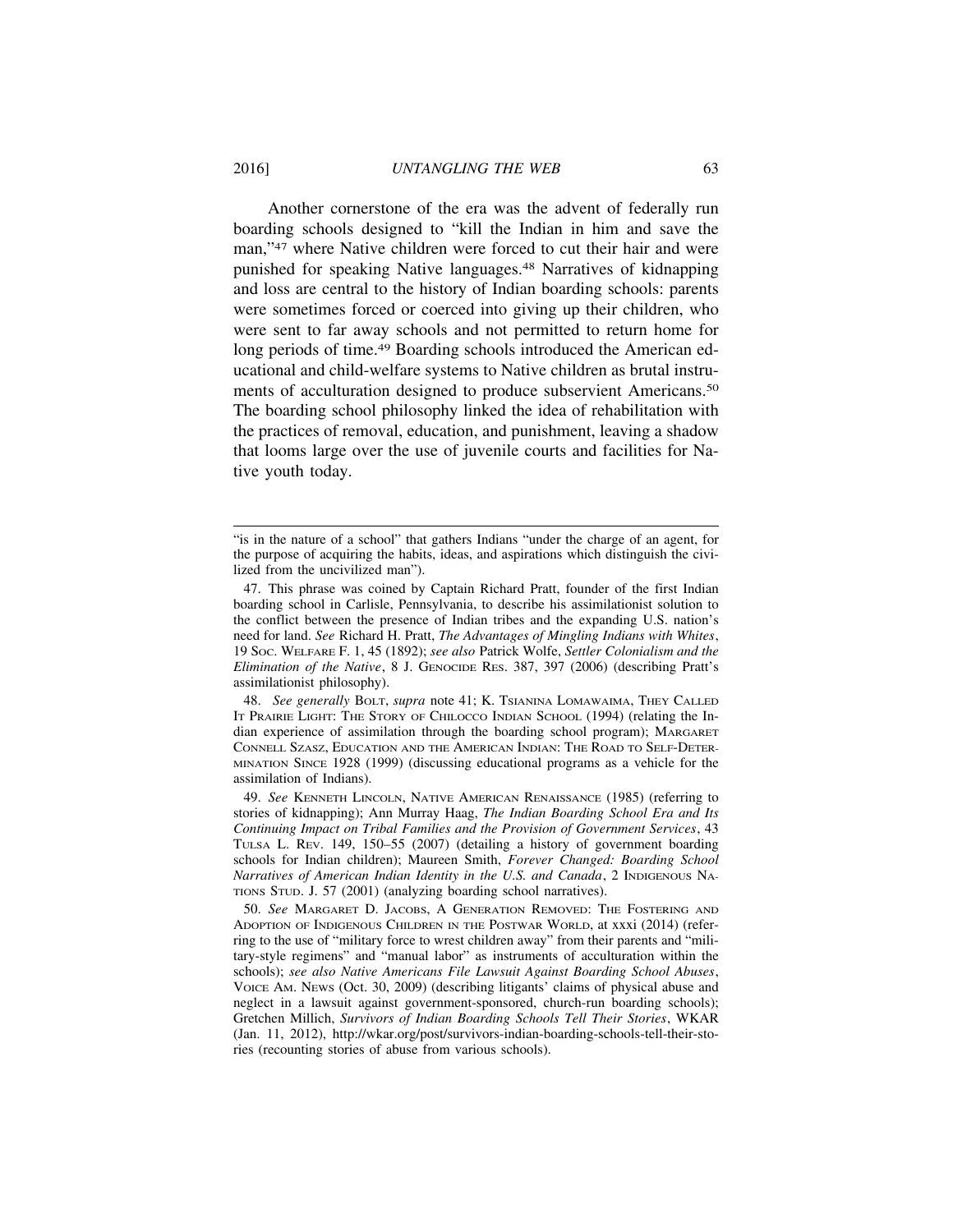Another cornerstone of the era was the advent of federally run boarding schools designed to "kill the Indian in him and save the man,"[47] where Native children were forced to cut their hair and were punished for speaking Native languages.[48] Narratives of kidnapping and loss are central to the history of Indian boarding schools: parents were sometimes forced or coerced into giving up their children, who were sent to far away schools and not permitted to return home for long periods of time.[49] Boarding schools introduced the American educational and child-welfare systems to Native children as brutal instruments of acculturation designed to produce subservient Americans.[50] The boarding school philosophy linked the idea of rehabilitation with the practices of removal, education, and punishment, leaving a shadow that looms large over the use of juvenile courts and facilities for Native youth today.

---

"is in the nature of a school" that gathers Indians "under the charge of an agent, for the purpose of acquiring the habits, ideas, and aspirations which distinguish the civilized from the uncivilized man").

47. This phrase was coined by Captain Richard Pratt, founder of the first Indian boarding school in Carlisle, Pennsylvania, to describe his assimilationist solution to the conflict between the presence of Indian tribes and the expanding U.S. nation's need for land. *See* Richard H. Pratt, *The Advantages of Mingling Indians with Whites*, 19 SOC. WELFARE F. 1, 45 (1892); *see also* Patrick Wolfe, *Settler Colonialism and the Elimination of the Native*, 8 J. GENOCIDE RES. 387, 397 (2006) (describing Pratt's assimilationist philosophy).

48. *See generally* BOLT, *supra* note 41; K. TSIANINA LOMAWAIMA, THEY CALLED IT PRAIRIE LIGHT: THE STORY OF CHILOCCO INDIAN SCHOOL (1994) (relating the Indian experience of assimilation through the boarding school program); MARGARET CONNELL SZASZ, EDUCATION AND THE AMERICAN INDIAN: THE ROAD TO SELF-DETERMINATION SINCE 1928 (1999) (discussing educational programs as a vehicle for the assimilation of Indians).

49. *See* KENNETH LINCOLN, NATIVE AMERICAN RENAISSANCE (1985) (referring to stories of kidnapping); Ann Murray Haag, *The Indian Boarding School Era and Its Continuing Impact on Tribal Families and the Provision of Government Services*, 43 TULSA L. REV. 149, 150–55 (2007) (detailing a history of government boarding schools for Indian children); Maureen Smith, *Forever Changed: Boarding School Narratives of American Indian Identity in the U.S. and Canada*, 2 INDIGENOUS NATIONS STUD. J. 57 (2001) (analyzing boarding school narratives).

50. *See* MARGARET D. JACOBS, A GENERATION REMOVED: THE FOSTERING AND ADOPTION OF INDIGENOUS CHILDREN IN THE POSTWAR WORLD, at xxxi (2014) (referring to the use of "military force to wrest children away" from their parents and "military-style regimens" and "manual labor" as instruments of acculturation within the schools); *see also Native Americans File Lawsuit Against Boarding School Abuses*, VOICE AM. NEWS (Oct. 30, 2009) (describing litigants' claims of physical abuse and neglect in a lawsuit against government-sponsored, church-run boarding schools); Gretchen Millich, *Survivors of Indian Boarding Schools Tell Their Stories*, WKAR (Jan. 11, 2012), http://wkar.org/post/survivors-indian-boarding-schools-tell-their-stories (recounting stories of abuse from various schools).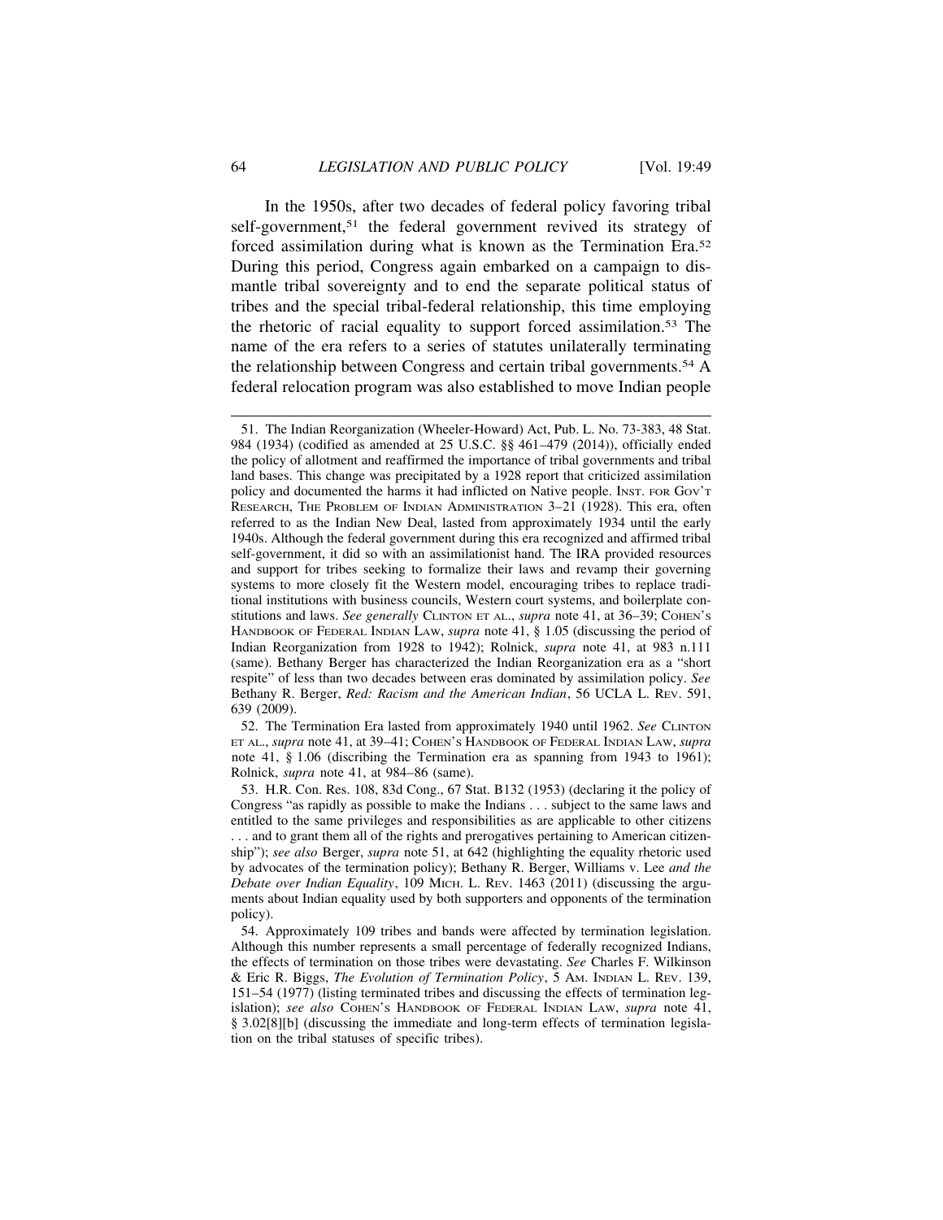In the 1950s, after two decades of federal policy favoring tribal self-government,[51] the federal government revived its strategy of forced assimilation during what is known as the Termination Era.[52] During this period, Congress again embarked on a campaign to dismantle tribal sovereignty and to end the separate political status of tribes and the special tribal-federal relationship, this time employing the rhetoric of racial equality to support forced assimilation.[53] The name of the era refers to a series of statutes unilaterally terminating the relationship between Congress and certain tribal governments.[54] A federal relocation program was also established to move Indian people

---

51. The Indian Reorganization (Wheeler-Howard) Act, Pub. L. No. 73-383, 48 Stat. 984 (1934) (codified as amended at 25 U.S.C. §§ 461–479 (2014)), officially ended the policy of allotment and reaffirmed the importance of tribal governments and tribal land bases. This change was precipitated by a 1928 report that criticized assimilation policy and documented the harms it had inflicted on Native people. INST. FOR GOV'T RESEARCH, THE PROBLEM OF INDIAN ADMINISTRATION 3–21 (1928). This era, often referred to as the Indian New Deal, lasted from approximately 1934 until the early 1940s. Although the federal government during this era recognized and affirmed tribal self-government, it did so with an assimilationist hand. The IRA provided resources and support for tribes seeking to formalize their laws and revamp their governing systems to more closely fit the Western model, encouraging tribes to replace traditional institutions with business councils, Western court systems, and boilerplate constitutions and laws. *See generally* CLINTON ET AL., *supra* note 41, at 36–39; COHEN'S HANDBOOK OF FEDERAL INDIAN LAW, *supra* note 41, § 1.05 (discussing the period of Indian Reorganization from 1928 to 1942); Rolnick, *supra* note 41, at 983 n.111 (same). Bethany Berger has characterized the Indian Reorganization era as a "short respite" of less than two decades between eras dominated by assimilation policy. *See* Bethany R. Berger, *Red: Racism and the American Indian*, 56 UCLA L. REV. 591, 639 (2009).

52. The Termination Era lasted from approximately 1940 until 1962. *See* CLINTON ET AL., *supra* note 41, at 39–41; COHEN'S HANDBOOK OF FEDERAL INDIAN LAW, *supra* note 41, § 1.06 (discribing the Termination era as spanning from 1943 to 1961); Rolnick, *supra* note 41, at 984–86 (same).

53. H.R. Con. Res. 108, 83d Cong., 67 Stat. B132 (1953) (declaring it the policy of Congress "as rapidly as possible to make the Indians . . . subject to the same laws and entitled to the same privileges and responsibilities as are applicable to other citizens . . . and to grant them all of the rights and prerogatives pertaining to American citizenship"); *see also* Berger, *supra* note 51, at 642 (highlighting the equality rhetoric used by advocates of the termination policy); Bethany R. Berger, Williams v. Lee *and the Debate over Indian Equality*, 109 MICH. L. REV. 1463 (2011) (discussing the arguments about Indian equality used by both supporters and opponents of the termination policy).

54. Approximately 109 tribes and bands were affected by termination legislation. Although this number represents a small percentage of federally recognized Indians, the effects of termination on those tribes were devastating. *See* Charles F. Wilkinson & Eric R. Biggs, *The Evolution of Termination Policy*, 5 AM. INDIAN L. REV. 139, 151–54 (1977) (listing terminated tribes and discussing the effects of termination legislation); *see also* COHEN'S HANDBOOK OF FEDERAL INDIAN LAW, *supra* note 41, § 3.02[8][b] (discussing the immediate and long-term effects of termination legislation on the tribal statuses of specific tribes).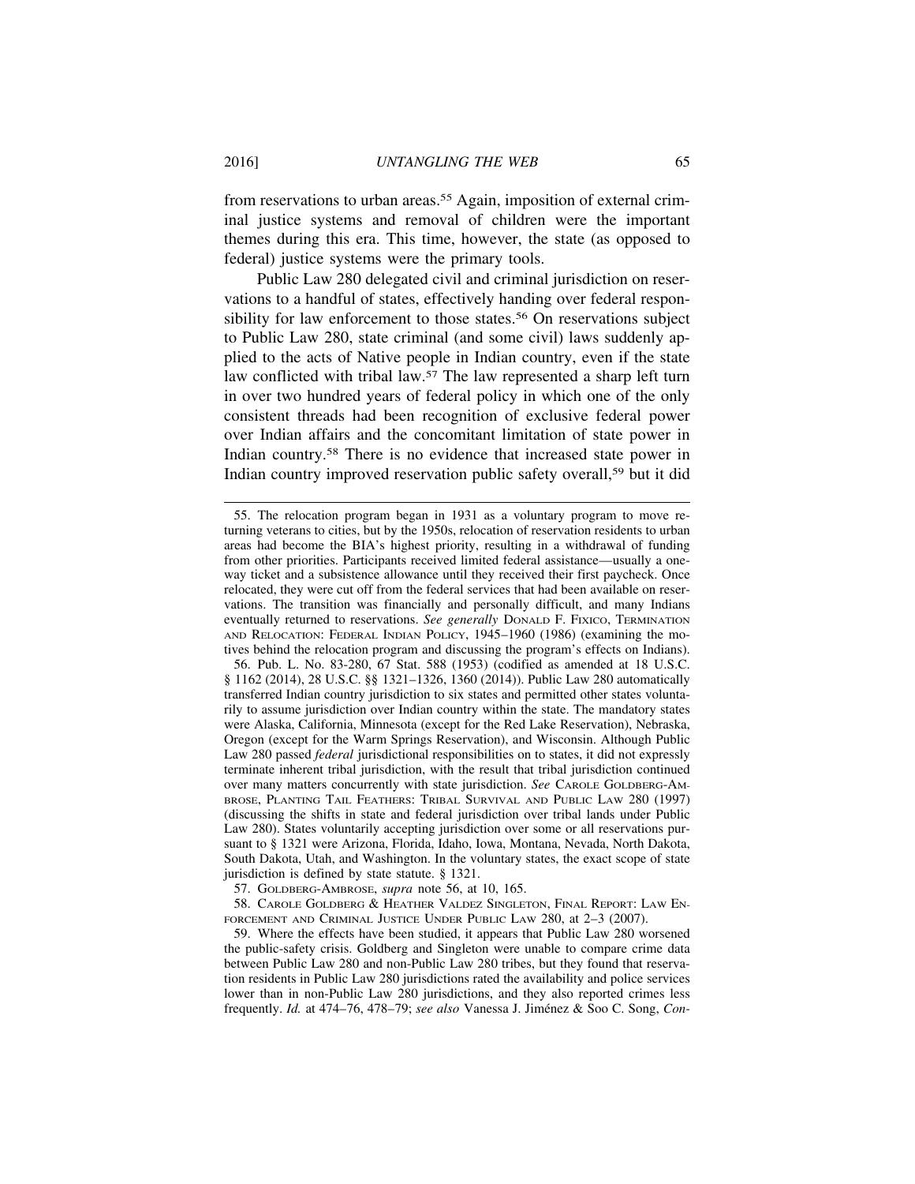from reservations to urban areas.[55] Again, imposition of external criminal justice systems and removal of children were the important themes during this era. This time, however, the state (as opposed to federal) justice systems were the primary tools.

Public Law 280 delegated civil and criminal jurisdiction on reservations to a handful of states, effectively handing over federal responsibility for law enforcement to those states.[56] On reservations subject to Public Law 280, state criminal (and some civil) laws suddenly applied to the acts of Native people in Indian country, even if the state law conflicted with tribal law.[57] The law represented a sharp left turn in over two hundred years of federal policy in which one of the only consistent threads had been recognition of exclusive federal power over Indian affairs and the concomitant limitation of state power in Indian country.[58] There is no evidence that increased state power in Indian country improved reservation public safety overall,[59] but it did

---

55. The relocation program began in 1931 as a voluntary program to move returning veterans to cities, but by the 1950s, relocation of reservation residents to urban areas had become the BIA's highest priority, resulting in a withdrawal of funding from other priorities. Participants received limited federal assistance—usually a one-way ticket and a subsistence allowance until they received their first paycheck. Once relocated, they were cut off from the federal services that had been available on reservations. The transition was financially and personally difficult, and many Indians eventually returned to reservations. *See generally* DONALD F. FIXICO, TERMINATION AND RELOCATION: FEDERAL INDIAN POLICY, 1945–1960 (1986) (examining the motives behind the relocation program and discussing the program's effects on Indians).

56. Pub. L. No. 83-280, 67 Stat. 588 (1953) (codified as amended at 18 U.S.C. § 1162 (2014), 28 U.S.C. §§ 1321–1326, 1360 (2014)). Public Law 280 automatically transferred Indian country jurisdiction to six states and permitted other states voluntarily to assume jurisdiction over Indian country within the state. The mandatory states were Alaska, California, Minnesota (except for the Red Lake Reservation), Nebraska, Oregon (except for the Warm Springs Reservation), and Wisconsin. Although Public Law 280 passed *federal* jurisdictional responsibilities on to states, it did not expressly terminate inherent tribal jurisdiction, with the result that tribal jurisdiction continued over many matters concurrently with state jurisdiction. *See* CAROLE GOLDBERG-AMBROSE, PLANTING TAIL FEATHERS: TRIBAL SURVIVAL AND PUBLIC LAW 280 (1997) (discussing the shifts in state and federal jurisdiction over tribal lands under Public Law 280). States voluntarily accepting jurisdiction over some or all reservations pursuant to § 1321 were Arizona, Florida, Idaho, Iowa, Montana, Nevada, North Dakota, South Dakota, Utah, and Washington. In the voluntary states, the exact scope of state jurisdiction is defined by state statute. § 1321.

57. GOLDBERG-AMBROSE, *supra* note 56, at 10, 165.

58. CAROLE GOLDBERG & HEATHER VALDEZ SINGLETON, FINAL REPORT: LAW ENFORCEMENT AND CRIMINAL JUSTICE UNDER PUBLIC LAW 280, at 2–3 (2007).

59. Where the effects have been studied, it appears that Public Law 280 worsened the public-safety crisis. Goldberg and Singleton were unable to compare crime data between Public Law 280 and non-Public Law 280 tribes, but they found that reservation residents in Public Law 280 jurisdictions rated the availability and police services lower than in non-Public Law 280 jurisdictions, and they also reported crimes less frequently. *Id.* at 474–76, 478–79; *see also* Vanessa J. Jiménez & Soo C. Song, *Con-*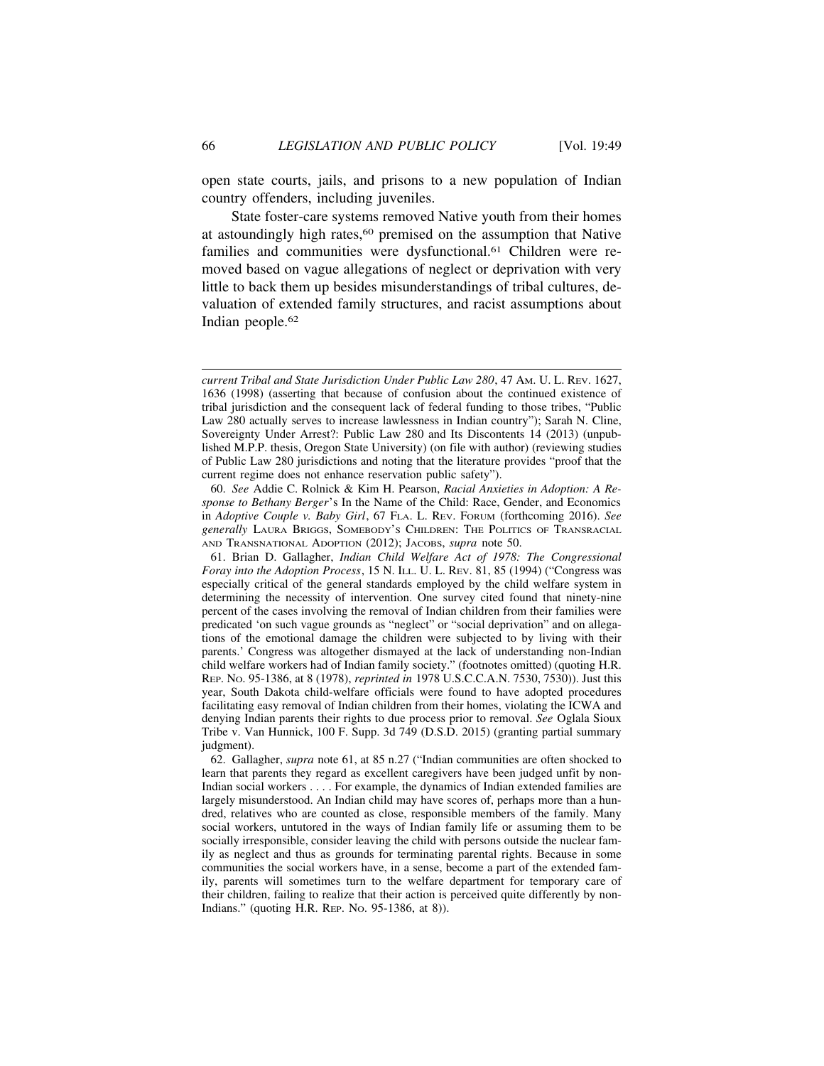open state courts, jails, and prisons to a new population of Indian country offenders, including juveniles.

State foster-care systems removed Native youth from their homes at astoundingly high rates,[60] premised on the assumption that Native families and communities were dysfunctional.[61] Children were removed based on vague allegations of neglect or deprivation with very little to back them up besides misunderstandings of tribal cultures, devaluation of extended family structures, and racist assumptions about Indian people.[62]

---

*current Tribal and State Jurisdiction Under Public Law 280*, 47 AM. U. L. REV. 1627, 1636 (1998) (asserting that because of confusion about the continued existence of tribal jurisdiction and the consequent lack of federal funding to those tribes, "Public Law 280 actually serves to increase lawlessness in Indian country"); Sarah N. Cline, Sovereignty Under Arrest?: Public Law 280 and Its Discontents 14 (2013) (unpublished M.P.P. thesis, Oregon State University) (on file with author) (reviewing studies of Public Law 280 jurisdictions and noting that the literature provides "proof that the current regime does not enhance reservation public safety").

60. *See* Addie C. Rolnick & Kim H. Pearson, *Racial Anxieties in Adoption: A Response to Bethany Berger*'s In the Name of the Child: Race, Gender, and Economics in *Adoptive Couple v. Baby Girl*, 67 FLA. L. REV. FORUM (forthcoming 2016). *See generally* LAURA BRIGGS, SOMEBODY'S CHILDREN: THE POLITICS OF TRANSRACIAL AND TRANSNATIONAL ADOPTION (2012); JACOBS, *supra* note 50.

61. Brian D. Gallagher, *Indian Child Welfare Act of 1978: The Congressional Foray into the Adoption Process*, 15 N. ILL. U. L. REV. 81, 85 (1994) ("Congress was especially critical of the general standards employed by the child welfare system in determining the necessity of intervention. One survey cited found that ninety-nine percent of the cases involving the removal of Indian children from their families were predicated 'on such vague grounds as "neglect" or "social deprivation" and on allegations of the emotional damage the children were subjected to by living with their parents.' Congress was altogether dismayed at the lack of understanding non-Indian child welfare workers had of Indian family society." (footnotes omitted) (quoting H.R. REP. NO. 95-1386, at 8 (1978), *reprinted in* 1978 U.S.C.C.A.N. 7530, 7530)). Just this year, South Dakota child-welfare officials were found to have adopted procedures facilitating easy removal of Indian children from their homes, violating the ICWA and denying Indian parents their rights to due process prior to removal. *See* Oglala Sioux Tribe v. Van Hunnick, 100 F. Supp. 3d 749 (D.S.D. 2015) (granting partial summary judgment).

62. Gallagher, *supra* note 61, at 85 n.27 ("Indian communities are often shocked to learn that parents they regard as excellent caregivers have been judged unfit by non-Indian social workers . . . . For example, the dynamics of Indian extended families are largely misunderstood. An Indian child may have scores of, perhaps more than a hundred, relatives who are counted as close, responsible members of the family. Many social workers, untutored in the ways of Indian family life or assuming them to be socially irresponsible, consider leaving the child with persons outside the nuclear family as neglect and thus as grounds for terminating parental rights. Because in some communities the social workers have, in a sense, become a part of the extended family, parents will sometimes turn to the welfare department for temporary care of their children, failing to realize that their action is perceived quite differently by non-Indians." (quoting H.R. REP. NO. 95-1386, at 8)).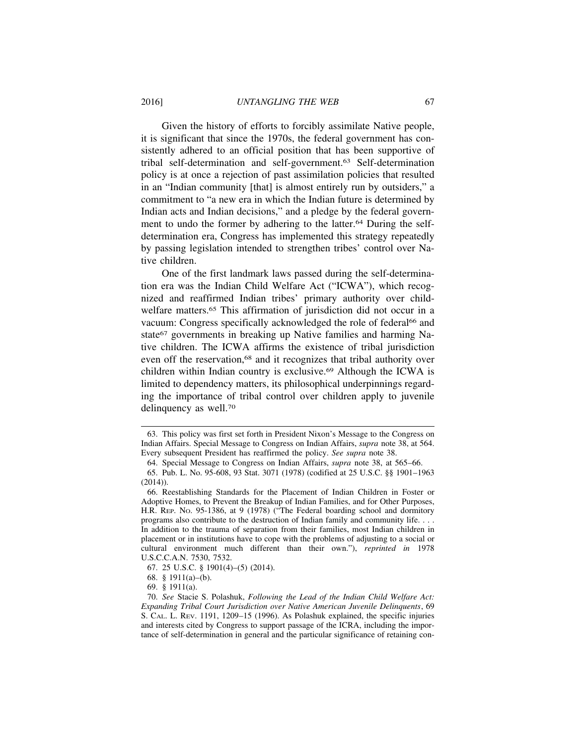Given the history of efforts to forcibly assimilate Native people, it is significant that since the 1970s, the federal government has consistently adhered to an official position that has been supportive of tribal self-determination and self-government.[63] Self-determination policy is at once a rejection of past assimilation policies that resulted in an "Indian community [that] is almost entirely run by outsiders," a commitment to "a new era in which the Indian future is determined by Indian acts and Indian decisions," and a pledge by the federal government to undo the former by adhering to the latter.[64] During the self-determination era, Congress has implemented this strategy repeatedly by passing legislation intended to strengthen tribes' control over Native children.

One of the first landmark laws passed during the self-determination era was the Indian Child Welfare Act ("ICWA"), which recognized and reaffirmed Indian tribes' primary authority over child-welfare matters.[65] This affirmation of jurisdiction did not occur in a vacuum: Congress specifically acknowledged the role of federal[66] and state[67] governments in breaking up Native families and harming Native children. The ICWA affirms the existence of tribal jurisdiction even off the reservation,[68] and it recognizes that tribal authority over children within Indian country is exclusive.[69] Although the ICWA is limited to dependency matters, its philosophical underpinnings regarding the importance of tribal control over children apply to juvenile delinquency as well.[70]

63. This policy was first set forth in President Nixon's Message to the Congress on Indian Affairs. Special Message to Congress on Indian Affairs, *supra* note 38, at 564. Every subsequent President has reaffirmed the policy. *See supra* note 38.

64. Special Message to Congress on Indian Affairs, *supra* note 38, at 565–66.

65. Pub. L. No. 95-608, 93 Stat. 3071 (1978) (codified at 25 U.S.C. §§ 1901–1963 (2014)).

66. Reestablishing Standards for the Placement of Indian Children in Foster or Adoptive Homes, to Prevent the Breakup of Indian Families, and for Other Purposes, H.R. REP. NO. 95-1386, at 9 (1978) ("The Federal boarding school and dormitory programs also contribute to the destruction of Indian family and community life. . . . In addition to the trauma of separation from their families, most Indian children in placement or in institutions have to cope with the problems of adjusting to a social or cultural environment much different than their own."), *reprinted in* 1978 U.S.C.C.A.N. 7530, 7532.

67. 25 U.S.C. § 1901(4)–(5) (2014).

68. § 1911(a)–(b).

69. § 1911(a).

70. *See* Stacie S. Polashuk, *Following the Lead of the Indian Child Welfare Act: Expanding Tribal Court Jurisdiction over Native American Juvenile Delinquents*, 69 S. CAL. L. REV. 1191, 1209–15 (1996). As Polashuk explained, the specific injuries and interests cited by Congress to support passage of the ICRA, including the importance of self-determination in general and the particular significance of retaining con-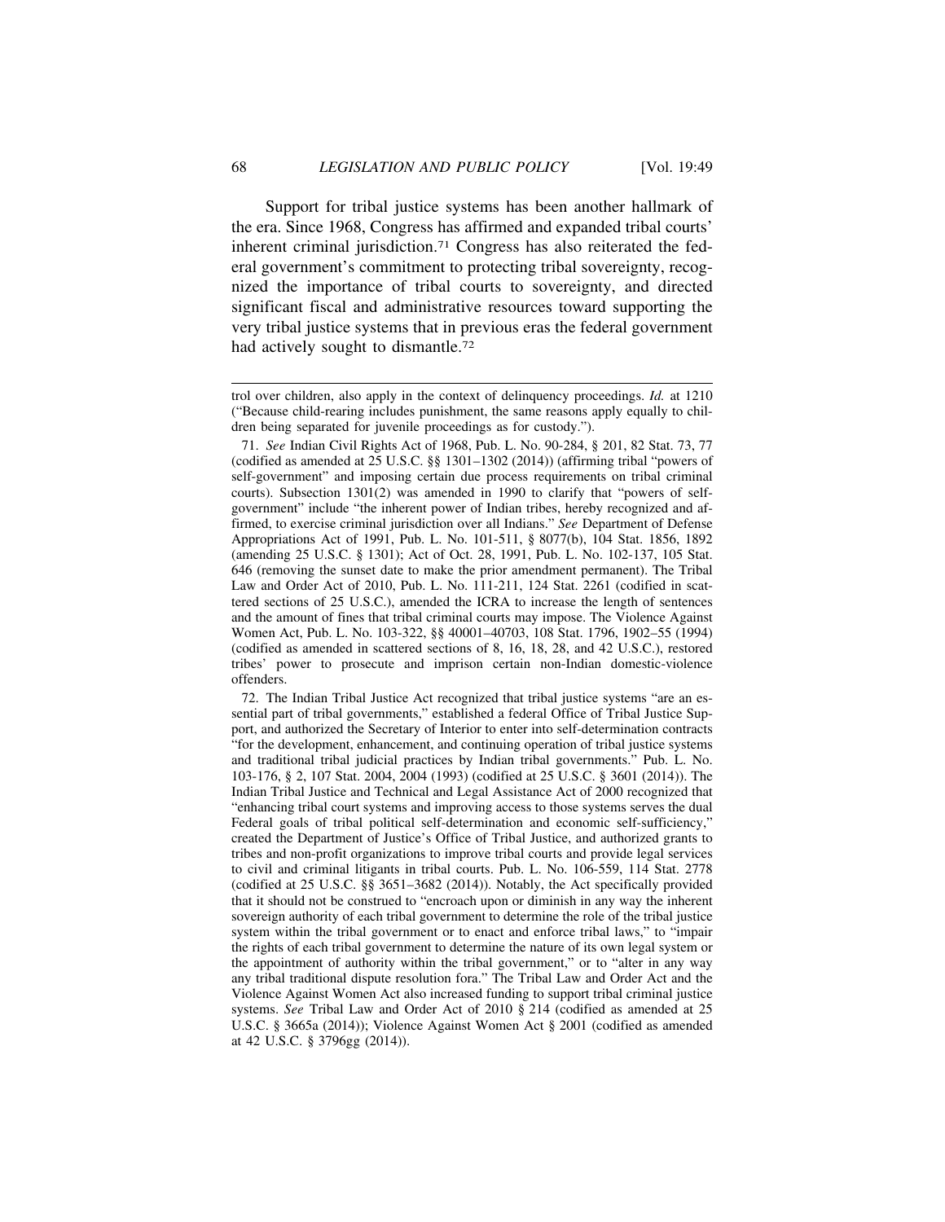Support for tribal justice systems has been another hallmark of the era. Since 1968, Congress has affirmed and expanded tribal courts' inherent criminal jurisdiction.[71] Congress has also reiterated the federal government's commitment to protecting tribal sovereignty, recognized the importance of tribal courts to sovereignty, and directed significant fiscal and administrative resources toward supporting the very tribal justice systems that in previous eras the federal government had actively sought to dismantle.[72]

---

trol over children, also apply in the context of delinquency proceedings. *Id.* at 1210 ("Because child-rearing includes punishment, the same reasons apply equally to children being separated for juvenile proceedings as for custody.").

71. *See* Indian Civil Rights Act of 1968, Pub. L. No. 90-284, § 201, 82 Stat. 73, 77 (codified as amended at 25 U.S.C. §§ 1301–1302 (2014)) (affirming tribal "powers of self-government" and imposing certain due process requirements on tribal criminal courts). Subsection 1301(2) was amended in 1990 to clarify that "powers of self-government" include "the inherent power of Indian tribes, hereby recognized and affirmed, to exercise criminal jurisdiction over all Indians." *See* Department of Defense Appropriations Act of 1991, Pub. L. No. 101-511, § 8077(b), 104 Stat. 1856, 1892 (amending 25 U.S.C. § 1301); Act of Oct. 28, 1991, Pub. L. No. 102-137, 105 Stat. 646 (removing the sunset date to make the prior amendment permanent). The Tribal Law and Order Act of 2010, Pub. L. No. 111-211, 124 Stat. 2261 (codified in scattered sections of 25 U.S.C.), amended the ICRA to increase the length of sentences and the amount of fines that tribal criminal courts may impose. The Violence Against Women Act, Pub. L. No. 103-322, §§ 40001–40703, 108 Stat. 1796, 1902–55 (1994) (codified as amended in scattered sections of 8, 16, 18, 28, and 42 U.S.C.), restored tribes' power to prosecute and imprison certain non-Indian domestic-violence offenders.

72. The Indian Tribal Justice Act recognized that tribal justice systems "are an essential part of tribal governments," established a federal Office of Tribal Justice Support, and authorized the Secretary of Interior to enter into self-determination contracts "for the development, enhancement, and continuing operation of tribal justice systems and traditional tribal judicial practices by Indian tribal governments." Pub. L. No. 103-176, § 2, 107 Stat. 2004, 2004 (1993) (codified at 25 U.S.C. § 3601 (2014)). The Indian Tribal Justice and Technical and Legal Assistance Act of 2000 recognized that "enhancing tribal court systems and improving access to those systems serves the dual Federal goals of tribal political self-determination and economic self-sufficiency," created the Department of Justice's Office of Tribal Justice, and authorized grants to tribes and non-profit organizations to improve tribal courts and provide legal services to civil and criminal litigants in tribal courts. Pub. L. No. 106-559, 114 Stat. 2778 (codified at 25 U.S.C. §§ 3651–3682 (2014)). Notably, the Act specifically provided that it should not be construed to "encroach upon or diminish in any way the inherent sovereign authority of each tribal government to determine the role of the tribal justice system within the tribal government or to enact and enforce tribal laws," to "impair the rights of each tribal government to determine the nature of its own legal system or the appointment of authority within the tribal government," or to "alter in any way any tribal traditional dispute resolution fora." The Tribal Law and Order Act and the Violence Against Women Act also increased funding to support tribal criminal justice systems. *See* Tribal Law and Order Act of 2010 § 214 (codified as amended at 25 U.S.C. § 3665a (2014)); Violence Against Women Act § 2001 (codified as amended at 42 U.S.C. § 3796gg (2014)).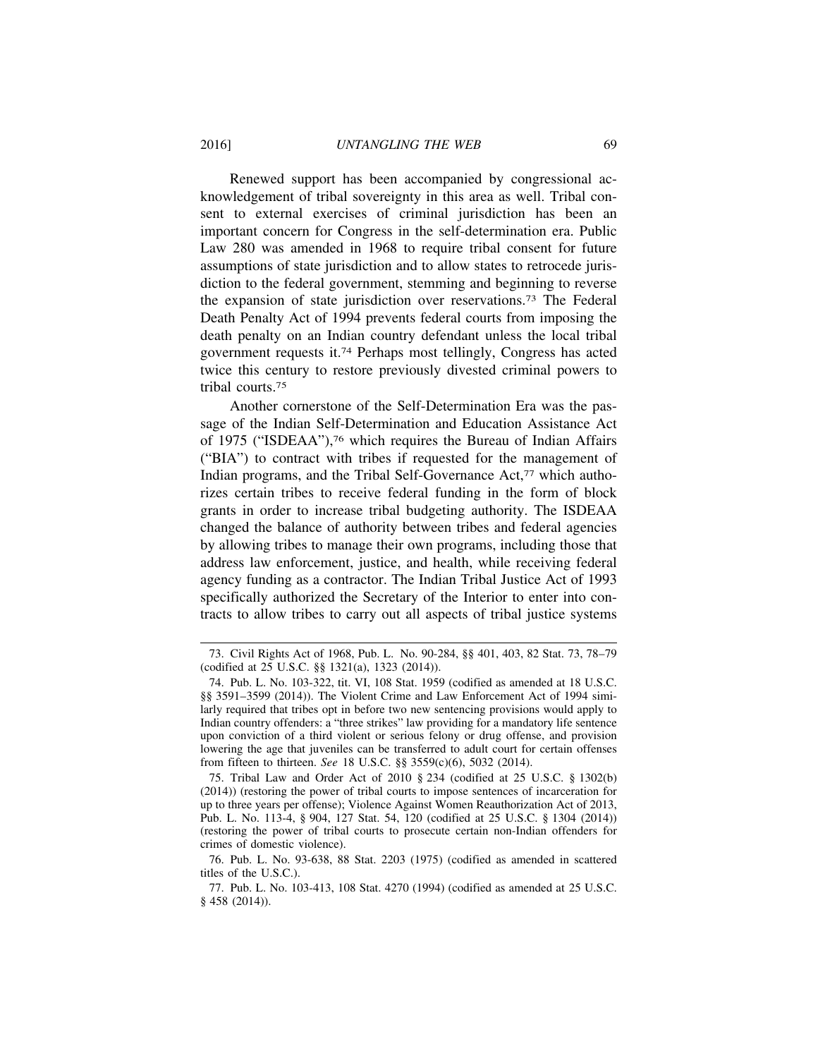Renewed support has been accompanied by congressional acknowledgement of tribal sovereignty in this area as well. Tribal consent to external exercises of criminal jurisdiction has been an important concern for Congress in the self-determination era. Public Law 280 was amended in 1968 to require tribal consent for future assumptions of state jurisdiction and to allow states to retrocede jurisdiction to the federal government, stemming and beginning to reverse the expansion of state jurisdiction over reservations.[73] The Federal Death Penalty Act of 1994 prevents federal courts from imposing the death penalty on an Indian country defendant unless the local tribal government requests it.[74] Perhaps most tellingly, Congress has acted twice this century to restore previously divested criminal powers to tribal courts.[75]

Another cornerstone of the Self-Determination Era was the passage of the Indian Self-Determination and Education Assistance Act of 1975 ("ISDEAA"),[76] which requires the Bureau of Indian Affairs ("BIA") to contract with tribes if requested for the management of Indian programs, and the Tribal Self-Governance Act,[77] which authorizes certain tribes to receive federal funding in the form of block grants in order to increase tribal budgeting authority. The ISDEAA changed the balance of authority between tribes and federal agencies by allowing tribes to manage their own programs, including those that address law enforcement, justice, and health, while receiving federal agency funding as a contractor. The Indian Tribal Justice Act of 1993 specifically authorized the Secretary of the Interior to enter into contracts to allow tribes to carry out all aspects of tribal justice systems

---

73. Civil Rights Act of 1968, Pub. L. No. 90-284, §§ 401, 403, 82 Stat. 73, 78–79 (codified at 25 U.S.C. §§ 1321(a), 1323 (2014)).

74. Pub. L. No. 103-322, tit. VI, 108 Stat. 1959 (codified as amended at 18 U.S.C. §§ 3591–3599 (2014)). The Violent Crime and Law Enforcement Act of 1994 similarly required that tribes opt in before two new sentencing provisions would apply to Indian country offenders: a "three strikes" law providing for a mandatory life sentence upon conviction of a third violent or serious felony or drug offense, and provision lowering the age that juveniles can be transferred to adult court for certain offenses from fifteen to thirteen. *See* 18 U.S.C. §§ 3559(c)(6), 5032 (2014).

75. Tribal Law and Order Act of 2010 § 234 (codified at 25 U.S.C. § 1302(b) (2014)) (restoring the power of tribal courts to impose sentences of incarceration for up to three years per offense); Violence Against Women Reauthorization Act of 2013, Pub. L. No. 113-4, § 904, 127 Stat. 54, 120 (codified at 25 U.S.C. § 1304 (2014)) (restoring the power of tribal courts to prosecute certain non-Indian offenders for crimes of domestic violence).

76. Pub. L. No. 93-638, 88 Stat. 2203 (1975) (codified as amended in scattered titles of the U.S.C.).

77. Pub. L. No. 103-413, 108 Stat. 4270 (1994) (codified as amended at 25 U.S.C. § 458 (2014)).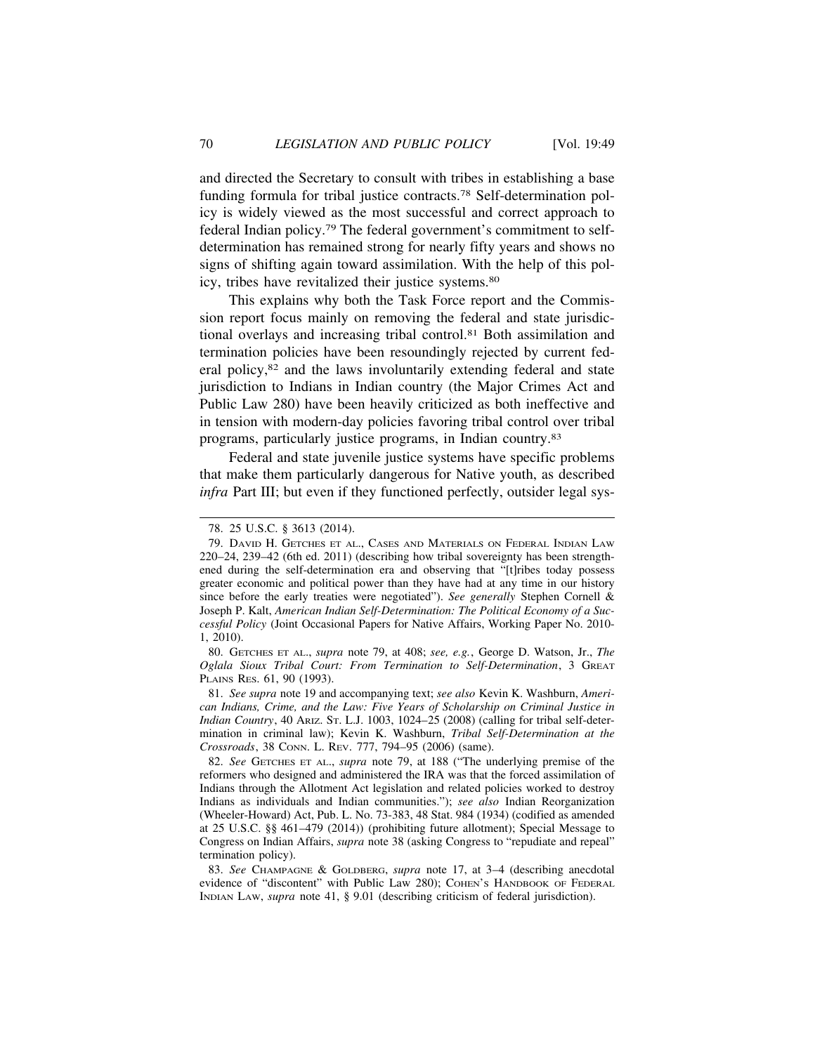and directed the Secretary to consult with tribes in establishing a base funding formula for tribal justice contracts.[78] Self-determination policy is widely viewed as the most successful and correct approach to federal Indian policy.[79] The federal government's commitment to self-determination has remained strong for nearly fifty years and shows no signs of shifting again toward assimilation. With the help of this policy, tribes have revitalized their justice systems.[80]

This explains why both the Task Force report and the Commission report focus mainly on removing the federal and state jurisdictional overlays and increasing tribal control.[81] Both assimilation and termination policies have been resoundingly rejected by current federal policy,[82] and the laws involuntarily extending federal and state jurisdiction to Indians in Indian country (the Major Crimes Act and Public Law 280) have been heavily criticized as both ineffective and in tension with modern-day policies favoring tribal control over tribal programs, particularly justice programs, in Indian country.[83]

Federal and state juvenile justice systems have specific problems that make them particularly dangerous for Native youth, as described *infra* Part III; but even if they functioned perfectly, outsider legal sys-

---

78. 25 U.S.C. § 3613 (2014).

79. DAVID H. GETCHES ET AL., CASES AND MATERIALS ON FEDERAL INDIAN LAW 220–24, 239–42 (6th ed. 2011) (describing how tribal sovereignty has been strengthened during the self-determination era and observing that "[t]ribes today possess greater economic and political power than they have had at any time in our history since before the early treaties were negotiated"). *See generally* Stephen Cornell & Joseph P. Kalt, *American Indian Self-Determination: The Political Economy of a Successful Policy* (Joint Occasional Papers for Native Affairs, Working Paper No. 2010-1, 2010).

80. GETCHES ET AL., *supra* note 79, at 408; *see, e.g.*, George D. Watson, Jr., *The Oglala Sioux Tribal Court: From Termination to Self-Determination*, 3 GREAT PLAINS RES. 61, 90 (1993).

81. *See supra* note 19 and accompanying text; *see also* Kevin K. Washburn, *American Indians, Crime, and the Law: Five Years of Scholarship on Criminal Justice in Indian Country*, 40 ARIZ. ST. L.J. 1003, 1024–25 (2008) (calling for tribal self-determination in criminal law); Kevin K. Washburn, *Tribal Self-Determination at the Crossroads*, 38 CONN. L. REV. 777, 794–95 (2006) (same).

82. *See* GETCHES ET AL., *supra* note 79, at 188 ("The underlying premise of the reformers who designed and administered the IRA was that the forced assimilation of Indians through the Allotment Act legislation and related policies worked to destroy Indians as individuals and Indian communities."); *see also* Indian Reorganization (Wheeler-Howard) Act, Pub. L. No. 73-383, 48 Stat. 984 (1934) (codified as amended at 25 U.S.C. §§ 461–479 (2014)) (prohibiting future allotment); Special Message to Congress on Indian Affairs, *supra* note 38 (asking Congress to "repudiate and repeal" termination policy).

83. *See* CHAMPAGNE & GOLDBERG, *supra* note 17, at 3–4 (describing anecdotal evidence of "discontent" with Public Law 280); COHEN'S HANDBOOK OF FEDERAL INDIAN LAW, *supra* note 41, § 9.01 (describing criticism of federal jurisdiction).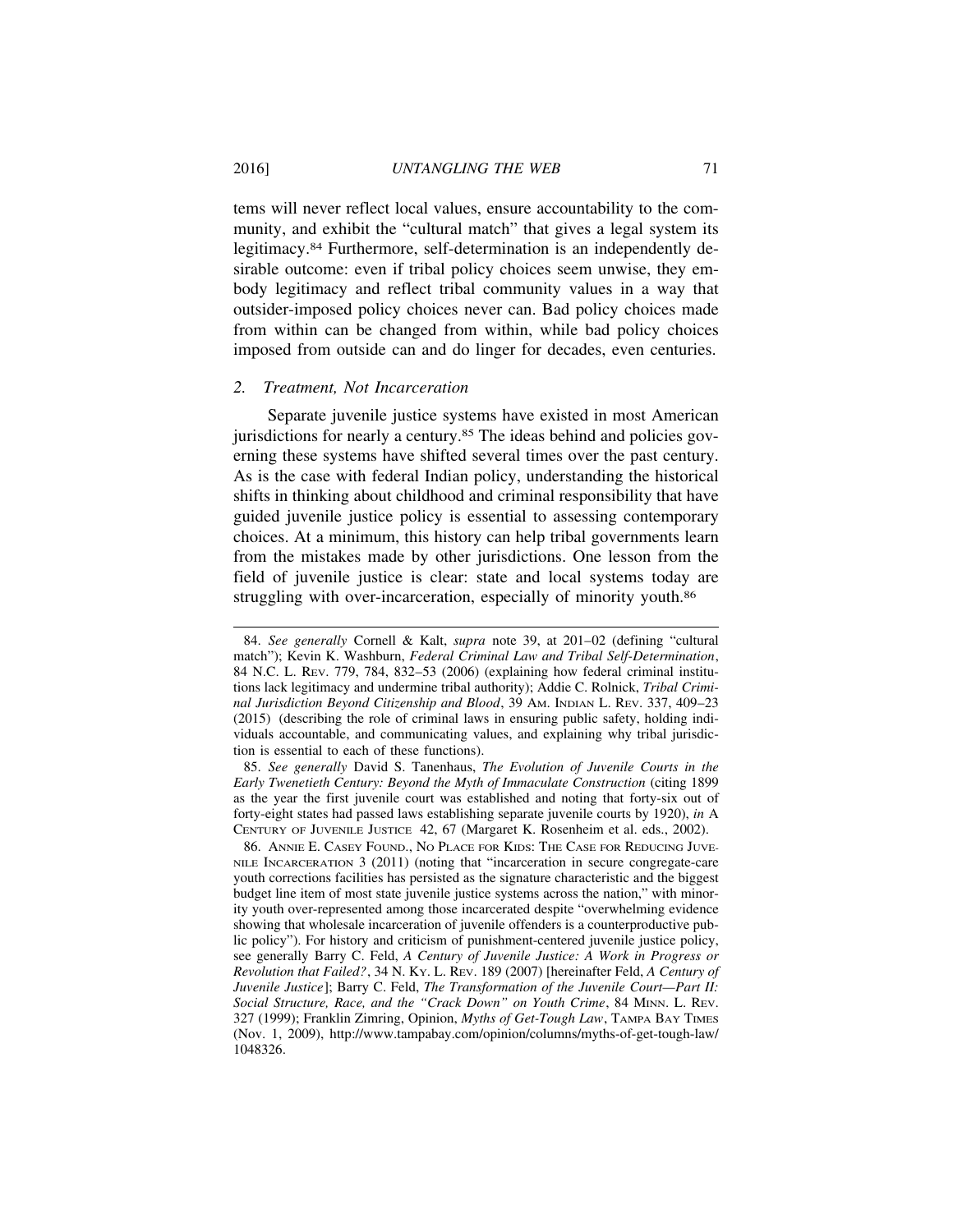tems will never reflect local values, ensure accountability to the community, and exhibit the "cultural match" that gives a legal system its legitimacy.[84] Furthermore, self-determination is an independently desirable outcome: even if tribal policy choices seem unwise, they embody legitimacy and reflect tribal community values in a way that outsider-imposed policy choices never can. Bad policy choices made from within can be changed from within, while bad policy choices imposed from outside can and do linger for decades, even centuries.

### *2. Treatment, Not Incarceration*

Separate juvenile justice systems have existed in most American jurisdictions for nearly a century.[85] The ideas behind and policies governing these systems have shifted several times over the past century. As is the case with federal Indian policy, understanding the historical shifts in thinking about childhood and criminal responsibility that have guided juvenile justice policy is essential to assessing contemporary choices. At a minimum, this history can help tribal governments learn from the mistakes made by other jurisdictions. One lesson from the field of juvenile justice is clear: state and local systems today are struggling with over-incarceration, especially of minority youth.[86]

---

84. *See generally* Cornell & Kalt, *supra* note 39, at 201–02 (defining "cultural match"); Kevin K. Washburn, *Federal Criminal Law and Tribal Self-Determination*, 84 N.C. L. REV. 779, 784, 832–53 (2006) (explaining how federal criminal institutions lack legitimacy and undermine tribal authority); Addie C. Rolnick, *Tribal Criminal Jurisdiction Beyond Citizenship and Blood*, 39 AM. INDIAN L. REV. 337, 409–23 (2015) (describing the role of criminal laws in ensuring public safety, holding individuals accountable, and communicating values, and explaining why tribal jurisdiction is essential to each of these functions).

85. *See generally* David S. Tanenhaus, *The Evolution of Juvenile Courts in the Early Twenetieth Century: Beyond the Myth of Immaculate Construction* (citing 1899 as the year the first juvenile court was established and noting that forty-six out of forty-eight states had passed laws establishing separate juvenile courts by 1920), *in* A CENTURY OF JUVENILE JUSTICE 42, 67 (Margaret K. Rosenheim et al. eds., 2002).

86. ANNIE E. CASEY FOUND., NO PLACE FOR KIDS: THE CASE FOR REDUCING JUVENILE INCARCERATION 3 (2011) (noting that "incarceration in secure congregate-care youth corrections facilities has persisted as the signature characteristic and the biggest budget line item of most state juvenile justice systems across the nation," with minority youth over-represented among those incarcerated despite "overwhelming evidence showing that wholesale incarceration of juvenile offenders is a counterproductive public policy"). For history and criticism of punishment-centered juvenile justice policy, see generally Barry C. Feld, *A Century of Juvenile Justice: A Work in Progress or Revolution that Failed?*, 34 N. KY. L. REV. 189 (2007) [hereinafter Feld, *A Century of Juvenile Justice*]; Barry C. Feld, *The Transformation of the Juvenile Court—Part II: Social Structure, Race, and the "Crack Down" on Youth Crime*, 84 MINN. L. REV. 327 (1999); Franklin Zimring, Opinion, *Myths of Get-Tough Law*, TAMPA BAY TIMES (Nov. 1, 2009), http://www.tampabay.com/opinion/columns/myths-of-get-tough-law/1048326.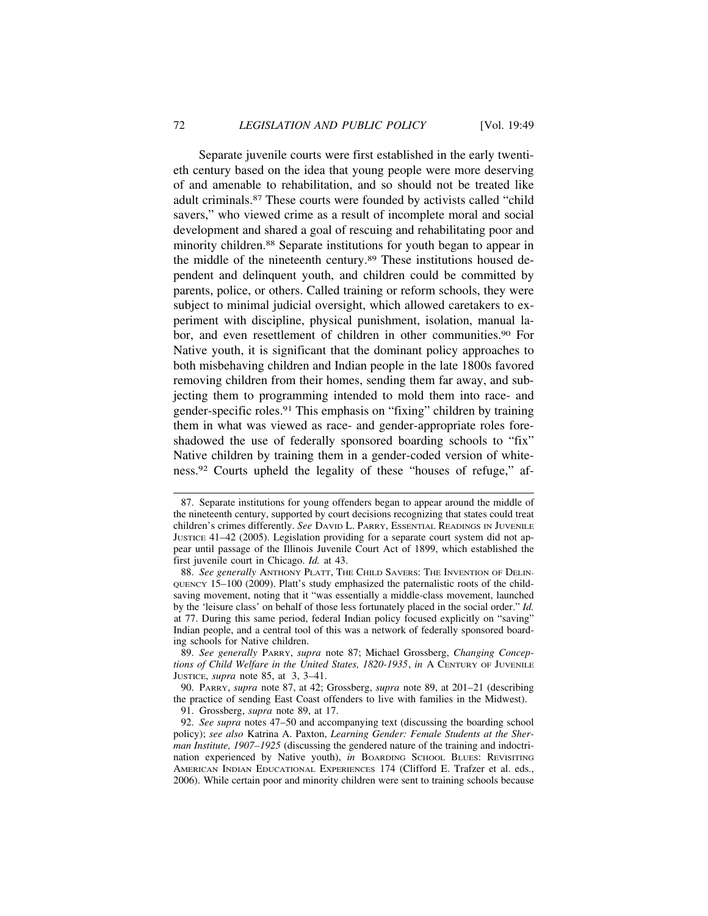Separate juvenile courts were first established in the early twentieth century based on the idea that young people were more deserving of and amenable to rehabilitation, and so should not be treated like adult criminals.[87] These courts were founded by activists called "child savers," who viewed crime as a result of incomplete moral and social development and shared a goal of rescuing and rehabilitating poor and minority children.[88] Separate institutions for youth began to appear in the middle of the nineteenth century.[89] These institutions housed dependent and delinquent youth, and children could be committed by parents, police, or others. Called training or reform schools, they were subject to minimal judicial oversight, which allowed caretakers to experiment with discipline, physical punishment, isolation, manual labor, and even resettlement of children in other communities.[90] For Native youth, it is significant that the dominant policy approaches to both misbehaving children and Indian people in the late 1800s favored removing children from their homes, sending them far away, and subjecting them to programming intended to mold them into race- and gender-specific roles.[91] This emphasis on "fixing" children by training them in what was viewed as race- and gender-appropriate roles foreshadowed the use of federally sponsored boarding schools to "fix" Native children by training them in a gender-coded version of whiteness.[92] Courts upheld the legality of these "houses of refuge," af-

---

87. Separate institutions for young offenders began to appear around the middle of the nineteenth century, supported by court decisions recognizing that states could treat children's crimes differently. *See* DAVID L. PARRY, ESSENTIAL READINGS IN JUVENILE JUSTICE 41–42 (2005). Legislation providing for a separate court system did not appear until passage of the Illinois Juvenile Court Act of 1899, which established the first juvenile court in Chicago. *Id.* at 43.

88. *See generally* ANTHONY PLATT, THE CHILD SAVERS: THE INVENTION OF DELINQUENCY 15–100 (2009). Platt's study emphasized the paternalistic roots of the child-saving movement, noting that it "was essentially a middle-class movement, launched by the 'leisure class' on behalf of those less fortunately placed in the social order." *Id.* at 77. During this same period, federal Indian policy focused explicitly on "saving" Indian people, and a central tool of this was a network of federally sponsored boarding schools for Native children.

89. *See generally* PARRY, *supra* note 87; Michael Grossberg, *Changing Conceptions of Child Welfare in the United States, 1820-1935*, *in* A CENTURY OF JUVENILE JUSTICE, *supra* note 85, at 3, 3–41.

90. PARRY, *supra* note 87, at 42; Grossberg, *supra* note 89, at 201–21 (describing the practice of sending East Coast offenders to live with families in the Midwest).

91. Grossberg, *supra* note 89, at 17.

92. *See supra* notes 47–50 and accompanying text (discussing the boarding school policy); *see also* Katrina A. Paxton, *Learning Gender: Female Students at the Sherman Institute, 1907–1925* (discussing the gendered nature of the training and indoctrination experienced by Native youth), *in* BOARDING SCHOOL BLUES: REVISITING AMERICAN INDIAN EDUCATIONAL EXPERIENCES 174 (Clifford E. Trafzer et al. eds., 2006). While certain poor and minority children were sent to training schools because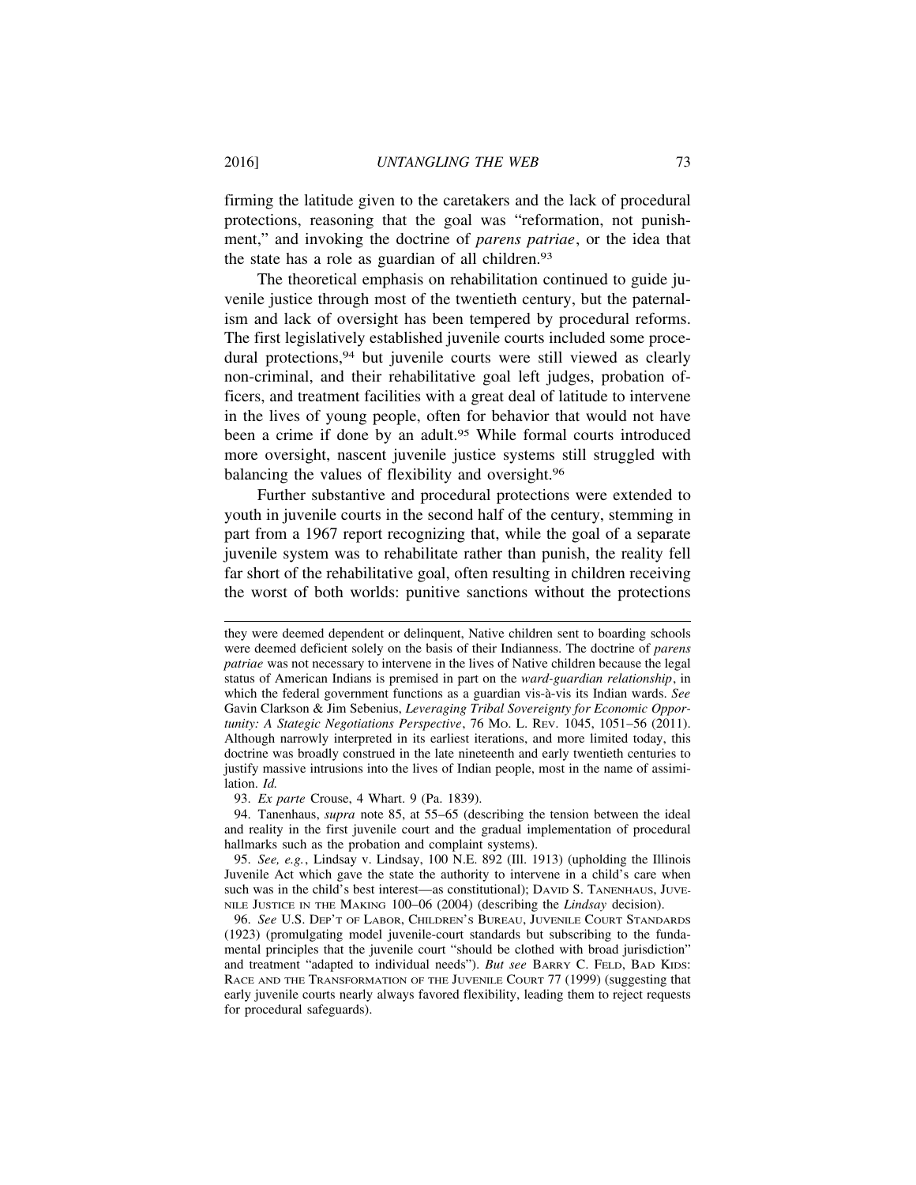firming the latitude given to the caretakers and the lack of procedural protections, reasoning that the goal was "reformation, not punishment," and invoking the doctrine of *parens patriae*, or the idea that the state has a role as guardian of all children.[93]

The theoretical emphasis on rehabilitation continued to guide juvenile justice through most of the twentieth century, but the paternalism and lack of oversight has been tempered by procedural reforms. The first legislatively established juvenile courts included some procedural protections,[94] but juvenile courts were still viewed as clearly non-criminal, and their rehabilitative goal left judges, probation officers, and treatment facilities with a great deal of latitude to intervene in the lives of young people, often for behavior that would not have been a crime if done by an adult.[95] While formal courts introduced more oversight, nascent juvenile justice systems still struggled with balancing the values of flexibility and oversight.[96]

Further substantive and procedural protections were extended to youth in juvenile courts in the second half of the century, stemming in part from a 1967 report recognizing that, while the goal of a separate juvenile system was to rehabilitate rather than punish, the reality fell far short of the rehabilitative goal, often resulting in children receiving the worst of both worlds: punitive sanctions without the protections

---

they were deemed dependent or delinquent, Native children sent to boarding schools were deemed deficient solely on the basis of their Indianness. The doctrine of *parens patriae* was not necessary to intervene in the lives of Native children because the legal status of American Indians is premised in part on the *ward-guardian relationship*, in which the federal government functions as a guardian vis-à-vis its Indian wards. *See* Gavin Clarkson & Jim Sebenius, *Leveraging Tribal Sovereignty for Economic Opportunity: A Stategic Negotiations Perspective*, 76 MO. L. REV. 1045, 1051–56 (2011). Although narrowly interpreted in its earliest iterations, and more limited today, this doctrine was broadly construed in the late nineteenth and early twentieth centuries to justify massive intrusions into the lives of Indian people, most in the name of assimilation. *Id.*

93. *Ex parte* Crouse, 4 Whart. 9 (Pa. 1839).

94. Tanenhaus, *supra* note 85, at 55–65 (describing the tension between the ideal and reality in the first juvenile court and the gradual implementation of procedural hallmarks such as the probation and complaint systems).

95. *See, e.g.*, Lindsay v. Lindsay, 100 N.E. 892 (Ill. 1913) (upholding the Illinois Juvenile Act which gave the state the authority to intervene in a child's care when such was in the child's best interest—as constitutional); DAVID S. TANENHAUS, JUVENILE JUSTICE IN THE MAKING 100–06 (2004) (describing the *Lindsay* decision).

96. *See* U.S. DEP'T OF LABOR, CHILDREN'S BUREAU, JUVENILE COURT STANDARDS (1923) (promulgating model juvenile-court standards but subscribing to the fundamental principles that the juvenile court "should be clothed with broad jurisdiction" and treatment "adapted to individual needs"). *But see* BARRY C. FELD, BAD KIDS: RACE AND THE TRANSFORMATION OF THE JUVENILE COURT 77 (1999) (suggesting that early juvenile courts nearly always favored flexibility, leading them to reject requests for procedural safeguards).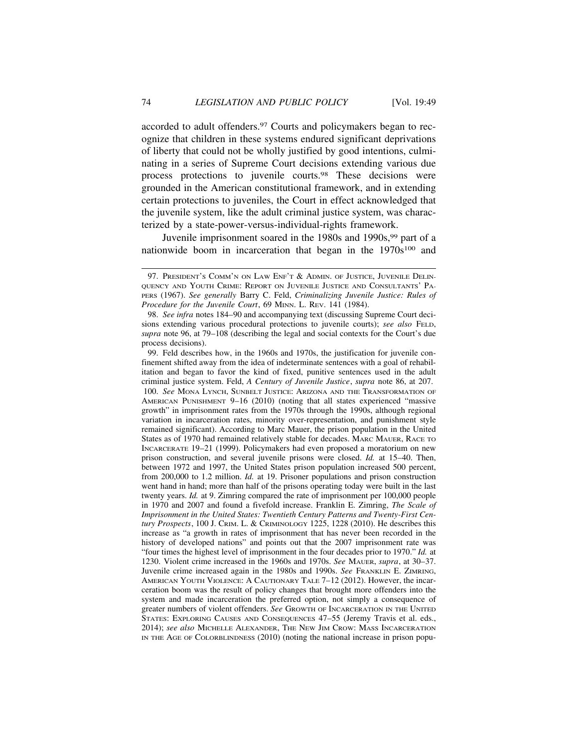accorded to adult offenders.[97] Courts and policymakers began to recognize that children in these systems endured significant deprivations of liberty that could not be wholly justified by good intentions, culminating in a series of Supreme Court decisions extending various due process protections to juvenile courts.[98] These decisions were grounded in the American constitutional framework, and in extending certain protections to juveniles, the Court in effect acknowledged that the juvenile system, like the adult criminal justice system, was characterized by a state-power-versus-individual-rights framework.

Juvenile imprisonment soared in the 1980s and 1990s,[99] part of a nationwide boom in incarceration that began in the 1970s[100] and

---

97. PRESIDENT'S COMM'N ON LAW ENF'T & ADMIN. OF JUSTICE, JUVENILE DELINQUENCY AND YOUTH CRIME: REPORT ON JUVENILE JUSTICE AND CONSULTANTS' PAPERS (1967). *See generally* Barry C. Feld, *Criminalizing Juvenile Justice: Rules of Procedure for the Juvenile Court*, 69 MINN. L. REV. 141 (1984).

98. *See infra* notes 184–90 and accompanying text (discussing Supreme Court decisions extending various procedural protections to juvenile courts); *see also* FELD, *supra* note 96, at 79–108 (describing the legal and social contexts for the Court's due process decisions).

99. Feld describes how, in the 1960s and 1970s, the justification for juvenile confinement shifted away from the idea of indeterminate sentences with a goal of rehabilitation and began to favor the kind of fixed, punitive sentences used in the adult criminal justice system. Feld, *A Century of Juvenile Justice*, *supra* note 86, at 207.

100. *See* MONA LYNCH, SUNBELT JUSTICE: ARIZONA AND THE TRANSFORMATION OF AMERICAN PUNISHMENT 9–16 (2010) (noting that all states experienced "massive growth" in imprisonment rates from the 1970s through the 1990s, although regional variation in incarceration rates, minority over-representation, and punishment style remained significant). According to Marc Mauer, the prison population in the United States as of 1970 had remained relatively stable for decades. MARC MAUER, RACE TO INCARCERATE 19–21 (1999). Policymakers had even proposed a moratorium on new prison construction, and several juvenile prisons were closed. *Id.* at 15–40. Then, between 1972 and 1997, the United States prison population increased 500 percent, from 200,000 to 1.2 million. *Id.* at 19. Prisoner populations and prison construction went hand in hand; more than half of the prisons operating today were built in the last twenty years. *Id.* at 9. Zimring compared the rate of imprisonment per 100,000 people in 1970 and 2007 and found a fivefold increase. Franklin E. Zimring, *The Scale of Imprisonment in the United States: Twentieth Century Patterns and Twenty-First Century Prospects*, 100 J. CRIM. L. & CRIMINOLOGY 1225, 1228 (2010). He describes this increase as "a growth in rates of imprisonment that has never been recorded in the history of developed nations" and points out that the 2007 imprisonment rate was "four times the highest level of imprisonment in the four decades prior to 1970." *Id.* at 1230. Violent crime increased in the 1960s and 1970s. *See* MAUER, *supra*, at 30–37. Juvenile crime increased again in the 1980s and 1990s. *See* FRANKLIN E. ZIMRING, AMERICAN YOUTH VIOLENCE: A CAUTIONARY TALE 7–12 (2012). However, the incarceration boom was the result of policy changes that brought more offenders into the system and made incarceration the preferred option, not simply a consequence of greater numbers of violent offenders. *See* GROWTH OF INCARCERATION IN THE UNITED STATES: EXPLORING CAUSES AND CONSEQUENCES 47–55 (Jeremy Travis et al. eds., 2014); *see also* MICHELLE ALEXANDER, THE NEW JIM CROW: MASS INCARCERATION IN THE AGE OF COLORBLINDNESS (2010) (noting the national increase in prison popu-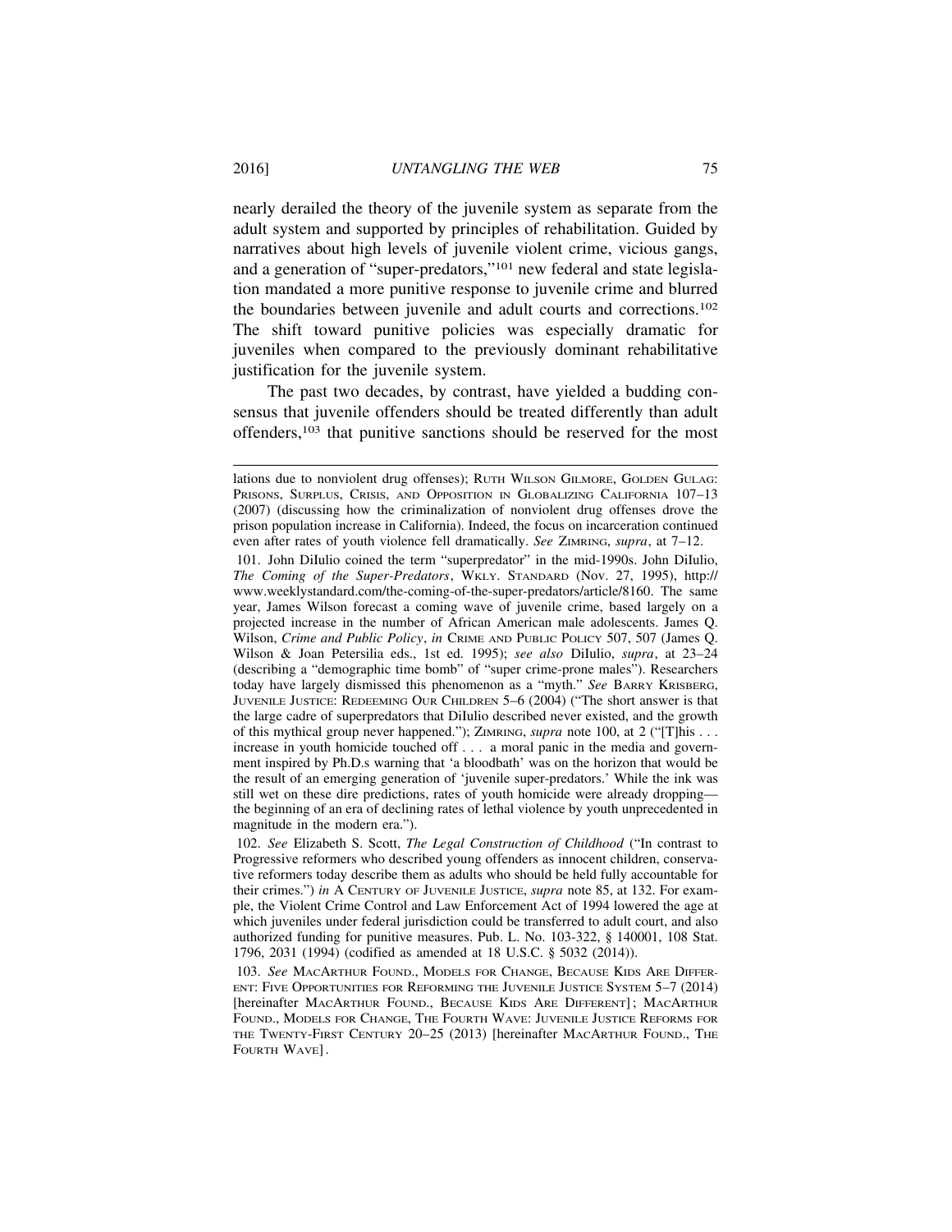nearly derailed the theory of the juvenile system as separate from the adult system and supported by principles of rehabilitation. Guided by narratives about high levels of juvenile violent crime, vicious gangs, and a generation of "super-predators,"[101] new federal and state legislation mandated a more punitive response to juvenile crime and blurred the boundaries between juvenile and adult courts and corrections.[102] The shift toward punitive policies was especially dramatic for juveniles when compared to the previously dominant rehabilitative justification for the juvenile system.

The past two decades, by contrast, have yielded a budding consensus that juvenile offenders should be treated differently than adult offenders,[103] that punitive sanctions should be reserved for the most

---

lations due to nonviolent drug offenses); RUTH WILSON GILMORE, GOLDEN GULAG: PRISONS, SURPLUS, CRISIS, AND OPPOSITION IN GLOBALIZING CALIFORNIA 107–13 (2007) (discussing how the criminalization of nonviolent drug offenses drove the prison population increase in California). Indeed, the focus on incarceration continued even after rates of youth violence fell dramatically. *See* ZIMRING, *supra*, at 7–12.

101. John DiIulio coined the term "superpredator" in the mid-1990s. John DiIulio, *The Coming of the Super-Predators*, WKLY. STANDARD (Nov. 27, 1995), http://www.weeklystandard.com/the-coming-of-the-super-predators/article/8160. The same year, James Wilson forecast a coming wave of juvenile crime, based largely on a projected increase in the number of African American male adolescents. James Q. Wilson, *Crime and Public Policy*, *in* CRIME AND PUBLIC POLICY 507, 507 (James Q. Wilson & Joan Petersilia eds., 1st ed. 1995); *see also* DiIulio, *supra*, at 23–24 (describing a "demographic time bomb" of "super crime-prone males"). Researchers today have largely dismissed this phenomenon as a "myth." *See* BARRY KRISBERG, JUVENILE JUSTICE: REDEEMING OUR CHILDREN 5–6 (2004) ("The short answer is that the large cadre of superpredators that DiIulio described never existed, and the growth of this mythical group never happened."); ZIMRING, *supra* note 100, at 2 ("[T]his . . . increase in youth homicide touched off . . . a moral panic in the media and government inspired by Ph.D.s warning that 'a bloodbath' was on the horizon that would be the result of an emerging generation of 'juvenile super-predators.' While the ink was still wet on these dire predictions, rates of youth homicide were already dropping—the beginning of an era of declining rates of lethal violence by youth unprecedented in magnitude in the modern era.").

102. *See* Elizabeth S. Scott, *The Legal Construction of Childhood* ("In contrast to Progressive reformers who described young offenders as innocent children, conservative reformers today describe them as adults who should be held fully accountable for their crimes.") *in* A CENTURY OF JUVENILE JUSTICE, *supra* note 85, at 132. For example, the Violent Crime Control and Law Enforcement Act of 1994 lowered the age at which juveniles under federal jurisdiction could be transferred to adult court, and also authorized funding for punitive measures. Pub. L. No. 103-322, § 140001, 108 Stat. 1796, 2031 (1994) (codified as amended at 18 U.S.C. § 5032 (2014)).

103. *See* MACARTHUR FOUND., MODELS FOR CHANGE, BECAUSE KIDS ARE DIFFERENT: FIVE OPPORTUNITIES FOR REFORMING THE JUVENILE JUSTICE SYSTEM 5–7 (2014) [hereinafter MACARTHUR FOUND., BECAUSE KIDS ARE DIFFERENT]; MACARTHUR FOUND., MODELS FOR CHANGE, THE FOURTH WAVE: JUVENILE JUSTICE REFORMS FOR THE TWENTY-FIRST CENTURY 20–25 (2013) [hereinafter MACARTHUR FOUND., THE FOURTH WAVE].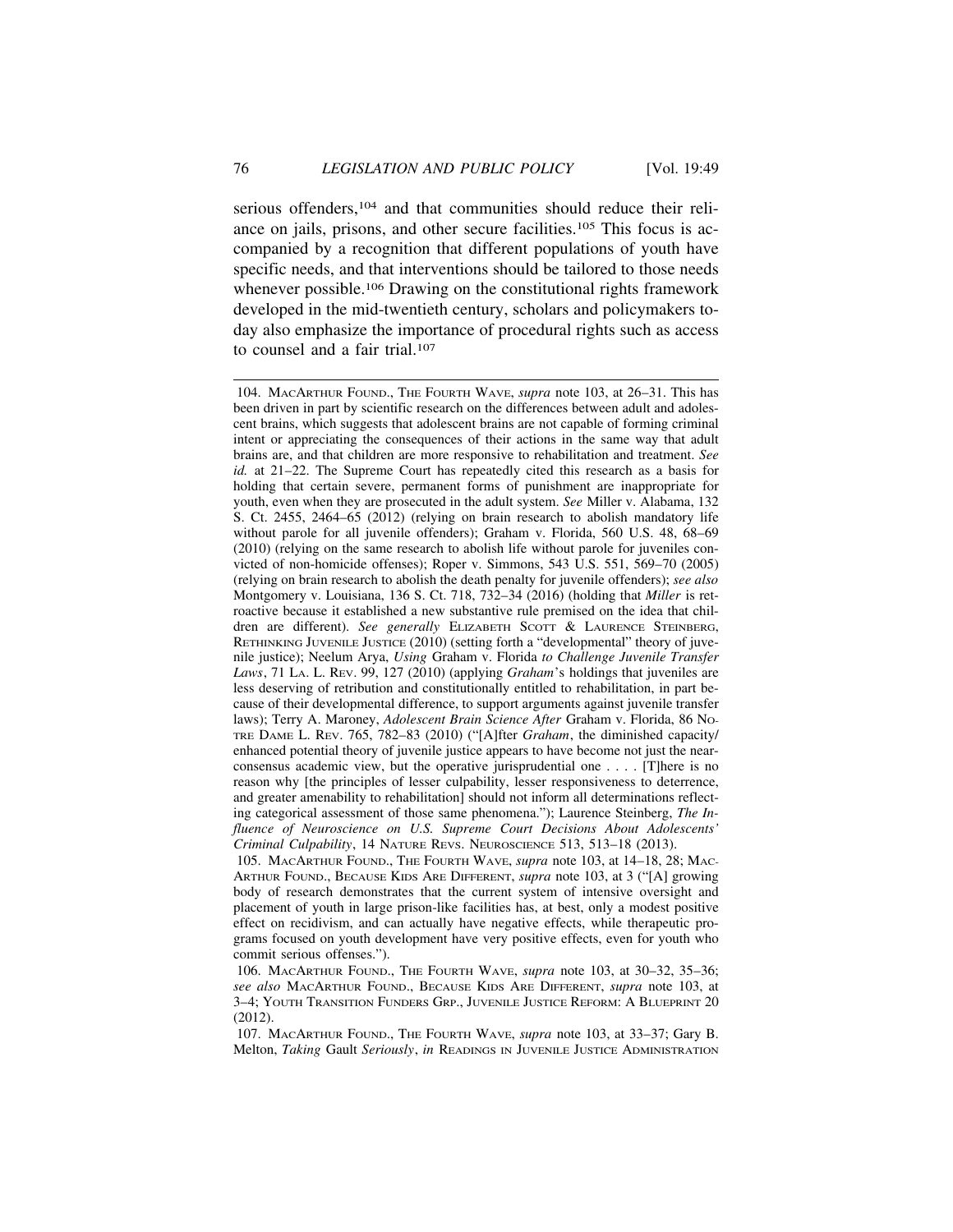serious offenders,[104] and that communities should reduce their reliance on jails, prisons, and other secure facilities.[105] This focus is accompanied by a recognition that different populations of youth have specific needs, and that interventions should be tailored to those needs whenever possible.[106] Drawing on the constitutional rights framework developed in the mid-twentieth century, scholars and policymakers today also emphasize the importance of procedural rights such as access to counsel and a fair trial.[107]

104. MacArthur Found., The Fourth Wave, *supra* note 103, at 26–31. This has been driven in part by scientific research on the differences between adult and adolescent brains, which suggests that adolescent brains are not capable of forming criminal intent or appreciating the consequences of their actions in the same way that adult brains are, and that children are more responsive to rehabilitation and treatment. *See id.* at 21–22. The Supreme Court has repeatedly cited this research as a basis for holding that certain severe, permanent forms of punishment are inappropriate for youth, even when they are prosecuted in the adult system. *See* Miller v. Alabama, 132 S. Ct. 2455, 2464–65 (2012) (relying on brain research to abolish mandatory life without parole for all juvenile offenders); Graham v. Florida, 560 U.S. 48, 68–69 (2010) (relying on the same research to abolish life without parole for juveniles convicted of non-homicide offenses); Roper v. Simmons, 543 U.S. 551, 569–70 (2005) (relying on brain research to abolish the death penalty for juvenile offenders); *see also* Montgomery v. Louisiana, 136 S. Ct. 718, 732–34 (2016) (holding that *Miller* is retroactive because it established a new substantive rule premised on the idea that children are different). *See generally* Elizabeth Scott & Laurence Steinberg, Rethinking Juvenile Justice (2010) (setting forth a "developmental" theory of juvenile justice); Neelum Arya, *Using* Graham v. Florida *to Challenge Juvenile Transfer Laws*, 71 La. L. Rev. 99, 127 (2010) (applying *Graham*'s holdings that juveniles are less deserving of retribution and constitutionally entitled to rehabilitation, in part because of their developmental difference, to support arguments against juvenile transfer laws); Terry A. Maroney, *Adolescent Brain Science After* Graham v. Florida, 86 Notre Dame L. Rev. 765, 782–83 (2010) ("[A]fter *Graham*, the diminished capacity/enhanced potential theory of juvenile justice appears to have become not just the near-consensus academic view, but the operative jurisprudential one . . . . [T]here is no reason why [the principles of lesser culpability, lesser responsiveness to deterrence, and greater amenability to rehabilitation] should not inform all determinations reflecting categorical assessment of those same phenomena."); Laurence Steinberg, *The Influence of Neuroscience on U.S. Supreme Court Decisions About Adolescents' Criminal Culpability*, 14 Nature Revs. Neuroscience 513, 513–18 (2013).

105. MacArthur Found., The Fourth Wave, *supra* note 103, at 14–18, 28; MacArthur Found., Because Kids Are Different, *supra* note 103, at 3 ("[A] growing body of research demonstrates that the current system of intensive oversight and placement of youth in large prison-like facilities has, at best, only a modest positive effect on recidivism, and can actually have negative effects, while therapeutic programs focused on youth development have very positive effects, even for youth who commit serious offenses.").

106. MacArthur Found., The Fourth Wave, *supra* note 103, at 30–32, 35–36; *see also* MacArthur Found., Because Kids Are Different, *supra* note 103, at 3–4; Youth Transition Funders Grp., Juvenile Justice Reform: A Blueprint 20 (2012).

107. MacArthur Found., The Fourth Wave, *supra* note 103, at 33–37; Gary B. Melton, *Taking* Gault *Seriously*, *in* Readings in Juvenile Justice Administration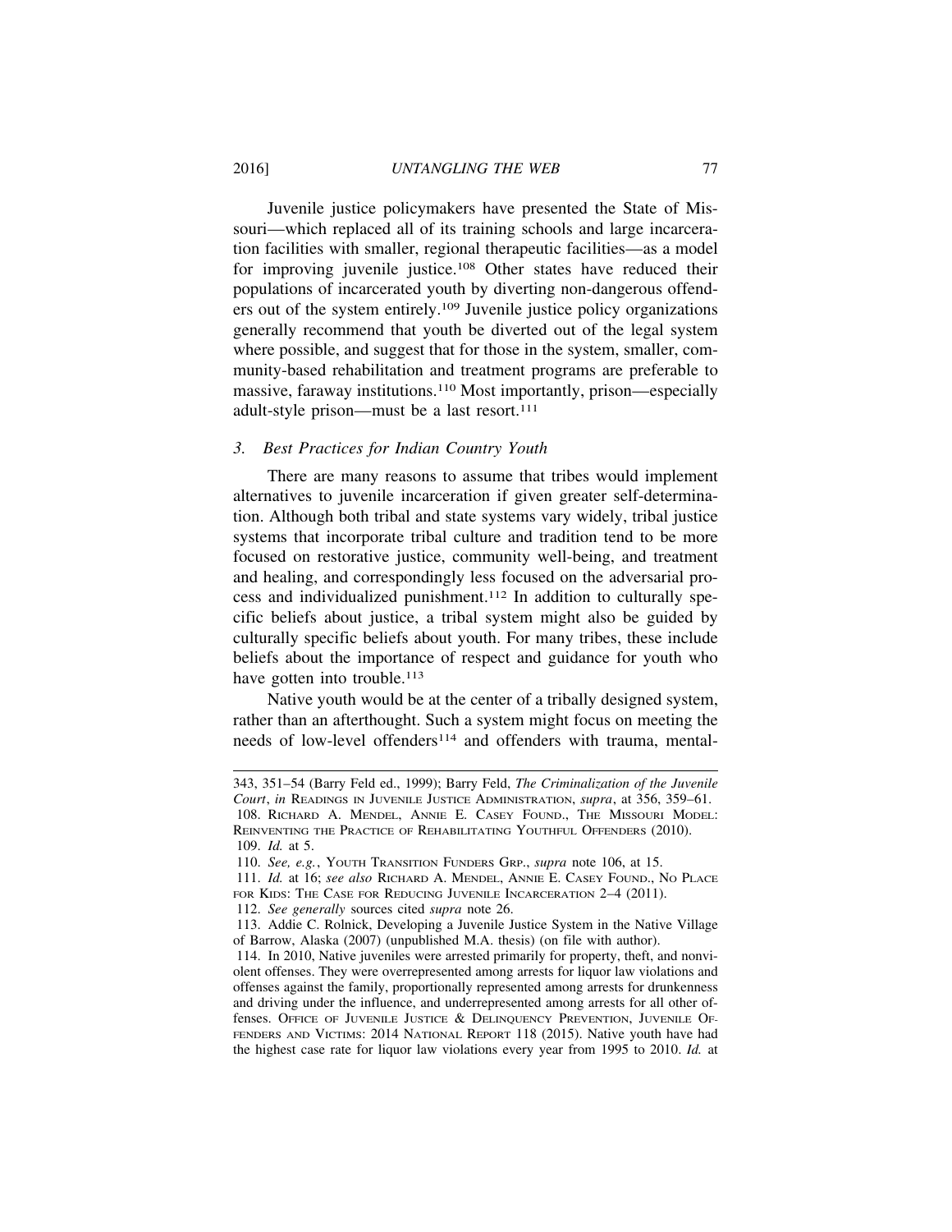Juvenile justice policymakers have presented the State of Missouri—which replaced all of its training schools and large incarceration facilities with smaller, regional therapeutic facilities—as a model for improving juvenile justice.[108] Other states have reduced their populations of incarcerated youth by diverting non-dangerous offenders out of the system entirely.[109] Juvenile justice policy organizations generally recommend that youth be diverted out of the legal system where possible, and suggest that for those in the system, smaller, community-based rehabilitation and treatment programs are preferable to massive, faraway institutions.[110] Most importantly, prison—especially adult-style prison—must be a last resort.[111]

### *3. Best Practices for Indian Country Youth*

There are many reasons to assume that tribes would implement alternatives to juvenile incarceration if given greater self-determination. Although both tribal and state systems vary widely, tribal justice systems that incorporate tribal culture and tradition tend to be more focused on restorative justice, community well-being, and treatment and healing, and correspondingly less focused on the adversarial process and individualized punishment.[112] In addition to culturally specific beliefs about justice, a tribal system might also be guided by culturally specific beliefs about youth. For many tribes, these include beliefs about the importance of respect and guidance for youth who have gotten into trouble.[113]

Native youth would be at the center of a tribally designed system, rather than an afterthought. Such a system might focus on meeting the needs of low-level offenders[114] and offenders with trauma, mental-

---

343, 351–54 (Barry Feld ed., 1999); Barry Feld, *The Criminalization of the Juvenile Court*, *in* READINGS IN JUVENILE JUSTICE ADMINISTRATION, *supra*, at 356, 359–61.

108. RICHARD A. MENDEL, ANNIE E. CASEY FOUND., THE MISSOURI MODEL: REINVENTING THE PRACTICE OF REHABILITATING YOUTHFUL OFFENDERS (2010).

109. *Id.* at 5.

110. *See, e.g.*, YOUTH TRANSITION FUNDERS GRP., *supra* note 106, at 15.

111. *Id.* at 16; *see also* RICHARD A. MENDEL, ANNIE E. CASEY FOUND., NO PLACE FOR KIDS: THE CASE FOR REDUCING JUVENILE INCARCERATION 2–4 (2011).

112. *See generally* sources cited *supra* note 26.

113. Addie C. Rolnick, Developing a Juvenile Justice System in the Native Village of Barrow, Alaska (2007) (unpublished M.A. thesis) (on file with author).

114. In 2010, Native juveniles were arrested primarily for property, theft, and nonviolent offenses. They were overrepresented among arrests for liquor law violations and offenses against the family, proportionally represented among arrests for drunkenness and driving under the influence, and underrepresented among arrests for all other offenses. OFFICE OF JUVENILE JUSTICE & DELINQUENCY PREVENTION, JUVENILE OFFENDERS AND VICTIMS: 2014 NATIONAL REPORT 118 (2015). Native youth have had the highest case rate for liquor law violations every year from 1995 to 2010. *Id.* at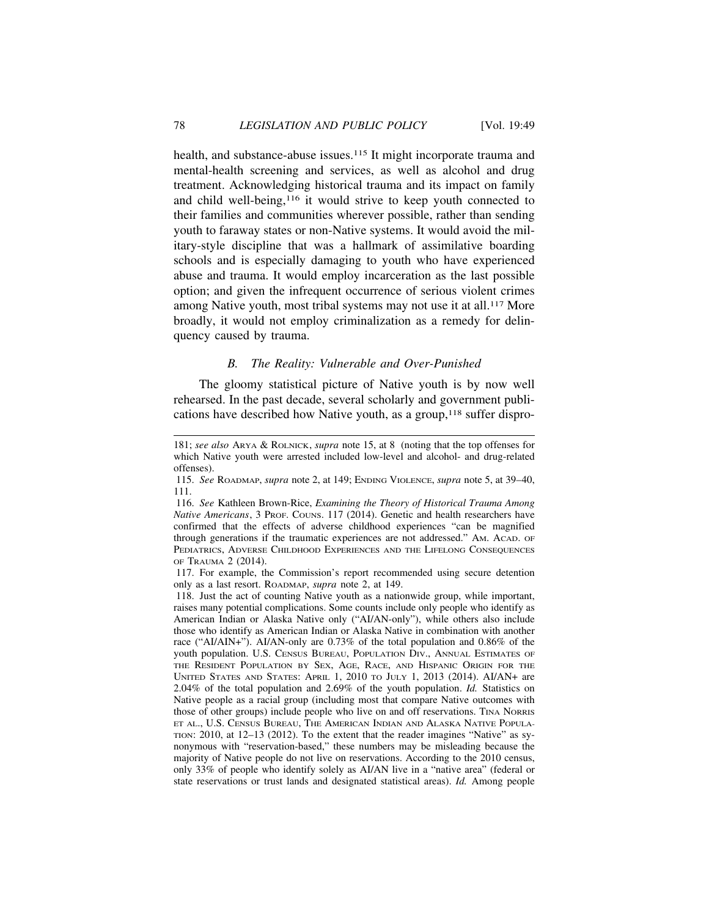health, and substance-abuse issues.[115] It might incorporate trauma and mental-health screening and services, as well as alcohol and drug treatment. Acknowledging historical trauma and its impact on family and child well-being,[116] it would strive to keep youth connected to their families and communities wherever possible, rather than sending youth to faraway states or non-Native systems. It would avoid the military-style discipline that was a hallmark of assimilative boarding schools and is especially damaging to youth who have experienced abuse and trauma. It would employ incarceration as the last possible option; and given the infrequent occurrence of serious violent crimes among Native youth, most tribal systems may not use it at all.[117] More broadly, it would not employ criminalization as a remedy for delinquency caused by trauma.

### *B. The Reality: Vulnerable and Over-Punished*

The gloomy statistical picture of Native youth is by now well rehearsed. In the past decade, several scholarly and government publications have described how Native youth, as a group,[118] suffer dispro-

---

181; *see also* ARYA & ROLNICK, *supra* note 15, at 8 (noting that the top offenses for which Native youth were arrested included low-level and alcohol- and drug-related offenses).

115. *See* ROADMAP, *supra* note 2, at 149; ENDING VIOLENCE, *supra* note 5, at 39–40, 111.

116. *See* Kathleen Brown-Rice, *Examining the Theory of Historical Trauma Among Native Americans*, 3 PROF. COUNS. 117 (2014). Genetic and health researchers have confirmed that the effects of adverse childhood experiences "can be magnified through generations if the traumatic experiences are not addressed." AM. ACAD. OF PEDIATRICS, ADVERSE CHILDHOOD EXPERIENCES AND THE LIFELONG CONSEQUENCES OF TRAUMA 2 (2014).

117. For example, the Commission's report recommended using secure detention only as a last resort. ROADMAP, *supra* note 2, at 149.

118. Just the act of counting Native youth as a nationwide group, while important, raises many potential complications. Some counts include only people who identify as American Indian or Alaska Native only ("AI/AN-only"), while others also include those who identify as American Indian or Alaska Native in combination with another race ("AI/AIN+"). AI/AN-only are 0.73% of the total population and 0.86% of the youth population. U.S. CENSUS BUREAU, POPULATION DIV., ANNUAL ESTIMATES OF THE RESIDENT POPULATION BY SEX, AGE, RACE, AND HISPANIC ORIGIN FOR THE UNITED STATES AND STATES: APRIL 1, 2010 TO JULY 1, 2013 (2014). AI/AN+ are 2.04% of the total population and 2.69% of the youth population. *Id.* Statistics on Native people as a racial group (including most that compare Native outcomes with those of other groups) include people who live on and off reservations. TINA NORRIS ET AL., U.S. CENSUS BUREAU, THE AMERICAN INDIAN AND ALASKA NATIVE POPULATION: 2010, at 12–13 (2012). To the extent that the reader imagines "Native" as synonymous with "reservation-based," these numbers may be misleading because the majority of Native people do not live on reservations. According to the 2010 census, only 33% of people who identify solely as AI/AN live in a "native area" (federal or state reservations or trust lands and designated statistical areas). *Id.* Among people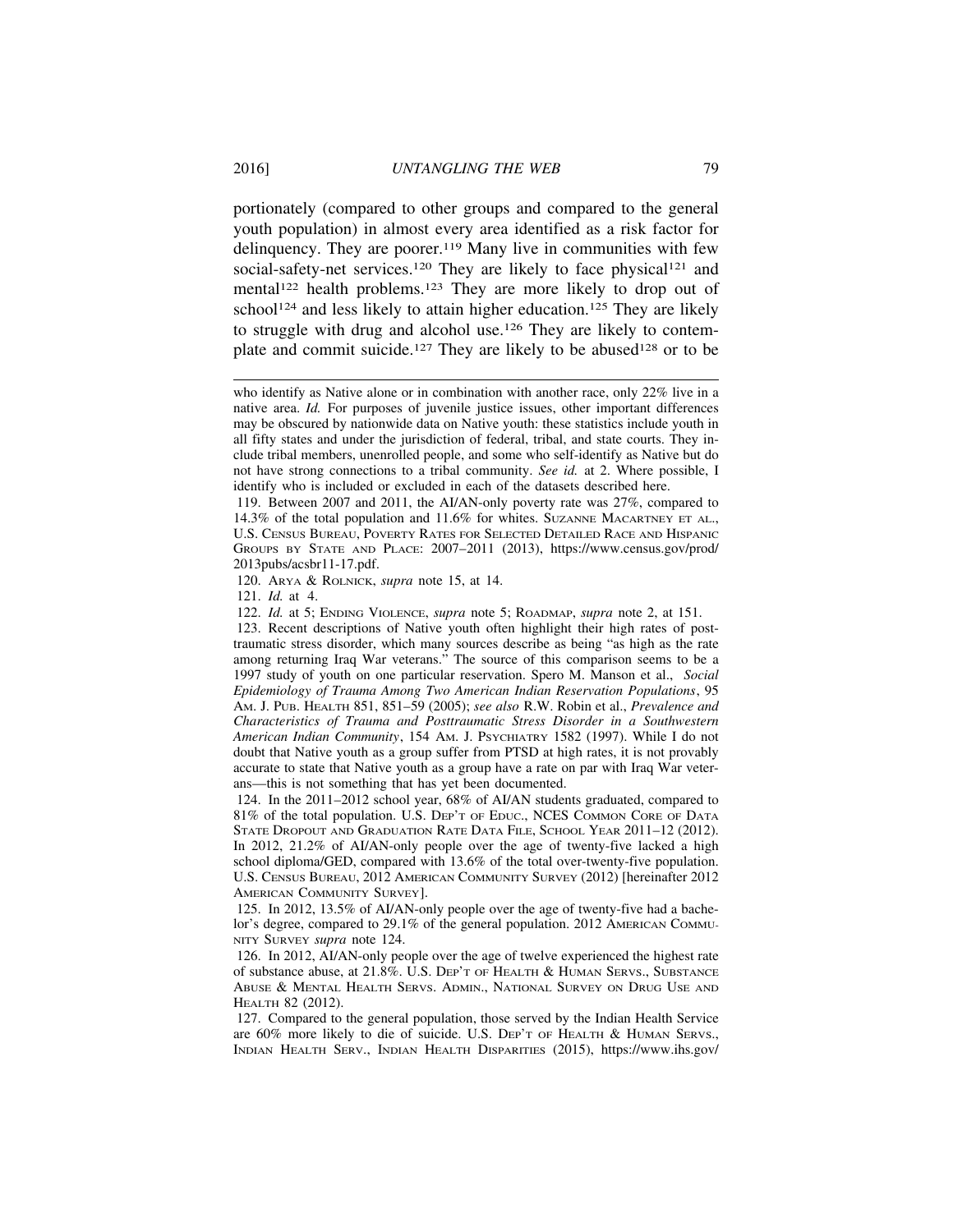portionately (compared to other groups and compared to the general youth population) in almost every area identified as a risk factor for delinquency. They are poorer.[119] Many live in communities with few social-safety-net services.[120] They are likely to face physical[121] and mental[122] health problems.[123] They are more likely to drop out of school[124] and less likely to attain higher education.[125] They are likely to struggle with drug and alcohol use.[126] They are likely to contemplate and commit suicide.[127] They are likely to be abused[128] or to be

---

who identify as Native alone or in combination with another race, only 22% live in a native area. *Id.* For purposes of juvenile justice issues, other important differences may be obscured by nationwide data on Native youth: these statistics include youth in all fifty states and under the jurisdiction of federal, tribal, and state courts. They include tribal members, unenrolled people, and some who self-identify as Native but do not have strong connections to a tribal community. *See id.* at 2. Where possible, I identify who is included or excluded in each of the datasets described here.

119. Between 2007 and 2011, the AI/AN-only poverty rate was 27%, compared to 14.3% of the total population and 11.6% for whites. SUZANNE MACARTNEY ET AL., U.S. CENSUS BUREAU, POVERTY RATES FOR SELECTED DETAILED RACE AND HISPANIC GROUPS BY STATE AND PLACE: 2007–2011 (2013), https://www.census.gov/prod/2013pubs/acsbr11-17.pdf.

120. ARYA & ROLNICK, *supra* note 15, at 14.

121. *Id.* at 4.

122. *Id.* at 5; ENDING VIOLENCE, *supra* note 5; ROADMAP, *supra* note 2, at 151.

123. Recent descriptions of Native youth often highlight their high rates of post-traumatic stress disorder, which many sources describe as being "as high as the rate among returning Iraq War veterans." The source of this comparison seems to be a 1997 study of youth on one particular reservation. Spero M. Manson et al., *Social Epidemiology of Trauma Among Two American Indian Reservation Populations*, 95 AM. J. PUB. HEALTH 851, 851–59 (2005); *see also* R.W. Robin et al., *Prevalence and Characteristics of Trauma and Posttraumatic Stress Disorder in a Southwestern American Indian Community*, 154 AM. J. PSYCHIATRY 1582 (1997). While I do not doubt that Native youth as a group suffer from PTSD at high rates, it is not provably accurate to state that Native youth as a group have a rate on par with Iraq War veterans—this is not something that has yet been documented.

124. In the 2011–2012 school year, 68% of AI/AN students graduated, compared to 81% of the total population. U.S. DEP'T OF EDUC., NCES COMMON CORE OF DATA STATE DROPOUT AND GRADUATION RATE DATA FILE, SCHOOL YEAR 2011–12 (2012). In 2012, 21.2% of AI/AN-only people over the age of twenty-five lacked a high school diploma/GED, compared with 13.6% of the total over-twenty-five population. U.S. CENSUS BUREAU, 2012 AMERICAN COMMUNITY SURVEY (2012) [hereinafter 2012 AMERICAN COMMUNITY SURVEY].

125. In 2012, 13.5% of AI/AN-only people over the age of twenty-five had a bachelor's degree, compared to 29.1% of the general population. 2012 AMERICAN COMMUNITY SURVEY *supra* note 124.

126. In 2012, AI/AN-only people over the age of twelve experienced the highest rate of substance abuse, at 21.8%. U.S. DEP'T OF HEALTH & HUMAN SERVS., SUBSTANCE ABUSE & MENTAL HEALTH SERVS. ADMIN., NATIONAL SURVEY ON DRUG USE AND HEALTH 82 (2012).

127. Compared to the general population, those served by the Indian Health Service are 60% more likely to die of suicide. U.S. DEP'T OF HEALTH & HUMAN SERVS., INDIAN HEALTH SERV., INDIAN HEALTH DISPARITIES (2015), https://www.ihs.gov/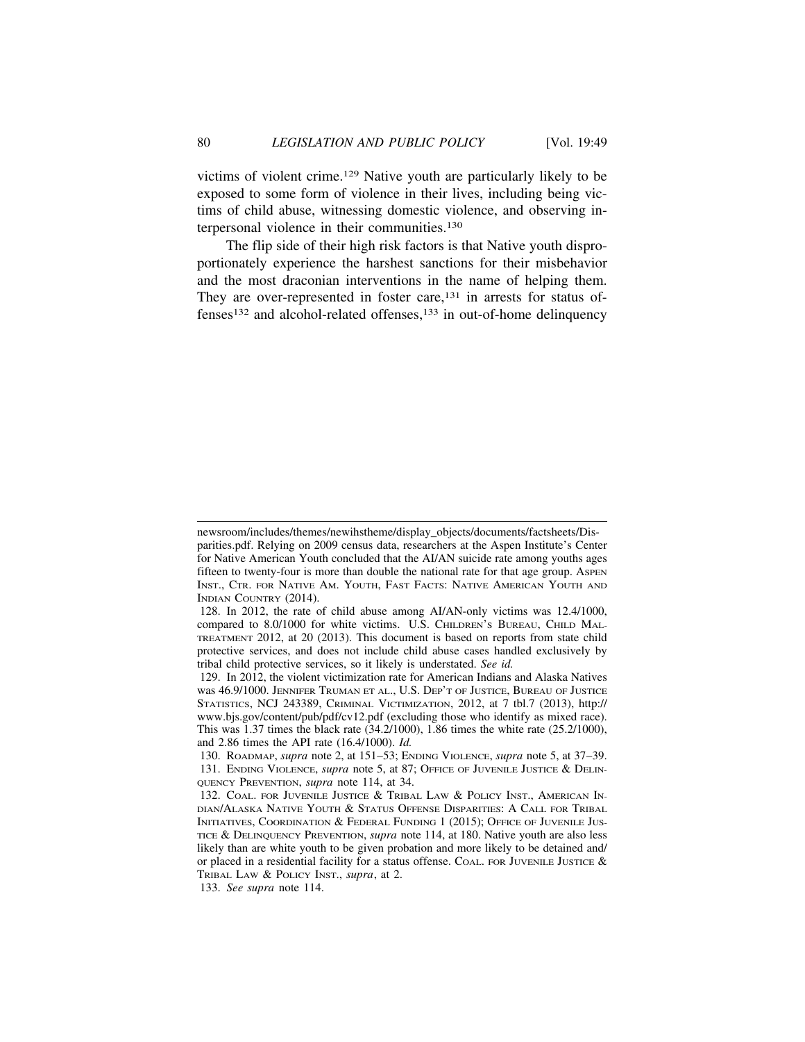victims of violent crime.[129] Native youth are particularly likely to be exposed to some form of violence in their lives, including being victims of child abuse, witnessing domestic violence, and observing interpersonal violence in their communities.[130]

The flip side of their high risk factors is that Native youth disproportionately experience the harshest sanctions for their misbehavior and the most draconian interventions in the name of helping them. They are over-represented in foster care,[131] in arrests for status offenses[132] and alcohol-related offenses,[133] in out-of-home delinquency

---

newsroom/includes/themes/newihstheme/display_objects/documents/factsheets/Disparities.pdf. Relying on 2009 census data, researchers at the Aspen Institute's Center for Native American Youth concluded that the AI/AN suicide rate among youths ages fifteen to twenty-four is more than double the national rate for that age group. ASPEN INST., CTR. FOR NATIVE AM. YOUTH, FAST FACTS: NATIVE AMERICAN YOUTH AND INDIAN COUNTRY (2014).

128. In 2012, the rate of child abuse among AI/AN-only victims was 12.4/1000, compared to 8.0/1000 for white victims. U.S. CHILDREN'S BUREAU, CHILD MALTREATMENT 2012, at 20 (2013). This document is based on reports from state child protective services, and does not include child abuse cases handled exclusively by tribal child protective services, so it likely is understated. *See id.*

129. In 2012, the violent victimization rate for American Indians and Alaska Natives was 46.9/1000. JENNIFER TRUMAN ET AL., U.S. DEP'T OF JUSTICE, BUREAU OF JUSTICE STATISTICS, NCJ 243389, CRIMINAL VICTIMIZATION, 2012, at 7 tbl.7 (2013), http://www.bjs.gov/content/pub/pdf/cv12.pdf (excluding those who identify as mixed race). This was 1.37 times the black rate (34.2/1000), 1.86 times the white rate (25.2/1000), and 2.86 times the API rate (16.4/1000). *Id.*

130. ROADMAP, *supra* note 2, at 151–53; ENDING VIOLENCE, *supra* note 5, at 37–39.

131. ENDING VIOLENCE, *supra* note 5, at 87; OFFICE OF JUVENILE JUSTICE & DELINQUENCY PREVENTION, *supra* note 114, at 34.

132. COAL. FOR JUVENILE JUSTICE & TRIBAL LAW & POLICY INST., AMERICAN INDIAN/ALASKA NATIVE YOUTH & STATUS OFFENSE DISPARITIES: A CALL FOR TRIBAL INITIATIVES, COORDINATION & FEDERAL FUNDING 1 (2015); OFFICE OF JUVENILE JUSTICE & DELINQUENCY PREVENTION, *supra* note 114, at 180. Native youth are also less likely than are white youth to be given probation and more likely to be detained and/or placed in a residential facility for a status offense. COAL. FOR JUVENILE JUSTICE & TRIBAL LAW & POLICY INST., *supra*, at 2.

133. *See supra* note 114.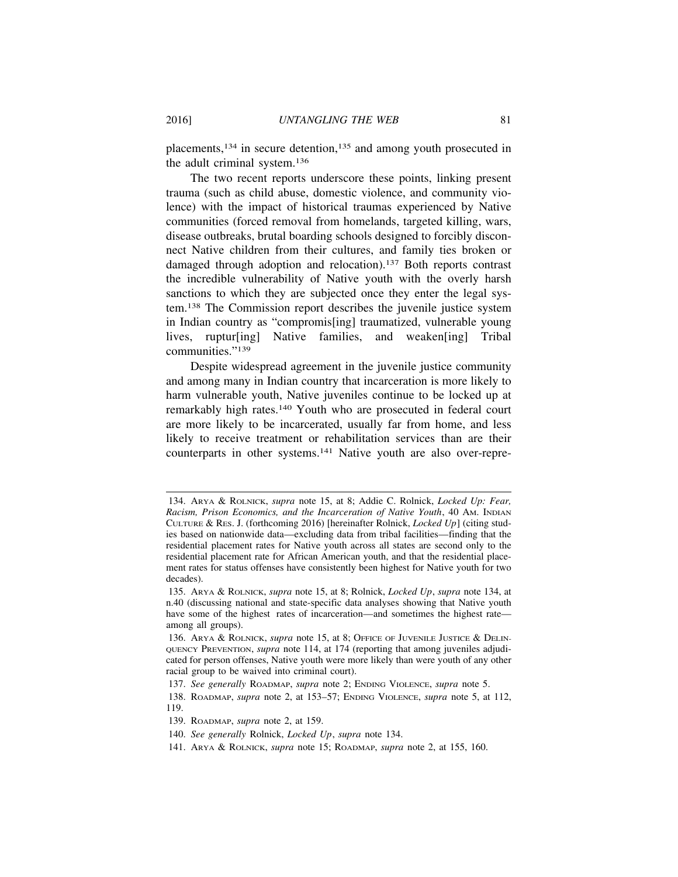placements,[134] in secure detention,[135] and among youth prosecuted in the adult criminal system.[136]

The two recent reports underscore these points, linking present trauma (such as child abuse, domestic violence, and community violence) with the impact of historical traumas experienced by Native communities (forced removal from homelands, targeted killing, wars, disease outbreaks, brutal boarding schools designed to forcibly disconnect Native children from their cultures, and family ties broken or damaged through adoption and relocation).[137] Both reports contrast the incredible vulnerability of Native youth with the overly harsh sanctions to which they are subjected once they enter the legal system.[138] The Commission report describes the juvenile justice system in Indian country as "compromis[ing] traumatized, vulnerable young lives, ruptur[ing] Native families, and weaken[ing] Tribal communities."[139]

Despite widespread agreement in the juvenile justice community and among many in Indian country that incarceration is more likely to harm vulnerable youth, Native juveniles continue to be locked up at remarkably high rates.[140] Youth who are prosecuted in federal court are more likely to be incarcerated, usually far from home, and less likely to receive treatment or rehabilitation services than are their counterparts in other systems.[141] Native youth are also over-repre-

---

134. ARYA & ROLNICK, *supra* note 15, at 8; Addie C. Rolnick, *Locked Up: Fear, Racism, Prison Economics, and the Incarceration of Native Youth*, 40 AM. INDIAN CULTURE & RES. J. (forthcoming 2016) [hereinafter Rolnick, *Locked Up*] (citing studies based on nationwide data—excluding data from tribal facilities—finding that the residential placement rates for Native youth across all states are second only to the residential placement rate for African American youth, and that the residential placement rates for status offenses have consistently been highest for Native youth for two decades).

135. ARYA & ROLNICK, *supra* note 15, at 8; Rolnick, *Locked Up*, *supra* note 134, at n.40 (discussing national and state-specific data analyses showing that Native youth have some of the highest rates of incarceration—and sometimes the highest rate—among all groups).

136. ARYA & ROLNICK, *supra* note 15, at 8; OFFICE OF JUVENILE JUSTICE & DELINQUENCY PREVENTION, *supra* note 114, at 174 (reporting that among juveniles adjudicated for person offenses, Native youth were more likely than were youth of any other racial group to be waived into criminal court).

137. *See generally* ROADMAP, *supra* note 2; ENDING VIOLENCE, *supra* note 5.

138. ROADMAP, *supra* note 2, at 153–57; ENDING VIOLENCE, *supra* note 5, at 112, 119.

139. ROADMAP, *supra* note 2, at 159.

140. *See generally* Rolnick, *Locked Up*, *supra* note 134.

141. ARYA & ROLNICK, *supra* note 15; ROADMAP, *supra* note 2, at 155, 160.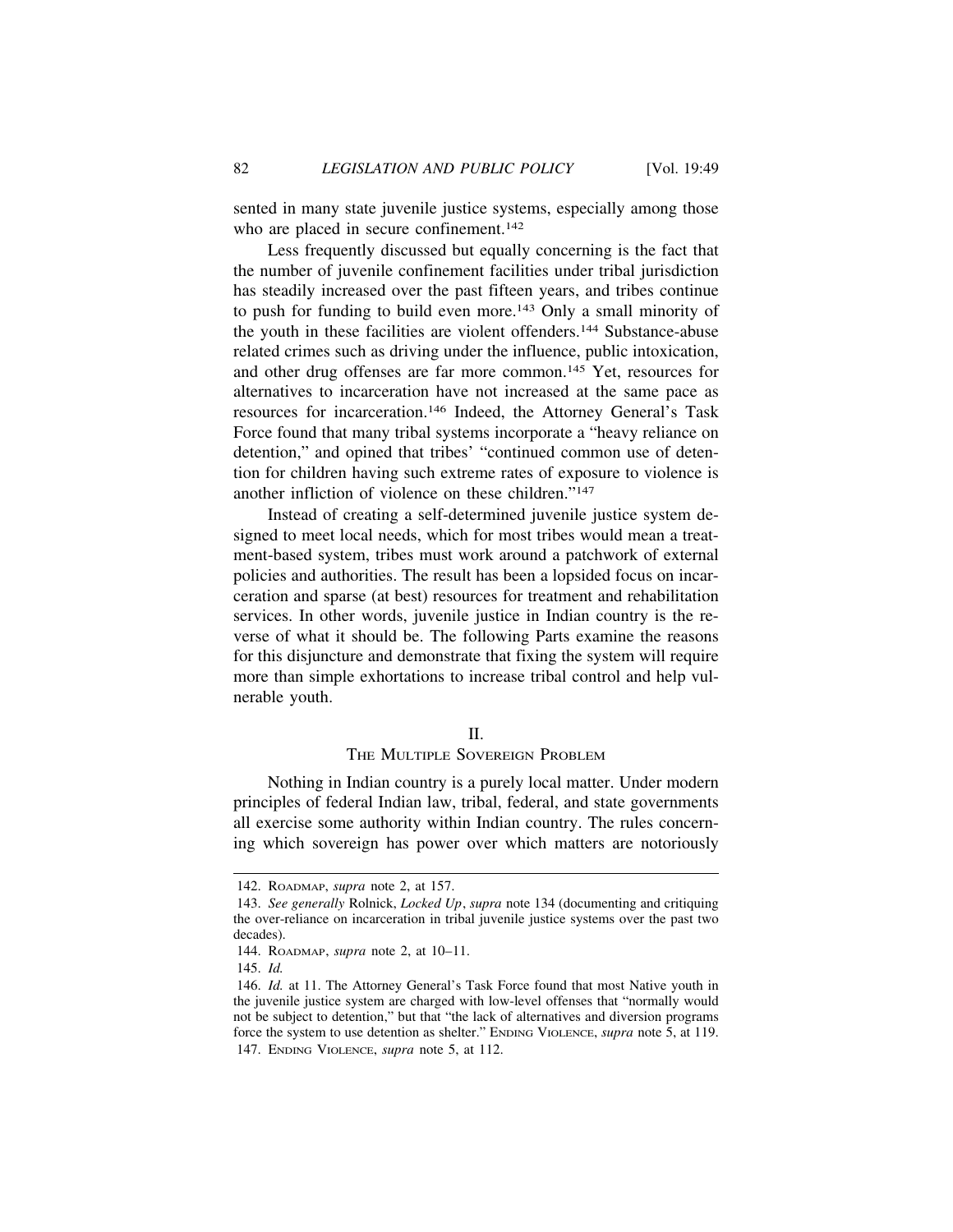sented in many state juvenile justice systems, especially among those who are placed in secure confinement.[142]

Less frequently discussed but equally concerning is the fact that the number of juvenile confinement facilities under tribal jurisdiction has steadily increased over the past fifteen years, and tribes continue to push for funding to build even more.[143] Only a small minority of the youth in these facilities are violent offenders.[144] Substance-abuse related crimes such as driving under the influence, public intoxication, and other drug offenses are far more common.[145] Yet, resources for alternatives to incarceration have not increased at the same pace as resources for incarceration.[146] Indeed, the Attorney General's Task Force found that many tribal systems incorporate a "heavy reliance on detention," and opined that tribes' "continued common use of detention for children having such extreme rates of exposure to violence is another infliction of violence on these children."[147]

Instead of creating a self-determined juvenile justice system designed to meet local needs, which for most tribes would mean a treatment-based system, tribes must work around a patchwork of external policies and authorities. The result has been a lopsided focus on incarceration and sparse (at best) resources for treatment and rehabilitation services. In other words, juvenile justice in Indian country is the reverse of what it should be. The following Parts examine the reasons for this disjuncture and demonstrate that fixing the system will require more than simple exhortations to increase tribal control and help vulnerable youth.

## II.
## THE MULTIPLE SOVEREIGN PROBLEM

Nothing in Indian country is a purely local matter. Under modern principles of federal Indian law, tribal, federal, and state governments all exercise some authority within Indian country. The rules concerning which sovereign has power over which matters are notoriously

---

142. ROADMAP, *supra* note 2, at 157.

143. *See generally* Rolnick, *Locked Up*, *supra* note 134 (documenting and critiquing the over-reliance on incarceration in tribal juvenile justice systems over the past two decades).

144. ROADMAP, *supra* note 2, at 10–11.

145. *Id.*

146. *Id.* at 11. The Attorney General's Task Force found that most Native youth in the juvenile justice system are charged with low-level offenses that "normally would not be subject to detention," but that "the lack of alternatives and diversion programs force the system to use detention as shelter." ENDING VIOLENCE, *supra* note 5, at 119.

147. ENDING VIOLENCE, *supra* note 5, at 112.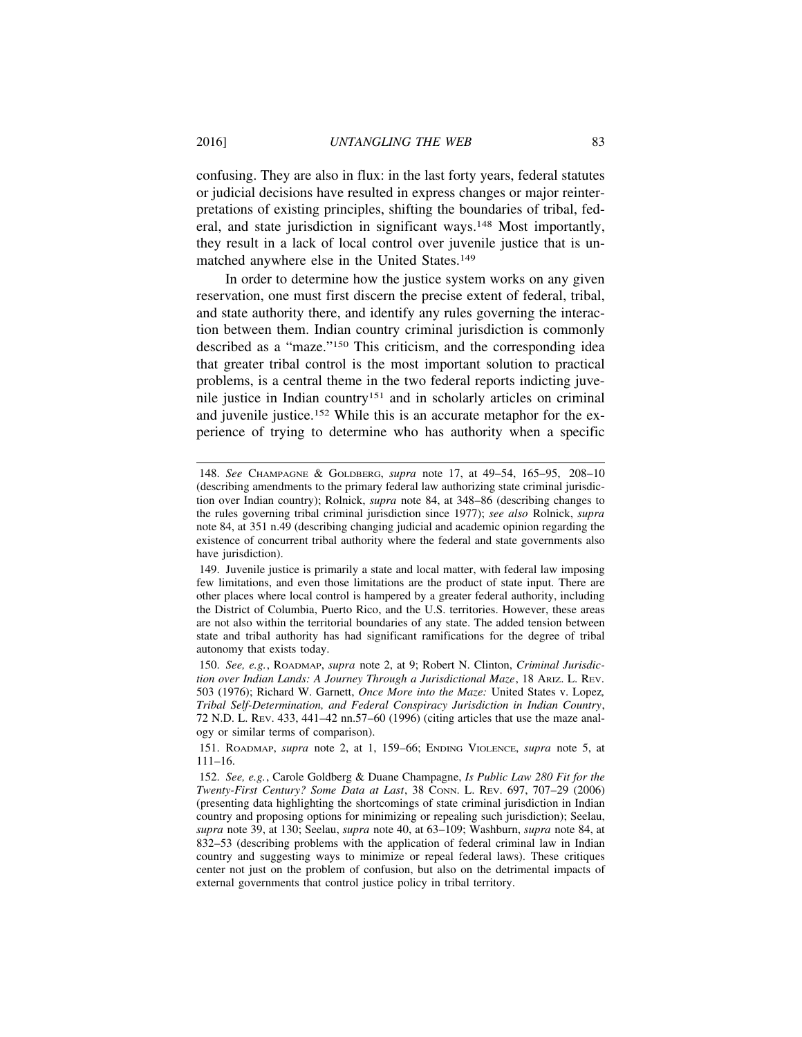confusing. They are also in flux: in the last forty years, federal statutes or judicial decisions have resulted in express changes or major reinterpretations of existing principles, shifting the boundaries of tribal, federal, and state jurisdiction in significant ways.[148] Most importantly, they result in a lack of local control over juvenile justice that is unmatched anywhere else in the United States.[149]

In order to determine how the justice system works on any given reservation, one must first discern the precise extent of federal, tribal, and state authority there, and identify any rules governing the interaction between them. Indian country criminal jurisdiction is commonly described as a "maze."[150] This criticism, and the corresponding idea that greater tribal control is the most important solution to practical problems, is a central theme in the two federal reports indicting juvenile justice in Indian country[151] and in scholarly articles on criminal and juvenile justice.[152] While this is an accurate metaphor for the experience of trying to determine who has authority when a specific

---

148. *See* CHAMPAGNE & GOLDBERG, *supra* note 17, at 49–54, 165–95, 208–10 (describing amendments to the primary federal law authorizing state criminal jurisdiction over Indian country); Rolnick, *supra* note 84, at 348–86 (describing changes to the rules governing tribal criminal jurisdiction since 1977); *see also* Rolnick, *supra* note 84, at 351 n.49 (describing changing judicial and academic opinion regarding the existence of concurrent tribal authority where the federal and state governments also have jurisdiction).

149. Juvenile justice is primarily a state and local matter, with federal law imposing few limitations, and even those limitations are the product of state input. There are other places where local control is hampered by a greater federal authority, including the District of Columbia, Puerto Rico, and the U.S. territories. However, these areas are not also within the territorial boundaries of any state. The added tension between state and tribal authority has had significant ramifications for the degree of tribal autonomy that exists today.

150. *See, e.g.*, ROADMAP, *supra* note 2, at 9; Robert N. Clinton, *Criminal Jurisdiction over Indian Lands: A Journey Through a Jurisdictional Maze*, 18 ARIZ. L. REV. 503 (1976); Richard W. Garnett, *Once More into the Maze:* United States v. Lopez*, Tribal Self-Determination, and Federal Conspiracy Jurisdiction in Indian Country*, 72 N.D. L. REV. 433, 441–42 nn.57–60 (1996) (citing articles that use the maze analogy or similar terms of comparison).

151. ROADMAP, *supra* note 2, at 1, 159–66; ENDING VIOLENCE, *supra* note 5, at 111–16.

152. *See, e.g.*, Carole Goldberg & Duane Champagne, *Is Public Law 280 Fit for the Twenty-First Century? Some Data at Last*, 38 CONN. L. REV. 697, 707–29 (2006) (presenting data highlighting the shortcomings of state criminal jurisdiction in Indian country and proposing options for minimizing or repealing such jurisdiction); Seelau, *supra* note 39, at 130; Seelau, *supra* note 40, at 63–109; Washburn, *supra* note 84, at 832–53 (describing problems with the application of federal criminal law in Indian country and suggesting ways to minimize or repeal federal laws). These critiques center not just on the problem of confusion, but also on the detrimental impacts of external governments that control justice policy in tribal territory.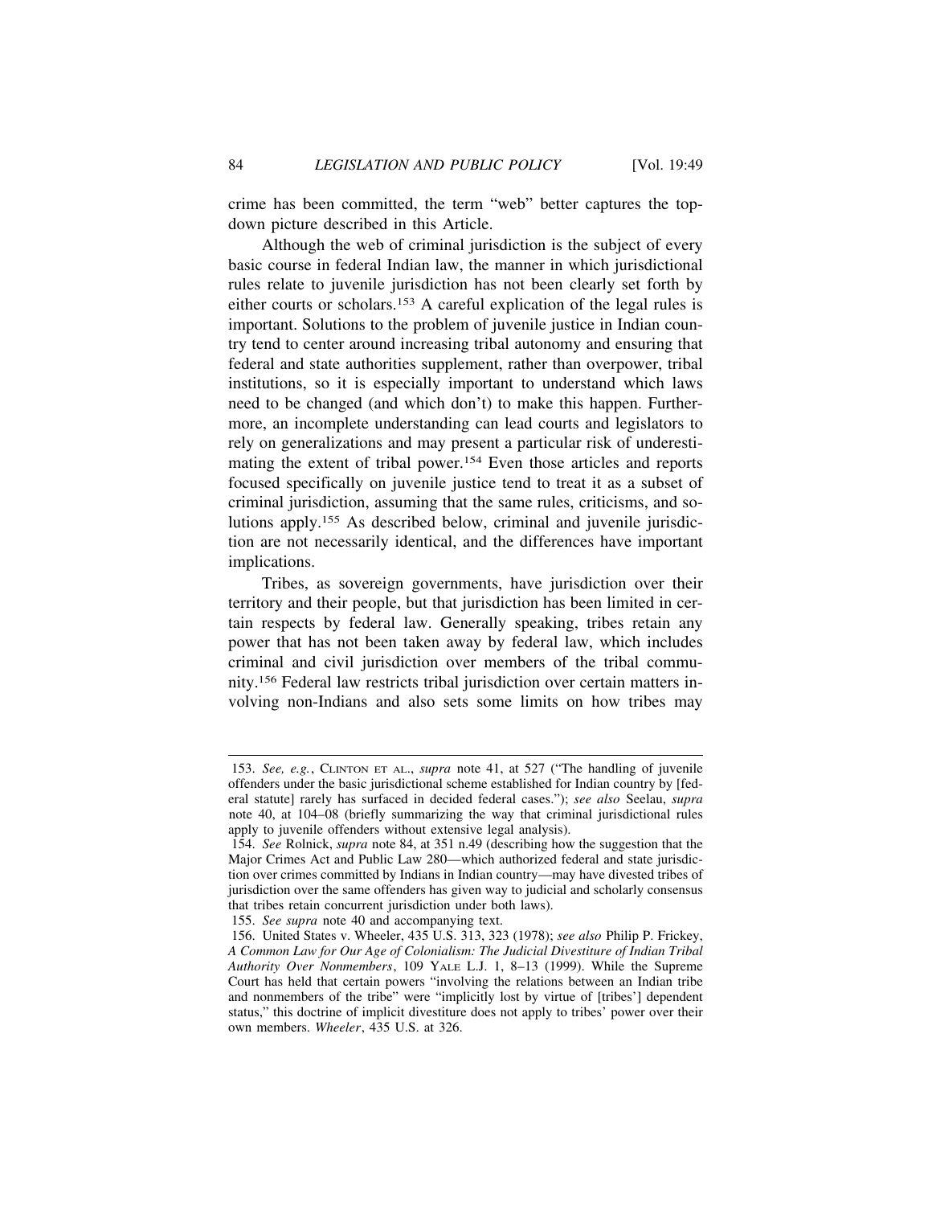crime has been committed, the term "web" better captures the top-down picture described in this Article.

Although the web of criminal jurisdiction is the subject of every basic course in federal Indian law, the manner in which jurisdictional rules relate to juvenile jurisdiction has not been clearly set forth by either courts or scholars.[153] A careful explication of the legal rules is important. Solutions to the problem of juvenile justice in Indian country tend to center around increasing tribal autonomy and ensuring that federal and state authorities supplement, rather than overpower, tribal institutions, so it is especially important to understand which laws need to be changed (and which don't) to make this happen. Furthermore, an incomplete understanding can lead courts and legislators to rely on generalizations and may present a particular risk of underestimating the extent of tribal power.[154] Even those articles and reports focused specifically on juvenile justice tend to treat it as a subset of criminal jurisdiction, assuming that the same rules, criticisms, and solutions apply.[155] As described below, criminal and juvenile jurisdiction are not necessarily identical, and the differences have important implications.

Tribes, as sovereign governments, have jurisdiction over their territory and their people, but that jurisdiction has been limited in certain respects by federal law. Generally speaking, tribes retain any power that has not been taken away by federal law, which includes criminal and civil jurisdiction over members of the tribal community.[156] Federal law restricts tribal jurisdiction over certain matters involving non-Indians and also sets some limits on how tribes may

---

153. *See, e.g.*, CLINTON ET AL., *supra* note 41, at 527 ("The handling of juvenile offenders under the basic jurisdictional scheme established for Indian country by [federal statute] rarely has surfaced in decided federal cases."); *see also* Seelau, *supra* note 40, at 104–08 (briefly summarizing the way that criminal jurisdictional rules apply to juvenile offenders without extensive legal analysis).

154. *See* Rolnick, *supra* note 84, at 351 n.49 (describing how the suggestion that the Major Crimes Act and Public Law 280—which authorized federal and state jurisdiction over crimes committed by Indians in Indian country—may have divested tribes of jurisdiction over the same offenders has given way to judicial and scholarly consensus that tribes retain concurrent jurisdiction under both laws).

155. *See supra* note 40 and accompanying text.

156. United States v. Wheeler, 435 U.S. 313, 323 (1978); *see also* Philip P. Frickey, *A Common Law for Our Age of Colonialism: The Judicial Divestiture of Indian Tribal Authority Over Nonmembers*, 109 YALE L.J. 1, 8–13 (1999). While the Supreme Court has held that certain powers "involving the relations between an Indian tribe and nonmembers of the tribe" were "implicitly lost by virtue of [tribes'] dependent status," this doctrine of implicit divestiture does not apply to tribes' power over their own members. *Wheeler*, 435 U.S. at 326.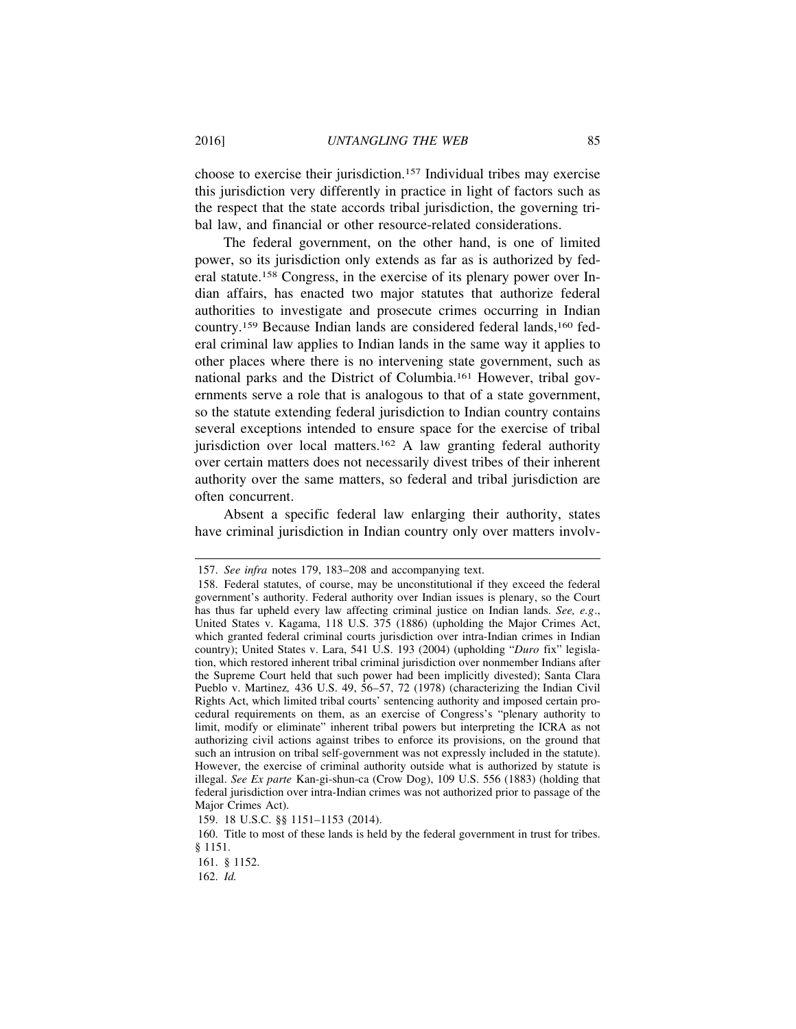choose to exercise their jurisdiction.[157] Individual tribes may exercise this jurisdiction very differently in practice in light of factors such as the respect that the state accords tribal jurisdiction, the governing tribal law, and financial or other resource-related considerations.

The federal government, on the other hand, is one of limited power, so its jurisdiction only extends as far as is authorized by federal statute.[158] Congress, in the exercise of its plenary power over Indian affairs, has enacted two major statutes that authorize federal authorities to investigate and prosecute crimes occurring in Indian country.[159] Because Indian lands are considered federal lands,[160] federal criminal law applies to Indian lands in the same way it applies to other places where there is no intervening state government, such as national parks and the District of Columbia.[161] However, tribal governments serve a role that is analogous to that of a state government, so the statute extending federal jurisdiction to Indian country contains several exceptions intended to ensure space for the exercise of tribal jurisdiction over local matters.[162] A law granting federal authority over certain matters does not necessarily divest tribes of their inherent authority over the same matters, so federal and tribal jurisdiction are often concurrent.

Absent a specific federal law enlarging their authority, states have criminal jurisdiction in Indian country only over matters involv-

---

157. *See infra* notes 179, 183–208 and accompanying text.

158. Federal statutes, of course, may be unconstitutional if they exceed the federal government's authority. Federal authority over Indian issues is plenary, so the Court has thus far upheld every law affecting criminal justice on Indian lands. *See, e.g*., United States v. Kagama, 118 U.S. 375 (1886) (upholding the Major Crimes Act, which granted federal criminal courts jurisdiction over intra-Indian crimes in Indian country); United States v. Lara, 541 U.S. 193 (2004) (upholding "*Duro* fix" legislation, which restored inherent tribal criminal jurisdiction over nonmember Indians after the Supreme Court held that such power had been implicitly divested); Santa Clara Pueblo v. Martinez*,* 436 U.S. 49, 56–57, 72 (1978) (characterizing the Indian Civil Rights Act, which limited tribal courts' sentencing authority and imposed certain procedural requirements on them, as an exercise of Congress's "plenary authority to limit, modify or eliminate" inherent tribal powers but interpreting the ICRA as not authorizing civil actions against tribes to enforce its provisions, on the ground that such an intrusion on tribal self-government was not expressly included in the statute). However, the exercise of criminal authority outside what is authorized by statute is illegal. *See Ex parte* Kan-gi-shun-ca (Crow Dog), 109 U.S. 556 (1883) (holding that federal jurisdiction over intra-Indian crimes was not authorized prior to passage of the Major Crimes Act).

159. 18 U.S.C. §§ 1151–1153 (2014).

160. Title to most of these lands is held by the federal government in trust for tribes. § 1151.

161. § 1152.

162. *Id.*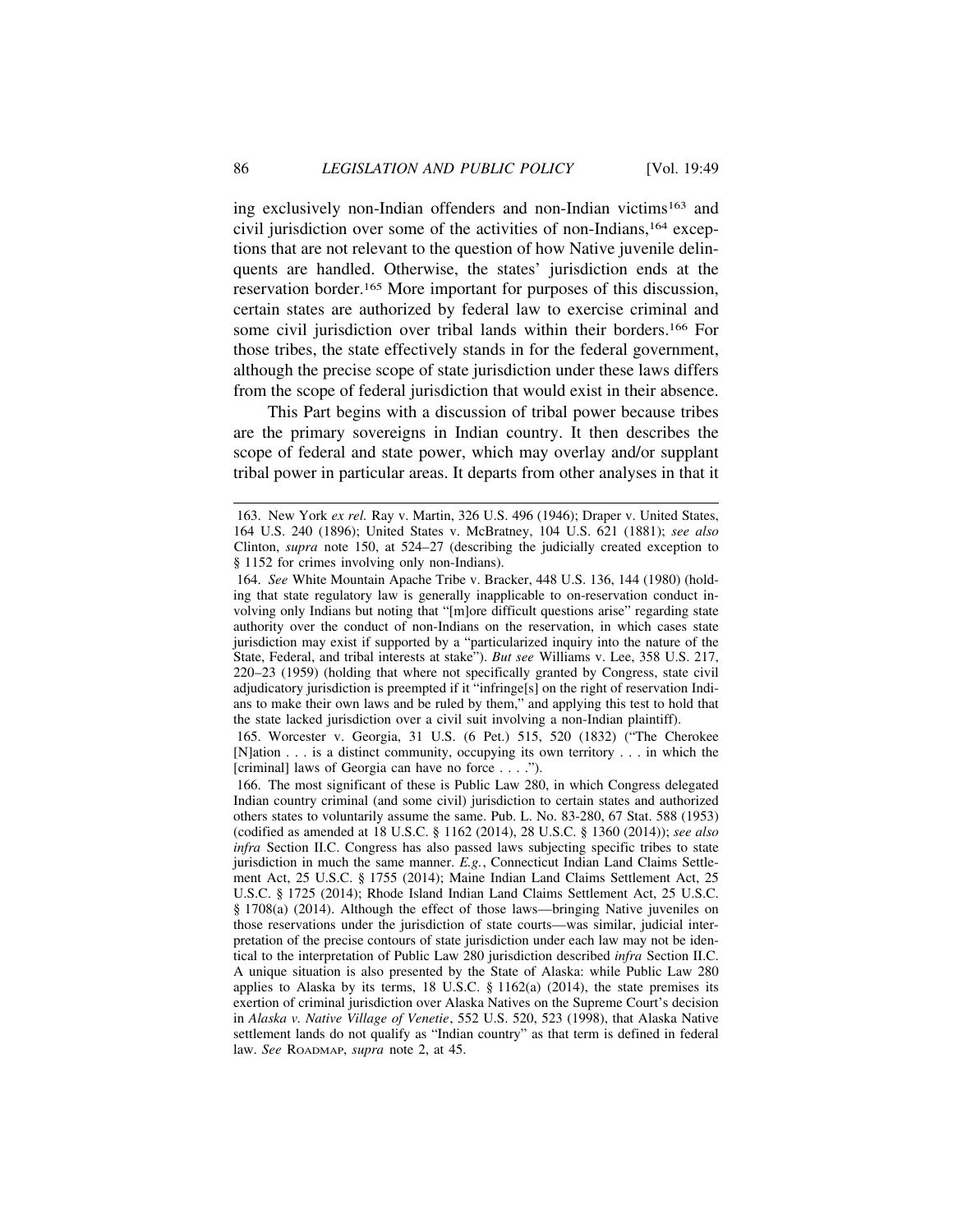ing exclusively non-Indian offenders and non-Indian victims[163] and civil jurisdiction over some of the activities of non-Indians,[164] exceptions that are not relevant to the question of how Native juvenile delinquents are handled. Otherwise, the states' jurisdiction ends at the reservation border.[165] More important for purposes of this discussion, certain states are authorized by federal law to exercise criminal and some civil jurisdiction over tribal lands within their borders.[166] For those tribes, the state effectively stands in for the federal government, although the precise scope of state jurisdiction under these laws differs from the scope of federal jurisdiction that would exist in their absence.

This Part begins with a discussion of tribal power because tribes are the primary sovereigns in Indian country. It then describes the scope of federal and state power, which may overlay and/or supplant tribal power in particular areas. It departs from other analyses in that it

---

163. New York *ex rel.* Ray v. Martin, 326 U.S. 496 (1946); Draper v. United States, 164 U.S. 240 (1896); United States v. McBratney, 104 U.S. 621 (1881); *see also* Clinton, *supra* note 150, at 524–27 (describing the judicially created exception to § 1152 for crimes involving only non-Indians).

164. *See* White Mountain Apache Tribe v. Bracker, 448 U.S. 136, 144 (1980) (holding that state regulatory law is generally inapplicable to on-reservation conduct involving only Indians but noting that "[m]ore difficult questions arise" regarding state authority over the conduct of non-Indians on the reservation, in which cases state jurisdiction may exist if supported by a "particularized inquiry into the nature of the State, Federal, and tribal interests at stake"). *But see* Williams v. Lee, 358 U.S. 217, 220–23 (1959) (holding that where not specifically granted by Congress, state civil adjudicatory jurisdiction is preempted if it "infringe[s] on the right of reservation Indians to make their own laws and be ruled by them," and applying this test to hold that the state lacked jurisdiction over a civil suit involving a non-Indian plaintiff).

165. Worcester v. Georgia, 31 U.S. (6 Pet.) 515, 520 (1832) ("The Cherokee [N]ation . . . is a distinct community, occupying its own territory . . . in which the [criminal] laws of Georgia can have no force . . . .").

166. The most significant of these is Public Law 280, in which Congress delegated Indian country criminal (and some civil) jurisdiction to certain states and authorized others states to voluntarily assume the same. Pub. L. No. 83-280, 67 Stat. 588 (1953) (codified as amended at 18 U.S.C. § 1162 (2014), 28 U.S.C. § 1360 (2014)); *see also infra* Section II.C. Congress has also passed laws subjecting specific tribes to state jurisdiction in much the same manner. *E.g.*, Connecticut Indian Land Claims Settlement Act, 25 U.S.C. § 1755 (2014); Maine Indian Land Claims Settlement Act, 25 U.S.C. § 1725 (2014); Rhode Island Indian Land Claims Settlement Act, 25 U.S.C. § 1708(a) (2014). Although the effect of those laws—bringing Native juveniles on those reservations under the jurisdiction of state courts—was similar, judicial interpretation of the precise contours of state jurisdiction under each law may not be identical to the interpretation of Public Law 280 jurisdiction described *infra* Section II.C. A unique situation is also presented by the State of Alaska: while Public Law 280 applies to Alaska by its terms, 18 U.S.C. § 1162(a) (2014), the state premises its exertion of criminal jurisdiction over Alaska Natives on the Supreme Court's decision in *Alaska v. Native Village of Venetie*, 552 U.S. 520, 523 (1998), that Alaska Native settlement lands do not qualify as "Indian country" as that term is defined in federal law. *See* ROADMAP, *supra* note 2, at 45.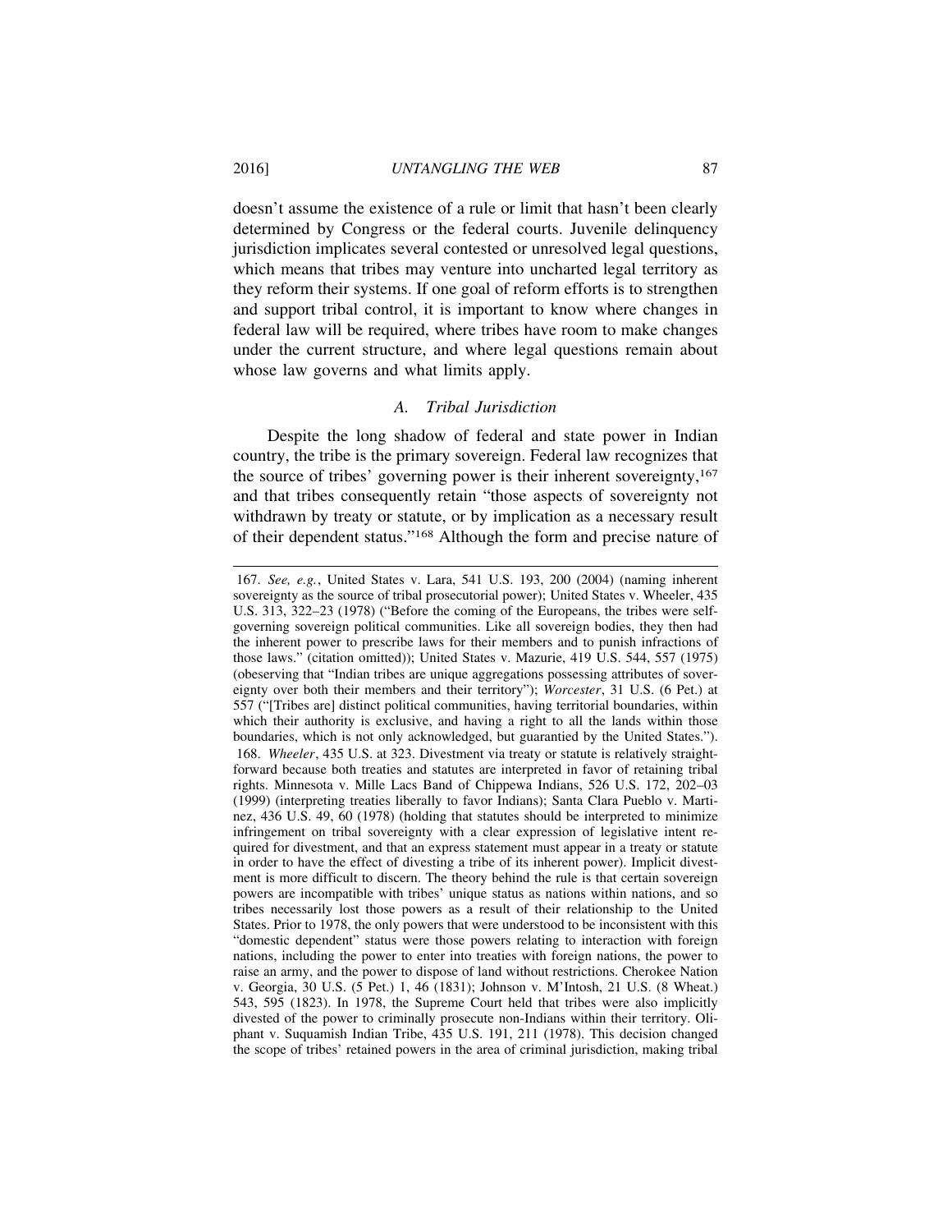doesn't assume the existence of a rule or limit that hasn't been clearly determined by Congress or the federal courts. Juvenile delinquency jurisdiction implicates several contested or unresolved legal questions, which means that tribes may venture into uncharted legal territory as they reform their systems. If one goal of reform efforts is to strengthen and support tribal control, it is important to know where changes in federal law will be required, where tribes have room to make changes under the current structure, and where legal questions remain about whose law governs and what limits apply.

### *A. Tribal Jurisdiction*

Despite the long shadow of federal and state power in Indian country, the tribe is the primary sovereign. Federal law recognizes that the source of tribes' governing power is their inherent sovereignty,[167] and that tribes consequently retain "those aspects of sovereignty not withdrawn by treaty or statute, or by implication as a necessary result of their dependent status."[168] Although the form and precise nature of

---

167. *See, e.g.*, United States v. Lara, 541 U.S. 193, 200 (2004) (naming inherent sovereignty as the source of tribal prosecutorial power); United States v. Wheeler, 435 U.S. 313, 322–23 (1978) ("Before the coming of the Europeans, the tribes were self-governing sovereign political communities. Like all sovereign bodies, they then had the inherent power to prescribe laws for their members and to punish infractions of those laws." (citation omitted)); United States v. Mazurie, 419 U.S. 544, 557 (1975) (obeserving that "Indian tribes are unique aggregations possessing attributes of sovereignty over both their members and their territory"); *Worcester*, 31 U.S. (6 Pet.) at 557 ("[Tribes are] distinct political communities, having territorial boundaries, within which their authority is exclusive, and having a right to all the lands within those boundaries, which is not only acknowledged, but guarantied by the United States.").

168. *Wheeler*, 435 U.S. at 323. Divestment via treaty or statute is relatively straightforward because both treaties and statutes are interpreted in favor of retaining tribal rights. Minnesota v. Mille Lacs Band of Chippewa Indians, 526 U.S. 172, 202–03 (1999) (interpreting treaties liberally to favor Indians); Santa Clara Pueblo v. Martinez, 436 U.S. 49, 60 (1978) (holding that statutes should be interpreted to minimize infringement on tribal sovereignty with a clear expression of legislative intent required for divestment, and that an express statement must appear in a treaty or statute in order to have the effect of divesting a tribe of its inherent power). Implicit divestment is more difficult to discern. The theory behind the rule is that certain sovereign powers are incompatible with tribes' unique status as nations within nations, and so tribes necessarily lost those powers as a result of their relationship to the United States. Prior to 1978, the only powers that were understood to be inconsistent with this "domestic dependent" status were those powers relating to interaction with foreign nations, including the power to enter into treaties with foreign nations, the power to raise an army, and the power to dispose of land without restrictions. Cherokee Nation v. Georgia, 30 U.S. (5 Pet.) 1, 46 (1831); Johnson v. M'Intosh, 21 U.S. (8 Wheat.) 543, 595 (1823). In 1978, the Supreme Court held that tribes were also implicitly divested of the power to criminally prosecute non-Indians within their territory. Oliphant v. Suquamish Indian Tribe, 435 U.S. 191, 211 (1978). This decision changed the scope of tribes' retained powers in the area of criminal jurisdiction, making tribal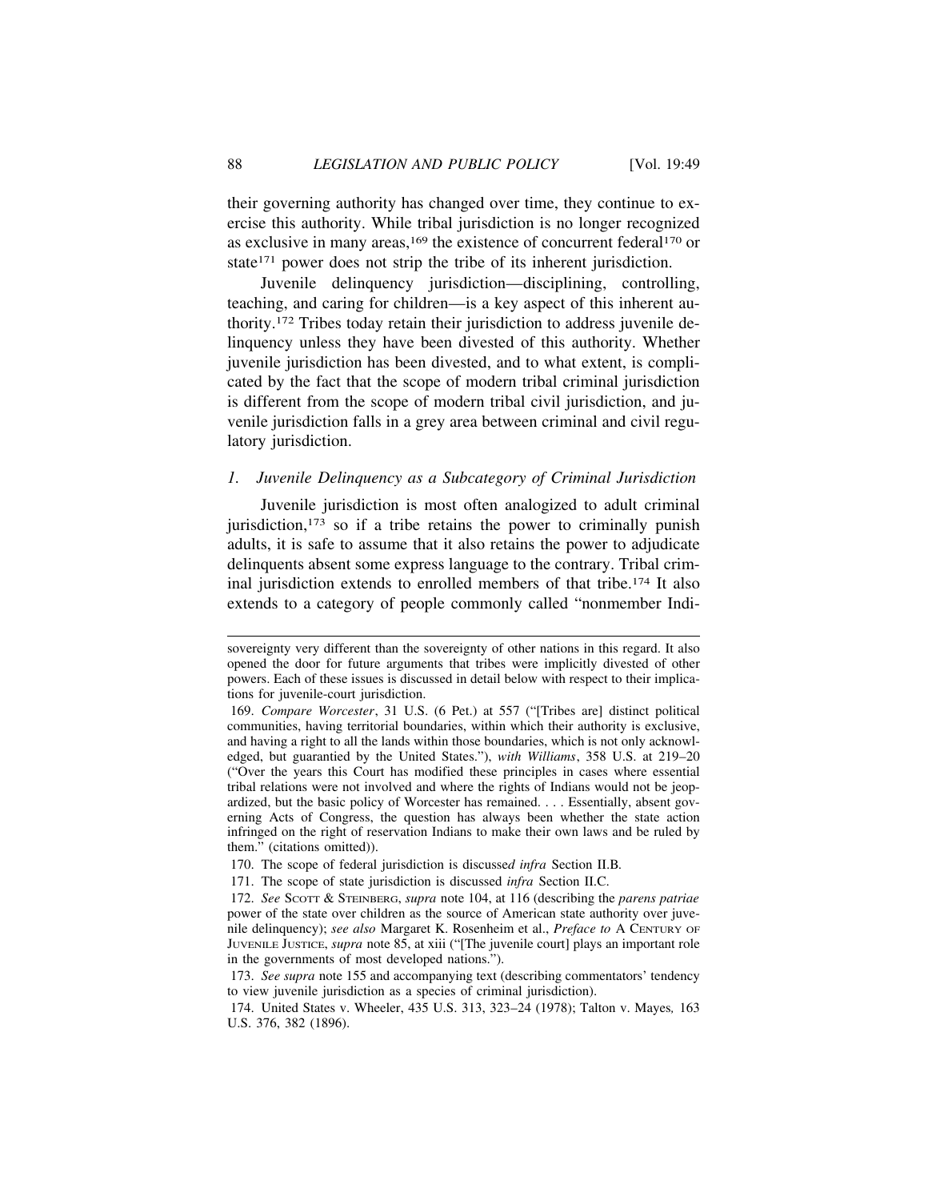their governing authority has changed over time, they continue to exercise this authority. While tribal jurisdiction is no longer recognized as exclusive in many areas,[169] the existence of concurrent federal[170] or state[171] power does not strip the tribe of its inherent jurisdiction.

Juvenile delinquency jurisdiction—disciplining, controlling, teaching, and caring for children—is a key aspect of this inherent authority.[172] Tribes today retain their jurisdiction to address juvenile delinquency unless they have been divested of this authority. Whether juvenile jurisdiction has been divested, and to what extent, is complicated by the fact that the scope of modern tribal criminal jurisdiction is different from the scope of modern tribal civil jurisdiction, and juvenile jurisdiction falls in a grey area between criminal and civil regulatory jurisdiction.

### *1. Juvenile Delinquency as a Subcategory of Criminal Jurisdiction*

Juvenile jurisdiction is most often analogized to adult criminal jurisdiction,[173] so if a tribe retains the power to criminally punish adults, it is safe to assume that it also retains the power to adjudicate delinquents absent some express language to the contrary. Tribal criminal jurisdiction extends to enrolled members of that tribe.[174] It also extends to a category of people commonly called "nonmember Indi-

---

sovereignty very different than the sovereignty of other nations in this regard. It also opened the door for future arguments that tribes were implicitly divested of other powers. Each of these issues is discussed in detail below with respect to their implications for juvenile-court jurisdiction.

169. *Compare Worcester*, 31 U.S. (6 Pet.) at 557 ("[Tribes are] distinct political communities, having territorial boundaries, within which their authority is exclusive, and having a right to all the lands within those boundaries, which is not only acknowledged, but guarantied by the United States."), *with Williams*, 358 U.S. at 219–20 ("Over the years this Court has modified these principles in cases where essential tribal relations were not involved and where the rights of Indians would not be jeopardized, but the basic policy of Worcester has remained. . . . Essentially, absent governing Acts of Congress, the question has always been whether the state action infringed on the right of reservation Indians to make their own laws and be ruled by them." (citations omitted)).

170. The scope of federal jurisdiction is discussed *infra* Section II.B.

171. The scope of state jurisdiction is discussed *infra* Section II.C.

172. *See* SCOTT & STEINBERG, *supra* note 104, at 116 (describing the *parens patriae* power of the state over children as the source of American state authority over juvenile delinquency); *see also* Margaret K. Rosenheim et al., *Preface to* A CENTURY OF JUVENILE JUSTICE, *supra* note 85, at xiii ("[The juvenile court] plays an important role in the governments of most developed nations.").

173. *See supra* note 155 and accompanying text (describing commentators' tendency to view juvenile jurisdiction as a species of criminal jurisdiction).

174. United States v. Wheeler, 435 U.S. 313, 323–24 (1978); Talton v. Mayes, 163 U.S. 376, 382 (1896).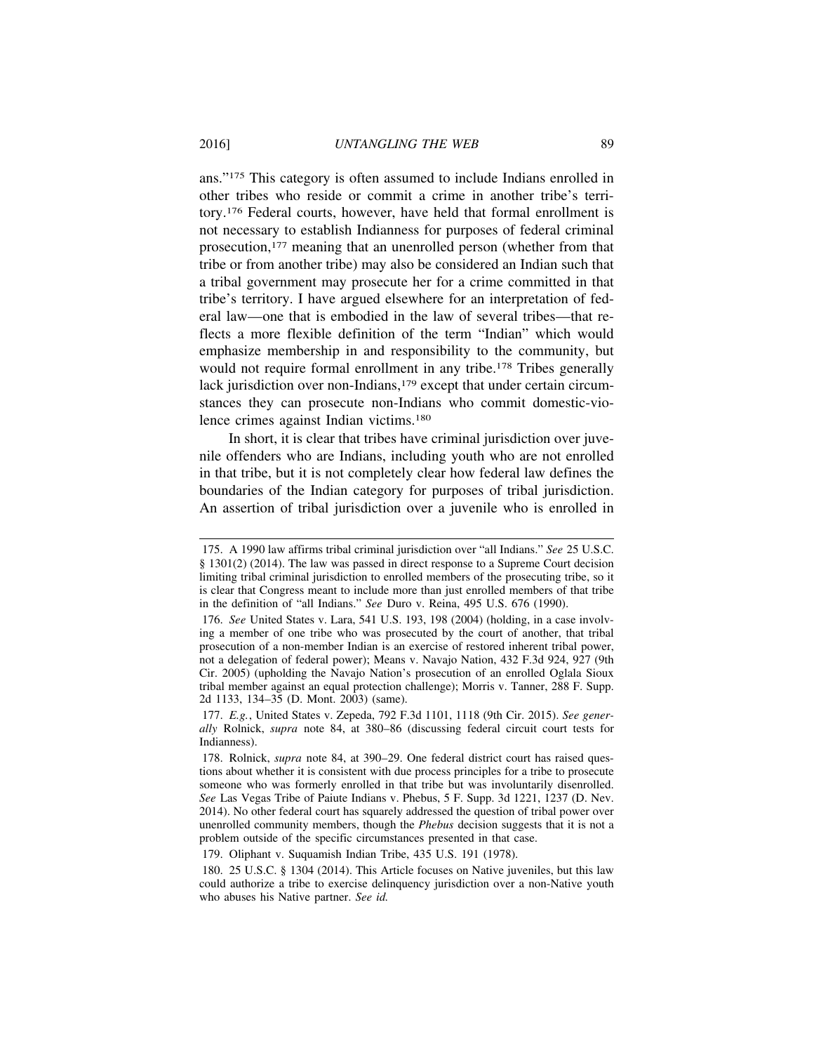ans."[175] This category is often assumed to include Indians enrolled in other tribes who reside or commit a crime in another tribe's territory.[176] Federal courts, however, have held that formal enrollment is not necessary to establish Indianness for purposes of federal criminal prosecution,[177] meaning that an unenrolled person (whether from that tribe or from another tribe) may also be considered an Indian such that a tribal government may prosecute her for a crime committed in that tribe's territory. I have argued elsewhere for an interpretation of federal law—one that is embodied in the law of several tribes—that reflects a more flexible definition of the term "Indian" which would emphasize membership in and responsibility to the community, but would not require formal enrollment in any tribe.[178] Tribes generally lack jurisdiction over non-Indians,[179] except that under certain circumstances they can prosecute non-Indians who commit domestic-violence crimes against Indian victims.[180]

In short, it is clear that tribes have criminal jurisdiction over juvenile offenders who are Indians, including youth who are not enrolled in that tribe, but it is not completely clear how federal law defines the boundaries of the Indian category for purposes of tribal jurisdiction. An assertion of tribal jurisdiction over a juvenile who is enrolled in

---

175. A 1990 law affirms tribal criminal jurisdiction over "all Indians." *See* 25 U.S.C. § 1301(2) (2014). The law was passed in direct response to a Supreme Court decision limiting tribal criminal jurisdiction to enrolled members of the prosecuting tribe, so it is clear that Congress meant to include more than just enrolled members of that tribe in the definition of "all Indians." *See* Duro v. Reina, 495 U.S. 676 (1990).

176. *See* United States v. Lara, 541 U.S. 193, 198 (2004) (holding, in a case involving a member of one tribe who was prosecuted by the court of another, that tribal prosecution of a non-member Indian is an exercise of restored inherent tribal power, not a delegation of federal power); Means v. Navajo Nation, 432 F.3d 924, 927 (9th Cir. 2005) (upholding the Navajo Nation's prosecution of an enrolled Oglala Sioux tribal member against an equal protection challenge); Morris v. Tanner, 288 F. Supp. 2d 1133, 134–35 (D. Mont. 2003) (same).

177. *E.g.*, United States v. Zepeda, 792 F.3d 1101, 1118 (9th Cir. 2015). *See generally* Rolnick, *supra* note 84, at 380–86 (discussing federal circuit court tests for Indianness).

178. Rolnick, *supra* note 84, at 390–29. One federal district court has raised questions about whether it is consistent with due process principles for a tribe to prosecute someone who was formerly enrolled in that tribe but was involuntarily disenrolled. *See* Las Vegas Tribe of Paiute Indians v. Phebus, 5 F. Supp. 3d 1221, 1237 (D. Nev. 2014). No other federal court has squarely addressed the question of tribal power over unenrolled community members, though the *Phebus* decision suggests that it is not a problem outside of the specific circumstances presented in that case.

179. Oliphant v. Suquamish Indian Tribe, 435 U.S. 191 (1978).

180. 25 U.S.C. § 1304 (2014). This Article focuses on Native juveniles, but this law could authorize a tribe to exercise delinquency jurisdiction over a non-Native youth who abuses his Native partner. *See id.*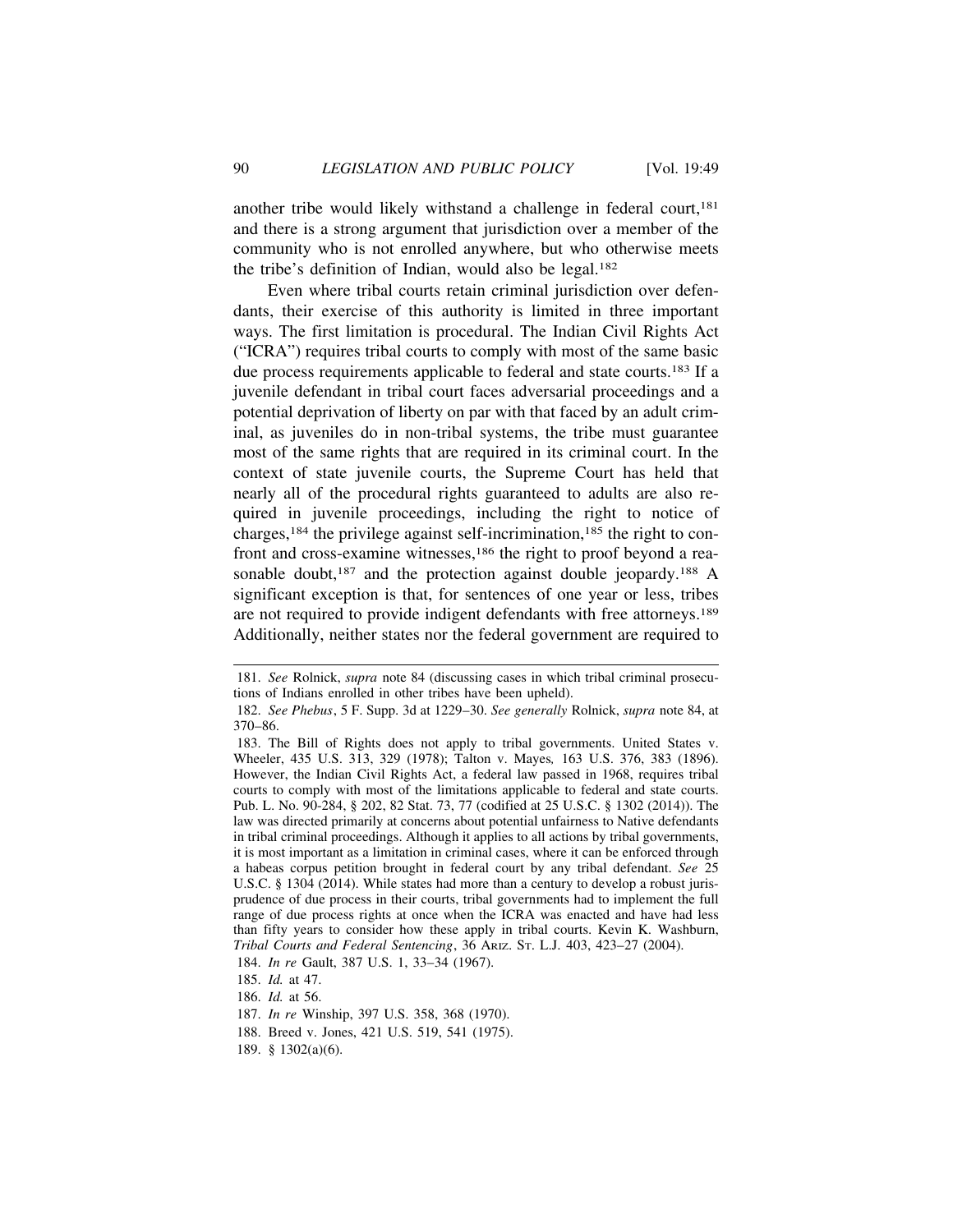another tribe would likely withstand a challenge in federal court,[181] and there is a strong argument that jurisdiction over a member of the community who is not enrolled anywhere, but who otherwise meets the tribe's definition of Indian, would also be legal.[182]

Even where tribal courts retain criminal jurisdiction over defendants, their exercise of this authority is limited in three important ways. The first limitation is procedural. The Indian Civil Rights Act ("ICRA") requires tribal courts to comply with most of the same basic due process requirements applicable to federal and state courts.[183] If a juvenile defendant in tribal court faces adversarial proceedings and a potential deprivation of liberty on par with that faced by an adult criminal, as juveniles do in non-tribal systems, the tribe must guarantee most of the same rights that are required in its criminal court. In the context of state juvenile courts, the Supreme Court has held that nearly all of the procedural rights guaranteed to adults are also required in juvenile proceedings, including the right to notice of charges,[184] the privilege against self-incrimination,[185] the right to confront and cross-examine witnesses,[186] the right to proof beyond a reasonable doubt,[187] and the protection against double jeopardy.[188] A significant exception is that, for sentences of one year or less, tribes are not required to provide indigent defendants with free attorneys.[189] Additionally, neither states nor the federal government are required to

---

181. *See* Rolnick, *supra* note 84 (discussing cases in which tribal criminal prosecutions of Indians enrolled in other tribes have been upheld).

182. *See Phebus*, 5 F. Supp. 3d at 1229–30. *See generally* Rolnick, *supra* note 84, at 370–86.

183. The Bill of Rights does not apply to tribal governments. United States v. Wheeler, 435 U.S. 313, 329 (1978); Talton v. Mayes*,* 163 U.S. 376, 383 (1896). However, the Indian Civil Rights Act, a federal law passed in 1968, requires tribal courts to comply with most of the limitations applicable to federal and state courts. Pub. L. No. 90-284, § 202, 82 Stat. 73, 77 (codified at 25 U.S.C. § 1302 (2014)). The law was directed primarily at concerns about potential unfairness to Native defendants in tribal criminal proceedings. Although it applies to all actions by tribal governments, it is most important as a limitation in criminal cases, where it can be enforced through a habeas corpus petition brought in federal court by any tribal defendant. *See* 25 U.S.C. § 1304 (2014). While states had more than a century to develop a robust jurisprudence of due process in their courts, tribal governments had to implement the full range of due process rights at once when the ICRA was enacted and have had less than fifty years to consider how these apply in tribal courts. Kevin K. Washburn, *Tribal Courts and Federal Sentencing*, 36 ARIZ. ST. L.J. 403, 423–27 (2004).

184. *In re* Gault, 387 U.S. 1, 33–34 (1967).

185. *Id.* at 47.

186. *Id.* at 56.

187. *In re* Winship, 397 U.S. 358, 368 (1970).

188. Breed v. Jones, 421 U.S. 519, 541 (1975).

189. § 1302(a)(6).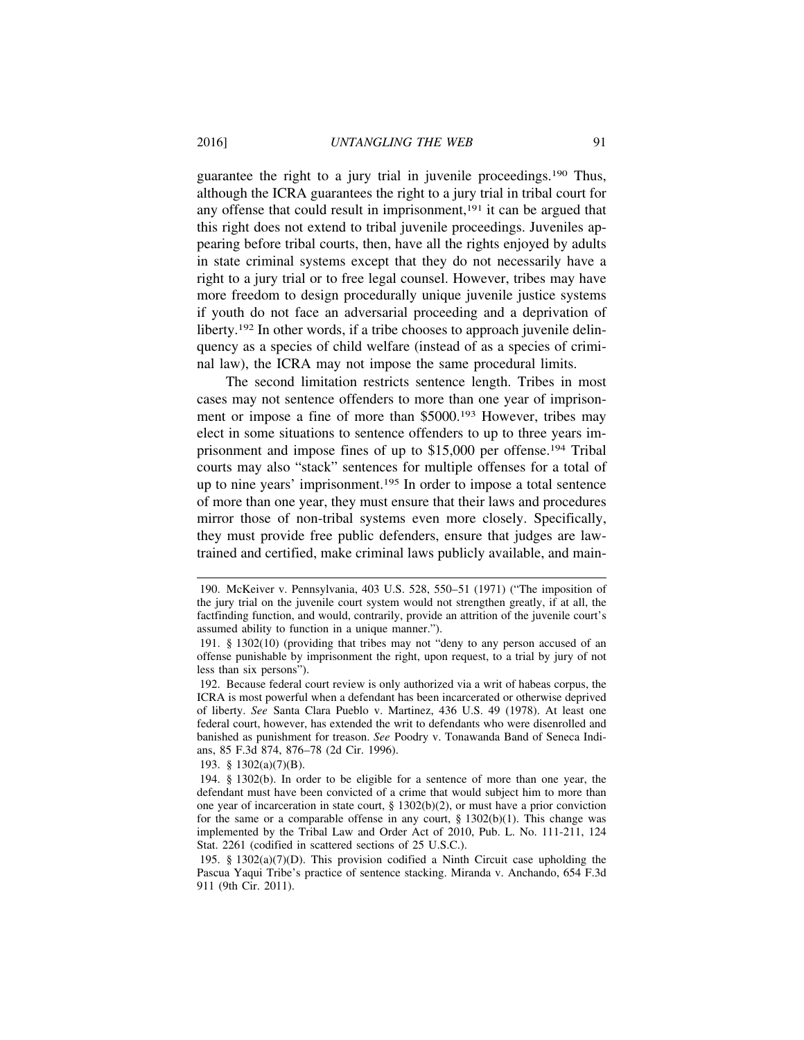guarantee the right to a jury trial in juvenile proceedings.[190] Thus, although the ICRA guarantees the right to a jury trial in tribal court for any offense that could result in imprisonment,[191] it can be argued that this right does not extend to tribal juvenile proceedings. Juveniles appearing before tribal courts, then, have all the rights enjoyed by adults in state criminal systems except that they do not necessarily have a right to a jury trial or to free legal counsel. However, tribes may have more freedom to design procedurally unique juvenile justice systems if youth do not face an adversarial proceeding and a deprivation of liberty.[192] In other words, if a tribe chooses to approach juvenile delinquency as a species of child welfare (instead of as a species of criminal law), the ICRA may not impose the same procedural limits.

The second limitation restricts sentence length. Tribes in most cases may not sentence offenders to more than one year of imprisonment or impose a fine of more than $5000.[193] However, tribes may elect in some situations to sentence offenders to up to three years imprisonment and impose fines of up to $15,000 per offense.[194] Tribal courts may also "stack" sentences for multiple offenses for a total of up to nine years' imprisonment.[195] In order to impose a total sentence of more than one year, they must ensure that their laws and procedures mirror those of non-tribal systems even more closely. Specifically, they must provide free public defenders, ensure that judges are law-trained and certified, make criminal laws publicly available, and main-

---

190. McKeiver v. Pennsylvania, 403 U.S. 528, 550–51 (1971) ("The imposition of the jury trial on the juvenile court system would not strengthen greatly, if at all, the factfinding function, and would, contrarily, provide an attrition of the juvenile court's assumed ability to function in a unique manner.").

191. § 1302(10) (providing that tribes may not "deny to any person accused of an offense punishable by imprisonment the right, upon request, to a trial by jury of not less than six persons").

192. Because federal court review is only authorized via a writ of habeas corpus, the ICRA is most powerful when a defendant has been incarcerated or otherwise deprived of liberty. *See* Santa Clara Pueblo v. Martinez, 436 U.S. 49 (1978). At least one federal court, however, has extended the writ to defendants who were disenrolled and banished as punishment for treason. *See* Poodry v. Tonawanda Band of Seneca Indians, 85 F.3d 874, 876–78 (2d Cir. 1996).

193. § 1302(a)(7)(B).

194. § 1302(b). In order to be eligible for a sentence of more than one year, the defendant must have been convicted of a crime that would subject him to more than one year of incarceration in state court, § 1302(b)(2), or must have a prior conviction for the same or a comparable offense in any court, § 1302(b)(1). This change was implemented by the Tribal Law and Order Act of 2010, Pub. L. No. 111-211, 124 Stat. 2261 (codified in scattered sections of 25 U.S.C.).

195. § 1302(a)(7)(D). This provision codified a Ninth Circuit case upholding the Pascua Yaqui Tribe's practice of sentence stacking. Miranda v. Anchando, 654 F.3d 911 (9th Cir. 2011).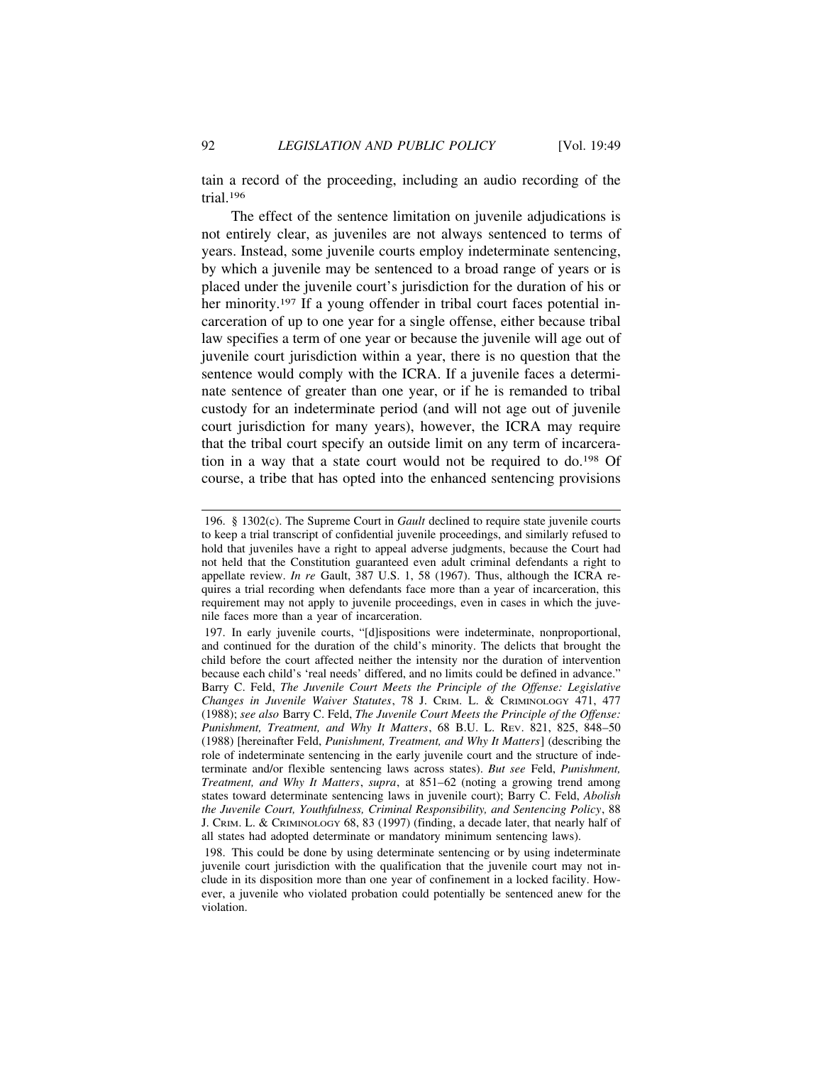tain a record of the proceeding, including an audio recording of the trial.[196]

The effect of the sentence limitation on juvenile adjudications is not entirely clear, as juveniles are not always sentenced to terms of years. Instead, some juvenile courts employ indeterminate sentencing, by which a juvenile may be sentenced to a broad range of years or is placed under the juvenile court's jurisdiction for the duration of his or her minority.[197] If a young offender in tribal court faces potential incarceration of up to one year for a single offense, either because tribal law specifies a term of one year or because the juvenile will age out of juvenile court jurisdiction within a year, there is no question that the sentence would comply with the ICRA. If a juvenile faces a determinate sentence of greater than one year, or if he is remanded to tribal custody for an indeterminate period (and will not age out of juvenile court jurisdiction for many years), however, the ICRA may require that the tribal court specify an outside limit on any term of incarceration in a way that a state court would not be required to do.[198] Of course, a tribe that has opted into the enhanced sentencing provisions

---

196. § 1302(c). The Supreme Court in *Gault* declined to require state juvenile courts to keep a trial transcript of confidential juvenile proceedings, and similarly refused to hold that juveniles have a right to appeal adverse judgments, because the Court had not held that the Constitution guaranteed even adult criminal defendants a right to appellate review. *In re* Gault, 387 U.S. 1, 58 (1967). Thus, although the ICRA requires a trial recording when defendants face more than a year of incarceration, this requirement may not apply to juvenile proceedings, even in cases in which the juvenile faces more than a year of incarceration.

197. In early juvenile courts, "[d]ispositions were indeterminate, nonproportional, and continued for the duration of the child's minority. The delicts that brought the child before the court affected neither the intensity nor the duration of intervention because each child's 'real needs' differed, and no limits could be defined in advance." Barry C. Feld, *The Juvenile Court Meets the Principle of the Offense: Legislative Changes in Juvenile Waiver Statutes*, 78 J. CRIM. L. & CRIMINOLOGY 471, 477 (1988); *see also* Barry C. Feld, *The Juvenile Court Meets the Principle of the Offense: Punishment, Treatment, and Why It Matters*, 68 B.U. L. REV. 821, 825, 848–50 (1988) [hereinafter Feld, *Punishment, Treatment, and Why It Matters*] (describing the role of indeterminate sentencing in the early juvenile court and the structure of indeterminate and/or flexible sentencing laws across states). *But see* Feld, *Punishment, Treatment, and Why It Matters*, *supra*, at 851–62 (noting a growing trend among states toward determinate sentencing laws in juvenile court); Barry C. Feld, *Abolish the Juvenile Court, Youthfulness, Criminal Responsibility, and Sentencing Policy*, 88 J. CRIM. L. & CRIMINOLOGY 68, 83 (1997) (finding, a decade later, that nearly half of all states had adopted determinate or mandatory minimum sentencing laws).

198. This could be done by using determinate sentencing or by using indeterminate juvenile court jurisdiction with the qualification that the juvenile court may not include in its disposition more than one year of confinement in a locked facility. However, a juvenile who violated probation could potentially be sentenced anew for the violation.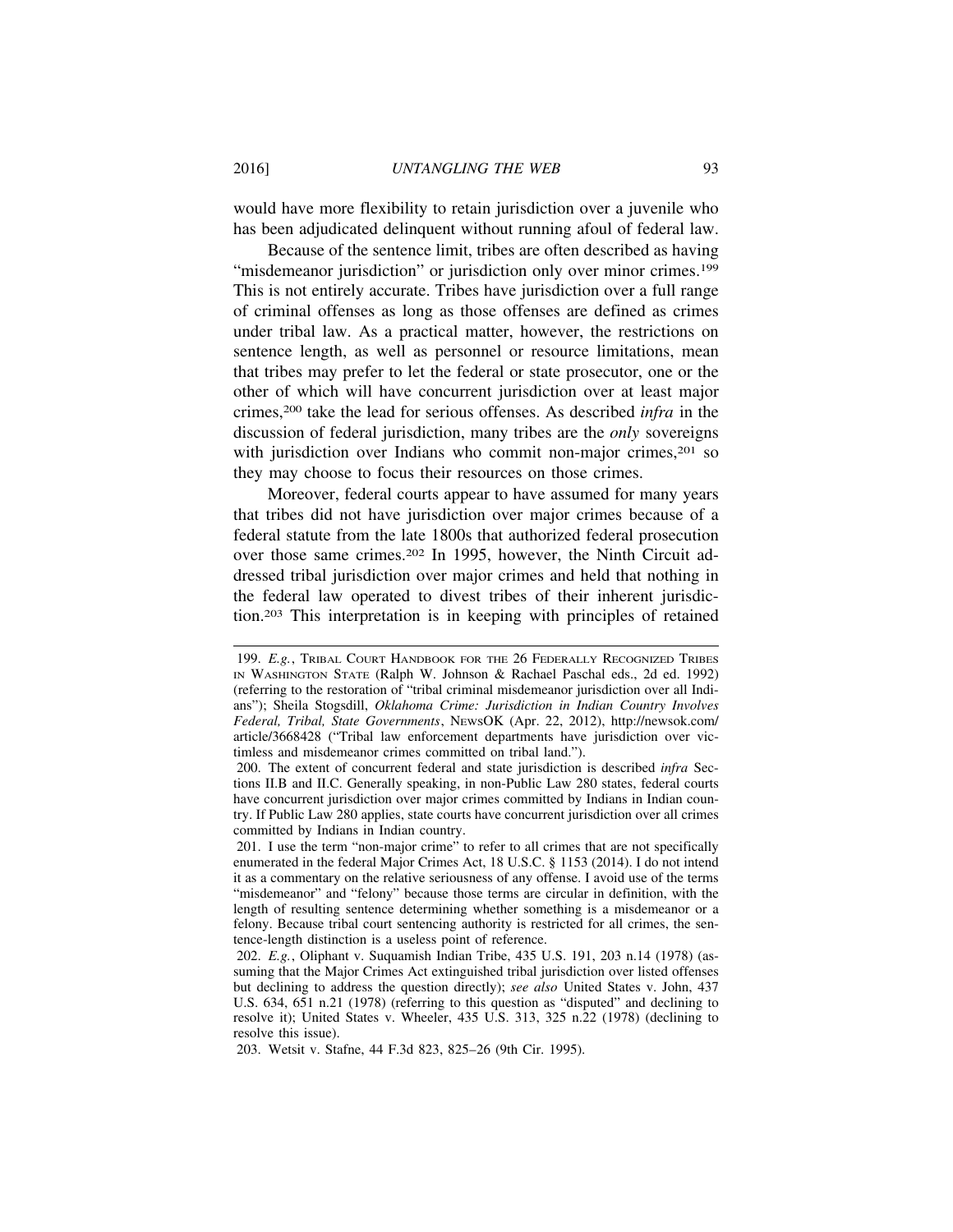would have more flexibility to retain jurisdiction over a juvenile who has been adjudicated delinquent without running afoul of federal law.

Because of the sentence limit, tribes are often described as having "misdemeanor jurisdiction" or jurisdiction only over minor crimes.[199] This is not entirely accurate. Tribes have jurisdiction over a full range of criminal offenses as long as those offenses are defined as crimes under tribal law. As a practical matter, however, the restrictions on sentence length, as well as personnel or resource limitations, mean that tribes may prefer to let the federal or state prosecutor, one or the other of which will have concurrent jurisdiction over at least major crimes,[200] take the lead for serious offenses. As described *infra* in the discussion of federal jurisdiction, many tribes are the *only* sovereigns with jurisdiction over Indians who commit non-major crimes,[201] so they may choose to focus their resources on those crimes.

Moreover, federal courts appear to have assumed for many years that tribes did not have jurisdiction over major crimes because of a federal statute from the late 1800s that authorized federal prosecution over those same crimes.[202] In 1995, however, the Ninth Circuit addressed tribal jurisdiction over major crimes and held that nothing in the federal law operated to divest tribes of their inherent jurisdiction.[203] This interpretation is in keeping with principles of retained

---

199. *E.g.*, TRIBAL COURT HANDBOOK FOR THE 26 FEDERALLY RECOGNIZED TRIBES IN WASHINGTON STATE (Ralph W. Johnson & Rachael Paschal eds., 2d ed. 1992) (referring to the restoration of "tribal criminal misdemeanor jurisdiction over all Indians"); Sheila Stogsdill, *Oklahoma Crime: Jurisdiction in Indian Country Involves Federal, Tribal, State Governments*, NEWSOK (Apr. 22, 2012), http://newsok.com/article/3668428 ("Tribal law enforcement departments have jurisdiction over victimless and misdemeanor crimes committed on tribal land.").

200. The extent of concurrent federal and state jurisdiction is described *infra* Sections II.B and II.C. Generally speaking, in non-Public Law 280 states, federal courts have concurrent jurisdiction over major crimes committed by Indians in Indian country. If Public Law 280 applies, state courts have concurrent jurisdiction over all crimes committed by Indians in Indian country.

201. I use the term "non-major crime" to refer to all crimes that are not specifically enumerated in the federal Major Crimes Act, 18 U.S.C. § 1153 (2014). I do not intend it as a commentary on the relative seriousness of any offense. I avoid use of the terms "misdemeanor" and "felony" because those terms are circular in definition, with the length of resulting sentence determining whether something is a misdemeanor or a felony. Because tribal court sentencing authority is restricted for all crimes, the sentence-length distinction is a useless point of reference.

202. *E.g.*, Oliphant v. Suquamish Indian Tribe, 435 U.S. 191, 203 n.14 (1978) (assuming that the Major Crimes Act extinguished tribal jurisdiction over listed offenses but declining to address the question directly); *see also* United States v. John, 437 U.S. 634, 651 n.21 (1978) (referring to this question as "disputed" and declining to resolve it); United States v. Wheeler, 435 U.S. 313, 325 n.22 (1978) (declining to resolve this issue).

203. Wetsit v. Stafne, 44 F.3d 823, 825–26 (9th Cir. 1995).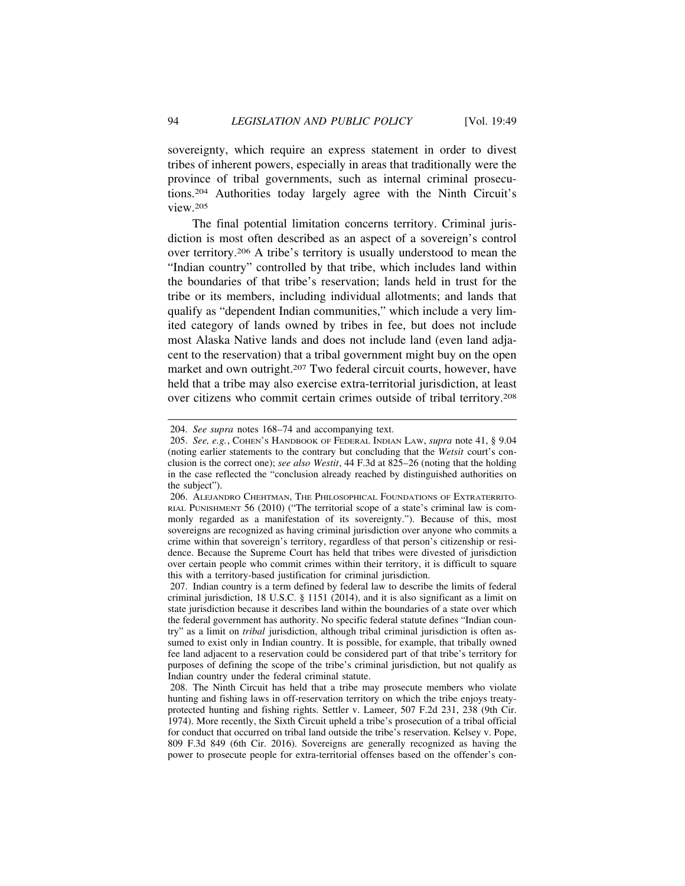sovereignty, which require an express statement in order to divest tribes of inherent powers, especially in areas that traditionally were the province of tribal governments, such as internal criminal prosecutions.[204] Authorities today largely agree with the Ninth Circuit's view.[205]

The final potential limitation concerns territory. Criminal jurisdiction is most often described as an aspect of a sovereign's control over territory.[206] A tribe's territory is usually understood to mean the "Indian country" controlled by that tribe, which includes land within the boundaries of that tribe's reservation; lands held in trust for the tribe or its members, including individual allotments; and lands that qualify as "dependent Indian communities," which include a very limited category of lands owned by tribes in fee, but does not include most Alaska Native lands and does not include land (even land adjacent to the reservation) that a tribal government might buy on the open market and own outright.[207] Two federal circuit courts, however, have held that a tribe may also exercise extra-territorial jurisdiction, at least over citizens who commit certain crimes outside of tribal territory.[208]

---

204. *See supra* notes 168–74 and accompanying text.

205. *See, e.g.*, COHEN'S HANDBOOK OF FEDERAL INDIAN LAW, *supra* note 41, § 9.04 (noting earlier statements to the contrary but concluding that the *Wetsit* court's conclusion is the correct one); *see also Westit*, 44 F.3d at 825–26 (noting that the holding in the case reflected the "conclusion already reached by distinguished authorities on the subject").

206. ALEJANDRO CHEHTMAN, THE PHILOSOPHICAL FOUNDATIONS OF EXTRATERRITORIAL PUNISHMENT 56 (2010) ("The territorial scope of a state's criminal law is commonly regarded as a manifestation of its sovereignty."). Because of this, most sovereigns are recognized as having criminal jurisdiction over anyone who commits a crime within that sovereign's territory, regardless of that person's citizenship or residence. Because the Supreme Court has held that tribes were divested of jurisdiction over certain people who commit crimes within their territory, it is difficult to square this with a territory-based justification for criminal jurisdiction.

207. Indian country is a term defined by federal law to describe the limits of federal criminal jurisdiction, 18 U.S.C. § 1151 (2014), and it is also significant as a limit on state jurisdiction because it describes land within the boundaries of a state over which the federal government has authority. No specific federal statute defines "Indian country" as a limit on *tribal* jurisdiction, although tribal criminal jurisdiction is often assumed to exist only in Indian country. It is possible, for example, that tribally owned fee land adjacent to a reservation could be considered part of that tribe's territory for purposes of defining the scope of the tribe's criminal jurisdiction, but not qualify as Indian country under the federal criminal statute.

208. The Ninth Circuit has held that a tribe may prosecute members who violate hunting and fishing laws in off-reservation territory on which the tribe enjoys treaty-protected hunting and fishing rights. Settler v. Lameer, 507 F.2d 231, 238 (9th Cir. 1974). More recently, the Sixth Circuit upheld a tribe's prosecution of a tribal official for conduct that occurred on tribal land outside the tribe's reservation. Kelsey v. Pope, 809 F.3d 849 (6th Cir. 2016). Sovereigns are generally recognized as having the power to prosecute people for extra-territorial offenses based on the offender's con-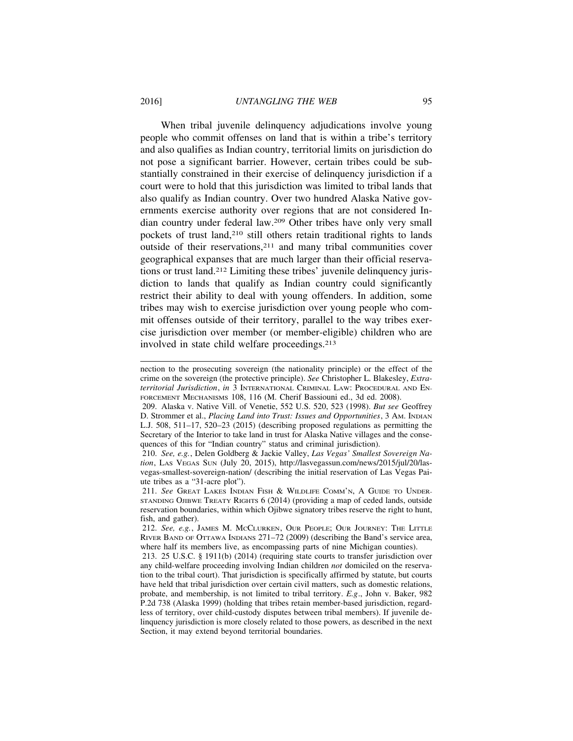When tribal juvenile delinquency adjudications involve young people who commit offenses on land that is within a tribe's territory and also qualifies as Indian country, territorial limits on jurisdiction do not pose a significant barrier. However, certain tribes could be substantially constrained in their exercise of delinquency jurisdiction if a court were to hold that this jurisdiction was limited to tribal lands that also qualify as Indian country. Over two hundred Alaska Native governments exercise authority over regions that are not considered Indian country under federal law.[209] Other tribes have only very small pockets of trust land,[210] still others retain traditional rights to lands outside of their reservations,[211] and many tribal communities cover geographical expanses that are much larger than their official reservations or trust land.[212] Limiting these tribes' juvenile delinquency jurisdiction to lands that qualify as Indian country could significantly restrict their ability to deal with young offenders. In addition, some tribes may wish to exercise jurisdiction over young people who commit offenses outside of their territory, parallel to the way tribes exercise jurisdiction over member (or member-eligible) children who are involved in state child welfare proceedings.[213]

---

nection to the prosecuting sovereign (the nationality principle) or the effect of the crime on the sovereign (the protective principle). *See* Christopher L. Blakesley, *Extraterritorial Jurisdiction*, *in* 3 INTERNATIONAL CRIMINAL LAW: PROCEDURAL AND ENFORCEMENT MECHANISMS 108, 116 (M. Cherif Bassiouni ed., 3d ed. 2008).

209. Alaska v. Native Vill. of Venetie, 552 U.S. 520, 523 (1998). *But see* Geoffrey D. Strommer et al., *Placing Land into Trust: Issues and Opportunities*, 3 AM. INDIAN L.J. 508, 511–17, 520–23 (2015) (describing proposed regulations as permitting the Secretary of the Interior to take land in trust for Alaska Native villages and the consequences of this for "Indian country" status and criminal jurisdiction).

210. *See, e.g.*, Delen Goldberg & Jackie Valley, *Las Vegas' Smallest Sovereign Nation*, LAS VEGAS SUN (July 20, 2015), http://lasvegassun.com/news/2015/jul/20/las-vegas-smallest-sovereign-nation/ (describing the initial reservation of Las Vegas Paiute tribes as a "31-acre plot").

211. *See* GREAT LAKES INDIAN FISH & WILDLIFE COMM'N, A GUIDE TO UNDERSTANDING OJIBWE TREATY RIGHTS 6 (2014) (providing a map of ceded lands, outside reservation boundaries, within which Ojibwe signatory tribes reserve the right to hunt, fish, and gather).

212. *See, e.g.*, JAMES M. MCCLURKEN, OUR PEOPLE; OUR JOURNEY: THE LITTLE RIVER BAND OF OTTAWA INDIANS 271–72 (2009) (describing the Band's service area, where half its members live, as encompassing parts of nine Michigan counties).

213. 25 U.S.C. § 1911(b) (2014) (requiring state courts to transfer jurisdiction over any child-welfare proceeding involving Indian children *not* domiciled on the reservation to the tribal court). That jurisdiction is specifically affirmed by statute, but courts have held that tribal jurisdiction over certain civil matters, such as domestic relations, probate, and membership, is not limited to tribal territory. *E.g.*, John v. Baker, 982 P.2d 738 (Alaska 1999) (holding that tribes retain member-based jurisdiction, regardless of territory, over child-custody disputes between tribal members). If juvenile delinquency jurisdiction is more closely related to those powers, as described in the next Section, it may extend beyond territorial boundaries.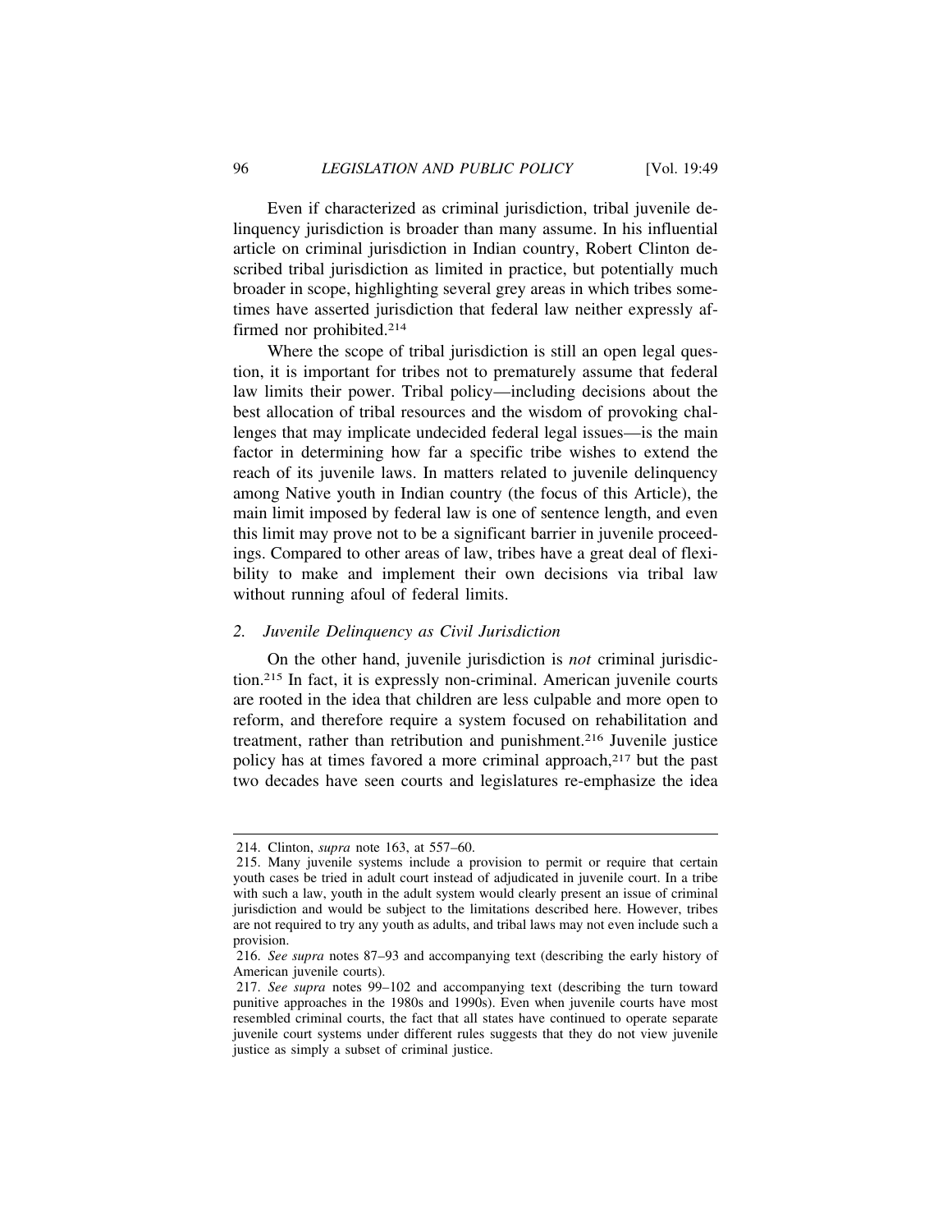Even if characterized as criminal jurisdiction, tribal juvenile delinquency jurisdiction is broader than many assume. In his influential article on criminal jurisdiction in Indian country, Robert Clinton described tribal jurisdiction as limited in practice, but potentially much broader in scope, highlighting several grey areas in which tribes sometimes have asserted jurisdiction that federal law neither expressly affirmed nor prohibited.[214]

Where the scope of tribal jurisdiction is still an open legal question, it is important for tribes not to prematurely assume that federal law limits their power. Tribal policy—including decisions about the best allocation of tribal resources and the wisdom of provoking challenges that may implicate undecided federal legal issues—is the main factor in determining how far a specific tribe wishes to extend the reach of its juvenile laws. In matters related to juvenile delinquency among Native youth in Indian country (the focus of this Article), the main limit imposed by federal law is one of sentence length, and even this limit may prove not to be a significant barrier in juvenile proceedings. Compared to other areas of law, tribes have a great deal of flexibility to make and implement their own decisions via tribal law without running afoul of federal limits.

### *2. Juvenile Delinquency as Civil Jurisdiction*

On the other hand, juvenile jurisdiction is *not* criminal jurisdiction.[215] In fact, it is expressly non-criminal. American juvenile courts are rooted in the idea that children are less culpable and more open to reform, and therefore require a system focused on rehabilitation and treatment, rather than retribution and punishment.[216] Juvenile justice policy has at times favored a more criminal approach,[217] but the past two decades have seen courts and legislatures re-emphasize the idea

---

214. Clinton, *supra* note 163, at 557–60.

215. Many juvenile systems include a provision to permit or require that certain youth cases be tried in adult court instead of adjudicated in juvenile court. In a tribe with such a law, youth in the adult system would clearly present an issue of criminal jurisdiction and would be subject to the limitations described here. However, tribes are not required to try any youth as adults, and tribal laws may not even include such a provision.

216. *See supra* notes 87–93 and accompanying text (describing the early history of American juvenile courts).

217. *See supra* notes 99–102 and accompanying text (describing the turn toward punitive approaches in the 1980s and 1990s). Even when juvenile courts have most resembled criminal courts, the fact that all states have continued to operate separate juvenile court systems under different rules suggests that they do not view juvenile justice as simply a subset of criminal justice.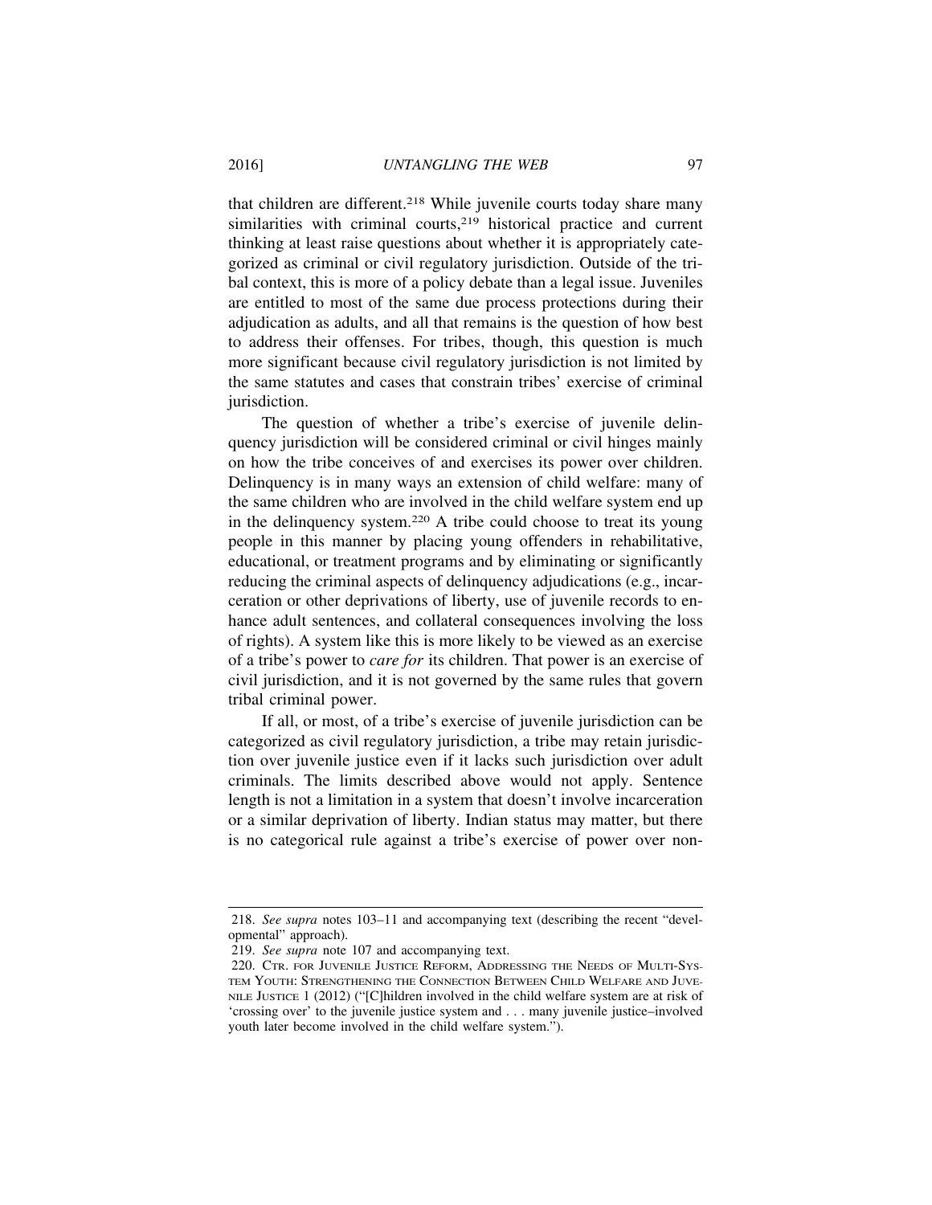that children are different.[218] While juvenile courts today share many similarities with criminal courts,[219] historical practice and current thinking at least raise questions about whether it is appropriately categorized as criminal or civil regulatory jurisdiction. Outside of the tribal context, this is more of a policy debate than a legal issue. Juveniles are entitled to most of the same due process protections during their adjudication as adults, and all that remains is the question of how best to address their offenses. For tribes, though, this question is much more significant because civil regulatory jurisdiction is not limited by the same statutes and cases that constrain tribes' exercise of criminal jurisdiction.

The question of whether a tribe's exercise of juvenile delinquency jurisdiction will be considered criminal or civil hinges mainly on how the tribe conceives of and exercises its power over children. Delinquency is in many ways an extension of child welfare: many of the same children who are involved in the child welfare system end up in the delinquency system.[220] A tribe could choose to treat its young people in this manner by placing young offenders in rehabilitative, educational, or treatment programs and by eliminating or significantly reducing the criminal aspects of delinquency adjudications (e.g., incarceration or other deprivations of liberty, use of juvenile records to enhance adult sentences, and collateral consequences involving the loss of rights). A system like this is more likely to be viewed as an exercise of a tribe's power to *care for* its children. That power is an exercise of civil jurisdiction, and it is not governed by the same rules that govern tribal criminal power.

If all, or most, of a tribe's exercise of juvenile jurisdiction can be categorized as civil regulatory jurisdiction, a tribe may retain jurisdiction over juvenile justice even if it lacks such jurisdiction over adult criminals. The limits described above would not apply. Sentence length is not a limitation in a system that doesn't involve incarceration or a similar deprivation of liberty. Indian status may matter, but there is no categorical rule against a tribe's exercise of power over non-

---

218. *See supra* notes 103–11 and accompanying text (describing the recent "developmental" approach).

219. *See supra* note 107 and accompanying text.

220. CTR. FOR JUVENILE JUSTICE REFORM, ADDRESSING THE NEEDS OF MULTI-SYSTEM YOUTH: STRENGTHENING THE CONNECTION BETWEEN CHILD WELFARE AND JUVENILE JUSTICE 1 (2012) ("[C]hildren involved in the child welfare system are at risk of 'crossing over' to the juvenile justice system and . . . many juvenile justice–involved youth later become involved in the child welfare system.").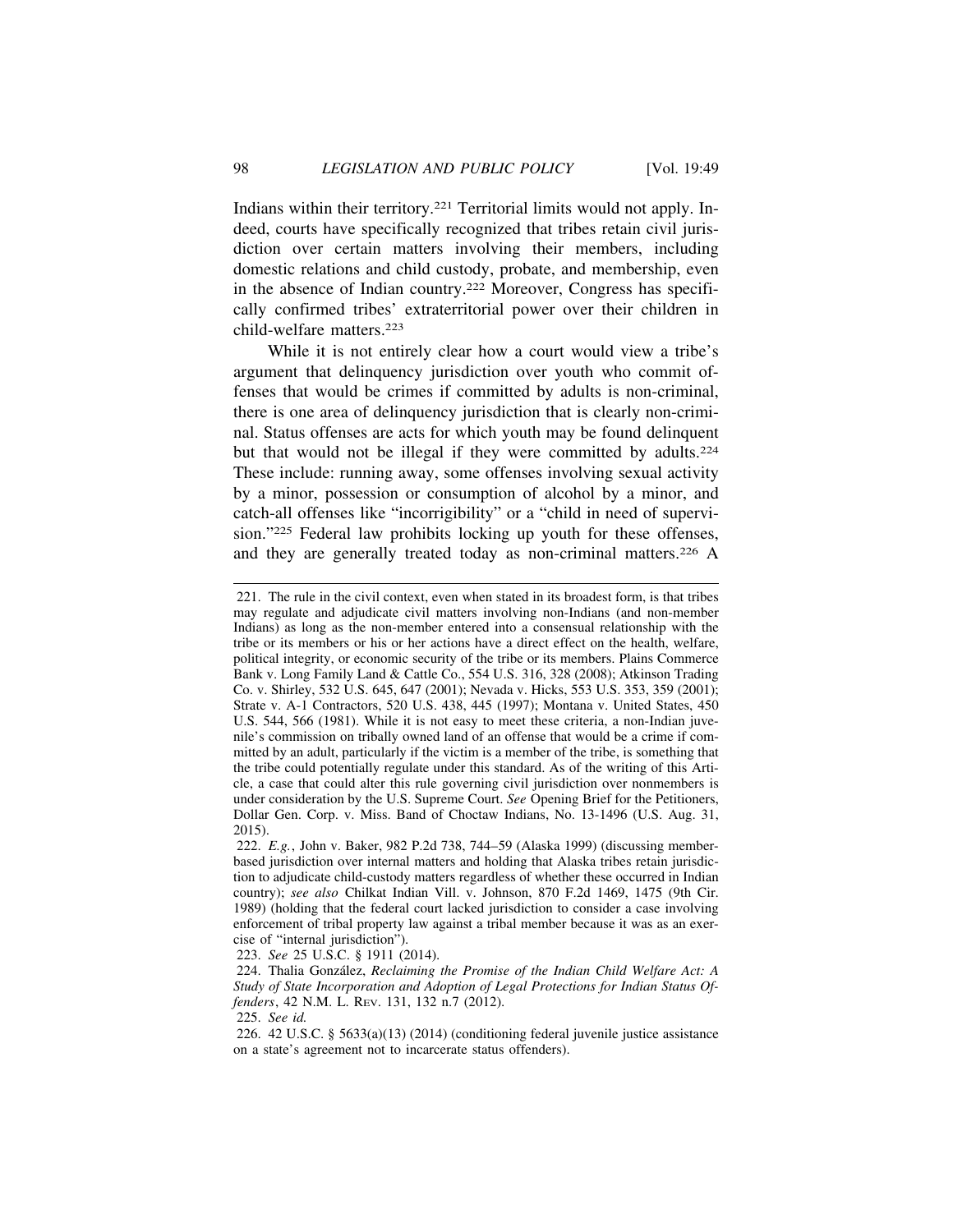Indians within their territory.[221] Territorial limits would not apply. Indeed, courts have specifically recognized that tribes retain civil jurisdiction over certain matters involving their members, including domestic relations and child custody, probate, and membership, even in the absence of Indian country.[222] Moreover, Congress has specifically confirmed tribes' extraterritorial power over their children in child-welfare matters.[223]

While it is not entirely clear how a court would view a tribe's argument that delinquency jurisdiction over youth who commit offenses that would be crimes if committed by adults is non-criminal, there is one area of delinquency jurisdiction that is clearly non-criminal. Status offenses are acts for which youth may be found delinquent but that would not be illegal if they were committed by adults.[224] These include: running away, some offenses involving sexual activity by a minor, possession or consumption of alcohol by a minor, and catch-all offenses like "incorrigibility" or a "child in need of supervision."[225] Federal law prohibits locking up youth for these offenses, and they are generally treated today as non-criminal matters.[226] A

---

221. The rule in the civil context, even when stated in its broadest form, is that tribes may regulate and adjudicate civil matters involving non-Indians (and non-member Indians) as long as the non-member entered into a consensual relationship with the tribe or its members or his or her actions have a direct effect on the health, welfare, political integrity, or economic security of the tribe or its members. Plains Commerce Bank v. Long Family Land & Cattle Co., 554 U.S. 316, 328 (2008); Atkinson Trading Co. v. Shirley, 532 U.S. 645, 647 (2001); Nevada v. Hicks, 553 U.S. 353, 359 (2001); Strate v. A-1 Contractors, 520 U.S. 438, 445 (1997); Montana v. United States, 450 U.S. 544, 566 (1981). While it is not easy to meet these criteria, a non-Indian juvenile's commission on tribally owned land of an offense that would be a crime if committed by an adult, particularly if the victim is a member of the tribe, is something that the tribe could potentially regulate under this standard. As of the writing of this Article, a case that could alter this rule governing civil jurisdiction over nonmembers is under consideration by the U.S. Supreme Court. *See* Opening Brief for the Petitioners, Dollar Gen. Corp. v. Miss. Band of Choctaw Indians, No. 13-1496 (U.S. Aug. 31, 2015).

222. *E.g.*, John v. Baker, 982 P.2d 738, 744–59 (Alaska 1999) (discussing member-based jurisdiction over internal matters and holding that Alaska tribes retain jurisdiction to adjudicate child-custody matters regardless of whether these occurred in Indian country); *see also* Chilkat Indian Vill. v. Johnson, 870 F.2d 1469, 1475 (9th Cir. 1989) (holding that the federal court lacked jurisdiction to consider a case involving enforcement of tribal property law against a tribal member because it was as an exercise of "internal jurisdiction").

223. *See* 25 U.S.C. § 1911 (2014).

224. Thalia González, *Reclaiming the Promise of the Indian Child Welfare Act: A Study of State Incorporation and Adoption of Legal Protections for Indian Status Offenders*, 42 N.M. L. Rev. 131, 132 n.7 (2012).

225. *See id.*

226. 42 U.S.C. § 5633(a)(13) (2014) (conditioning federal juvenile justice assistance on a state's agreement not to incarcerate status offenders).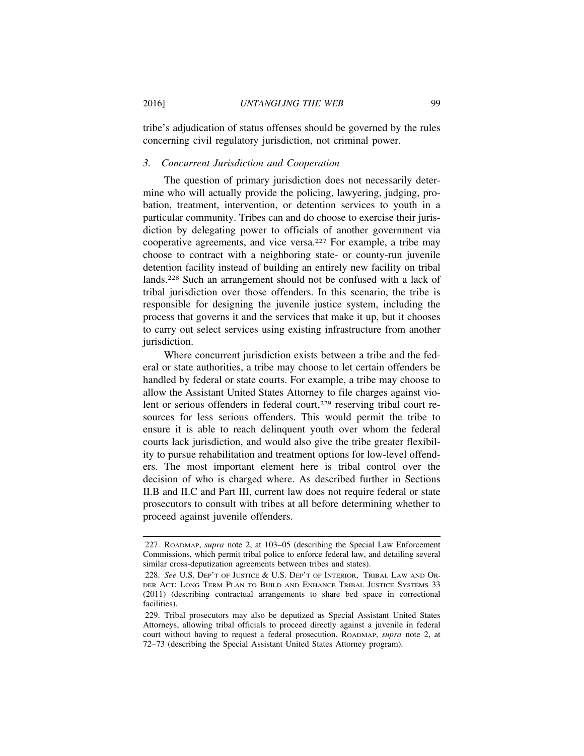tribe's adjudication of status offenses should be governed by the rules concerning civil regulatory jurisdiction, not criminal power.

### *3. Concurrent Jurisdiction and Cooperation*

The question of primary jurisdiction does not necessarily determine who will actually provide the policing, lawyering, judging, probation, treatment, intervention, or detention services to youth in a particular community. Tribes can and do choose to exercise their jurisdiction by delegating power to officials of another government via cooperative agreements, and vice versa.[227] For example, a tribe may choose to contract with a neighboring state- or county-run juvenile detention facility instead of building an entirely new facility on tribal lands.[228] Such an arrangement should not be confused with a lack of tribal jurisdiction over those offenders. In this scenario, the tribe is responsible for designing the juvenile justice system, including the process that governs it and the services that make it up, but it chooses to carry out select services using existing infrastructure from another jurisdiction.

Where concurrent jurisdiction exists between a tribe and the federal or state authorities, a tribe may choose to let certain offenders be handled by federal or state courts. For example, a tribe may choose to allow the Assistant United States Attorney to file charges against violent or serious offenders in federal court,[229] reserving tribal court resources for less serious offenders. This would permit the tribe to ensure it is able to reach delinquent youth over whom the federal courts lack jurisdiction, and would also give the tribe greater flexibility to pursue rehabilitation and treatment options for low-level offenders. The most important element here is tribal control over the decision of who is charged where. As described further in Sections II.B and II.C and Part III, current law does not require federal or state prosecutors to consult with tribes at all before determining whether to proceed against juvenile offenders.

---

227. ROADMAP, *supra* note 2, at 103–05 (describing the Special Law Enforcement Commissions, which permit tribal police to enforce federal law, and detailing several similar cross-deputization agreements between tribes and states).

228. *See* U.S. DEP'T OF JUSTICE & U.S. DEP'T OF INTERIOR, TRIBAL LAW AND ORDER ACT: LONG TERM PLAN TO BUILD AND ENHANCE TRIBAL JUSTICE SYSTEMS 33 (2011) (describing contractual arrangements to share bed space in correctional facilities).

229. Tribal prosecutors may also be deputized as Special Assistant United States Attorneys, allowing tribal officials to proceed directly against a juvenile in federal court without having to request a federal prosecution. ROADMAP, *supra* note 2, at 72–73 (describing the Special Assistant United States Attorney program).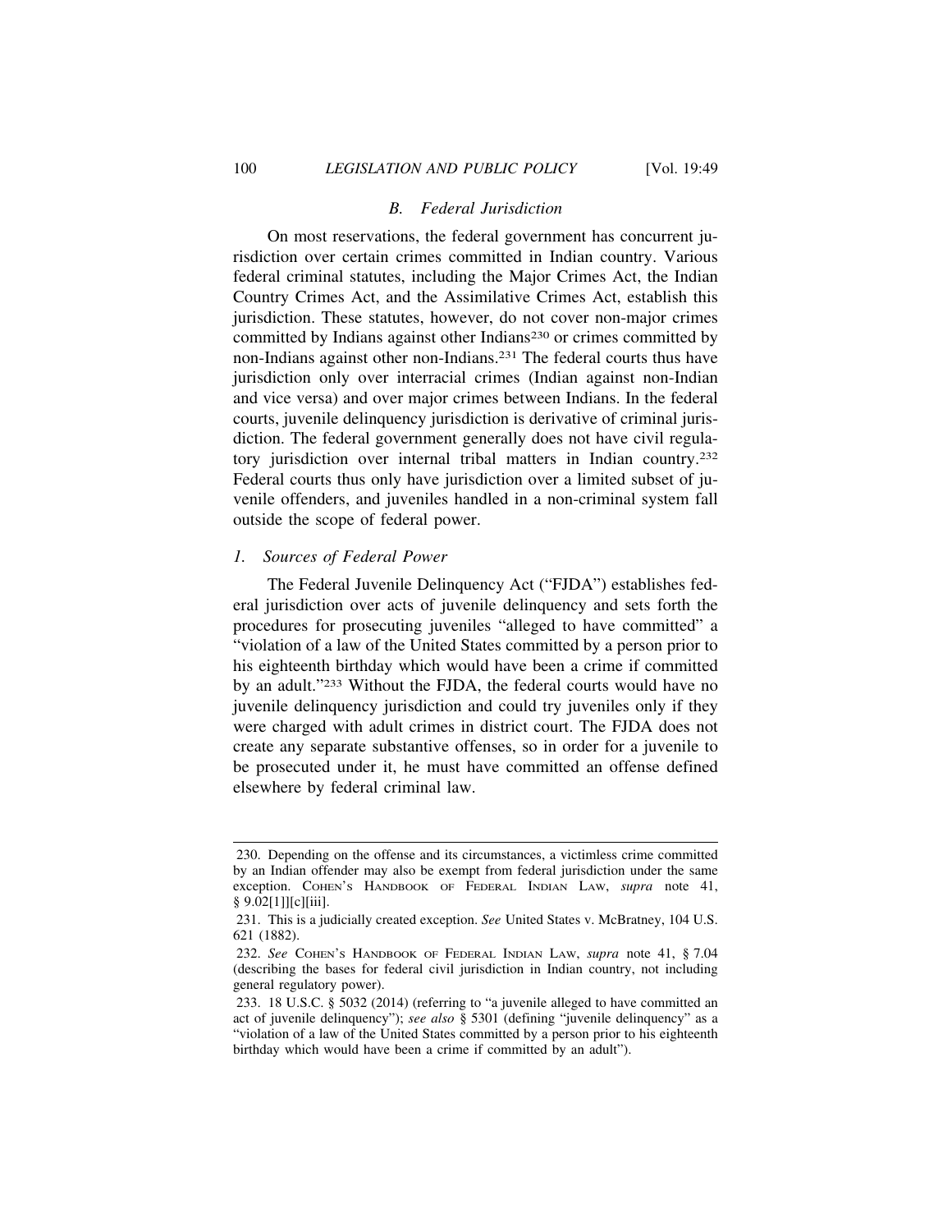### *B. Federal Jurisdiction*

On most reservations, the federal government has concurrent jurisdiction over certain crimes committed in Indian country. Various federal criminal statutes, including the Major Crimes Act, the Indian Country Crimes Act, and the Assimilative Crimes Act, establish this jurisdiction. These statutes, however, do not cover non-major crimes committed by Indians against other Indians[230] or crimes committed by non-Indians against other non-Indians.[231] The federal courts thus have jurisdiction only over interracial crimes (Indian against non-Indian and vice versa) and over major crimes between Indians. In the federal courts, juvenile delinquency jurisdiction is derivative of criminal jurisdiction. The federal government generally does not have civil regulatory jurisdiction over internal tribal matters in Indian country.[232] Federal courts thus only have jurisdiction over a limited subset of juvenile offenders, and juveniles handled in a non-criminal system fall outside the scope of federal power.

#### *1. Sources of Federal Power*

The Federal Juvenile Delinquency Act ("FJDA") establishes federal jurisdiction over acts of juvenile delinquency and sets forth the procedures for prosecuting juveniles "alleged to have committed" a "violation of a law of the United States committed by a person prior to his eighteenth birthday which would have been a crime if committed by an adult."[233] Without the FJDA, the federal courts would have no juvenile delinquency jurisdiction and could try juveniles only if they were charged with adult crimes in district court. The FJDA does not create any separate substantive offenses, so in order for a juvenile to be prosecuted under it, he must have committed an offense defined elsewhere by federal criminal law.

---

230. Depending on the offense and its circumstances, a victimless crime committed by an Indian offender may also be exempt from federal jurisdiction under the same exception. COHEN'S HANDBOOK OF FEDERAL INDIAN LAW, *supra* note 41, § 9.02[1]][c][iii].

231. This is a judicially created exception. *See* United States v. McBratney, 104 U.S. 621 (1882).

232. *See* COHEN'S HANDBOOK OF FEDERAL INDIAN LAW, *supra* note 41, § 7.04 (describing the bases for federal civil jurisdiction in Indian country, not including general regulatory power).

233. 18 U.S.C. § 5032 (2014) (referring to "a juvenile alleged to have committed an act of juvenile delinquency"); *see also* § 5301 (defining "juvenile delinquency" as a "violation of a law of the United States committed by a person prior to his eighteenth birthday which would have been a crime if committed by an adult").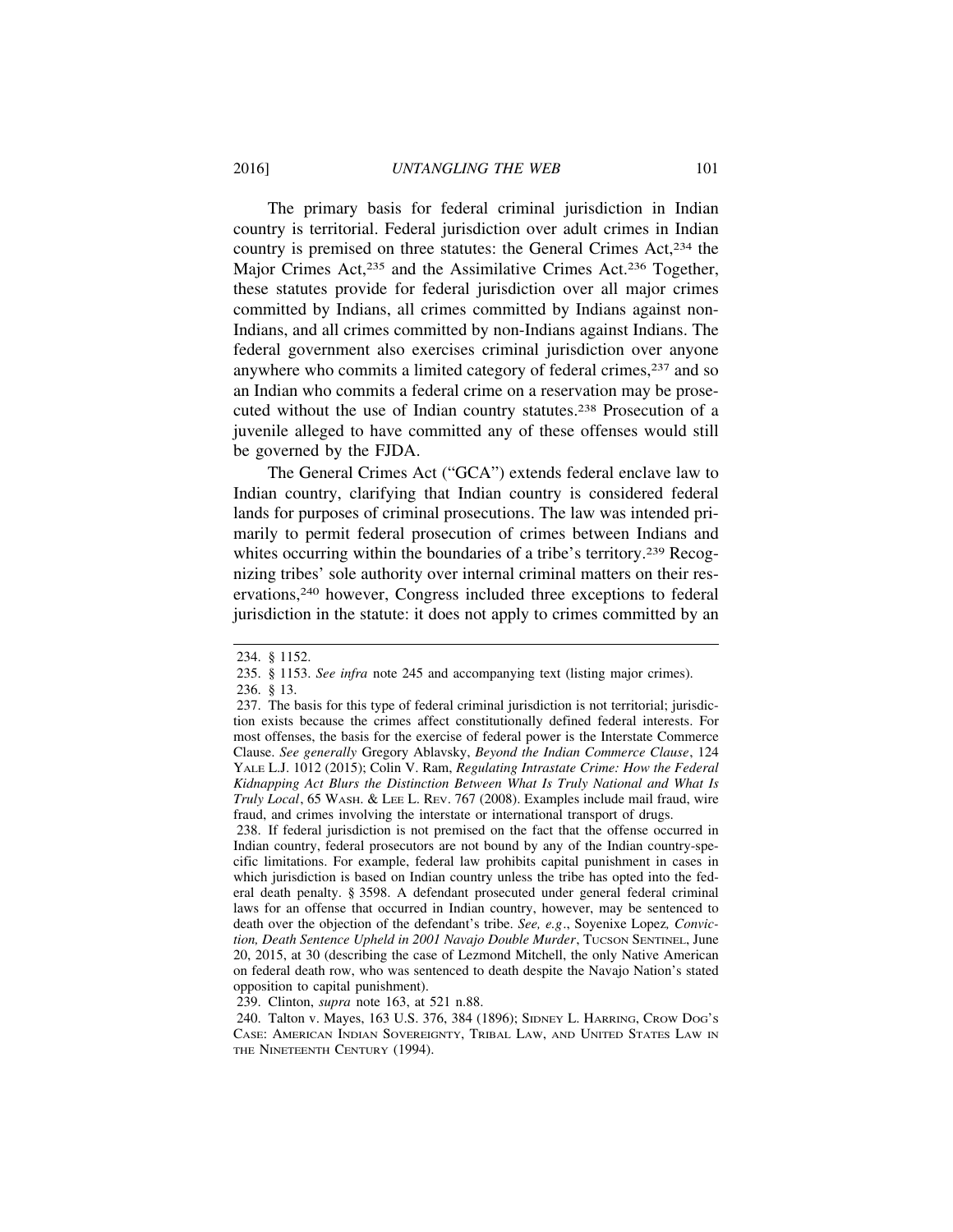The primary basis for federal criminal jurisdiction in Indian country is territorial. Federal jurisdiction over adult crimes in Indian country is premised on three statutes: the General Crimes Act,[234] the Major Crimes Act,[235] and the Assimilative Crimes Act.[236] Together, these statutes provide for federal jurisdiction over all major crimes committed by Indians, all crimes committed by Indians against non-Indians, and all crimes committed by non-Indians against Indians. The federal government also exercises criminal jurisdiction over anyone anywhere who commits a limited category of federal crimes,[237] and so an Indian who commits a federal crime on a reservation may be prosecuted without the use of Indian country statutes.[238] Prosecution of a juvenile alleged to have committed any of these offenses would still be governed by the FJDA.

The General Crimes Act ("GCA") extends federal enclave law to Indian country, clarifying that Indian country is considered federal lands for purposes of criminal prosecutions. The law was intended primarily to permit federal prosecution of crimes between Indians and whites occurring within the boundaries of a tribe's territory.[239] Recognizing tribes' sole authority over internal criminal matters on their reservations,[240] however, Congress included three exceptions to federal jurisdiction in the statute: it does not apply to crimes committed by an

---

234. § 1152.

235. § 1153. *See infra* note 245 and accompanying text (listing major crimes).

236. § 13.

237. The basis for this type of federal criminal jurisdiction is not territorial; jurisdiction exists because the crimes affect constitutionally defined federal interests. For most offenses, the basis for the exercise of federal power is the Interstate Commerce Clause. *See generally* Gregory Ablavsky, *Beyond the Indian Commerce Clause*, 124 YALE L.J. 1012 (2015); Colin V. Ram, *Regulating Intrastate Crime: How the Federal Kidnapping Act Blurs the Distinction Between What Is Truly National and What Is Truly Local*, 65 WASH. & LEE L. REV. 767 (2008). Examples include mail fraud, wire fraud, and crimes involving the interstate or international transport of drugs.

238. If federal jurisdiction is not premised on the fact that the offense occurred in Indian country, federal prosecutors are not bound by any of the Indian country-specific limitations. For example, federal law prohibits capital punishment in cases in which jurisdiction is based on Indian country unless the tribe has opted into the federal death penalty. § 3598. A defendant prosecuted under general federal criminal laws for an offense that occurred in Indian country, however, may be sentenced to death over the objection of the defendant's tribe. *See, e.g.*, Soyenixe Lopez, *Conviction, Death Sentence Upheld in 2001 Navajo Double Murder*, TUCSON SENTINEL, June 20, 2015, at 30 (describing the case of Lezmond Mitchell, the only Native American on federal death row, who was sentenced to death despite the Navajo Nation's stated opposition to capital punishment).

239. Clinton, *supra* note 163, at 521 n.88.

240. Talton v. Mayes, 163 U.S. 376, 384 (1896); SIDNEY L. HARRING, CROW DOG'S CASE: AMERICAN INDIAN SOVEREIGNTY, TRIBAL LAW, AND UNITED STATES LAW IN THE NINETEENTH CENTURY (1994).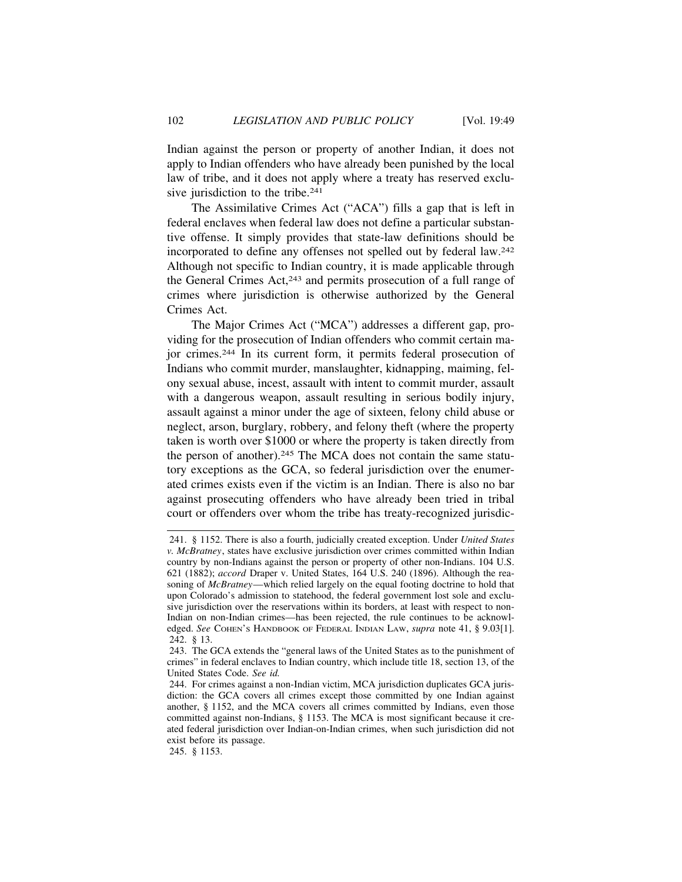Indian against the person or property of another Indian, it does not apply to Indian offenders who have already been punished by the local law of tribe, and it does not apply where a treaty has reserved exclusive jurisdiction to the tribe.[241]

The Assimilative Crimes Act ("ACA") fills a gap that is left in federal enclaves when federal law does not define a particular substantive offense. It simply provides that state-law definitions should be incorporated to define any offenses not spelled out by federal law.[242] Although not specific to Indian country, it is made applicable through the General Crimes Act,[243] and permits prosecution of a full range of crimes where jurisdiction is otherwise authorized by the General Crimes Act.

The Major Crimes Act ("MCA") addresses a different gap, providing for the prosecution of Indian offenders who commit certain major crimes.[244] In its current form, it permits federal prosecution of Indians who commit murder, manslaughter, kidnapping, maiming, felony sexual abuse, incest, assault with intent to commit murder, assault with a dangerous weapon, assault resulting in serious bodily injury, assault against a minor under the age of sixteen, felony child abuse or neglect, arson, burglary, robbery, and felony theft (where the property taken is worth over $1000 or where the property is taken directly from the person of another).[245] The MCA does not contain the same statutory exceptions as the GCA, so federal jurisdiction over the enumerated crimes exists even if the victim is an Indian. There is also no bar against prosecuting offenders who have already been tried in tribal court or offenders over whom the tribe has treaty-recognized jurisdic-

---

241. § 1152. There is also a fourth, judicially created exception. Under *United States v. McBratney*, states have exclusive jurisdiction over crimes committed within Indian country by non-Indians against the person or property of other non-Indians. 104 U.S. 621 (1882); *accord* Draper v. United States, 164 U.S. 240 (1896). Although the reasoning of *McBratney*—which relied largely on the equal footing doctrine to hold that upon Colorado's admission to statehood, the federal government lost sole and exclusive jurisdiction over the reservations within its borders, at least with respect to non-Indian on non-Indian crimes—has been rejected, the rule continues to be acknowledged. *See* COHEN'S HANDBOOK OF FEDERAL INDIAN LAW, *supra* note 41, § 9.03[1].

242. § 13.

243. The GCA extends the "general laws of the United States as to the punishment of crimes" in federal enclaves to Indian country, which include title 18, section 13, of the United States Code. *See id.*

244. For crimes against a non-Indian victim, MCA jurisdiction duplicates GCA jurisdiction: the GCA covers all crimes except those committed by one Indian against another, § 1152, and the MCA covers all crimes committed by Indians, even those committed against non-Indians, § 1153. The MCA is most significant because it created federal jurisdiction over Indian-on-Indian crimes, when such jurisdiction did not exist before its passage.

245. § 1153.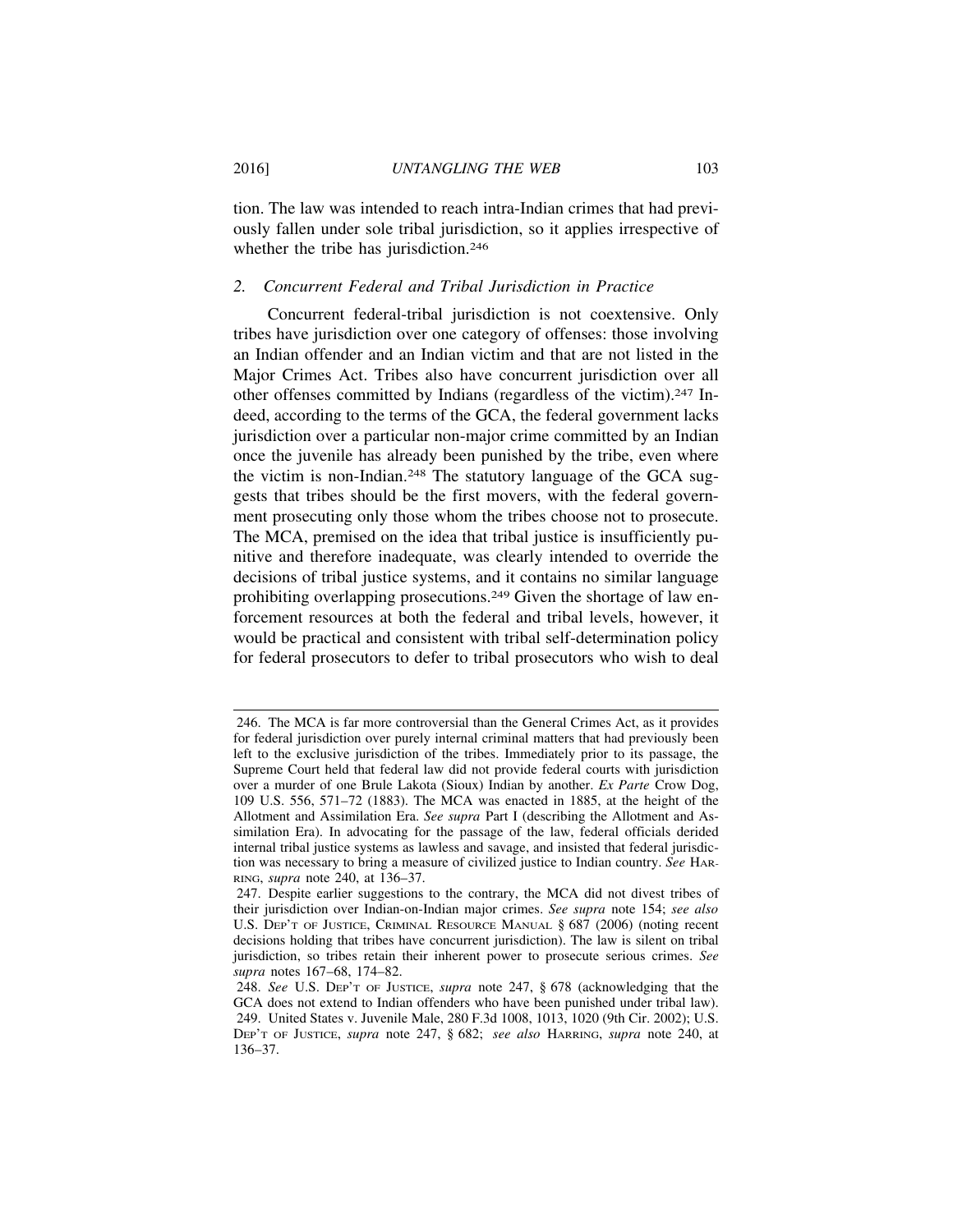tion. The law was intended to reach intra-Indian crimes that had previously fallen under sole tribal jurisdiction, so it applies irrespective of whether the tribe has jurisdiction.[246]

### *2. Concurrent Federal and Tribal Jurisdiction in Practice*

Concurrent federal-tribal jurisdiction is not coextensive. Only tribes have jurisdiction over one category of offenses: those involving an Indian offender and an Indian victim and that are not listed in the Major Crimes Act. Tribes also have concurrent jurisdiction over all other offenses committed by Indians (regardless of the victim).[247] Indeed, according to the terms of the GCA, the federal government lacks jurisdiction over a particular non-major crime committed by an Indian once the juvenile has already been punished by the tribe, even where the victim is non-Indian.[248] The statutory language of the GCA suggests that tribes should be the first movers, with the federal government prosecuting only those whom the tribes choose not to prosecute. The MCA, premised on the idea that tribal justice is insufficiently punitive and therefore inadequate, was clearly intended to override the decisions of tribal justice systems, and it contains no similar language prohibiting overlapping prosecutions.[249] Given the shortage of law enforcement resources at both the federal and tribal levels, however, it would be practical and consistent with tribal self-determination policy for federal prosecutors to defer to tribal prosecutors who wish to deal

---

246. The MCA is far more controversial than the General Crimes Act, as it provides for federal jurisdiction over purely internal criminal matters that had previously been left to the exclusive jurisdiction of the tribes. Immediately prior to its passage, the Supreme Court held that federal law did not provide federal courts with jurisdiction over a murder of one Brule Lakota (Sioux) Indian by another. *Ex Parte* Crow Dog, 109 U.S. 556, 571–72 (1883). The MCA was enacted in 1885, at the height of the Allotment and Assimilation Era. *See supra* Part I (describing the Allotment and Assimilation Era). In advocating for the passage of the law, federal officials derided internal tribal justice systems as lawless and savage, and insisted that federal jurisdiction was necessary to bring a measure of civilized justice to Indian country. *See* HARRING, *supra* note 240, at 136–37.

247. Despite earlier suggestions to the contrary, the MCA did not divest tribes of their jurisdiction over Indian-on-Indian major crimes. *See supra* note 154; *see also* U.S. DEP'T OF JUSTICE, CRIMINAL RESOURCE MANUAL § 687 (2006) (noting recent decisions holding that tribes have concurrent jurisdiction). The law is silent on tribal jurisdiction, so tribes retain their inherent power to prosecute serious crimes. *See supra* notes 167–68, 174–82.

248. *See* U.S. DEP'T OF JUSTICE, *supra* note 247, § 678 (acknowledging that the GCA does not extend to Indian offenders who have been punished under tribal law).

249. United States v. Juvenile Male, 280 F.3d 1008, 1013, 1020 (9th Cir. 2002); U.S. DEP'T OF JUSTICE, *supra* note 247, § 682; *see also* HARRING, *supra* note 240, at 136–37.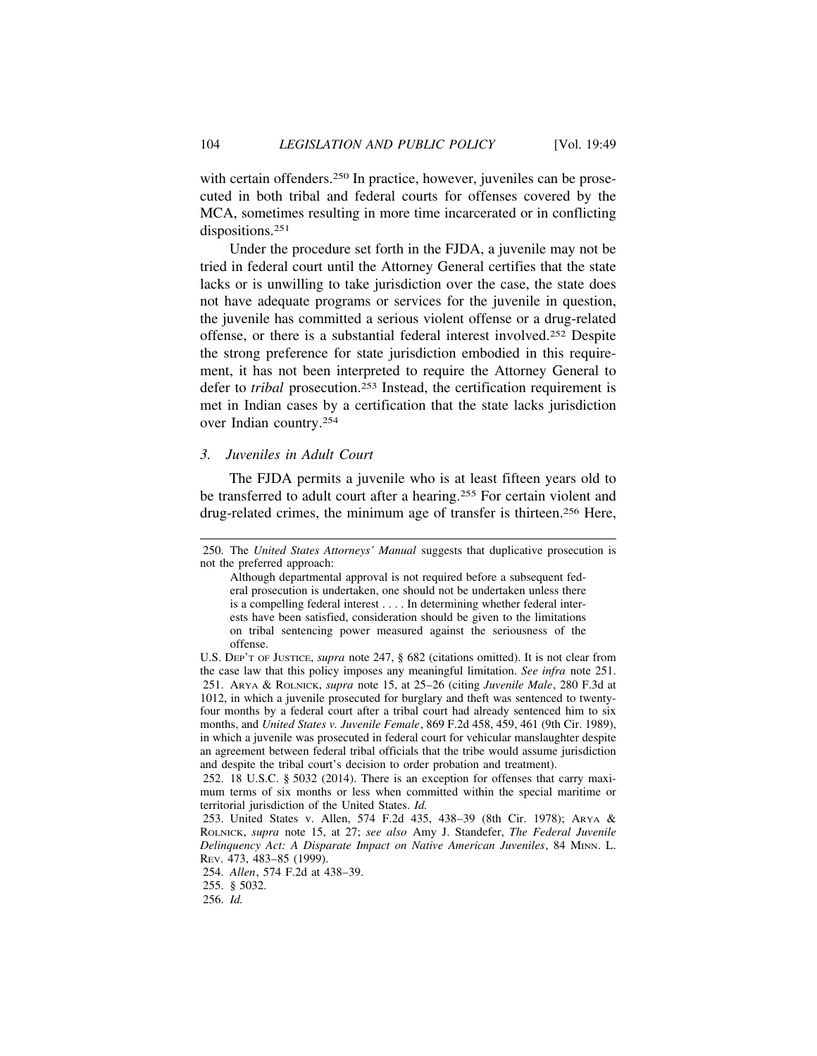with certain offenders.[250] In practice, however, juveniles can be prosecuted in both tribal and federal courts for offenses covered by the MCA, sometimes resulting in more time incarcerated or in conflicting dispositions.[251]

Under the procedure set forth in the FJDA, a juvenile may not be tried in federal court until the Attorney General certifies that the state lacks or is unwilling to take jurisdiction over the case, the state does not have adequate programs or services for the juvenile in question, the juvenile has committed a serious violent offense or a drug-related offense, or there is a substantial federal interest involved.[252] Despite the strong preference for state jurisdiction embodied in this requirement, it has not been interpreted to require the Attorney General to defer to *tribal* prosecution.[253] Instead, the certification requirement is met in Indian cases by a certification that the state lacks jurisdiction over Indian country.[254]

### *3. Juveniles in Adult Court*

The FJDA permits a juvenile who is at least fifteen years old to be transferred to adult court after a hearing.[255] For certain violent and drug-related crimes, the minimum age of transfer is thirteen.[256] Here,

---

250. The *United States Attorneys' Manual* suggests that duplicative prosecution is not the preferred approach:

> Although departmental approval is not required before a subsequent federal prosecution is undertaken, one should not be undertaken unless there is a compelling federal interest . . . . In determining whether federal interests have been satisfied, consideration should be given to the limitations on tribal sentencing power measured against the seriousness of the offense.

U.S. DEP'T OF JUSTICE, *supra* note 247, § 682 (citations omitted). It is not clear from the case law that this policy imposes any meaningful limitation. *See infra* note 251.

251. ARYA & ROLNICK, *supra* note 15, at 25–26 (citing *Juvenile Male*, 280 F.3d at 1012, in which a juvenile prosecuted for burglary and theft was sentenced to twenty-four months by a federal court after a tribal court had already sentenced him to six months, and *United States v. Juvenile Female*, 869 F.2d 458, 459, 461 (9th Cir. 1989), in which a juvenile was prosecuted in federal court for vehicular manslaughter despite an agreement between federal tribal officials that the tribe would assume jurisdiction and despite the tribal court's decision to order probation and treatment).

252. 18 U.S.C. § 5032 (2014). There is an exception for offenses that carry maximum terms of six months or less when committed within the special maritime or territorial jurisdiction of the United States. *Id.*

253. United States v. Allen, 574 F.2d 435, 438–39 (8th Cir. 1978); ARYA & ROLNICK, *supra* note 15, at 27; *see also* Amy J. Standefer, *The Federal Juvenile Delinquency Act: A Disparate Impact on Native American Juveniles*, 84 MINN. L. REV. 473, 483–85 (1999).

254. *Allen*, 574 F.2d at 438–39.

255. § 5032.

256. *Id.*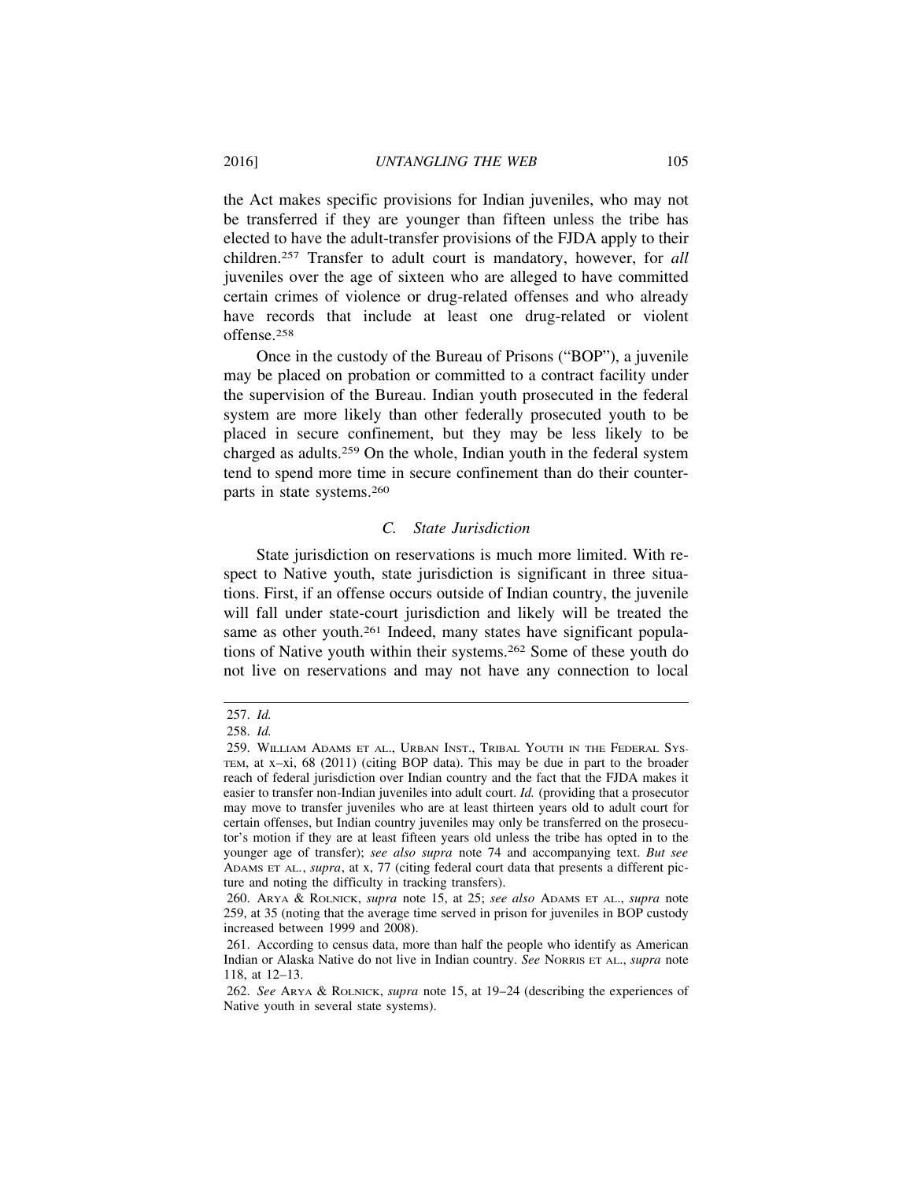the Act makes specific provisions for Indian juveniles, who may not be transferred if they are younger than fifteen unless the tribe has elected to have the adult-transfer provisions of the FJDA apply to their children.[257] Transfer to adult court is mandatory, however, for *all* juveniles over the age of sixteen who are alleged to have committed certain crimes of violence or drug-related offenses and who already have records that include at least one drug-related or violent offense.[258]

Once in the custody of the Bureau of Prisons ("BOP"), a juvenile may be placed on probation or committed to a contract facility under the supervision of the Bureau. Indian youth prosecuted in the federal system are more likely than other federally prosecuted youth to be placed in secure confinement, but they may be less likely to be charged as adults.[259] On the whole, Indian youth in the federal system tend to spend more time in secure confinement than do their counterparts in state systems.[260]

### *C. State Jurisdiction*

State jurisdiction on reservations is much more limited. With respect to Native youth, state jurisdiction is significant in three situations. First, if an offense occurs outside of Indian country, the juvenile will fall under state-court jurisdiction and likely will be treated the same as other youth.[261] Indeed, many states have significant populations of Native youth within their systems.[262] Some of these youth do not live on reservations and may not have any connection to local

---

257. *Id.*

258. *Id.*

259. WILLIAM ADAMS ET AL., URBAN INST., TRIBAL YOUTH IN THE FEDERAL SYSTEM, at x–xi, 68 (2011) (citing BOP data). This may be due in part to the broader reach of federal jurisdiction over Indian country and the fact that the FJDA makes it easier to transfer non-Indian juveniles into adult court. *Id.* (providing that a prosecutor may move to transfer juveniles who are at least thirteen years old to adult court for certain offenses, but Indian country juveniles may only be transferred on the prosecutor's motion if they are at least fifteen years old unless the tribe has opted in to the younger age of transfer); *see also supra* note 74 and accompanying text. *But see* ADAMS ET AL., *supra*, at x, 77 (citing federal court data that presents a different picture and noting the difficulty in tracking transfers).

260. ARYA & ROLNICK, *supra* note 15, at 25; *see also* ADAMS ET AL., *supra* note 259, at 35 (noting that the average time served in prison for juveniles in BOP custody increased between 1999 and 2008).

261. According to census data, more than half the people who identify as American Indian or Alaska Native do not live in Indian country. *See* NORRIS ET AL., *supra* note 118, at 12–13.

262. *See* ARYA & ROLNICK, *supra* note 15, at 19–24 (describing the experiences of Native youth in several state systems).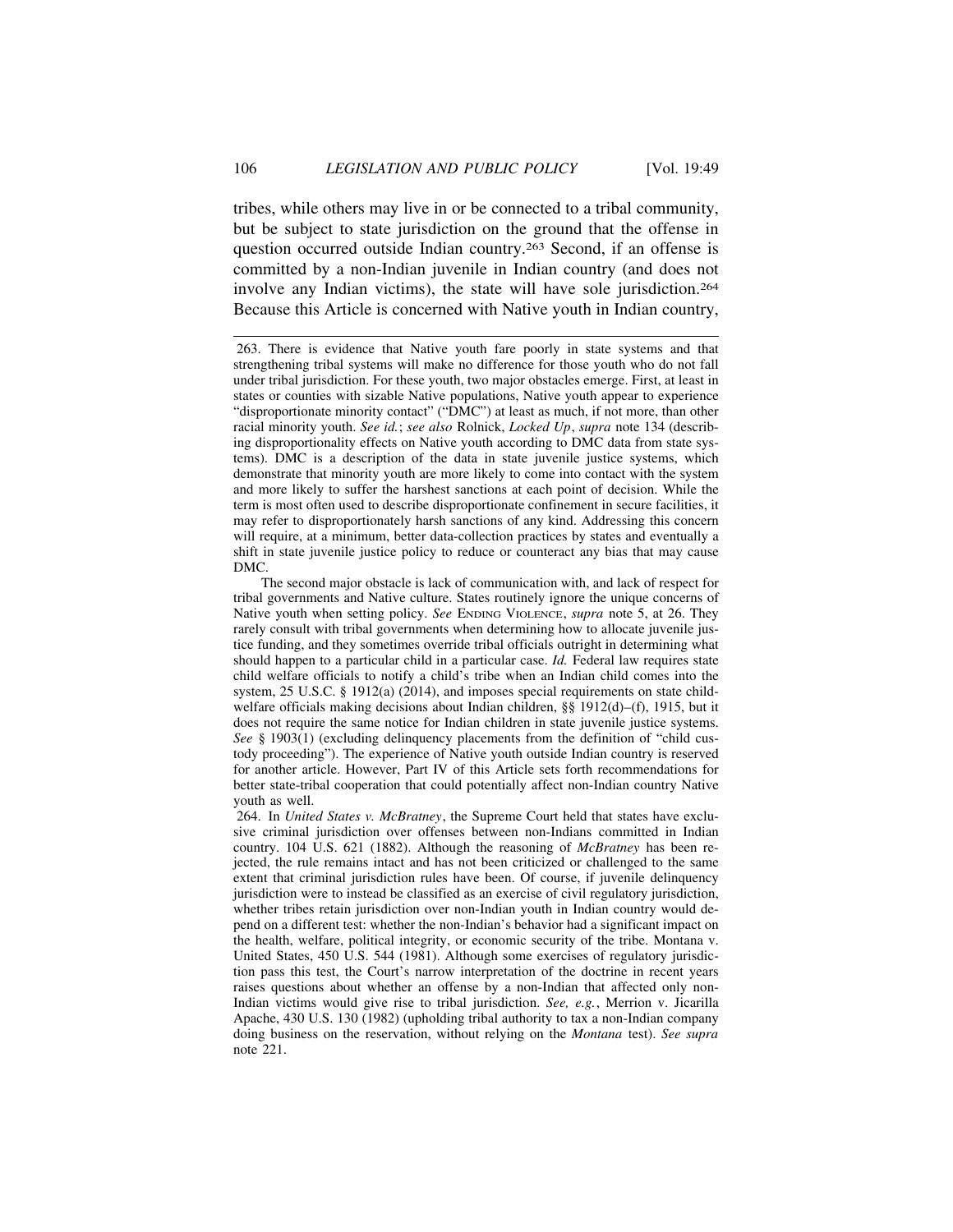tribes, while others may live in or be connected to a tribal community, but be subject to state jurisdiction on the ground that the offense in question occurred outside Indian country.[263] Second, if an offense is committed by a non-Indian juvenile in Indian country (and does not involve any Indian victims), the state will have sole jurisdiction.[264] Because this Article is concerned with Native youth in Indian country,

---

263. There is evidence that Native youth fare poorly in state systems and that strengthening tribal systems will make no difference for those youth who do not fall under tribal jurisdiction. For these youth, two major obstacles emerge. First, at least in states or counties with sizable Native populations, Native youth appear to experience "disproportionate minority contact" ("DMC") at least as much, if not more, than other racial minority youth. *See id.*; *see also* Rolnick, *Locked Up*, *supra* note 134 (describing disproportionality effects on Native youth according to DMC data from state systems). DMC is a description of the data in state juvenile justice systems, which demonstrate that minority youth are more likely to come into contact with the system and more likely to suffer the harshest sanctions at each point of decision. While the term is most often used to describe disproportionate confinement in secure facilities, it may refer to disproportionately harsh sanctions of any kind. Addressing this concern will require, at a minimum, better data-collection practices by states and eventually a shift in state juvenile justice policy to reduce or counteract any bias that may cause DMC.

The second major obstacle is lack of communication with, and lack of respect for tribal governments and Native culture. States routinely ignore the unique concerns of Native youth when setting policy. *See* ENDING VIOLENCE, *supra* note 5, at 26. They rarely consult with tribal governments when determining how to allocate juvenile justice funding, and they sometimes override tribal officials outright in determining what should happen to a particular child in a particular case. *Id.* Federal law requires state child welfare officials to notify a child's tribe when an Indian child comes into the system, 25 U.S.C. § 1912(a) (2014), and imposes special requirements on state child-welfare officials making decisions about Indian children, §§ 1912(d)–(f), 1915, but it does not require the same notice for Indian children in state juvenile justice systems. *See* § 1903(1) (excluding delinquency placements from the definition of "child custody proceeding"). The experience of Native youth outside Indian country is reserved for another article. However, Part IV of this Article sets forth recommendations for better state-tribal cooperation that could potentially affect non-Indian country Native youth as well.

264. In *United States v. McBratney*, the Supreme Court held that states have exclusive criminal jurisdiction over offenses between non-Indians committed in Indian country. 104 U.S. 621 (1882). Although the reasoning of *McBratney* has been rejected, the rule remains intact and has not been criticized or challenged to the same extent that criminal jurisdiction rules have been. Of course, if juvenile delinquency jurisdiction were to instead be classified as an exercise of civil regulatory jurisdiction, whether tribes retain jurisdiction over non-Indian youth in Indian country would depend on a different test: whether the non-Indian's behavior had a significant impact on the health, welfare, political integrity, or economic security of the tribe. Montana v. United States, 450 U.S. 544 (1981). Although some exercises of regulatory jurisdiction pass this test, the Court's narrow interpretation of the doctrine in recent years raises questions about whether an offense by a non-Indian that affected only non-Indian victims would give rise to tribal jurisdiction. *See, e.g.*, Merrion v. Jicarilla Apache, 430 U.S. 130 (1982) (upholding tribal authority to tax a non-Indian company doing business on the reservation, without relying on the *Montana* test). *See supra* note 221.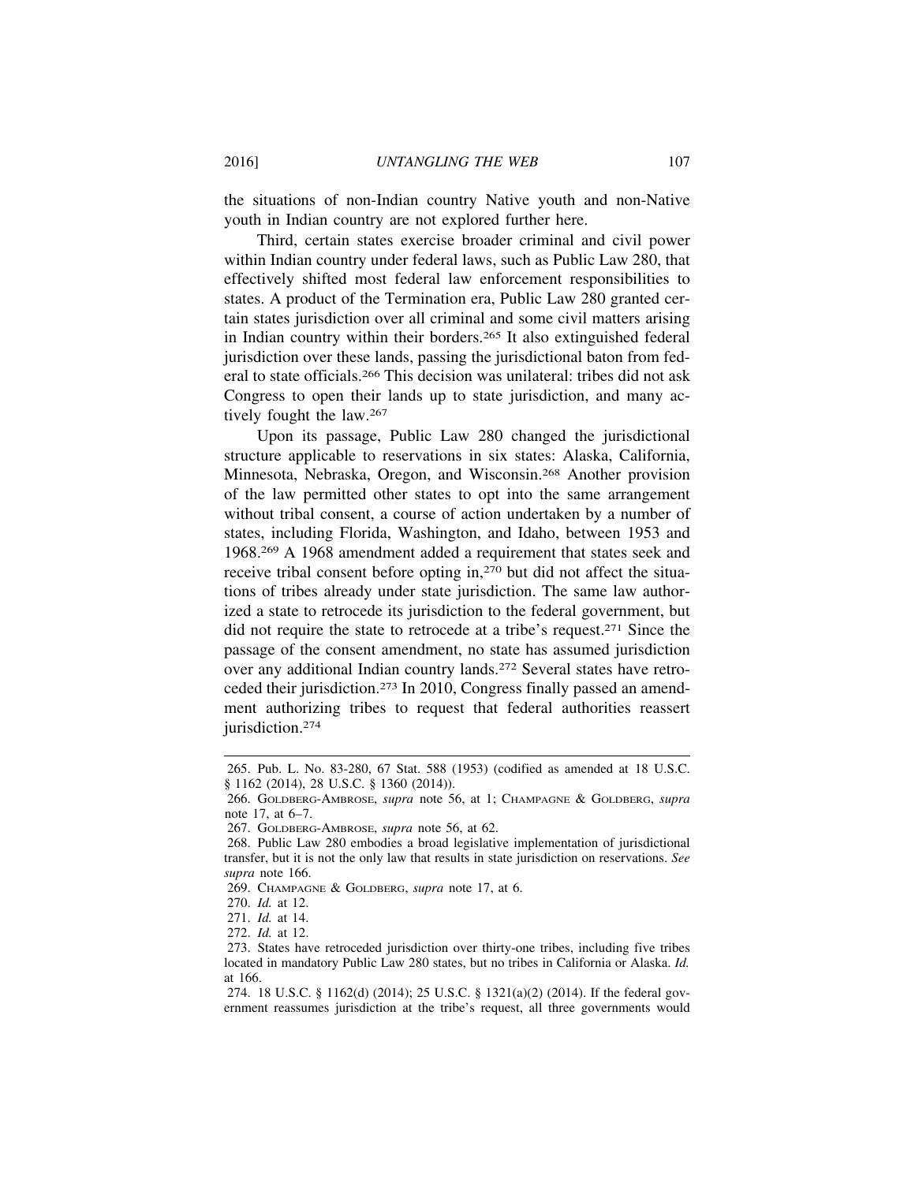the situations of non-Indian country Native youth and non-Native youth in Indian country are not explored further here.

Third, certain states exercise broader criminal and civil power within Indian country under federal laws, such as Public Law 280, that effectively shifted most federal law enforcement responsibilities to states. A product of the Termination era, Public Law 280 granted certain states jurisdiction over all criminal and some civil matters arising in Indian country within their borders.[265] It also extinguished federal jurisdiction over these lands, passing the jurisdictional baton from federal to state officials.[266] This decision was unilateral: tribes did not ask Congress to open their lands up to state jurisdiction, and many actively fought the law.[267]

Upon its passage, Public Law 280 changed the jurisdictional structure applicable to reservations in six states: Alaska, California, Minnesota, Nebraska, Oregon, and Wisconsin.[268] Another provision of the law permitted other states to opt into the same arrangement without tribal consent, a course of action undertaken by a number of states, including Florida, Washington, and Idaho, between 1953 and 1968.[269] A 1968 amendment added a requirement that states seek and receive tribal consent before opting in,[270] but did not affect the situations of tribes already under state jurisdiction. The same law authorized a state to retrocede its jurisdiction to the federal government, but did not require the state to retrocede at a tribe's request.[271] Since the passage of the consent amendment, no state has assumed jurisdiction over any additional Indian country lands.[272] Several states have retroceded their jurisdiction.[273] In 2010, Congress finally passed an amendment authorizing tribes to request that federal authorities reassert jurisdiction.[274]

---

265. Pub. L. No. 83-280, 67 Stat. 588 (1953) (codified as amended at 18 U.S.C. § 1162 (2014), 28 U.S.C. § 1360 (2014)).

266. GOLDBERG-AMBROSE, *supra* note 56, at 1; CHAMPAGNE & GOLDBERG, *supra* note 17, at 6–7.

267. GOLDBERG-AMBROSE, *supra* note 56, at 62.

268. Public Law 280 embodies a broad legislative implementation of jurisdictional transfer, but it is not the only law that results in state jurisdiction on reservations. *See supra* note 166.

269. CHAMPAGNE & GOLDBERG, *supra* note 17, at 6.

270. *Id.* at 12.

271. *Id.* at 14.

272. *Id.* at 12.

273. States have retroceded jurisdiction over thirty-one tribes, including five tribes located in mandatory Public Law 280 states, but no tribes in California or Alaska. *Id.* at 166.

274. 18 U.S.C. § 1162(d) (2014); 25 U.S.C. § 1321(a)(2) (2014). If the federal government reassumes jurisdiction at the tribe's request, all three governments would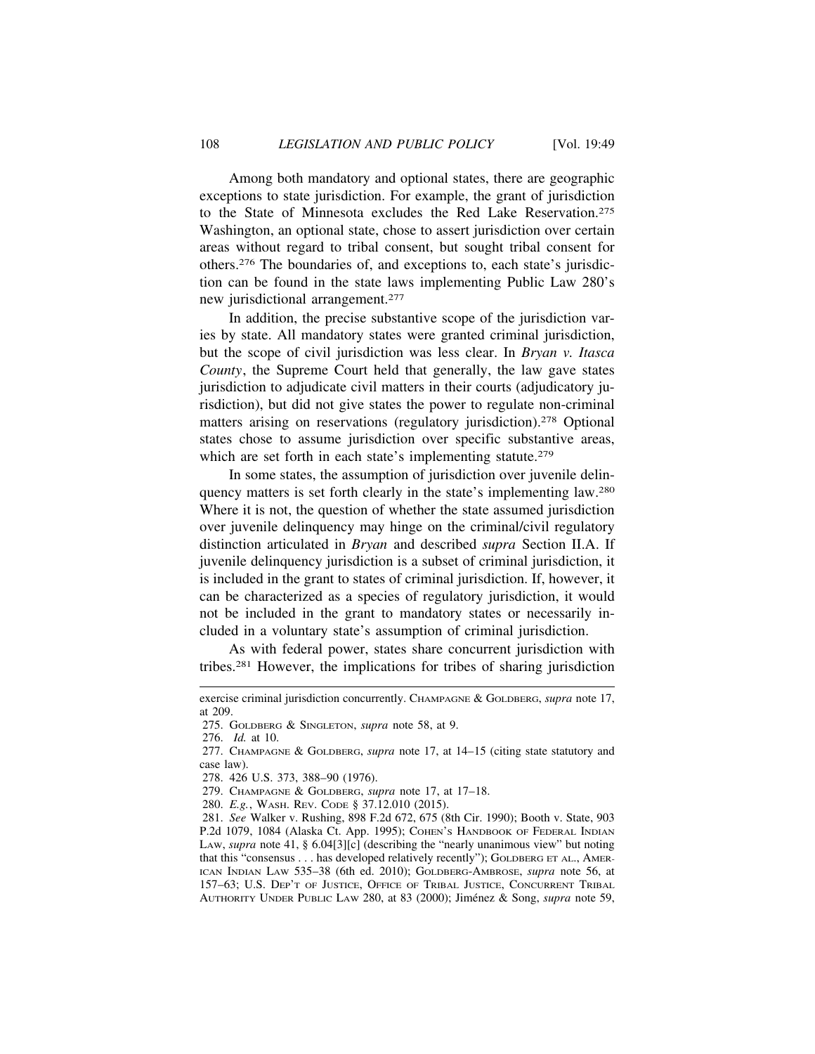Among both mandatory and optional states, there are geographic exceptions to state jurisdiction. For example, the grant of jurisdiction to the State of Minnesota excludes the Red Lake Reservation.[275] Washington, an optional state, chose to assert jurisdiction over certain areas without regard to tribal consent, but sought tribal consent for others.[276] The boundaries of, and exceptions to, each state's jurisdiction can be found in the state laws implementing Public Law 280's new jurisdictional arrangement.[277]

In addition, the precise substantive scope of the jurisdiction varies by state. All mandatory states were granted criminal jurisdiction, but the scope of civil jurisdiction was less clear. In *Bryan v. Itasca County*, the Supreme Court held that generally, the law gave states jurisdiction to adjudicate civil matters in their courts (adjudicatory jurisdiction), but did not give states the power to regulate non-criminal matters arising on reservations (regulatory jurisdiction).[278] Optional states chose to assume jurisdiction over specific substantive areas, which are set forth in each state's implementing statute.[279]

In some states, the assumption of jurisdiction over juvenile delinquency matters is set forth clearly in the state's implementing law.[280] Where it is not, the question of whether the state assumed jurisdiction over juvenile delinquency may hinge on the criminal/civil regulatory distinction articulated in *Bryan* and described *supra* Section II.A. If juvenile delinquency jurisdiction is a subset of criminal jurisdiction, it is included in the grant to states of criminal jurisdiction. If, however, it can be characterized as a species of regulatory jurisdiction, it would not be included in the grant to mandatory states or necessarily included in a voluntary state's assumption of criminal jurisdiction.

As with federal power, states share concurrent jurisdiction with tribes.[281] However, the implications for tribes of sharing jurisdiction

---

exercise criminal jurisdiction concurrently. CHAMPAGNE & GOLDBERG, *supra* note 17, at 209.

275. GOLDBERG & SINGLETON, *supra* note 58, at 9.

276. *Id.* at 10.

277. CHAMPAGNE & GOLDBERG, *supra* note 17, at 14–15 (citing state statutory and case law).

278. 426 U.S. 373, 388–90 (1976).

279. CHAMPAGNE & GOLDBERG, *supra* note 17, at 17–18.

280. *E.g.*, WASH. REV. CODE § 37.12.010 (2015).

281. *See* Walker v. Rushing, 898 F.2d 672, 675 (8th Cir. 1990); Booth v. State, 903 P.2d 1079, 1084 (Alaska Ct. App. 1995); COHEN'S HANDBOOK OF FEDERAL INDIAN LAW, *supra* note 41, § 6.04[3][c] (describing the "nearly unanimous view" but noting that this "consensus . . . has developed relatively recently"); GOLDBERG ET AL., AMERICAN INDIAN LAW 535–38 (6th ed. 2010); GOLDBERG-AMBROSE, *supra* note 56, at 157–63; U.S. DEP'T OF JUSTICE, OFFICE OF TRIBAL JUSTICE, CONCURRENT TRIBAL AUTHORITY UNDER PUBLIC LAW 280, at 83 (2000); Jiménez & Song, *supra* note 59,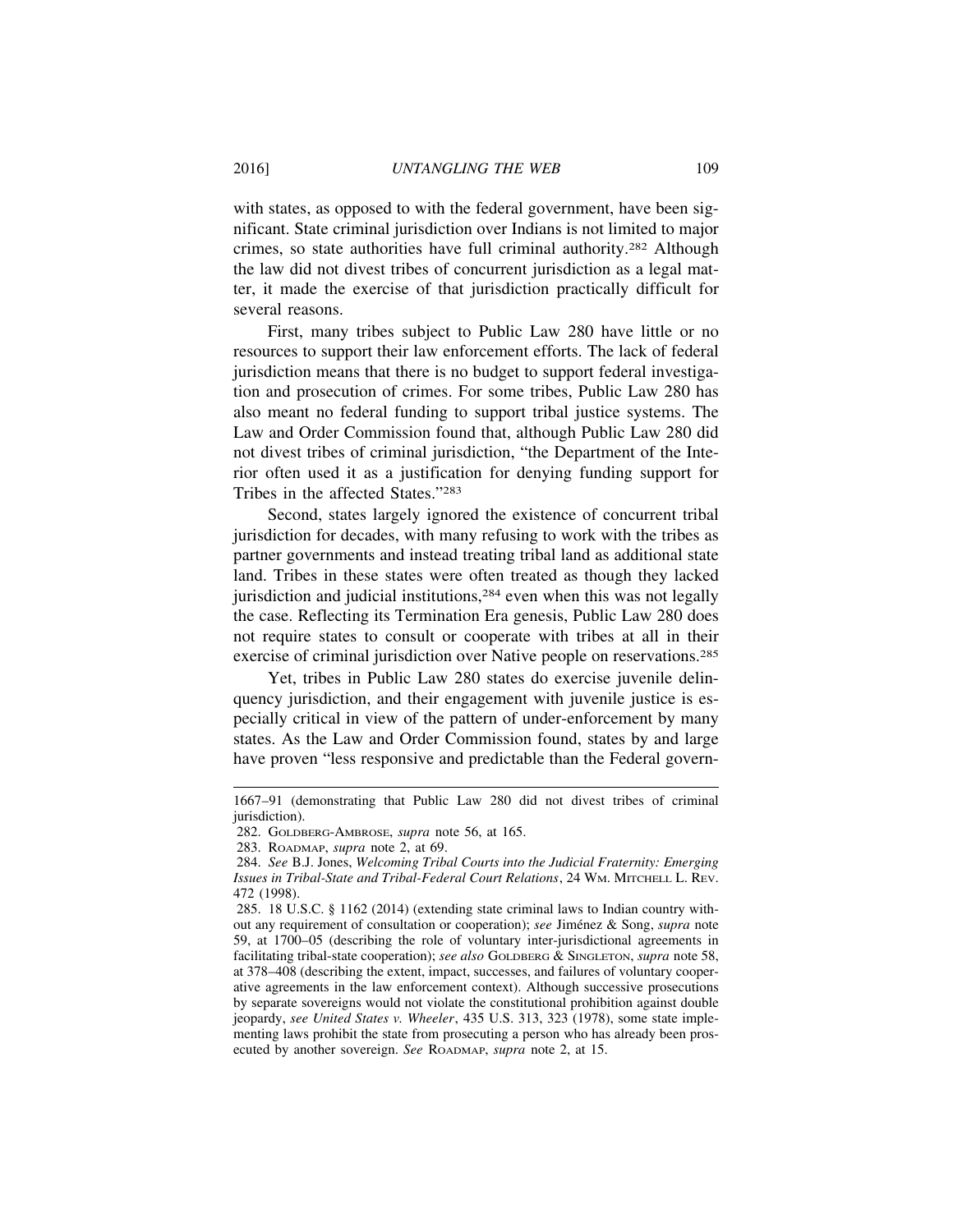with states, as opposed to with the federal government, have been significant. State criminal jurisdiction over Indians is not limited to major crimes, so state authorities have full criminal authority.[282] Although the law did not divest tribes of concurrent jurisdiction as a legal matter, it made the exercise of that jurisdiction practically difficult for several reasons.

First, many tribes subject to Public Law 280 have little or no resources to support their law enforcement efforts. The lack of federal jurisdiction means that there is no budget to support federal investigation and prosecution of crimes. For some tribes, Public Law 280 has also meant no federal funding to support tribal justice systems. The Law and Order Commission found that, although Public Law 280 did not divest tribes of criminal jurisdiction, "the Department of the Interior often used it as a justification for denying funding support for Tribes in the affected States."[283]

Second, states largely ignored the existence of concurrent tribal jurisdiction for decades, with many refusing to work with the tribes as partner governments and instead treating tribal land as additional state land. Tribes in these states were often treated as though they lacked jurisdiction and judicial institutions,[284] even when this was not legally the case. Reflecting its Termination Era genesis, Public Law 280 does not require states to consult or cooperate with tribes at all in their exercise of criminal jurisdiction over Native people on reservations.[285]

Yet, tribes in Public Law 280 states do exercise juvenile delinquency jurisdiction, and their engagement with juvenile justice is especially critical in view of the pattern of under-enforcement by many states. As the Law and Order Commission found, states by and large have proven "less responsive and predictable than the Federal govern-

---

1667–91 (demonstrating that Public Law 280 did not divest tribes of criminal jurisdiction).

282. GOLDBERG-AMBROSE, *supra* note 56, at 165.

283. ROADMAP, *supra* note 2, at 69.

284. *See* B.J. Jones, *Welcoming Tribal Courts into the Judicial Fraternity: Emerging Issues in Tribal-State and Tribal-Federal Court Relations*, 24 WM. MITCHELL L. REV. 472 (1998).

285. 18 U.S.C. § 1162 (2014) (extending state criminal laws to Indian country without any requirement of consultation or cooperation); *see* Jiménez & Song, *supra* note 59, at 1700–05 (describing the role of voluntary inter-jurisdictional agreements in facilitating tribal-state cooperation); *see also* GOLDBERG & SINGLETON, *supra* note 58, at 378–408 (describing the extent, impact, successes, and failures of voluntary cooperative agreements in the law enforcement context). Although successive prosecutions by separate sovereigns would not violate the constitutional prohibition against double jeopardy, *see United States v. Wheeler*, 435 U.S. 313, 323 (1978), some state implementing laws prohibit the state from prosecuting a person who has already been prosecuted by another sovereign. *See* ROADMAP, *supra* note 2, at 15.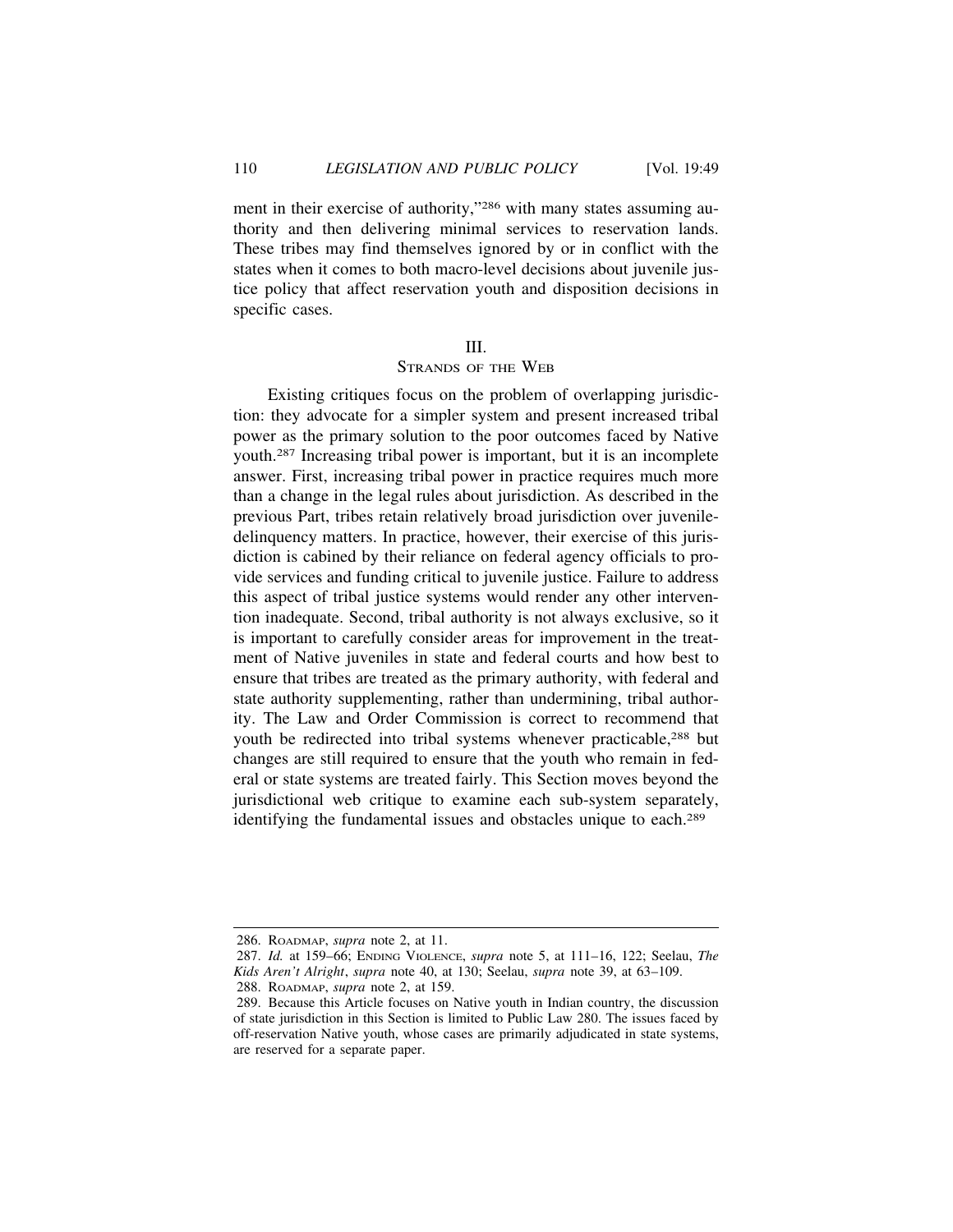ment in their exercise of authority,"[286] with many states assuming authority and then delivering minimal services to reservation lands. These tribes may find themselves ignored by or in conflict with the states when it comes to both macro-level decisions about juvenile justice policy that affect reservation youth and disposition decisions in specific cases.

## III. STRANDS OF THE WEB

Existing critiques focus on the problem of overlapping jurisdiction: they advocate for a simpler system and present increased tribal power as the primary solution to the poor outcomes faced by Native youth.[287] Increasing tribal power is important, but it is an incomplete answer. First, increasing tribal power in practice requires much more than a change in the legal rules about jurisdiction. As described in the previous Part, tribes retain relatively broad jurisdiction over juvenile-delinquency matters. In practice, however, their exercise of this jurisdiction is cabined by their reliance on federal agency officials to provide services and funding critical to juvenile justice. Failure to address this aspect of tribal justice systems would render any other intervention inadequate. Second, tribal authority is not always exclusive, so it is important to carefully consider areas for improvement in the treatment of Native juveniles in state and federal courts and how best to ensure that tribes are treated as the primary authority, with federal and state authority supplementing, rather than undermining, tribal authority. The Law and Order Commission is correct to recommend that youth be redirected into tribal systems whenever practicable,[288] but changes are still required to ensure that the youth who remain in federal or state systems are treated fairly. This Section moves beyond the jurisdictional web critique to examine each sub-system separately, identifying the fundamental issues and obstacles unique to each.[289]

---

286. ROADMAP, *supra* note 2, at 11.

287. *Id.* at 159–66; ENDING VIOLENCE, *supra* note 5, at 111–16, 122; Seelau, *The Kids Aren't Alright*, *supra* note 40, at 130; Seelau, *supra* note 39, at 63–109.

288. ROADMAP, *supra* note 2, at 159.

289. Because this Article focuses on Native youth in Indian country, the discussion of state jurisdiction in this Section is limited to Public Law 280. The issues faced by off-reservation Native youth, whose cases are primarily adjudicated in state systems, are reserved for a separate paper.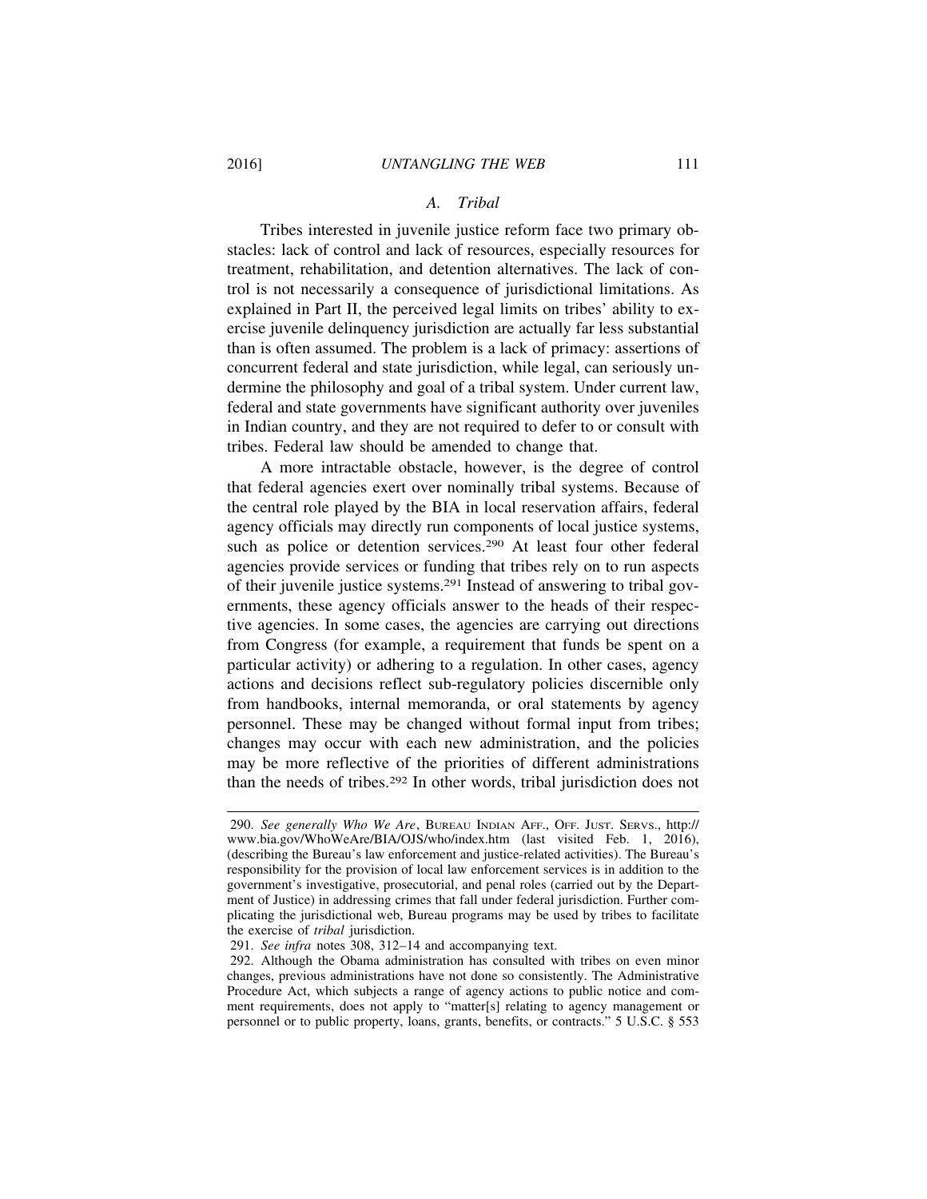### *A. Tribal*

Tribes interested in juvenile justice reform face two primary obstacles: lack of control and lack of resources, especially resources for treatment, rehabilitation, and detention alternatives. The lack of control is not necessarily a consequence of jurisdictional limitations. As explained in Part II, the perceived legal limits on tribes' ability to exercise juvenile delinquency jurisdiction are actually far less substantial than is often assumed. The problem is a lack of primacy: assertions of concurrent federal and state jurisdiction, while legal, can seriously undermine the philosophy and goal of a tribal system. Under current law, federal and state governments have significant authority over juveniles in Indian country, and they are not required to defer to or consult with tribes. Federal law should be amended to change that.

A more intractable obstacle, however, is the degree of control that federal agencies exert over nominally tribal systems. Because of the central role played by the BIA in local reservation affairs, federal agency officials may directly run components of local justice systems, such as police or detention services.[290] At least four other federal agencies provide services or funding that tribes rely on to run aspects of their juvenile justice systems.[291] Instead of answering to tribal governments, these agency officials answer to the heads of their respective agencies. In some cases, the agencies are carrying out directions from Congress (for example, a requirement that funds be spent on a particular activity) or adhering to a regulation. In other cases, agency actions and decisions reflect sub-regulatory policies discernible only from handbooks, internal memoranda, or oral statements by agency personnel. These may be changed without formal input from tribes; changes may occur with each new administration, and the policies may be more reflective of the priorities of different administrations than the needs of tribes.[292] In other words, tribal jurisdiction does not

---

290. *See generally Who We Are*, BUREAU INDIAN AFF., OFF. JUST. SERVS., http://www.bia.gov/WhoWeAre/BIA/OJS/who/index.htm (last visited Feb. 1, 2016), (describing the Bureau's law enforcement and justice-related activities). The Bureau's responsibility for the provision of local law enforcement services is in addition to the government's investigative, prosecutorial, and penal roles (carried out by the Department of Justice) in addressing crimes that fall under federal jurisdiction. Further complicating the jurisdictional web, Bureau programs may be used by tribes to facilitate the exercise of *tribal* jurisdiction.

291. *See infra* notes 308, 312–14 and accompanying text.

292. Although the Obama administration has consulted with tribes on even minor changes, previous administrations have not done so consistently. The Administrative Procedure Act, which subjects a range of agency actions to public notice and comment requirements, does not apply to "matter[s] relating to agency management or personnel or to public property, loans, grants, benefits, or contracts." 5 U.S.C. § 553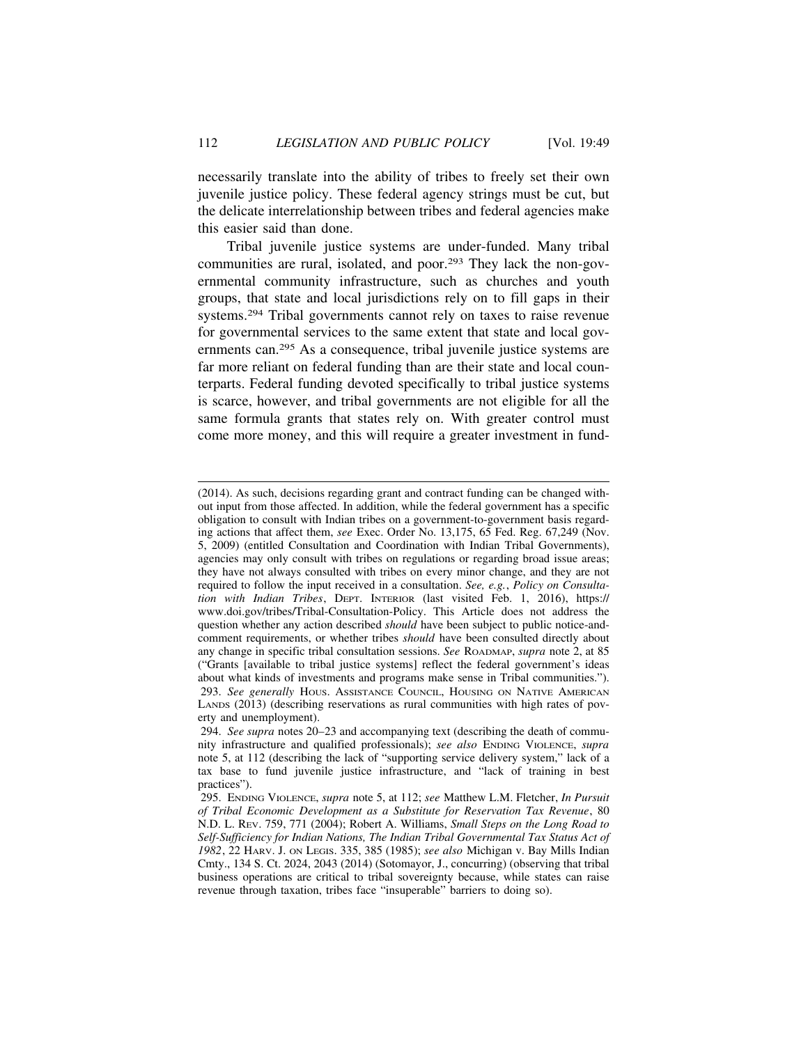necessarily translate into the ability of tribes to freely set their own juvenile justice policy. These federal agency strings must be cut, but the delicate interrelationship between tribes and federal agencies make this easier said than done.

Tribal juvenile justice systems are under-funded. Many tribal communities are rural, isolated, and poor.[293] They lack the non-governmental community infrastructure, such as churches and youth groups, that state and local jurisdictions rely on to fill gaps in their systems.[294] Tribal governments cannot rely on taxes to raise revenue for governmental services to the same extent that state and local governments can.[295] As a consequence, tribal juvenile justice systems are far more reliant on federal funding than are their state and local counterparts. Federal funding devoted specifically to tribal justice systems is scarce, however, and tribal governments are not eligible for all the same formula grants that states rely on. With greater control must come more money, and this will require a greater investment in fund-

---

(2014). As such, decisions regarding grant and contract funding can be changed without input from those affected. In addition, while the federal government has a specific obligation to consult with Indian tribes on a government-to-government basis regarding actions that affect them, *see* Exec. Order No. 13,175, 65 Fed. Reg. 67,249 (Nov. 5, 2009) (entitled Consultation and Coordination with Indian Tribal Governments), agencies may only consult with tribes on regulations or regarding broad issue areas; they have not always consulted with tribes on every minor change, and they are not required to follow the input received in a consultation. *See, e.g.*, *Policy on Consultation with Indian Tribes*, DEPT. INTERIOR (last visited Feb. 1, 2016), https://www.doi.gov/tribes/Tribal-Consultation-Policy. This Article does not address the question whether any action described *should* have been subject to public notice-and-comment requirements, or whether tribes *should* have been consulted directly about any change in specific tribal consultation sessions. *See* ROADMAP, *supra* note 2, at 85 ("Grants [available to tribal justice systems] reflect the federal government's ideas about what kinds of investments and programs make sense in Tribal communities.").

293. *See generally* HOUS. ASSISTANCE COUNCIL, HOUSING ON NATIVE AMERICAN LANDS (2013) (describing reservations as rural communities with high rates of poverty and unemployment).

294. *See supra* notes 20–23 and accompanying text (describing the death of community infrastructure and qualified professionals); *see also* ENDING VIOLENCE, *supra* note 5, at 112 (describing the lack of "supporting service delivery system," lack of a tax base to fund juvenile justice infrastructure, and "lack of training in best practices").

295. ENDING VIOLENCE, *supra* note 5, at 112; *see* Matthew L.M. Fletcher, *In Pursuit of Tribal Economic Development as a Substitute for Reservation Tax Revenue*, 80 N.D. L. REV. 759, 771 (2004); Robert A. Williams, *Small Steps on the Long Road to Self-Sufficiency for Indian Nations, The Indian Tribal Governmental Tax Status Act of 1982*, 22 HARV. J. ON LEGIS. 335, 385 (1985); *see also* Michigan v. Bay Mills Indian Cmty., 134 S. Ct. 2024, 2043 (2014) (Sotomayor, J., concurring) (observing that tribal business operations are critical to tribal sovereignty because, while states can raise revenue through taxation, tribes face "insuperable" barriers to doing so).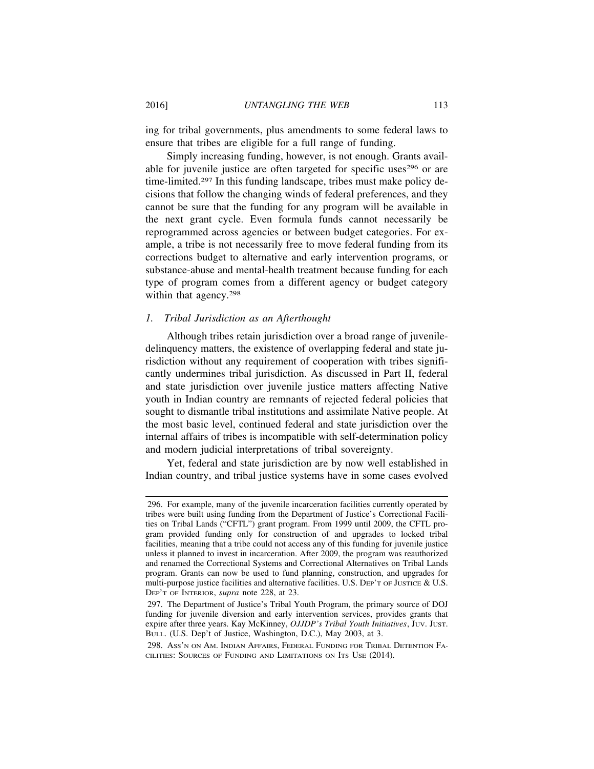ing for tribal governments, plus amendments to some federal laws to ensure that tribes are eligible for a full range of funding.

Simply increasing funding, however, is not enough. Grants available for juvenile justice are often targeted for specific uses[296] or are time-limited.[297] In this funding landscape, tribes must make policy decisions that follow the changing winds of federal preferences, and they cannot be sure that the funding for any program will be available in the next grant cycle. Even formula funds cannot necessarily be reprogrammed across agencies or between budget categories. For example, a tribe is not necessarily free to move federal funding from its corrections budget to alternative and early intervention programs, or substance-abuse and mental-health treatment because funding for each type of program comes from a different agency or budget category within that agency.[298]

### *1. Tribal Jurisdiction as an Afterthought*

Although tribes retain jurisdiction over a broad range of juvenile-delinquency matters, the existence of overlapping federal and state jurisdiction without any requirement of cooperation with tribes significantly undermines tribal jurisdiction. As discussed in Part II, federal and state jurisdiction over juvenile justice matters affecting Native youth in Indian country are remnants of rejected federal policies that sought to dismantle tribal institutions and assimilate Native people. At the most basic level, continued federal and state jurisdiction over the internal affairs of tribes is incompatible with self-determination policy and modern judicial interpretations of tribal sovereignty.

Yet, federal and state jurisdiction are by now well established in Indian country, and tribal justice systems have in some cases evolved

---

296. For example, many of the juvenile incarceration facilities currently operated by tribes were built using funding from the Department of Justice's Correctional Facilities on Tribal Lands ("CFTL") grant program. From 1999 until 2009, the CFTL program provided funding only for construction of and upgrades to locked tribal facilities, meaning that a tribe could not access any of this funding for juvenile justice unless it planned to invest in incarceration. After 2009, the program was reauthorized and renamed the Correctional Systems and Correctional Alternatives on Tribal Lands program. Grants can now be used to fund planning, construction, and upgrades for multi-purpose justice facilities and alternative facilities. U.S. DEP'T OF JUSTICE & U.S. DEP'T OF INTERIOR, *supra* note 228, at 23.

297. The Department of Justice's Tribal Youth Program, the primary source of DOJ funding for juvenile diversion and early intervention services, provides grants that expire after three years. Kay McKinney, *OJJDP's Tribal Youth Initiatives*, JUV. JUST. BULL. (U.S. Dep't of Justice, Washington, D.C.), May 2003, at 3.

298. ASS'N ON AM. INDIAN AFFAIRS, FEDERAL FUNDING FOR TRIBAL DETENTION FACILITIES: SOURCES OF FUNDING AND LIMITATIONS ON ITS USE (2014).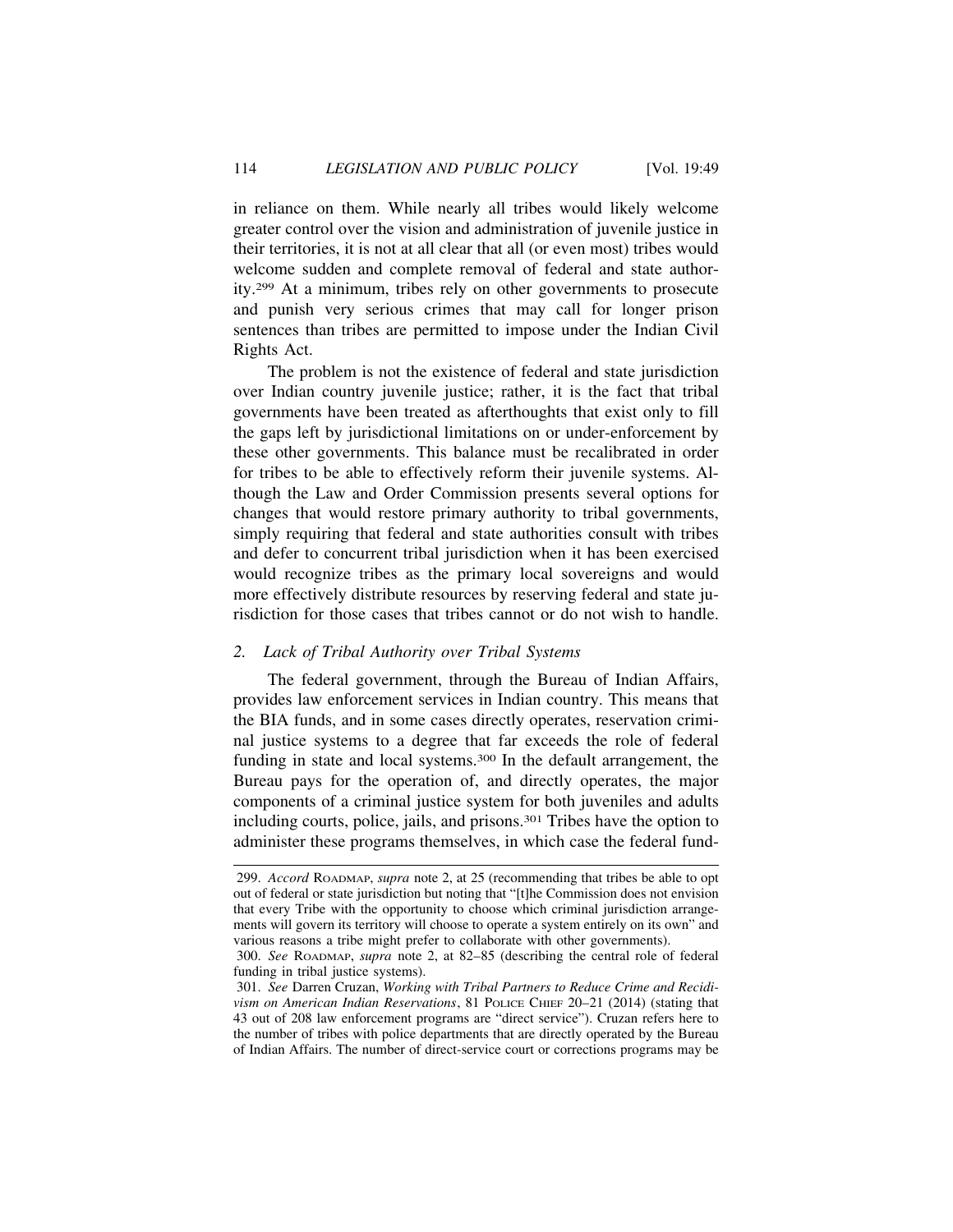in reliance on them. While nearly all tribes would likely welcome greater control over the vision and administration of juvenile justice in their territories, it is not at all clear that all (or even most) tribes would welcome sudden and complete removal of federal and state authority.[299] At a minimum, tribes rely on other governments to prosecute and punish very serious crimes that may call for longer prison sentences than tribes are permitted to impose under the Indian Civil Rights Act.

The problem is not the existence of federal and state jurisdiction over Indian country juvenile justice; rather, it is the fact that tribal governments have been treated as afterthoughts that exist only to fill the gaps left by jurisdictional limitations on or under-enforcement by these other governments. This balance must be recalibrated in order for tribes to be able to effectively reform their juvenile systems. Although the Law and Order Commission presents several options for changes that would restore primary authority to tribal governments, simply requiring that federal and state authorities consult with tribes and defer to concurrent tribal jurisdiction when it has been exercised would recognize tribes as the primary local sovereigns and would more effectively distribute resources by reserving federal and state jurisdiction for those cases that tribes cannot or do not wish to handle.

### 2. *Lack of Tribal Authority over Tribal Systems*

The federal government, through the Bureau of Indian Affairs, provides law enforcement services in Indian country. This means that the BIA funds, and in some cases directly operates, reservation criminal justice systems to a degree that far exceeds the role of federal funding in state and local systems.[300] In the default arrangement, the Bureau pays for the operation of, and directly operates, the major components of a criminal justice system for both juveniles and adults including courts, police, jails, and prisons.[301] Tribes have the option to administer these programs themselves, in which case the federal fund-

---

299. *Accord* ROADMAP, *supra* note 2, at 25 (recommending that tribes be able to opt out of federal or state jurisdiction but noting that "[t]he Commission does not envision that every Tribe with the opportunity to choose which criminal jurisdiction arrangements will govern its territory will choose to operate a system entirely on its own" and various reasons a tribe might prefer to collaborate with other governments).

300. *See* ROADMAP, *supra* note 2, at 82–85 (describing the central role of federal funding in tribal justice systems).

301. *See* Darren Cruzan, *Working with Tribal Partners to Reduce Crime and Recidivism on American Indian Reservations*, 81 POLICE CHIEF 20–21 (2014) (stating that 43 out of 208 law enforcement programs are "direct service"). Cruzan refers here to the number of tribes with police departments that are directly operated by the Bureau of Indian Affairs. The number of direct-service court or corrections programs may be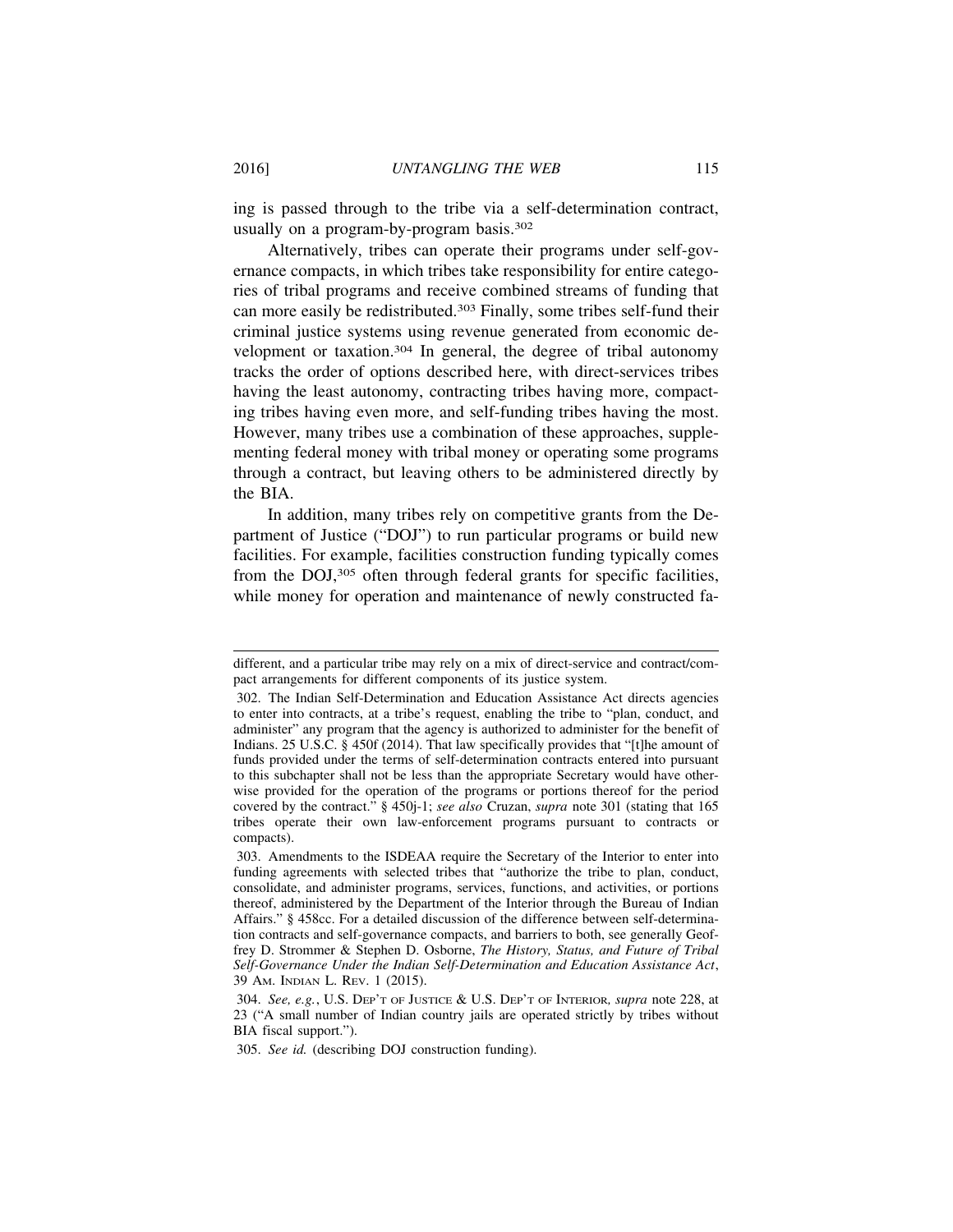ing is passed through to the tribe via a self-determination contract, usually on a program-by-program basis.[302]

Alternatively, tribes can operate their programs under self-governance compacts, in which tribes take responsibility for entire categories of tribal programs and receive combined streams of funding that can more easily be redistributed.[303] Finally, some tribes self-fund their criminal justice systems using revenue generated from economic development or taxation.[304] In general, the degree of tribal autonomy tracks the order of options described here, with direct-services tribes having the least autonomy, contracting tribes having more, compacting tribes having even more, and self-funding tribes having the most. However, many tribes use a combination of these approaches, supplementing federal money with tribal money or operating some programs through a contract, but leaving others to be administered directly by the BIA.

In addition, many tribes rely on competitive grants from the Department of Justice ("DOJ") to run particular programs or build new facilities. For example, facilities construction funding typically comes from the DOJ,[305] often through federal grants for specific facilities, while money for operation and maintenance of newly constructed fa-

---

different, and a particular tribe may rely on a mix of direct-service and contract/compact arrangements for different components of its justice system.

302. The Indian Self-Determination and Education Assistance Act directs agencies to enter into contracts, at a tribe's request, enabling the tribe to "plan, conduct, and administer" any program that the agency is authorized to administer for the benefit of Indians. 25 U.S.C. § 450f (2014). That law specifically provides that "[t]he amount of funds provided under the terms of self-determination contracts entered into pursuant to this subchapter shall not be less than the appropriate Secretary would have otherwise provided for the operation of the programs or portions thereof for the period covered by the contract." § 450j-1; *see also* Cruzan, *supra* note 301 (stating that 165 tribes operate their own law-enforcement programs pursuant to contracts or compacts).

303. Amendments to the ISDEAA require the Secretary of the Interior to enter into funding agreements with selected tribes that "authorize the tribe to plan, conduct, consolidate, and administer programs, services, functions, and activities, or portions thereof, administered by the Department of the Interior through the Bureau of Indian Affairs." § 458cc. For a detailed discussion of the difference between self-determination contracts and self-governance compacts, and barriers to both, see generally Geoffrey D. Strommer & Stephen D. Osborne, *The History, Status, and Future of Tribal Self-Governance Under the Indian Self-Determination and Education Assistance Act*, 39 AM. INDIAN L. REV. 1 (2015).

304. *See, e.g.*, U.S. DEP'T OF JUSTICE & U.S. DEP'T OF INTERIOR, *supra* note 228, at 23 ("A small number of Indian country jails are operated strictly by tribes without BIA fiscal support.").

305. *See id.* (describing DOJ construction funding).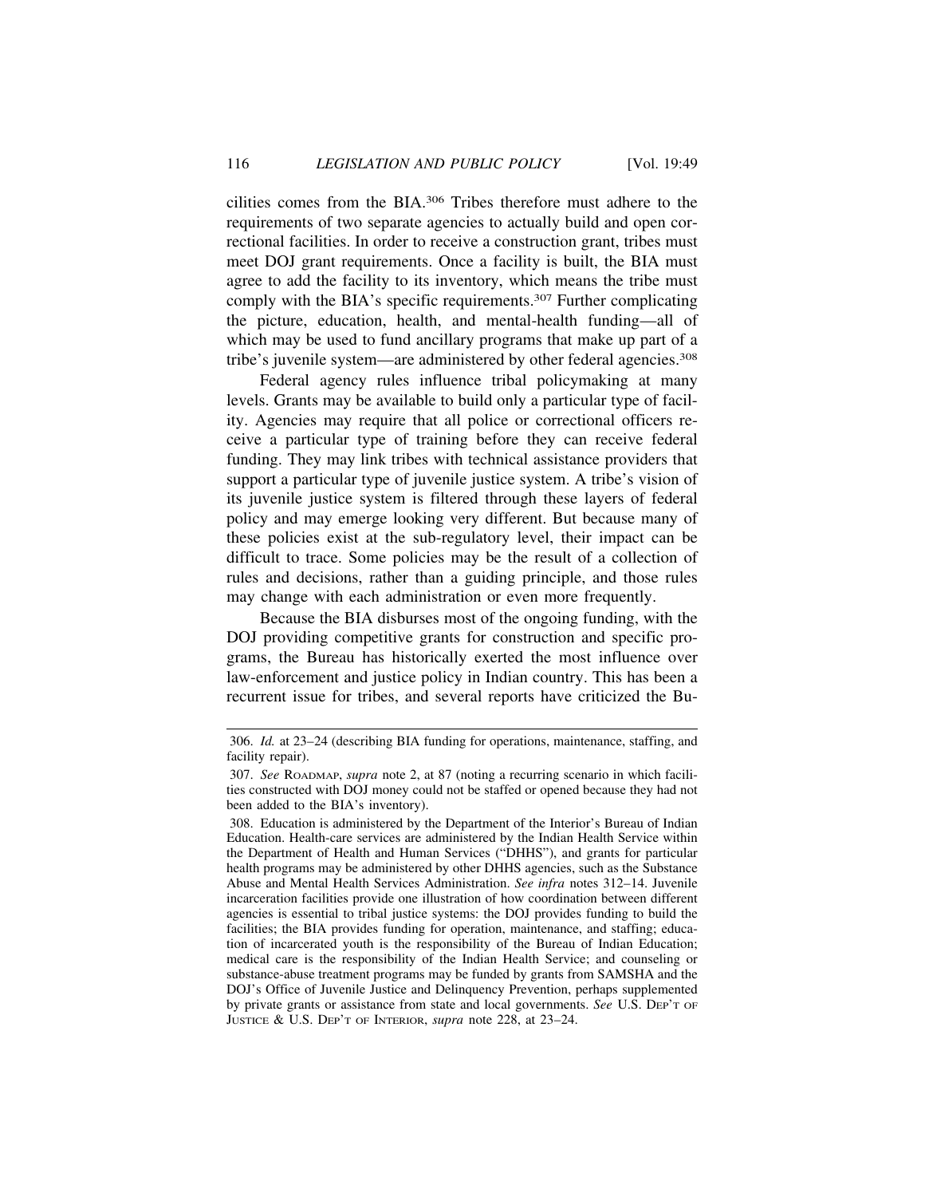cilities comes from the BIA.[306] Tribes therefore must adhere to the requirements of two separate agencies to actually build and open correctional facilities. In order to receive a construction grant, tribes must meet DOJ grant requirements. Once a facility is built, the BIA must agree to add the facility to its inventory, which means the tribe must comply with the BIA's specific requirements.[307] Further complicating the picture, education, health, and mental-health funding—all of which may be used to fund ancillary programs that make up part of a tribe's juvenile system—are administered by other federal agencies.[308]

Federal agency rules influence tribal policymaking at many levels. Grants may be available to build only a particular type of facility. Agencies may require that all police or correctional officers receive a particular type of training before they can receive federal funding. They may link tribes with technical assistance providers that support a particular type of juvenile justice system. A tribe's vision of its juvenile justice system is filtered through these layers of federal policy and may emerge looking very different. But because many of these policies exist at the sub-regulatory level, their impact can be difficult to trace. Some policies may be the result of a collection of rules and decisions, rather than a guiding principle, and those rules may change with each administration or even more frequently.

Because the BIA disburses most of the ongoing funding, with the DOJ providing competitive grants for construction and specific programs, the Bureau has historically exerted the most influence over law-enforcement and justice policy in Indian country. This has been a recurrent issue for tribes, and several reports have criticized the Bu-

---

306. *Id.* at 23–24 (describing BIA funding for operations, maintenance, staffing, and facility repair).

307. *See* ROADMAP, *supra* note 2, at 87 (noting a recurring scenario in which facilities constructed with DOJ money could not be staffed or opened because they had not been added to the BIA's inventory).

308. Education is administered by the Department of the Interior's Bureau of Indian Education. Health-care services are administered by the Indian Health Service within the Department of Health and Human Services ("DHHS"), and grants for particular health programs may be administered by other DHHS agencies, such as the Substance Abuse and Mental Health Services Administration. *See infra* notes 312–14. Juvenile incarceration facilities provide one illustration of how coordination between different agencies is essential to tribal justice systems: the DOJ provides funding to build the facilities; the BIA provides funding for operation, maintenance, and staffing; education of incarcerated youth is the responsibility of the Bureau of Indian Education; medical care is the responsibility of the Indian Health Service; and counseling or substance-abuse treatment programs may be funded by grants from SAMSHA and the DOJ's Office of Juvenile Justice and Delinquency Prevention, perhaps supplemented by private grants or assistance from state and local governments. *See* U.S. DEP'T OF JUSTICE & U.S. DEP'T OF INTERIOR, *supra* note 228, at 23–24.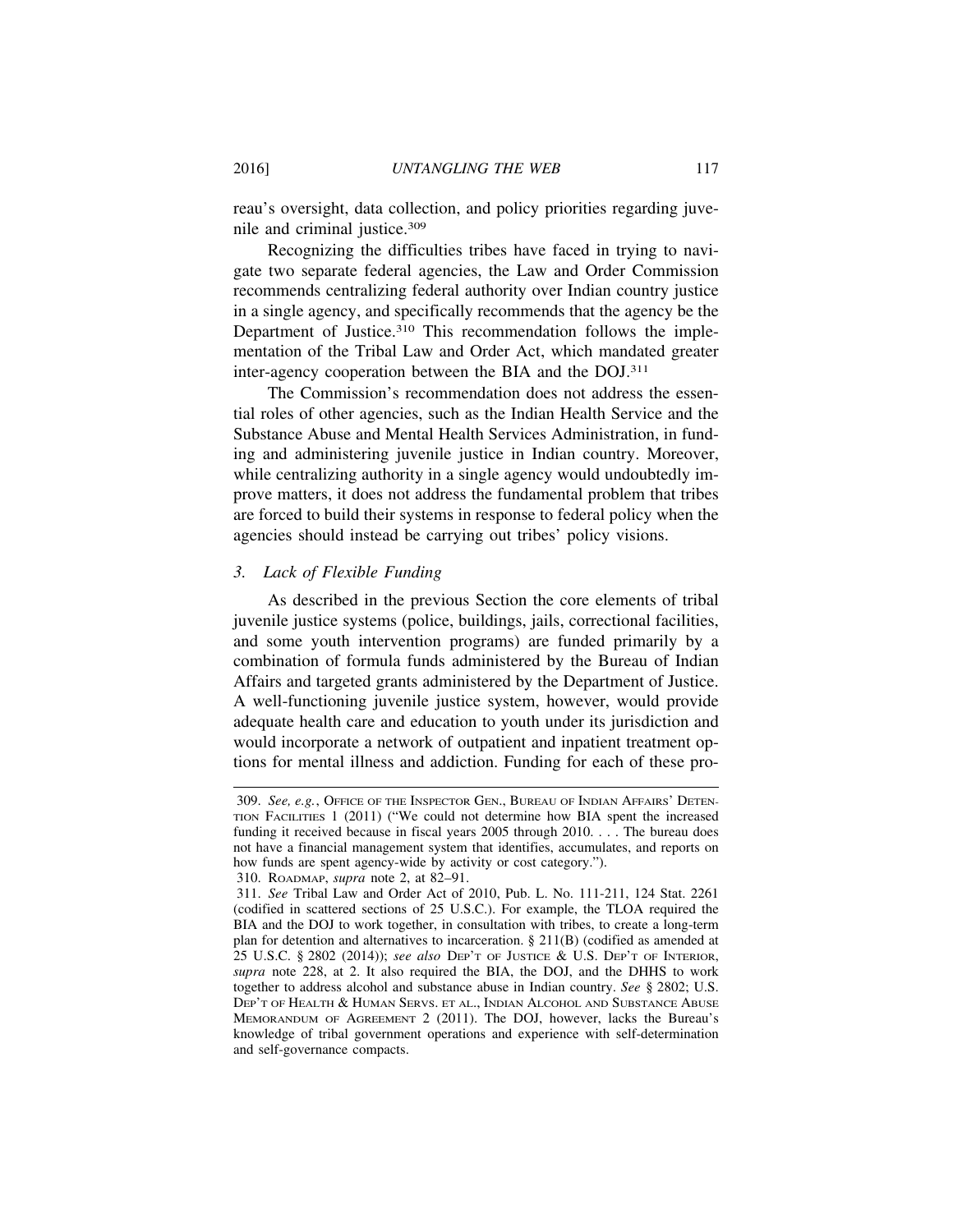reau's oversight, data collection, and policy priorities regarding juvenile and criminal justice.[309]

Recognizing the difficulties tribes have faced in trying to navigate two separate federal agencies, the Law and Order Commission recommends centralizing federal authority over Indian country justice in a single agency, and specifically recommends that the agency be the Department of Justice.[310] This recommendation follows the implementation of the Tribal Law and Order Act, which mandated greater inter-agency cooperation between the BIA and the DOJ.[311]

The Commission's recommendation does not address the essential roles of other agencies, such as the Indian Health Service and the Substance Abuse and Mental Health Services Administration, in funding and administering juvenile justice in Indian country. Moreover, while centralizing authority in a single agency would undoubtedly improve matters, it does not address the fundamental problem that tribes are forced to build their systems in response to federal policy when the agencies should instead be carrying out tribes' policy visions.

### *3. Lack of Flexible Funding*

As described in the previous Section the core elements of tribal juvenile justice systems (police, buildings, jails, correctional facilities, and some youth intervention programs) are funded primarily by a combination of formula funds administered by the Bureau of Indian Affairs and targeted grants administered by the Department of Justice. A well-functioning juvenile justice system, however, would provide adequate health care and education to youth under its jurisdiction and would incorporate a network of outpatient and inpatient treatment options for mental illness and addiction. Funding for each of these pro-

---

309. *See, e.g.*, OFFICE OF THE INSPECTOR GEN., BUREAU OF INDIAN AFFAIRS' DETENTION FACILITIES 1 (2011) ("We could not determine how BIA spent the increased funding it received because in fiscal years 2005 through 2010. . . . The bureau does not have a financial management system that identifies, accumulates, and reports on how funds are spent agency-wide by activity or cost category.").

310. ROADMAP, *supra* note 2, at 82–91.

311. *See* Tribal Law and Order Act of 2010, Pub. L. No. 111-211, 124 Stat. 2261 (codified in scattered sections of 25 U.S.C.). For example, the TLOA required the BIA and the DOJ to work together, in consultation with tribes, to create a long-term plan for detention and alternatives to incarceration. § 211(B) (codified as amended at 25 U.S.C. § 2802 (2014)); *see also* DEP'T OF JUSTICE & U.S. DEP'T OF INTERIOR, *supra* note 228, at 2. It also required the BIA, the DOJ, and the DHHS to work together to address alcohol and substance abuse in Indian country. *See* § 2802; U.S. DEP'T OF HEALTH & HUMAN SERVS. ET AL., INDIAN ALCOHOL AND SUBSTANCE ABUSE MEMORANDUM OF AGREEMENT 2 (2011). The DOJ, however, lacks the Bureau's knowledge of tribal government operations and experience with self-determination and self-governance compacts.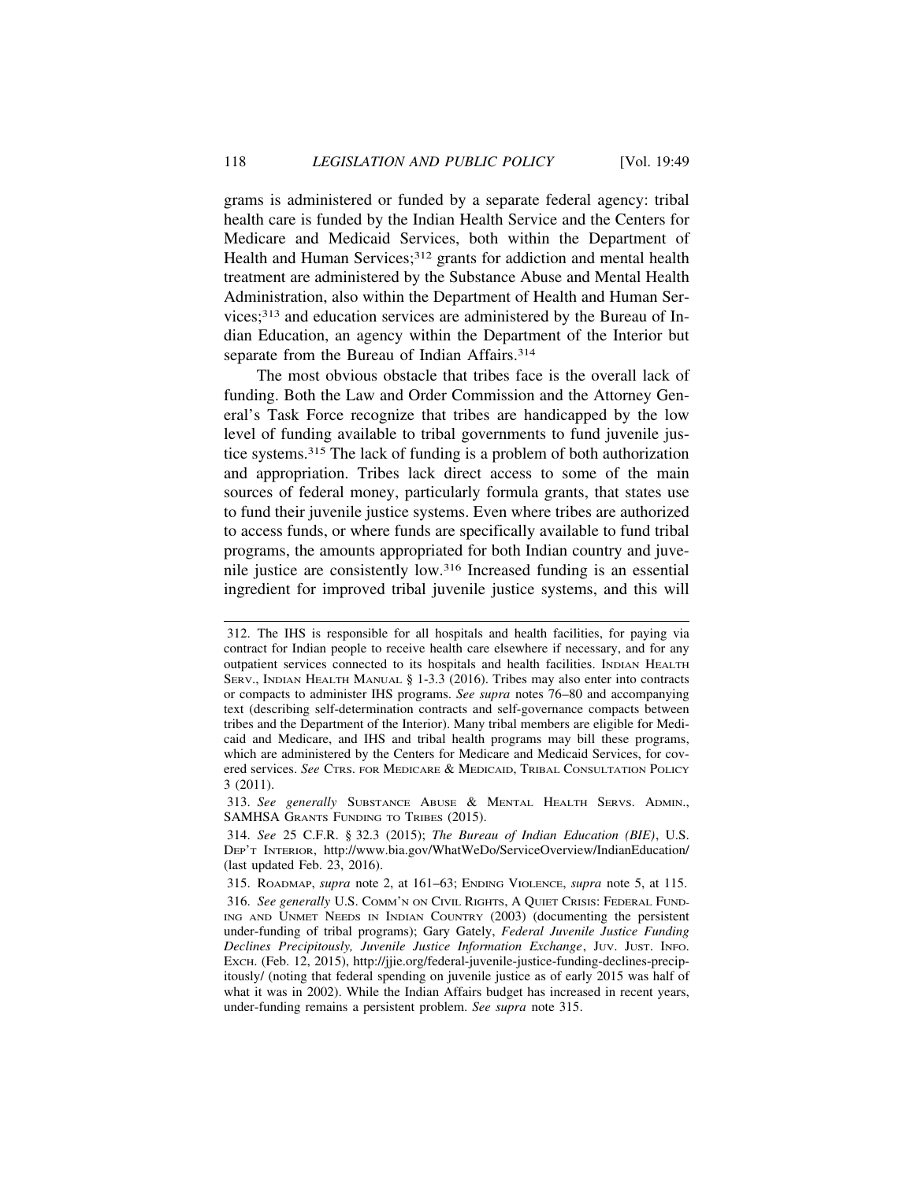grams is administered or funded by a separate federal agency: tribal health care is funded by the Indian Health Service and the Centers for Medicare and Medicaid Services, both within the Department of Health and Human Services;[312] grants for addiction and mental health treatment are administered by the Substance Abuse and Mental Health Administration, also within the Department of Health and Human Services;[313] and education services are administered by the Bureau of Indian Education, an agency within the Department of the Interior but separate from the Bureau of Indian Affairs.[314]

The most obvious obstacle that tribes face is the overall lack of funding. Both the Law and Order Commission and the Attorney General's Task Force recognize that tribes are handicapped by the low level of funding available to tribal governments to fund juvenile justice systems.[315] The lack of funding is a problem of both authorization and appropriation. Tribes lack direct access to some of the main sources of federal money, particularly formula grants, that states use to fund their juvenile justice systems. Even where tribes are authorized to access funds, or where funds are specifically available to fund tribal programs, the amounts appropriated for both Indian country and juvenile justice are consistently low.[316] Increased funding is an essential ingredient for improved tribal juvenile justice systems, and this will

---

312. The IHS is responsible for all hospitals and health facilities, for paying via contract for Indian people to receive health care elsewhere if necessary, and for any outpatient services connected to its hospitals and health facilities. INDIAN HEALTH SERV., INDIAN HEALTH MANUAL § 1-3.3 (2016). Tribes may also enter into contracts or compacts to administer IHS programs. *See supra* notes 76–80 and accompanying text (describing self-determination contracts and self-governance compacts between tribes and the Department of the Interior). Many tribal members are eligible for Medicaid and Medicare, and IHS and tribal health programs may bill these programs, which are administered by the Centers for Medicare and Medicaid Services, for covered services. *See* CTRS. FOR MEDICARE & MEDICAID, TRIBAL CONSULTATION POLICY 3 (2011).

313. *See generally* SUBSTANCE ABUSE & MENTAL HEALTH SERVS. ADMIN., SAMHSA GRANTS FUNDING TO TRIBES (2015).

314. *See* 25 C.F.R. § 32.3 (2015); *The Bureau of Indian Education (BIE)*, U.S. DEP'T INTERIOR, http://www.bia.gov/WhatWeDo/ServiceOverview/IndianEducation/ (last updated Feb. 23, 2016).

315. ROADMAP, *supra* note 2, at 161–63; ENDING VIOLENCE, *supra* note 5, at 115.

316. *See generally* U.S. COMM'N ON CIVIL RIGHTS, A QUIET CRISIS: FEDERAL FUNDING AND UNMET NEEDS IN INDIAN COUNTRY (2003) (documenting the persistent under-funding of tribal programs); Gary Gately, *Federal Juvenile Justice Funding Declines Precipitously, Juvenile Justice Information Exchange*, JUV. JUST. INFO. EXCH. (Feb. 12, 2015), http://jjie.org/federal-juvenile-justice-funding-declines-precipitously/ (noting that federal spending on juvenile justice as of early 2015 was half of what it was in 2002). While the Indian Affairs budget has increased in recent years, under-funding remains a persistent problem. *See supra* note 315.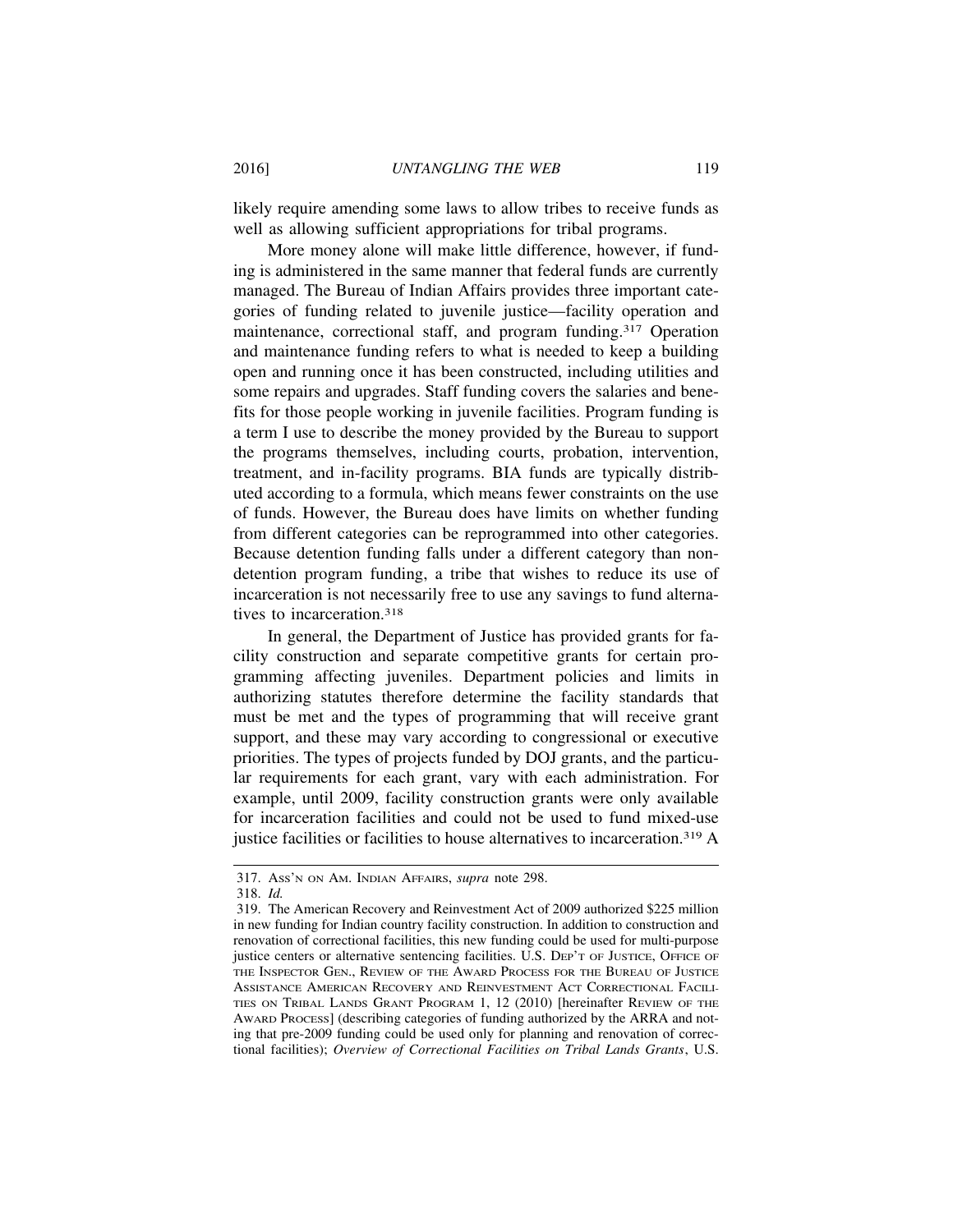likely require amending some laws to allow tribes to receive funds as well as allowing sufficient appropriations for tribal programs.

More money alone will make little difference, however, if funding is administered in the same manner that federal funds are currently managed. The Bureau of Indian Affairs provides three important categories of funding related to juvenile justice—facility operation and maintenance, correctional staff, and program funding.[317] Operation and maintenance funding refers to what is needed to keep a building open and running once it has been constructed, including utilities and some repairs and upgrades. Staff funding covers the salaries and benefits for those people working in juvenile facilities. Program funding is a term I use to describe the money provided by the Bureau to support the programs themselves, including courts, probation, intervention, treatment, and in-facility programs. BIA funds are typically distributed according to a formula, which means fewer constraints on the use of funds. However, the Bureau does have limits on whether funding from different categories can be reprogrammed into other categories. Because detention funding falls under a different category than non-detention program funding, a tribe that wishes to reduce its use of incarceration is not necessarily free to use any savings to fund alternatives to incarceration.[318]

In general, the Department of Justice has provided grants for facility construction and separate competitive grants for certain programming affecting juveniles. Department policies and limits in authorizing statutes therefore determine the facility standards that must be met and the types of programming that will receive grant support, and these may vary according to congressional or executive priorities. The types of projects funded by DOJ grants, and the particular requirements for each grant, vary with each administration. For example, until 2009, facility construction grants were only available for incarceration facilities and could not be used to fund mixed-use justice facilities or facilities to house alternatives to incarceration.[319] A

---

317. ASS'N ON AM. INDIAN AFFAIRS, *supra* note 298.

318. *Id.*

319. The American Recovery and Reinvestment Act of 2009 authorized $225 million in new funding for Indian country facility construction. In addition to construction and renovation of correctional facilities, this new funding could be used for multi-purpose justice centers or alternative sentencing facilities. U.S. DEP'T OF JUSTICE, OFFICE OF THE INSPECTOR GEN., REVIEW OF THE AWARD PROCESS FOR THE BUREAU OF JUSTICE ASSISTANCE AMERICAN RECOVERY AND REINVESTMENT ACT CORRECTIONAL FACILITIES ON TRIBAL LANDS GRANT PROGRAM 1, 12 (2010) [hereinafter REVIEW OF THE AWARD PROCESS] (describing categories of funding authorized by the ARRA and noting that pre-2009 funding could be used only for planning and renovation of correctional facilities); *Overview of Correctional Facilities on Tribal Lands Grants*, U.S.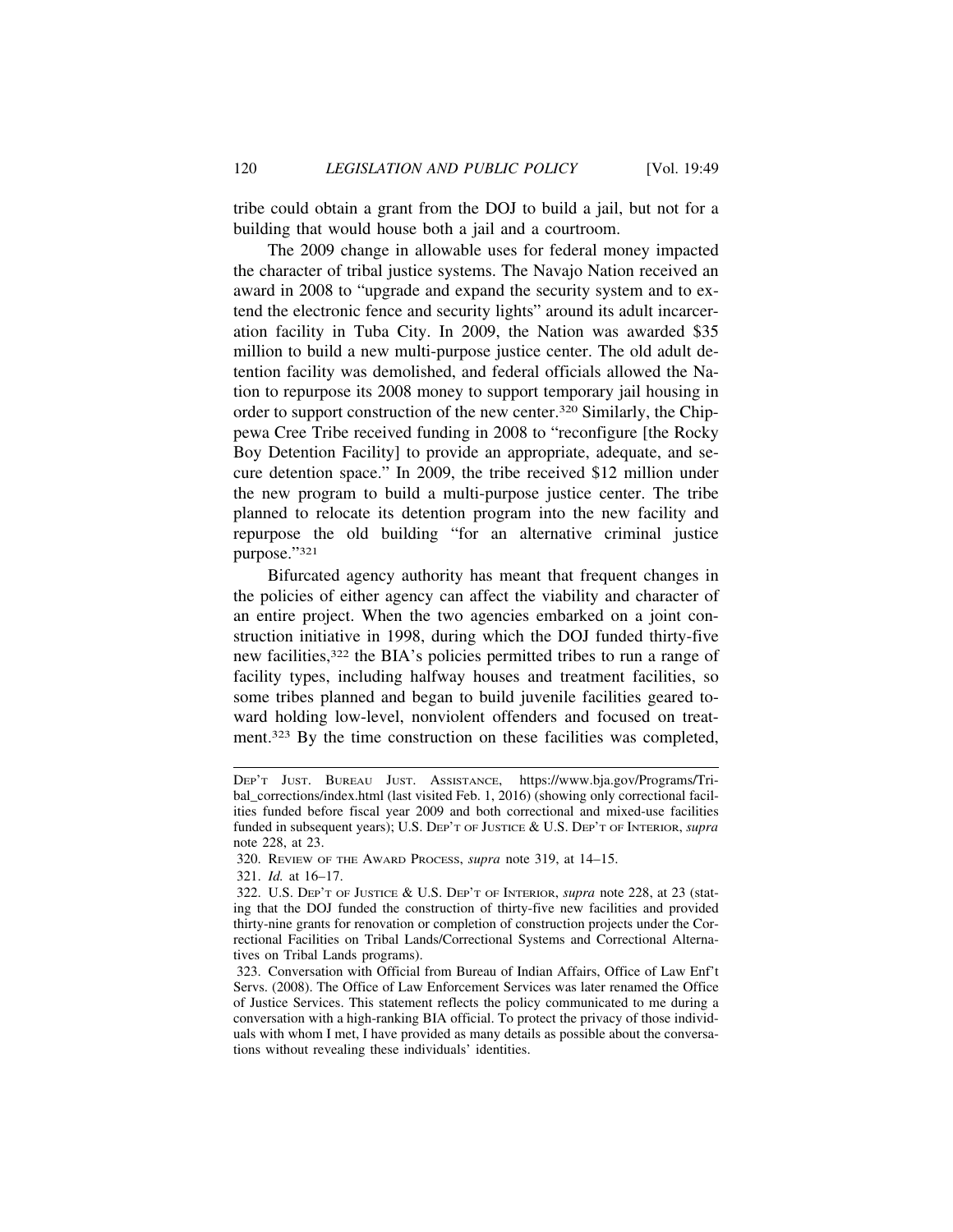tribe could obtain a grant from the DOJ to build a jail, but not for a building that would house both a jail and a courtroom.

The 2009 change in allowable uses for federal money impacted the character of tribal justice systems. The Navajo Nation received an award in 2008 to "upgrade and expand the security system and to extend the electronic fence and security lights" around its adult incarceration facility in Tuba City. In 2009, the Nation was awarded $35 million to build a new multi-purpose justice center. The old adult detention facility was demolished, and federal officials allowed the Nation to repurpose its 2008 money to support temporary jail housing in order to support construction of the new center.[320] Similarly, the Chippewa Cree Tribe received funding in 2008 to "reconfigure [the Rocky Boy Detention Facility] to provide an appropriate, adequate, and secure detention space." In 2009, the tribe received $12 million under the new program to build a multi-purpose justice center. The tribe planned to relocate its detention program into the new facility and repurpose the old building "for an alternative criminal justice purpose."[321]

Bifurcated agency authority has meant that frequent changes in the policies of either agency can affect the viability and character of an entire project. When the two agencies embarked on a joint construction initiative in 1998, during which the DOJ funded thirty-five new facilities,[322] the BIA's policies permitted tribes to run a range of facility types, including halfway houses and treatment facilities, so some tribes planned and began to build juvenile facilities geared toward holding low-level, nonviolent offenders and focused on treatment.[323] By the time construction on these facilities was completed,

---

DEP'T JUST. BUREAU JUST. ASSISTANCE, https://www.bja.gov/Programs/Tribal_corrections/index.html (last visited Feb. 1, 2016) (showing only correctional facilities funded before fiscal year 2009 and both correctional and mixed-use facilities funded in subsequent years); U.S. DEP'T OF JUSTICE & U.S. DEP'T OF INTERIOR, *supra* note 228, at 23.

320. REVIEW OF THE AWARD PROCESS, *supra* note 319, at 14–15.

321. *Id.* at 16–17.

322. U.S. DEP'T OF JUSTICE & U.S. DEP'T OF INTERIOR, *supra* note 228, at 23 (stating that the DOJ funded the construction of thirty-five new facilities and provided thirty-nine grants for renovation or completion of construction projects under the Correctional Facilities on Tribal Lands/Correctional Systems and Correctional Alternatives on Tribal Lands programs).

323. Conversation with Official from Bureau of Indian Affairs, Office of Law Enf't Servs. (2008). The Office of Law Enforcement Services was later renamed the Office of Justice Services. This statement reflects the policy communicated to me during a conversation with a high-ranking BIA official. To protect the privacy of those individuals with whom I met, I have provided as many details as possible about the conversations without revealing these individuals' identities.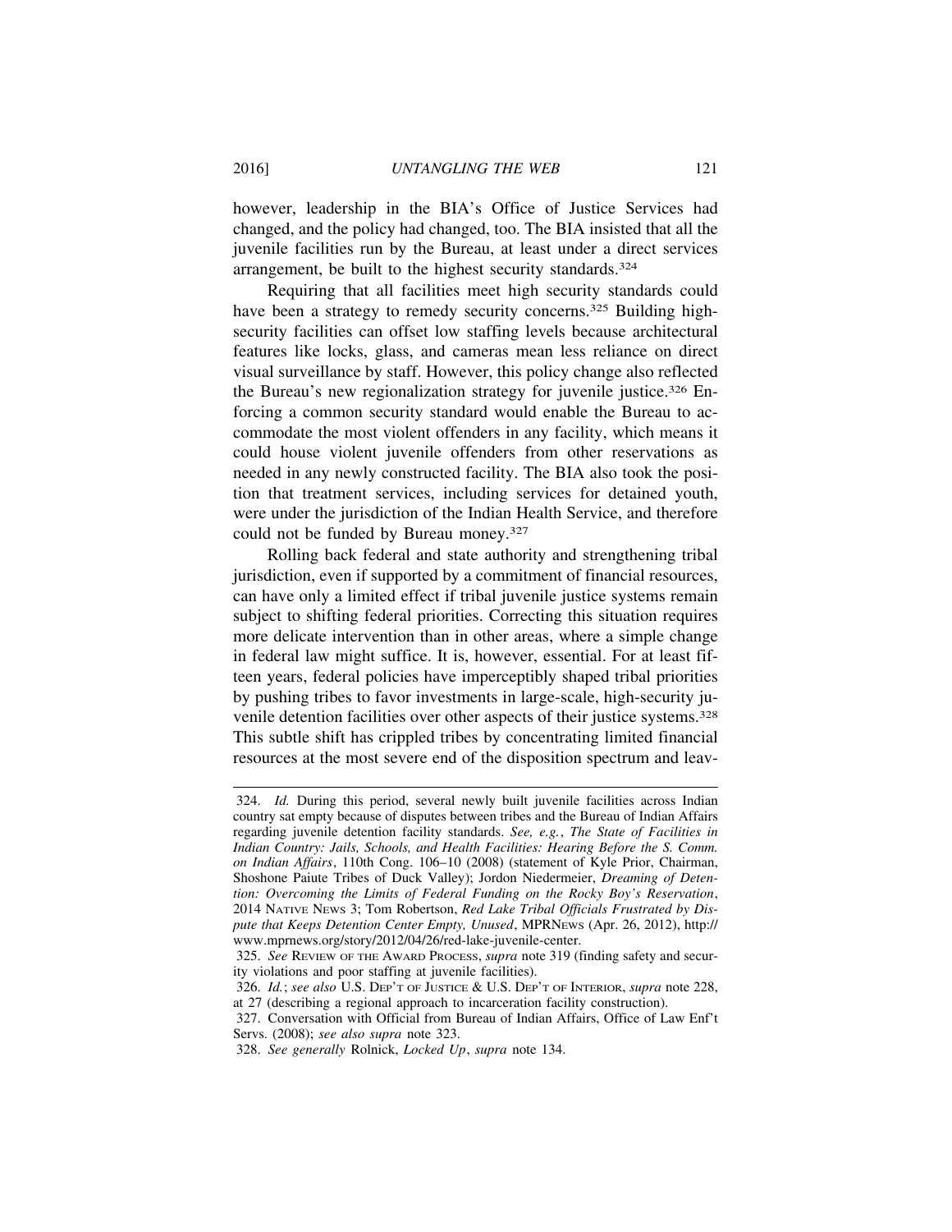however, leadership in the BIA's Office of Justice Services had changed, and the policy had changed, too. The BIA insisted that all the juvenile facilities run by the Bureau, at least under a direct services arrangement, be built to the highest security standards.[324]

Requiring that all facilities meet high security standards could have been a strategy to remedy security concerns.[325] Building high-security facilities can offset low staffing levels because architectural features like locks, glass, and cameras mean less reliance on direct visual surveillance by staff. However, this policy change also reflected the Bureau's new regionalization strategy for juvenile justice.[326] Enforcing a common security standard would enable the Bureau to accommodate the most violent offenders in any facility, which means it could house violent juvenile offenders from other reservations as needed in any newly constructed facility. The BIA also took the position that treatment services, including services for detained youth, were under the jurisdiction of the Indian Health Service, and therefore could not be funded by Bureau money.[327]

Rolling back federal and state authority and strengthening tribal jurisdiction, even if supported by a commitment of financial resources, can have only a limited effect if tribal juvenile justice systems remain subject to shifting federal priorities. Correcting this situation requires more delicate intervention than in other areas, where a simple change in federal law might suffice. It is, however, essential. For at least fifteen years, federal policies have imperceptibly shaped tribal priorities by pushing tribes to favor investments in large-scale, high-security juvenile detention facilities over other aspects of their justice systems.[328] This subtle shift has crippled tribes by concentrating limited financial resources at the most severe end of the disposition spectrum and leav-

---

324. *Id.* During this period, several newly built juvenile facilities across Indian country sat empty because of disputes between tribes and the Bureau of Indian Affairs regarding juvenile detention facility standards. *See, e.g.*, *The State of Facilities in Indian Country: Jails, Schools, and Health Facilities: Hearing Before the S. Comm. on Indian Affairs*, 110th Cong. 106–10 (2008) (statement of Kyle Prior, Chairman, Shoshone Paiute Tribes of Duck Valley); Jordon Niedermeier, *Dreaming of Detention: Overcoming the Limits of Federal Funding on the Rocky Boy's Reservation*, 2014 NATIVE NEWS 3; Tom Robertson, *Red Lake Tribal Officials Frustrated by Dispute that Keeps Detention Center Empty, Unused*, MPRNEWS (Apr. 26, 2012), http://www.mprnews.org/story/2012/04/26/red-lake-juvenile-center.

325. *See* REVIEW OF THE AWARD PROCESS, *supra* note 319 (finding safety and security violations and poor staffing at juvenile facilities).

326. *Id.*; *see also* U.S. DEP'T OF JUSTICE & U.S. DEP'T OF INTERIOR, *supra* note 228, at 27 (describing a regional approach to incarceration facility construction).

327. Conversation with Official from Bureau of Indian Affairs, Office of Law Enf't Servs. (2008); *see also supra* note 323.

328. *See generally* Rolnick, *Locked Up*, *supra* note 134.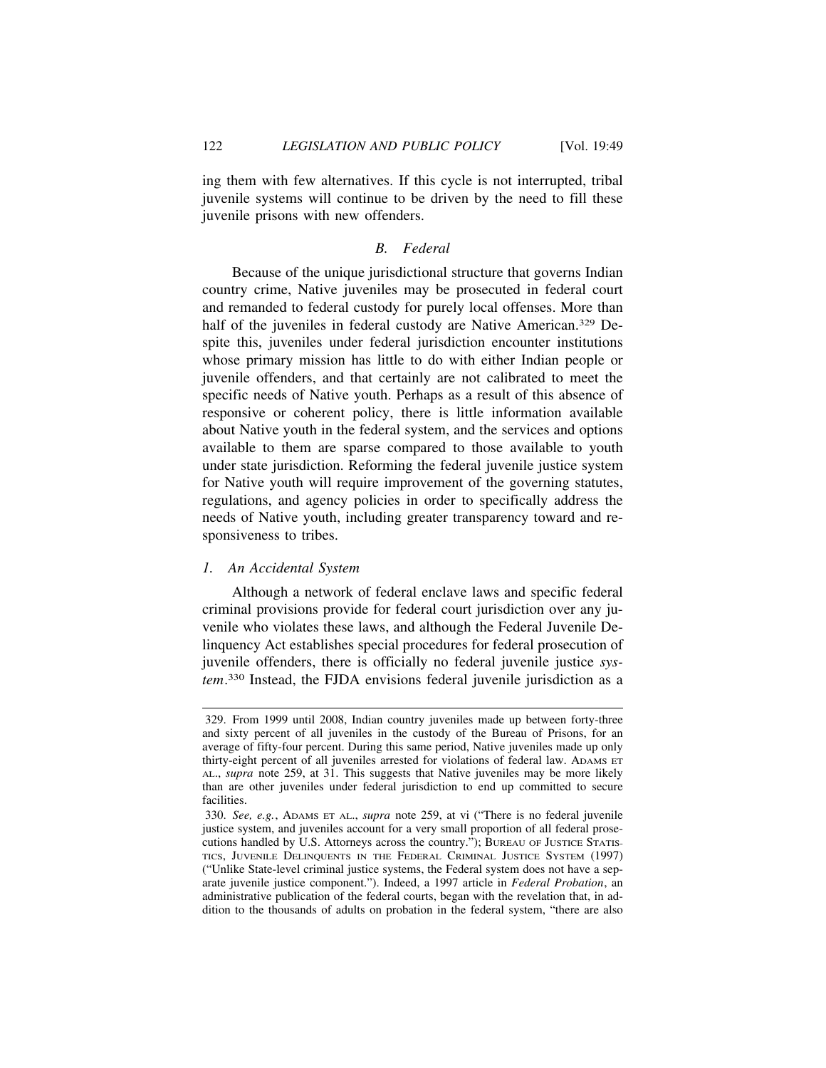ing them with few alternatives. If this cycle is not interrupted, tribal juvenile systems will continue to be driven by the need to fill these juvenile prisons with new offenders.

### *B. Federal*

Because of the unique jurisdictional structure that governs Indian country crime, Native juveniles may be prosecuted in federal court and remanded to federal custody for purely local offenses. More than half of the juveniles in federal custody are Native American.[329] Despite this, juveniles under federal jurisdiction encounter institutions whose primary mission has little to do with either Indian people or juvenile offenders, and that certainly are not calibrated to meet the specific needs of Native youth. Perhaps as a result of this absence of responsive or coherent policy, there is little information available about Native youth in the federal system, and the services and options available to them are sparse compared to those available to youth under state jurisdiction. Reforming the federal juvenile justice system for Native youth will require improvement of the governing statutes, regulations, and agency policies in order to specifically address the needs of Native youth, including greater transparency toward and responsiveness to tribes.

#### *1. An Accidental System*

Although a network of federal enclave laws and specific federal criminal provisions provide for federal court jurisdiction over any juvenile who violates these laws, and although the Federal Juvenile Delinquency Act establishes special procedures for federal prosecution of juvenile offenders, there is officially no federal juvenile justice *system*.[330] Instead, the FJDA envisions federal juvenile jurisdiction as a

---

329. From 1999 until 2008, Indian country juveniles made up between forty-three and sixty percent of all juveniles in the custody of the Bureau of Prisons, for an average of fifty-four percent. During this same period, Native juveniles made up only thirty-eight percent of all juveniles arrested for violations of federal law. ADAMS ET AL., *supra* note 259, at 31. This suggests that Native juveniles may be more likely than are other juveniles under federal jurisdiction to end up committed to secure facilities.

330. *See, e.g.*, ADAMS ET AL., *supra* note 259, at vi ("There is no federal juvenile justice system, and juveniles account for a very small proportion of all federal prosecutions handled by U.S. Attorneys across the country."); BUREAU OF JUSTICE STATISTICS, JUVENILE DELINQUENTS IN THE FEDERAL CRIMINAL JUSTICE SYSTEM (1997) ("Unlike State-level criminal justice systems, the Federal system does not have a separate juvenile justice component."). Indeed, a 1997 article in *Federal Probation*, an administrative publication of the federal courts, began with the revelation that, in addition to the thousands of adults on probation in the federal system, "there are also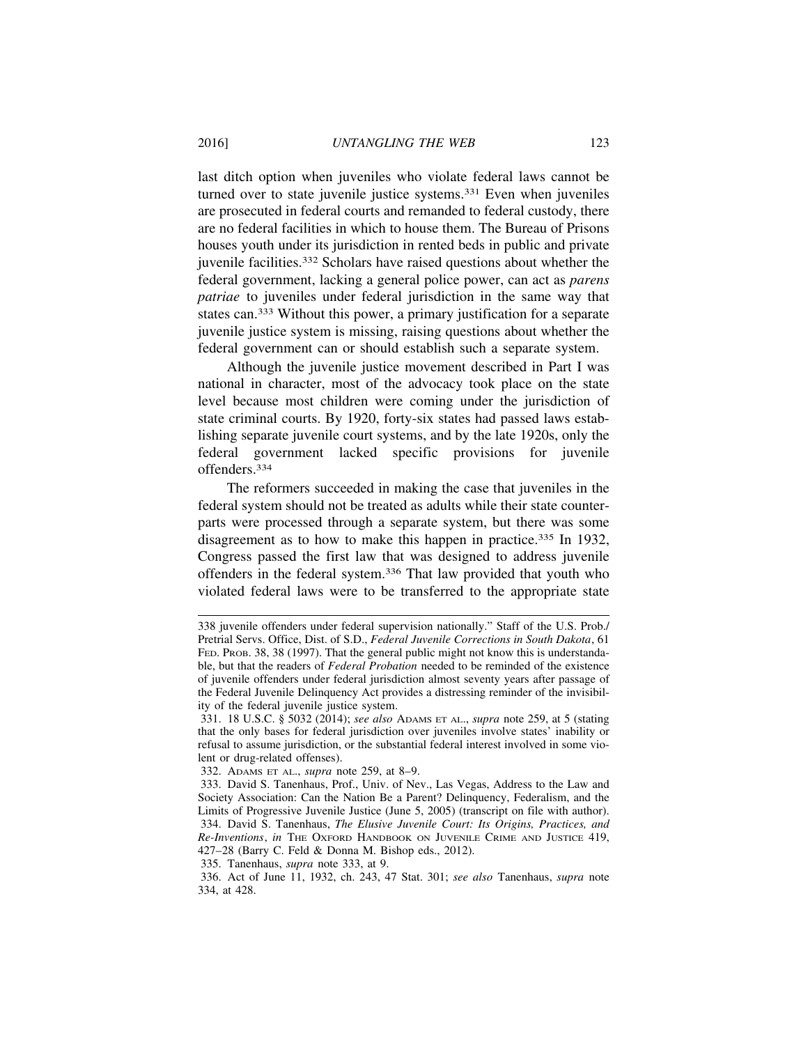last ditch option when juveniles who violate federal laws cannot be turned over to state juvenile justice systems.[331] Even when juveniles are prosecuted in federal courts and remanded to federal custody, there are no federal facilities in which to house them. The Bureau of Prisons houses youth under its jurisdiction in rented beds in public and private juvenile facilities.[332] Scholars have raised questions about whether the federal government, lacking a general police power, can act as *parens patriae* to juveniles under federal jurisdiction in the same way that states can.[333] Without this power, a primary justification for a separate juvenile justice system is missing, raising questions about whether the federal government can or should establish such a separate system.

Although the juvenile justice movement described in Part I was national in character, most of the advocacy took place on the state level because most children were coming under the jurisdiction of state criminal courts. By 1920, forty-six states had passed laws establishing separate juvenile court systems, and by the late 1920s, only the federal government lacked specific provisions for juvenile offenders.[334]

The reformers succeeded in making the case that juveniles in the federal system should not be treated as adults while their state counterparts were processed through a separate system, but there was some disagreement as to how to make this happen in practice.[335] In 1932, Congress passed the first law that was designed to address juvenile offenders in the federal system.[336] That law provided that youth who violated federal laws were to be transferred to the appropriate state

---

338 juvenile offenders under federal supervision nationally." Staff of the U.S. Prob./Pretrial Servs. Office, Dist. of S.D., *Federal Juvenile Corrections in South Dakota*, 61 FED. PROB. 38, 38 (1997). That the general public might not know this is understandable, but that the readers of *Federal Probation* needed to be reminded of the existence of juvenile offenders under federal jurisdiction almost seventy years after passage of the Federal Juvenile Delinquency Act provides a distressing reminder of the invisibility of the federal juvenile justice system.

331. 18 U.S.C. § 5032 (2014); *see also* ADAMS ET AL., *supra* note 259, at 5 (stating that the only bases for federal jurisdiction over juveniles involve states' inability or refusal to assume jurisdiction, or the substantial federal interest involved in some violent or drug-related offenses).

332. ADAMS ET AL., *supra* note 259, at 8–9.

333. David S. Tanenhaus, Prof., Univ. of Nev., Las Vegas, Address to the Law and Society Association: Can the Nation Be a Parent? Delinquency, Federalism, and the Limits of Progressive Juvenile Justice (June 5, 2005) (transcript on file with author).

334. David S. Tanenhaus, *The Elusive Juvenile Court: Its Origins, Practices, and Re-Inventions*, *in* THE OXFORD HANDBOOK ON JUVENILE CRIME AND JUSTICE 419, 427–28 (Barry C. Feld & Donna M. Bishop eds., 2012).

335. Tanenhaus, *supra* note 333, at 9.

336. Act of June 11, 1932, ch. 243, 47 Stat. 301; *see also* Tanenhaus, *supra* note 334, at 428.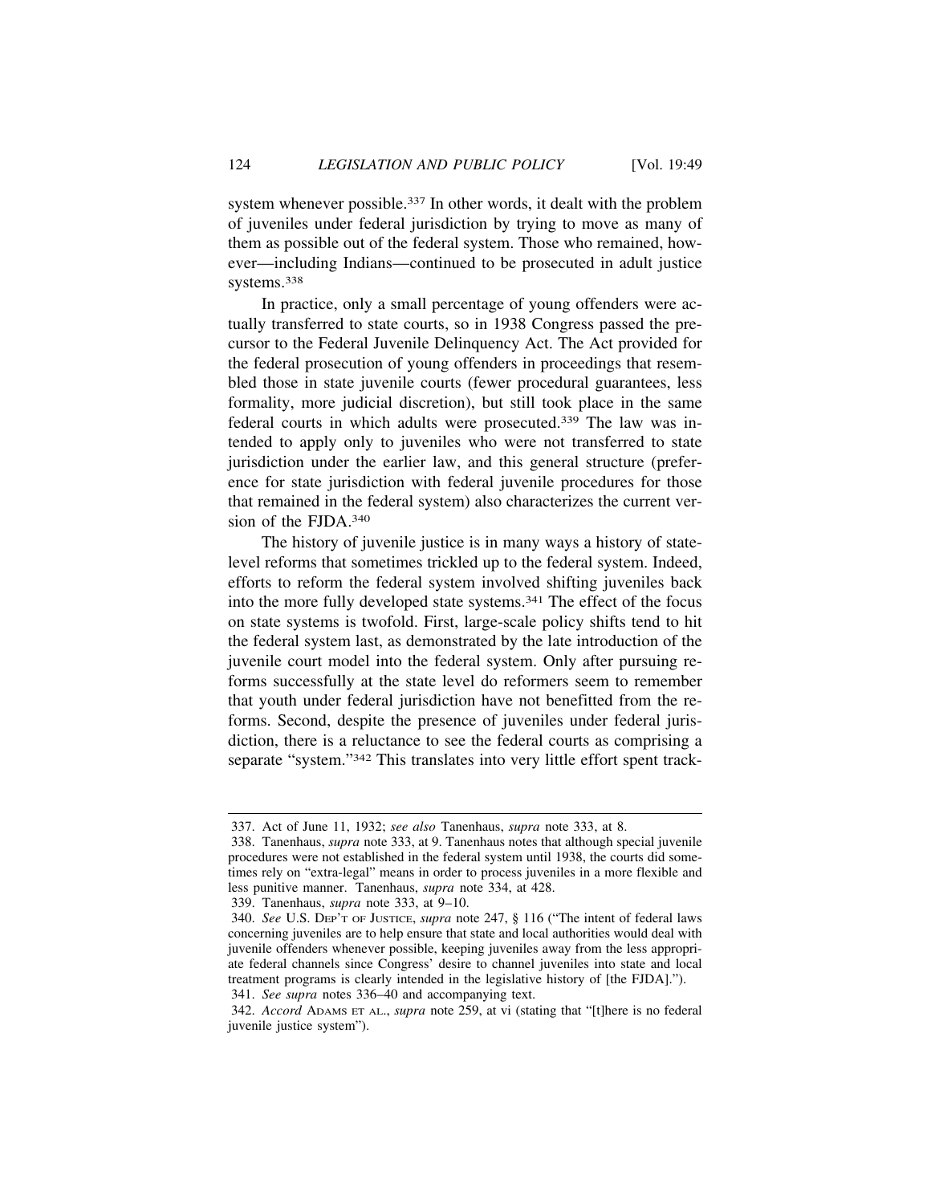system whenever possible.[337] In other words, it dealt with the problem of juveniles under federal jurisdiction by trying to move as many of them as possible out of the federal system. Those who remained, however—including Indians—continued to be prosecuted in adult justice systems.[338]

In practice, only a small percentage of young offenders were actually transferred to state courts, so in 1938 Congress passed the precursor to the Federal Juvenile Delinquency Act. The Act provided for the federal prosecution of young offenders in proceedings that resembled those in state juvenile courts (fewer procedural guarantees, less formality, more judicial discretion), but still took place in the same federal courts in which adults were prosecuted.[339] The law was intended to apply only to juveniles who were not transferred to state jurisdiction under the earlier law, and this general structure (preference for state jurisdiction with federal juvenile procedures for those that remained in the federal system) also characterizes the current version of the FJDA.[340]

The history of juvenile justice is in many ways a history of state-level reforms that sometimes trickled up to the federal system. Indeed, efforts to reform the federal system involved shifting juveniles back into the more fully developed state systems.[341] The effect of the focus on state systems is twofold. First, large-scale policy shifts tend to hit the federal system last, as demonstrated by the late introduction of the juvenile court model into the federal system. Only after pursuing reforms successfully at the state level do reformers seem to remember that youth under federal jurisdiction have not benefitted from the reforms. Second, despite the presence of juveniles under federal jurisdiction, there is a reluctance to see the federal courts as comprising a separate "system."[342] This translates into very little effort spent track-

---

337. Act of June 11, 1932; *see also* Tanenhaus, *supra* note 333, at 8.

338. Tanenhaus, *supra* note 333, at 9. Tanenhaus notes that although special juvenile procedures were not established in the federal system until 1938, the courts did sometimes rely on "extra-legal" means in order to process juveniles in a more flexible and less punitive manner. Tanenhaus, *supra* note 334, at 428.

339. Tanenhaus, *supra* note 333, at 9–10.

340. *See* U.S. DEP'T OF JUSTICE, *supra* note 247, § 116 ("The intent of federal laws concerning juveniles are to help ensure that state and local authorities would deal with juvenile offenders whenever possible, keeping juveniles away from the less appropriate federal channels since Congress' desire to channel juveniles into state and local treatment programs is clearly intended in the legislative history of [the FJDA].").

341. *See supra* notes 336–40 and accompanying text.

342. *Accord* ADAMS ET AL., *supra* note 259, at vi (stating that "[t]here is no federal juvenile justice system").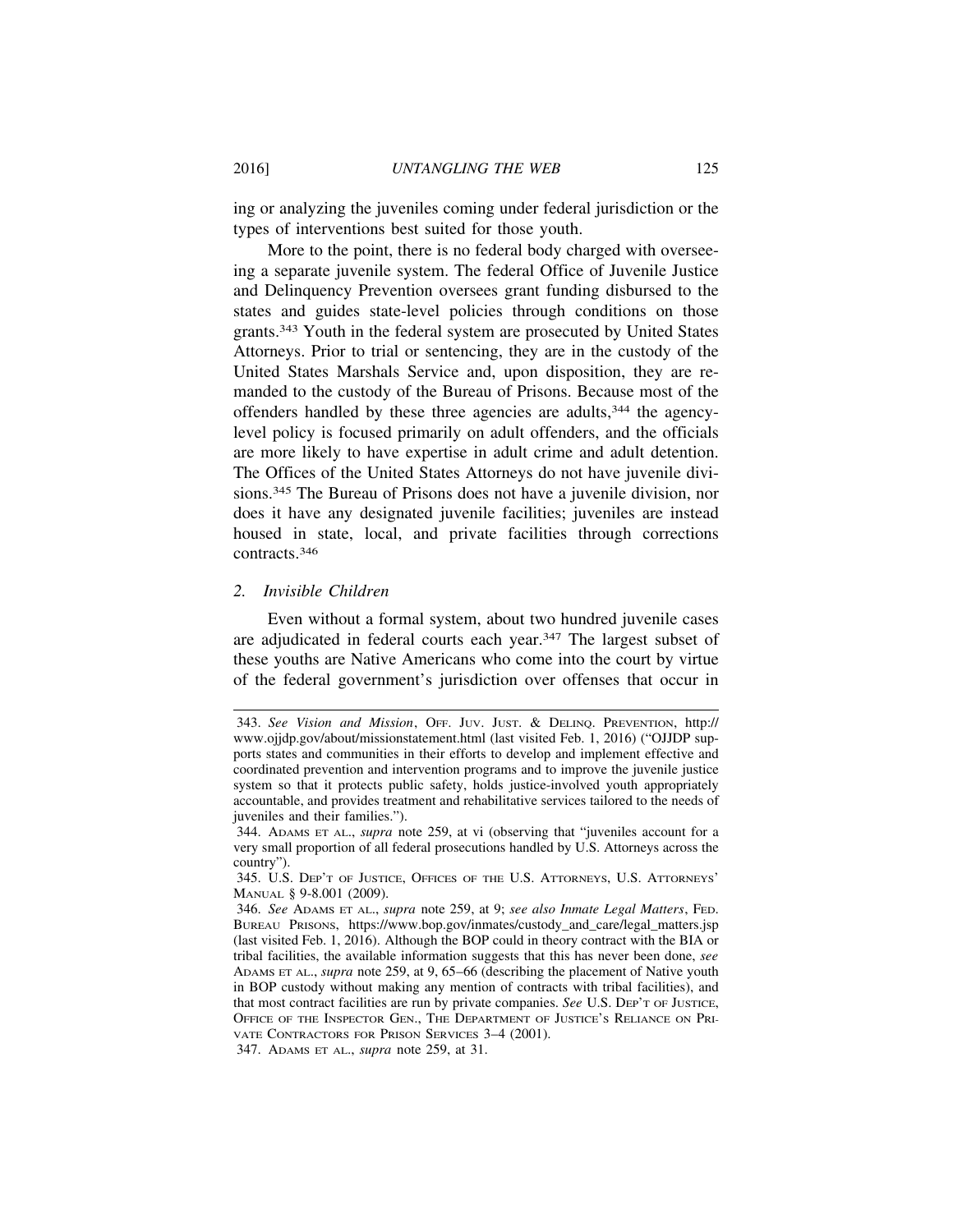ing or analyzing the juveniles coming under federal jurisdiction or the types of interventions best suited for those youth.

More to the point, there is no federal body charged with overseeing a separate juvenile system. The federal Office of Juvenile Justice and Delinquency Prevention oversees grant funding disbursed to the states and guides state-level policies through conditions on those grants.[343] Youth in the federal system are prosecuted by United States Attorneys. Prior to trial or sentencing, they are in the custody of the United States Marshals Service and, upon disposition, they are remanded to the custody of the Bureau of Prisons. Because most of the offenders handled by these three agencies are adults,[344] the agency-level policy is focused primarily on adult offenders, and the officials are more likely to have expertise in adult crime and adult detention. The Offices of the United States Attorneys do not have juvenile divisions.[345] The Bureau of Prisons does not have a juvenile division, nor does it have any designated juvenile facilities; juveniles are instead housed in state, local, and private facilities through corrections contracts.[346]

### 2. *Invisible Children*

Even without a formal system, about two hundred juvenile cases are adjudicated in federal courts each year.[347] The largest subset of these youths are Native Americans who come into the court by virtue of the federal government's jurisdiction over offenses that occur in

---

343. *See Vision and Mission*, OFF. JUV. JUST. & DELINQ. PREVENTION, http://www.ojjdp.gov/about/missionstatement.html (last visited Feb. 1, 2016) ("OJJDP supports states and communities in their efforts to develop and implement effective and coordinated prevention and intervention programs and to improve the juvenile justice system so that it protects public safety, holds justice-involved youth appropriately accountable, and provides treatment and rehabilitative services tailored to the needs of juveniles and their families.").

344. ADAMS ET AL., *supra* note 259, at vi (observing that "juveniles account for a very small proportion of all federal prosecutions handled by U.S. Attorneys across the country").

345. U.S. DEP'T OF JUSTICE, OFFICES OF THE U.S. ATTORNEYS, U.S. ATTORNEYS' MANUAL § 9-8.001 (2009).

346. *See* ADAMS ET AL., *supra* note 259, at 9; *see also Inmate Legal Matters*, FED. BUREAU PRISONS, https://www.bop.gov/inmates/custody_and_care/legal_matters.jsp (last visited Feb. 1, 2016). Although the BOP could in theory contract with the BIA or tribal facilities, the available information suggests that this has never been done, *see* ADAMS ET AL., *supra* note 259, at 9, 65–66 (describing the placement of Native youth in BOP custody without making any mention of contracts with tribal facilities), and that most contract facilities are run by private companies. *See* U.S. DEP'T OF JUSTICE, OFFICE OF THE INSPECTOR GEN., THE DEPARTMENT OF JUSTICE'S RELIANCE ON PRIVATE CONTRACTORS FOR PRISON SERVICES 3–4 (2001).

347. ADAMS ET AL., *supra* note 259, at 31.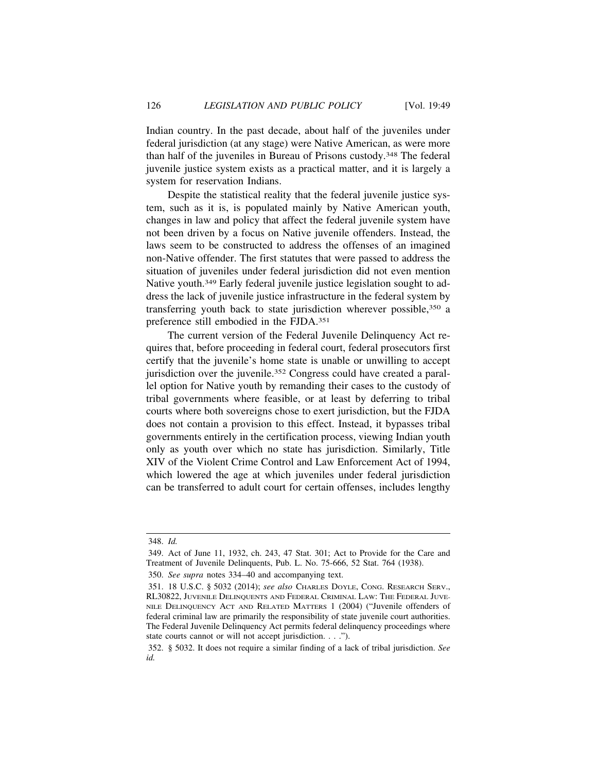Indian country. In the past decade, about half of the juveniles under federal jurisdiction (at any stage) were Native American, as were more than half of the juveniles in Bureau of Prisons custody.[348] The federal juvenile justice system exists as a practical matter, and it is largely a system for reservation Indians.

Despite the statistical reality that the federal juvenile justice system, such as it is, is populated mainly by Native American youth, changes in law and policy that affect the federal juvenile system have not been driven by a focus on Native juvenile offenders. Instead, the laws seem to be constructed to address the offenses of an imagined non-Native offender. The first statutes that were passed to address the situation of juveniles under federal jurisdiction did not even mention Native youth.[349] Early federal juvenile justice legislation sought to address the lack of juvenile justice infrastructure in the federal system by transferring youth back to state jurisdiction wherever possible,[350] a preference still embodied in the FJDA.[351]

The current version of the Federal Juvenile Delinquency Act requires that, before proceeding in federal court, federal prosecutors first certify that the juvenile's home state is unable or unwilling to accept jurisdiction over the juvenile.[352] Congress could have created a parallel option for Native youth by remanding their cases to the custody of tribal governments where feasible, or at least by deferring to tribal courts where both sovereigns chose to exert jurisdiction, but the FJDA does not contain a provision to this effect. Instead, it bypasses tribal governments entirely in the certification process, viewing Indian youth only as youth over which no state has jurisdiction. Similarly, Title XIV of the Violent Crime Control and Law Enforcement Act of 1994, which lowered the age at which juveniles under federal jurisdiction can be transferred to adult court for certain offenses, includes lengthy

---

348. *Id.*

349. Act of June 11, 1932, ch. 243, 47 Stat. 301; Act to Provide for the Care and Treatment of Juvenile Delinquents, Pub. L. No. 75-666, 52 Stat. 764 (1938).

350. *See supra* notes 334–40 and accompanying text.

351. 18 U.S.C. § 5032 (2014); *see also* Charles Doyle, Cong. Research Serv., RL30822, Juvenile Delinquents and Federal Criminal Law: The Federal Juvenile Delinquency Act and Related Matters 1 (2004) ("Juvenile offenders of federal criminal law are primarily the responsibility of state juvenile court authorities. The Federal Juvenile Delinquency Act permits federal delinquency proceedings where state courts cannot or will not accept jurisdiction. . . .").

352. § 5032. It does not require a similar finding of a lack of tribal jurisdiction. *See id.*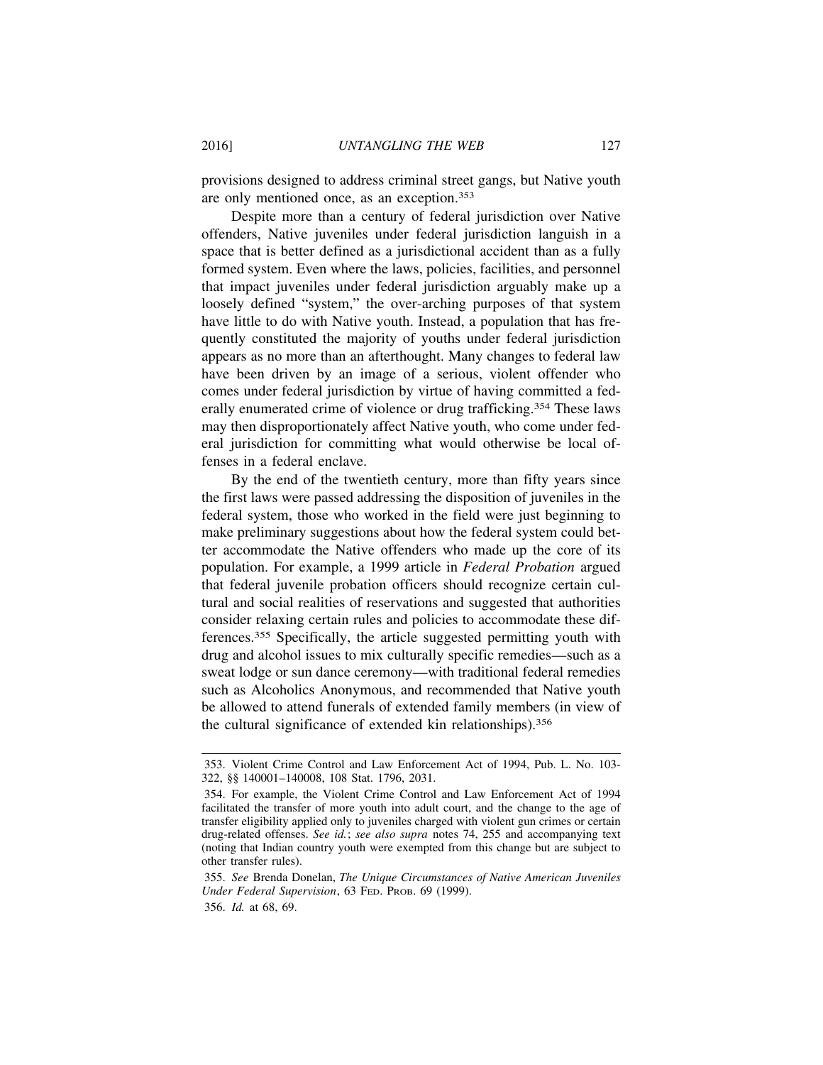provisions designed to address criminal street gangs, but Native youth are only mentioned once, as an exception.[353]

Despite more than a century of federal jurisdiction over Native offenders, Native juveniles under federal jurisdiction languish in a space that is better defined as a jurisdictional accident than as a fully formed system. Even where the laws, policies, facilities, and personnel that impact juveniles under federal jurisdiction arguably make up a loosely defined "system," the over-arching purposes of that system have little to do with Native youth. Instead, a population that has frequently constituted the majority of youths under federal jurisdiction appears as no more than an afterthought. Many changes to federal law have been driven by an image of a serious, violent offender who comes under federal jurisdiction by virtue of having committed a federally enumerated crime of violence or drug trafficking.[354] These laws may then disproportionately affect Native youth, who come under federal jurisdiction for committing what would otherwise be local offenses in a federal enclave.

By the end of the twentieth century, more than fifty years since the first laws were passed addressing the disposition of juveniles in the federal system, those who worked in the field were just beginning to make preliminary suggestions about how the federal system could better accommodate the Native offenders who made up the core of its population. For example, a 1999 article in *Federal Probation* argued that federal juvenile probation officers should recognize certain cultural and social realities of reservations and suggested that authorities consider relaxing certain rules and policies to accommodate these differences.[355] Specifically, the article suggested permitting youth with drug and alcohol issues to mix culturally specific remedies—such as a sweat lodge or sun dance ceremony—with traditional federal remedies such as Alcoholics Anonymous, and recommended that Native youth be allowed to attend funerals of extended family members (in view of the cultural significance of extended kin relationships).[356]

---

353. Violent Crime Control and Law Enforcement Act of 1994, Pub. L. No. 103-322, §§ 140001–140008, 108 Stat. 1796, 2031.

354. For example, the Violent Crime Control and Law Enforcement Act of 1994 facilitated the transfer of more youth into adult court, and the change to the age of transfer eligibility applied only to juveniles charged with violent gun crimes or certain drug-related offenses. *See id.*; *see also supra* notes 74, 255 and accompanying text (noting that Indian country youth were exempted from this change but are subject to other transfer rules).

355. *See* Brenda Donelan, *The Unique Circumstances of Native American Juveniles Under Federal Supervision*, 63 FED. PROB. 69 (1999).

356. *Id.* at 68, 69.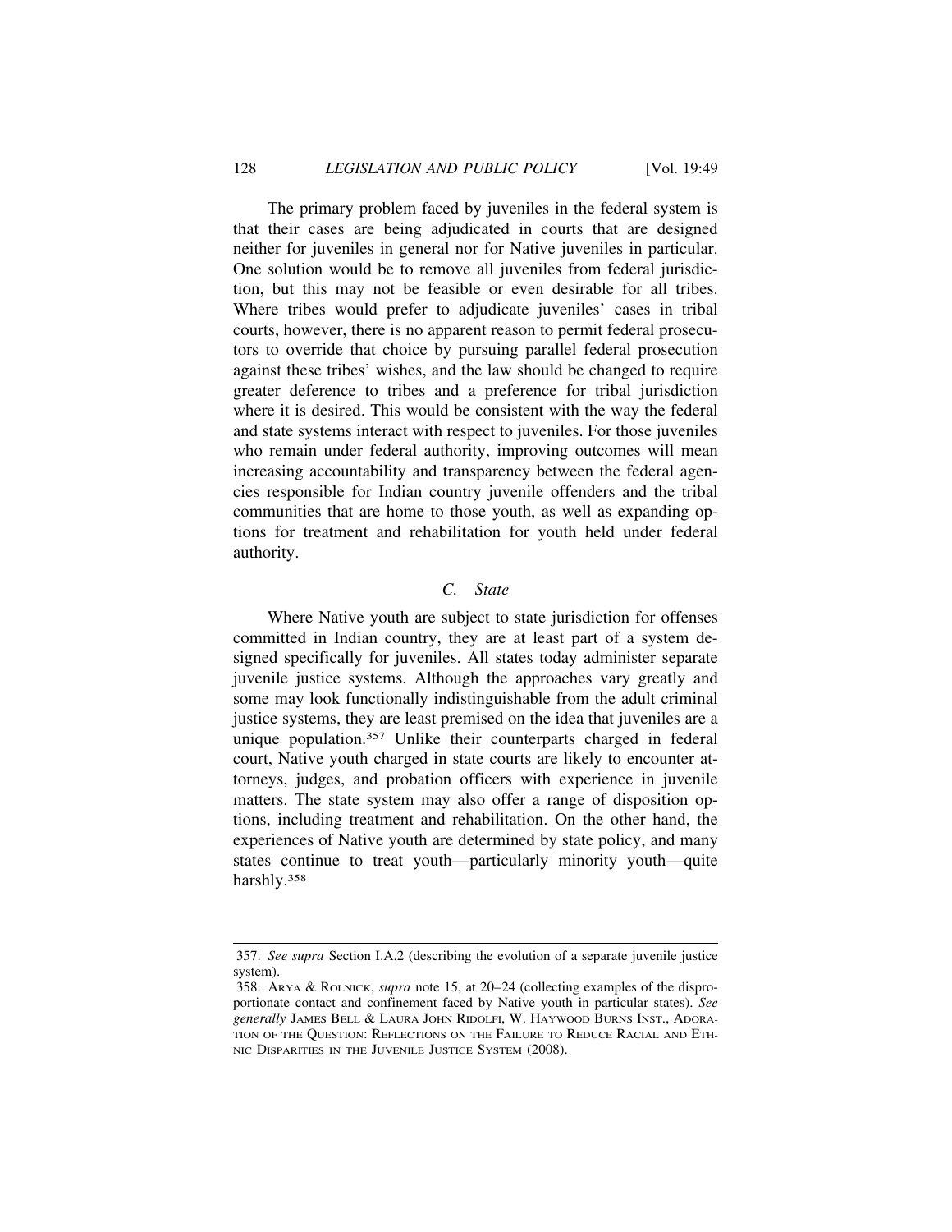The primary problem faced by juveniles in the federal system is that their cases are being adjudicated in courts that are designed neither for juveniles in general nor for Native juveniles in particular. One solution would be to remove all juveniles from federal jurisdiction, but this may not be feasible or even desirable for all tribes. Where tribes would prefer to adjudicate juveniles' cases in tribal courts, however, there is no apparent reason to permit federal prosecutors to override that choice by pursuing parallel federal prosecution against these tribes' wishes, and the law should be changed to require greater deference to tribes and a preference for tribal jurisdiction where it is desired. This would be consistent with the way the federal and state systems interact with respect to juveniles. For those juveniles who remain under federal authority, improving outcomes will mean increasing accountability and transparency between the federal agencies responsible for Indian country juvenile offenders and the tribal communities that are home to those youth, as well as expanding options for treatment and rehabilitation for youth held under federal authority.

### *C. State*

Where Native youth are subject to state jurisdiction for offenses committed in Indian country, they are at least part of a system designed specifically for juveniles. All states today administer separate juvenile justice systems. Although the approaches vary greatly and some may look functionally indistinguishable from the adult criminal justice systems, they are least premised on the idea that juveniles are a unique population.[357] Unlike their counterparts charged in federal court, Native youth charged in state courts are likely to encounter attorneys, judges, and probation officers with experience in juvenile matters. The state system may also offer a range of disposition options, including treatment and rehabilitation. On the other hand, the experiences of Native youth are determined by state policy, and many states continue to treat youth—particularly minority youth—quite harshly.[358]

---

357. *See supra* Section I.A.2 (describing the evolution of a separate juvenile justice system).

358. ARYA & ROLNICK, *supra* note 15, at 20–24 (collecting examples of the disproportionate contact and confinement faced by Native youth in particular states). *See generally* JAMES BELL & LAURA JOHN RIDOLFI, W. HAYWOOD BURNS INST., ADORATION OF THE QUESTION: REFLECTIONS ON THE FAILURE TO REDUCE RACIAL AND ETHNIC DISPARITIES IN THE JUVENILE JUSTICE SYSTEM (2008).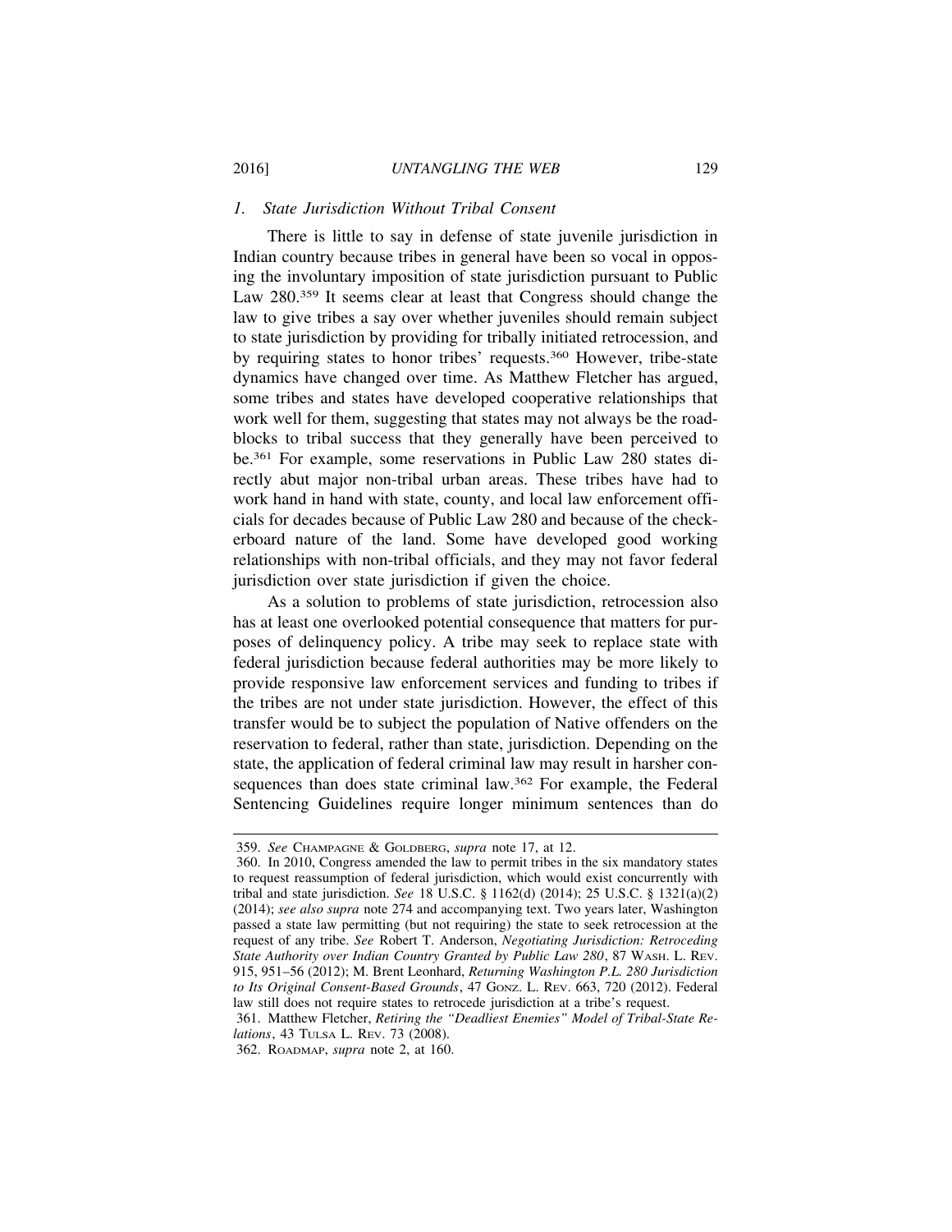### *1. State Jurisdiction Without Tribal Consent*

There is little to say in defense of state juvenile jurisdiction in Indian country because tribes in general have been so vocal in opposing the involuntary imposition of state jurisdiction pursuant to Public Law 280.[359] It seems clear at least that Congress should change the law to give tribes a say over whether juveniles should remain subject to state jurisdiction by providing for tribally initiated retrocession, and by requiring states to honor tribes' requests.[360] However, tribe-state dynamics have changed over time. As Matthew Fletcher has argued, some tribes and states have developed cooperative relationships that work well for them, suggesting that states may not always be the roadblocks to tribal success that they generally have been perceived to be.[361] For example, some reservations in Public Law 280 states directly abut major non-tribal urban areas. These tribes have had to work hand in hand with state, county, and local law enforcement officials for decades because of Public Law 280 and because of the checkerboard nature of the land. Some have developed good working relationships with non-tribal officials, and they may not favor federal jurisdiction over state jurisdiction if given the choice.

As a solution to problems of state jurisdiction, retrocession also has at least one overlooked potential consequence that matters for purposes of delinquency policy. A tribe may seek to replace state with federal jurisdiction because federal authorities may be more likely to provide responsive law enforcement services and funding to tribes if the tribes are not under state jurisdiction. However, the effect of this transfer would be to subject the population of Native offenders on the reservation to federal, rather than state, jurisdiction. Depending on the state, the application of federal criminal law may result in harsher consequences than does state criminal law.[362] For example, the Federal Sentencing Guidelines require longer minimum sentences than do

---

359. *See* CHAMPAGNE & GOLDBERG, *supra* note 17, at 12.

360. In 2010, Congress amended the law to permit tribes in the six mandatory states to request reassumption of federal jurisdiction, which would exist concurrently with tribal and state jurisdiction. *See* 18 U.S.C. § 1162(d) (2014); 25 U.S.C. § 1321(a)(2) (2014); *see also supra* note 274 and accompanying text. Two years later, Washington passed a state law permitting (but not requiring) the state to seek retrocession at the request of any tribe. *See* Robert T. Anderson, *Negotiating Jurisdiction: Retroceding State Authority over Indian Country Granted by Public Law 280*, 87 WASH. L. REV. 915, 951–56 (2012); M. Brent Leonhard, *Returning Washington P.L. 280 Jurisdiction to Its Original Consent-Based Grounds*, 47 GONZ. L. REV. 663, 720 (2012). Federal law still does not require states to retrocede jurisdiction at a tribe's request.

361. Matthew Fletcher, *Retiring the "Deadliest Enemies" Model of Tribal-State Relations*, 43 TULSA L. REV. 73 (2008).

362. ROADMAP, *supra* note 2, at 160.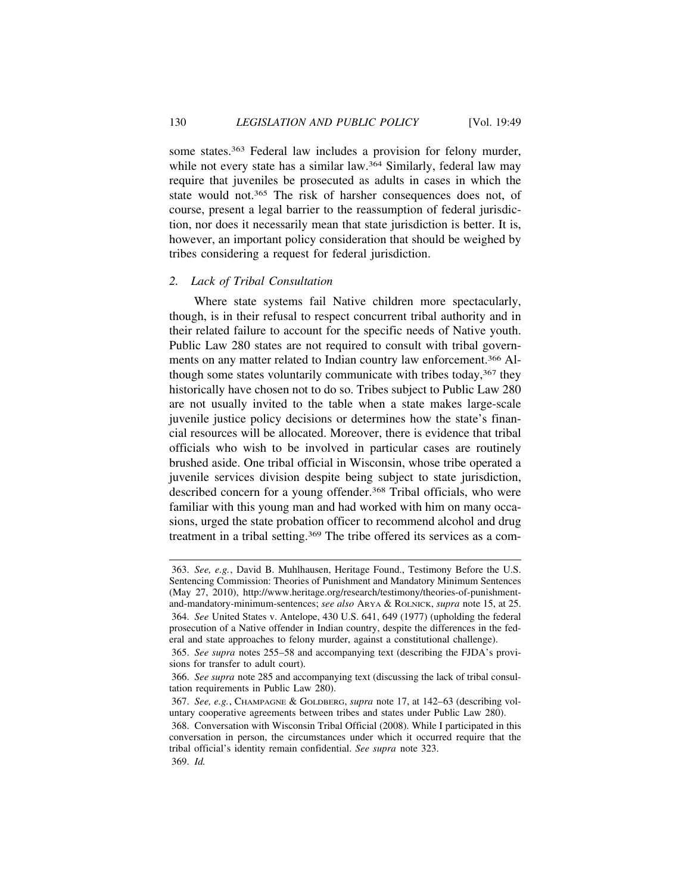some states.[363] Federal law includes a provision for felony murder, while not every state has a similar law.[364] Similarly, federal law may require that juveniles be prosecuted as adults in cases in which the state would not.[365] The risk of harsher consequences does not, of course, present a legal barrier to the reassumption of federal jurisdiction, nor does it necessarily mean that state jurisdiction is better. It is, however, an important policy consideration that should be weighed by tribes considering a request for federal jurisdiction.

### *2. Lack of Tribal Consultation*

Where state systems fail Native children more spectacularly, though, is in their refusal to respect concurrent tribal authority and in their related failure to account for the specific needs of Native youth. Public Law 280 states are not required to consult with tribal governments on any matter related to Indian country law enforcement.[366] Although some states voluntarily communicate with tribes today,[367] they historically have chosen not to do so. Tribes subject to Public Law 280 are not usually invited to the table when a state makes large-scale juvenile justice policy decisions or determines how the state's financial resources will be allocated. Moreover, there is evidence that tribal officials who wish to be involved in particular cases are routinely brushed aside. One tribal official in Wisconsin, whose tribe operated a juvenile services division despite being subject to state jurisdiction, described concern for a young offender.[368] Tribal officials, who were familiar with this young man and had worked with him on many occasions, urged the state probation officer to recommend alcohol and drug treatment in a tribal setting.[369] The tribe offered its services as a com-

---

363. *See, e.g.*, David B. Muhlhausen, Heritage Found., Testimony Before the U.S. Sentencing Commission: Theories of Punishment and Mandatory Minimum Sentences (May 27, 2010), http://www.heritage.org/research/testimony/theories-of-punishment-and-mandatory-minimum-sentences; *see also* ARYA & ROLNICK, *supra* note 15, at 25.

364. *See* United States v. Antelope, 430 U.S. 641, 649 (1977) (upholding the federal prosecution of a Native offender in Indian country, despite the differences in the federal and state approaches to felony murder, against a constitutional challenge).

365. *See supra* notes 255–58 and accompanying text (describing the FJDA's provisions for transfer to adult court).

366. *See supra* note 285 and accompanying text (discussing the lack of tribal consultation requirements in Public Law 280).

367. *See, e.g.*, CHAMPAGNE & GOLDBERG, *supra* note 17, at 142–63 (describing voluntary cooperative agreements between tribes and states under Public Law 280).

368. Conversation with Wisconsin Tribal Official (2008). While I participated in this conversation in person, the circumstances under which it occurred require that the tribal official's identity remain confidential. *See supra* note 323.

369. *Id.*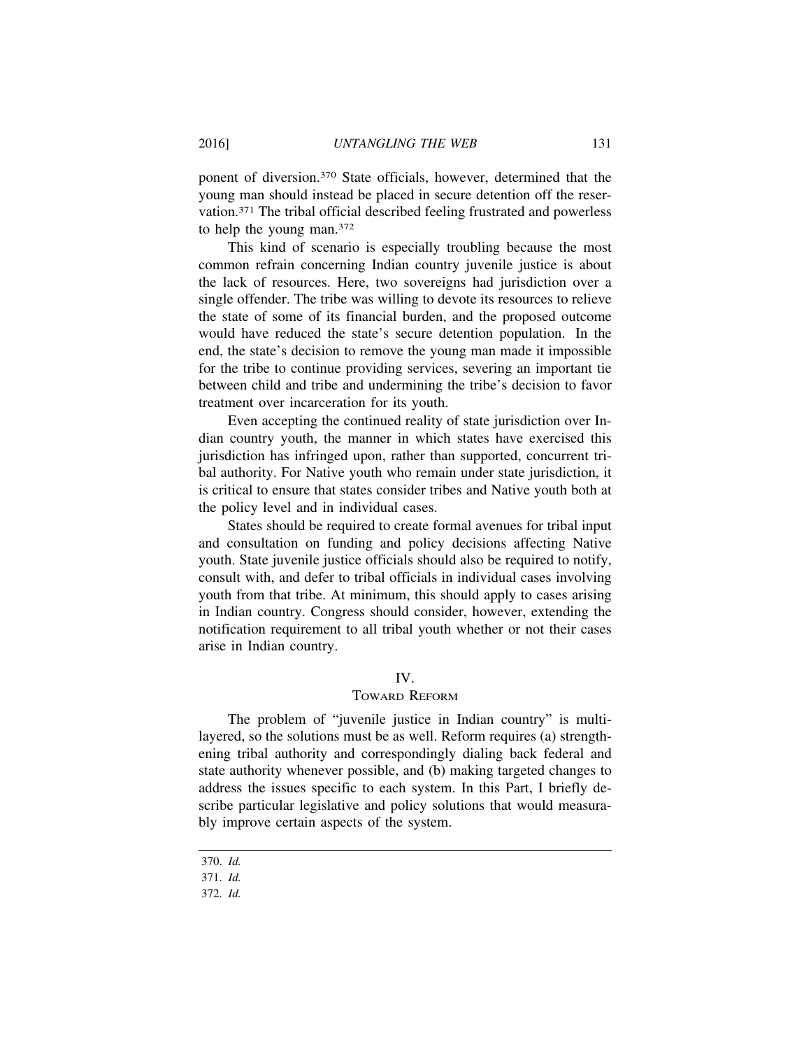ponent of diversion.[370] State officials, however, determined that the young man should instead be placed in secure detention off the reservation.[371] The tribal official described feeling frustrated and powerless to help the young man.[372]

This kind of scenario is especially troubling because the most common refrain concerning Indian country juvenile justice is about the lack of resources. Here, two sovereigns had jurisdiction over a single offender. The tribe was willing to devote its resources to relieve the state of some of its financial burden, and the proposed outcome would have reduced the state's secure detention population. In the end, the state's decision to remove the young man made it impossible for the tribe to continue providing services, severing an important tie between child and tribe and undermining the tribe's decision to favor treatment over incarceration for its youth.

Even accepting the continued reality of state jurisdiction over Indian country youth, the manner in which states have exercised this jurisdiction has infringed upon, rather than supported, concurrent tribal authority. For Native youth who remain under state jurisdiction, it is critical to ensure that states consider tribes and Native youth both at the policy level and in individual cases.

States should be required to create formal avenues for tribal input and consultation on funding and policy decisions affecting Native youth. State juvenile justice officials should also be required to notify, consult with, and defer to tribal officials in individual cases involving youth from that tribe. At minimum, this should apply to cases arising in Indian country. Congress should consider, however, extending the notification requirement to all tribal youth whether or not their cases arise in Indian country.

## IV.
## TOWARD REFORM

The problem of "juvenile justice in Indian country" is multilayered, so the solutions must be as well. Reform requires (a) strengthening tribal authority and correspondingly dialing back federal and state authority whenever possible, and (b) making targeted changes to address the issues specific to each system. In this Part, I briefly describe particular legislative and policy solutions that would measurably improve certain aspects of the system.

---

370. *Id.*

371. *Id.*

372. *Id.*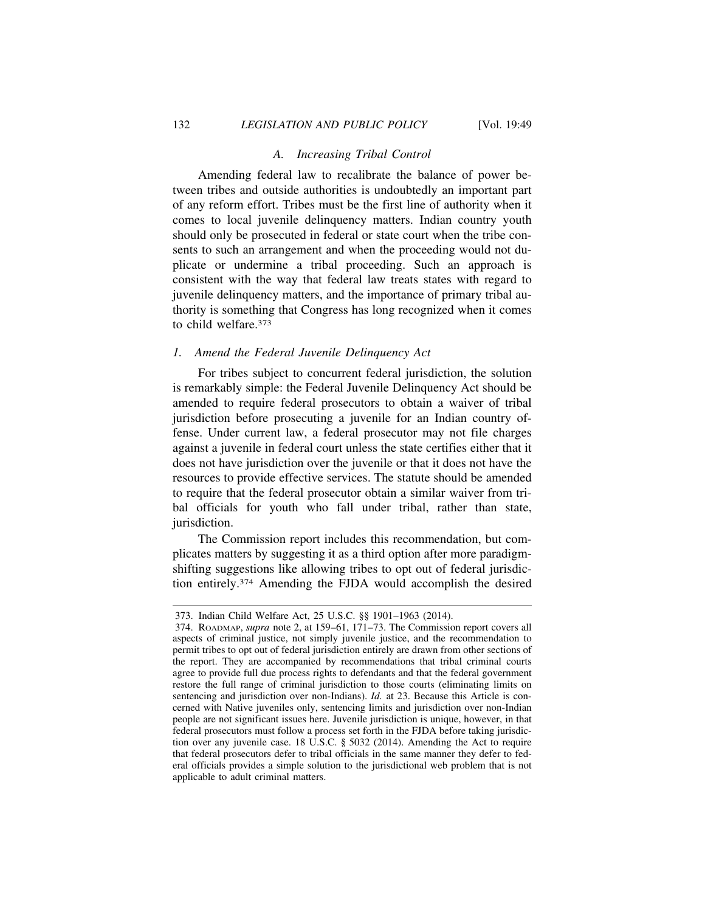### A. *Increasing Tribal Control*

Amending federal law to recalibrate the balance of power between tribes and outside authorities is undoubtedly an important part of any reform effort. Tribes must be the first line of authority when it comes to local juvenile delinquency matters. Indian country youth should only be prosecuted in federal or state court when the tribe consents to such an arrangement and when the proceeding would not duplicate or undermine a tribal proceeding. Such an approach is consistent with the way that federal law treats states with regard to juvenile delinquency matters, and the importance of primary tribal authority is something that Congress has long recognized when it comes to child welfare.[373]

#### 1. *Amend the Federal Juvenile Delinquency Act*

For tribes subject to concurrent federal jurisdiction, the solution is remarkably simple: the Federal Juvenile Delinquency Act should be amended to require federal prosecutors to obtain a waiver of tribal jurisdiction before prosecuting a juvenile for an Indian country offense. Under current law, a federal prosecutor may not file charges against a juvenile in federal court unless the state certifies either that it does not have jurisdiction over the juvenile or that it does not have the resources to provide effective services. The statute should be amended to require that the federal prosecutor obtain a similar waiver from tribal officials for youth who fall under tribal, rather than state, jurisdiction.

The Commission report includes this recommendation, but complicates matters by suggesting it as a third option after more paradigm-shifting suggestions like allowing tribes to opt out of federal jurisdiction entirely.[374] Amending the FJDA would accomplish the desired

---

373. Indian Child Welfare Act, 25 U.S.C. §§ 1901–1963 (2014).

374. ROADMAP, *supra* note 2, at 159–61, 171–73. The Commission report covers all aspects of criminal justice, not simply juvenile justice, and the recommendation to permit tribes to opt out of federal jurisdiction entirely are drawn from other sections of the report. They are accompanied by recommendations that tribal criminal courts agree to provide full due process rights to defendants and that the federal government restore the full range of criminal jurisdiction to those courts (eliminating limits on sentencing and jurisdiction over non-Indians). *Id.* at 23. Because this Article is concerned with Native juveniles only, sentencing limits and jurisdiction over non-Indian people are not significant issues here. Juvenile jurisdiction is unique, however, in that federal prosecutors must follow a process set forth in the FJDA before taking jurisdiction over any juvenile case. 18 U.S.C. § 5032 (2014). Amending the Act to require that federal prosecutors defer to tribal officials in the same manner they defer to federal officials provides a simple solution to the jurisdictional web problem that is not applicable to adult criminal matters.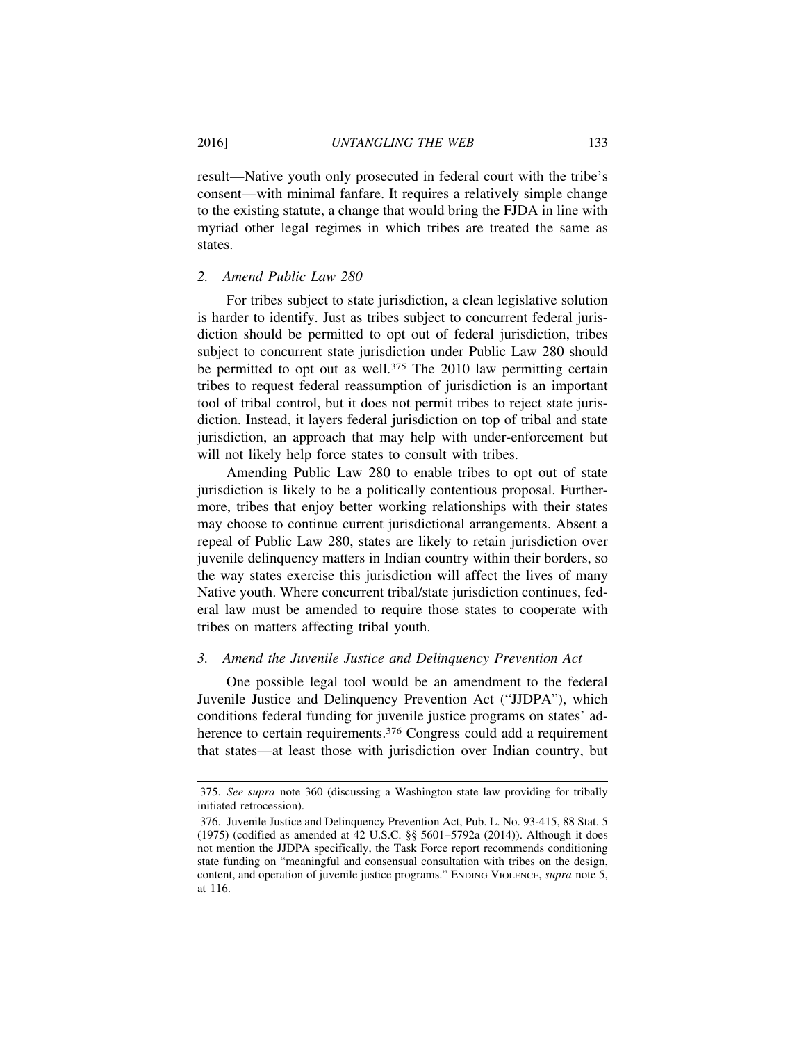result—Native youth only prosecuted in federal court with the tribe's consent—with minimal fanfare. It requires a relatively simple change to the existing statute, a change that would bring the FJDA in line with myriad other legal regimes in which tribes are treated the same as states.

### *2. Amend Public Law 280*

For tribes subject to state jurisdiction, a clean legislative solution is harder to identify. Just as tribes subject to concurrent federal jurisdiction should be permitted to opt out of federal jurisdiction, tribes subject to concurrent state jurisdiction under Public Law 280 should be permitted to opt out as well.[375] The 2010 law permitting certain tribes to request federal reassumption of jurisdiction is an important tool of tribal control, but it does not permit tribes to reject state jurisdiction. Instead, it layers federal jurisdiction on top of tribal and state jurisdiction, an approach that may help with under-enforcement but will not likely help force states to consult with tribes.

Amending Public Law 280 to enable tribes to opt out of state jurisdiction is likely to be a politically contentious proposal. Furthermore, tribes that enjoy better working relationships with their states may choose to continue current jurisdictional arrangements. Absent a repeal of Public Law 280, states are likely to retain jurisdiction over juvenile delinquency matters in Indian country within their borders, so the way states exercise this jurisdiction will affect the lives of many Native youth. Where concurrent tribal/state jurisdiction continues, federal law must be amended to require those states to cooperate with tribes on matters affecting tribal youth.

### *3. Amend the Juvenile Justice and Delinquency Prevention Act*

One possible legal tool would be an amendment to the federal Juvenile Justice and Delinquency Prevention Act ("JJDPA"), which conditions federal funding for juvenile justice programs on states' adherence to certain requirements.[376] Congress could add a requirement that states—at least those with jurisdiction over Indian country, but

---

375. *See supra* note 360 (discussing a Washington state law providing for tribally initiated retrocession).

376. Juvenile Justice and Delinquency Prevention Act, Pub. L. No. 93-415, 88 Stat. 5 (1975) (codified as amended at 42 U.S.C. §§ 5601–5792a (2014)). Although it does not mention the JJDPA specifically, the Task Force report recommends conditioning state funding on "meaningful and consensual consultation with tribes on the design, content, and operation of juvenile justice programs." ENDING VIOLENCE, *supra* note 5, at 116.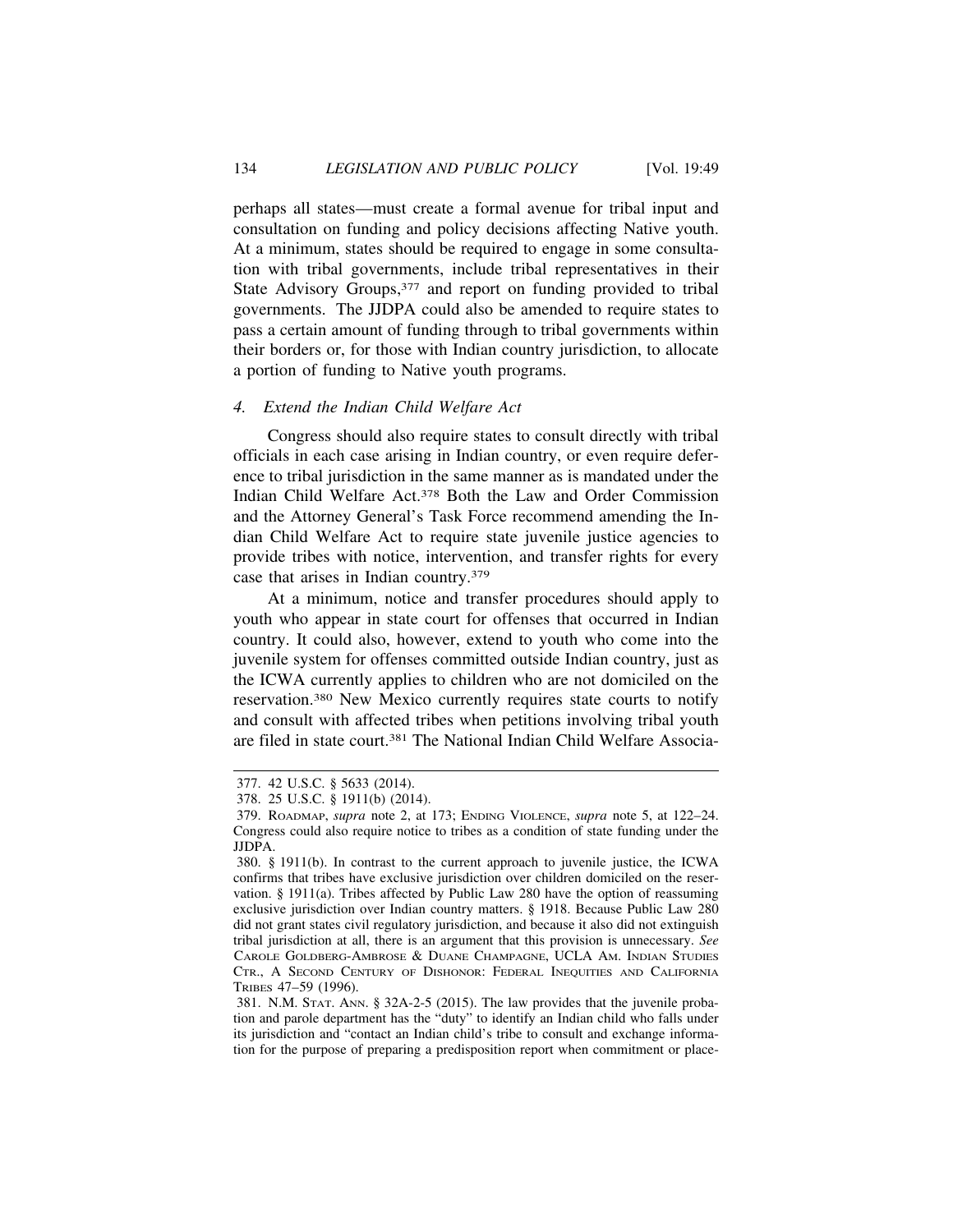perhaps all states—must create a formal avenue for tribal input and consultation on funding and policy decisions affecting Native youth. At a minimum, states should be required to engage in some consultation with tribal governments, include tribal representatives in their State Advisory Groups,[377] and report on funding provided to tribal governments. The JJDPA could also be amended to require states to pass a certain amount of funding through to tribal governments within their borders or, for those with Indian country jurisdiction, to allocate a portion of funding to Native youth programs.

### *4. Extend the Indian Child Welfare Act*

Congress should also require states to consult directly with tribal officials in each case arising in Indian country, or even require deference to tribal jurisdiction in the same manner as is mandated under the Indian Child Welfare Act.[378] Both the Law and Order Commission and the Attorney General's Task Force recommend amending the Indian Child Welfare Act to require state juvenile justice agencies to provide tribes with notice, intervention, and transfer rights for every case that arises in Indian country.[379]

At a minimum, notice and transfer procedures should apply to youth who appear in state court for offenses that occurred in Indian country. It could also, however, extend to youth who come into the juvenile system for offenses committed outside Indian country, just as the ICWA currently applies to children who are not domiciled on the reservation.[380] New Mexico currently requires state courts to notify and consult with affected tribes when petitions involving tribal youth are filed in state court.[381] The National Indian Child Welfare Associa-

---

377. 42 U.S.C. § 5633 (2014).

378. 25 U.S.C. § 1911(b) (2014).

379. ROADMAP, *supra* note 2, at 173; ENDING VIOLENCE, *supra* note 5, at 122–24. Congress could also require notice to tribes as a condition of state funding under the JJDPA.

380. § 1911(b). In contrast to the current approach to juvenile justice, the ICWA confirms that tribes have exclusive jurisdiction over children domiciled on the reservation. § 1911(a). Tribes affected by Public Law 280 have the option of reassuming exclusive jurisdiction over Indian country matters. § 1918. Because Public Law 280 did not grant states civil regulatory jurisdiction, and because it also did not extinguish tribal jurisdiction at all, there is an argument that this provision is unnecessary. *See* CAROLE GOLDBERG-AMBROSE & DUANE CHAMPAGNE, UCLA AM. INDIAN STUDIES CTR., A SECOND CENTURY OF DISHONOR: FEDERAL INEQUITIES AND CALIFORNIA TRIBES 47–59 (1996).

381. N.M. STAT. ANN. § 32A-2-5 (2015). The law provides that the juvenile probation and parole department has the "duty" to identify an Indian child who falls under its jurisdiction and "contact an Indian child's tribe to consult and exchange information for the purpose of preparing a predisposition report when commitment or place-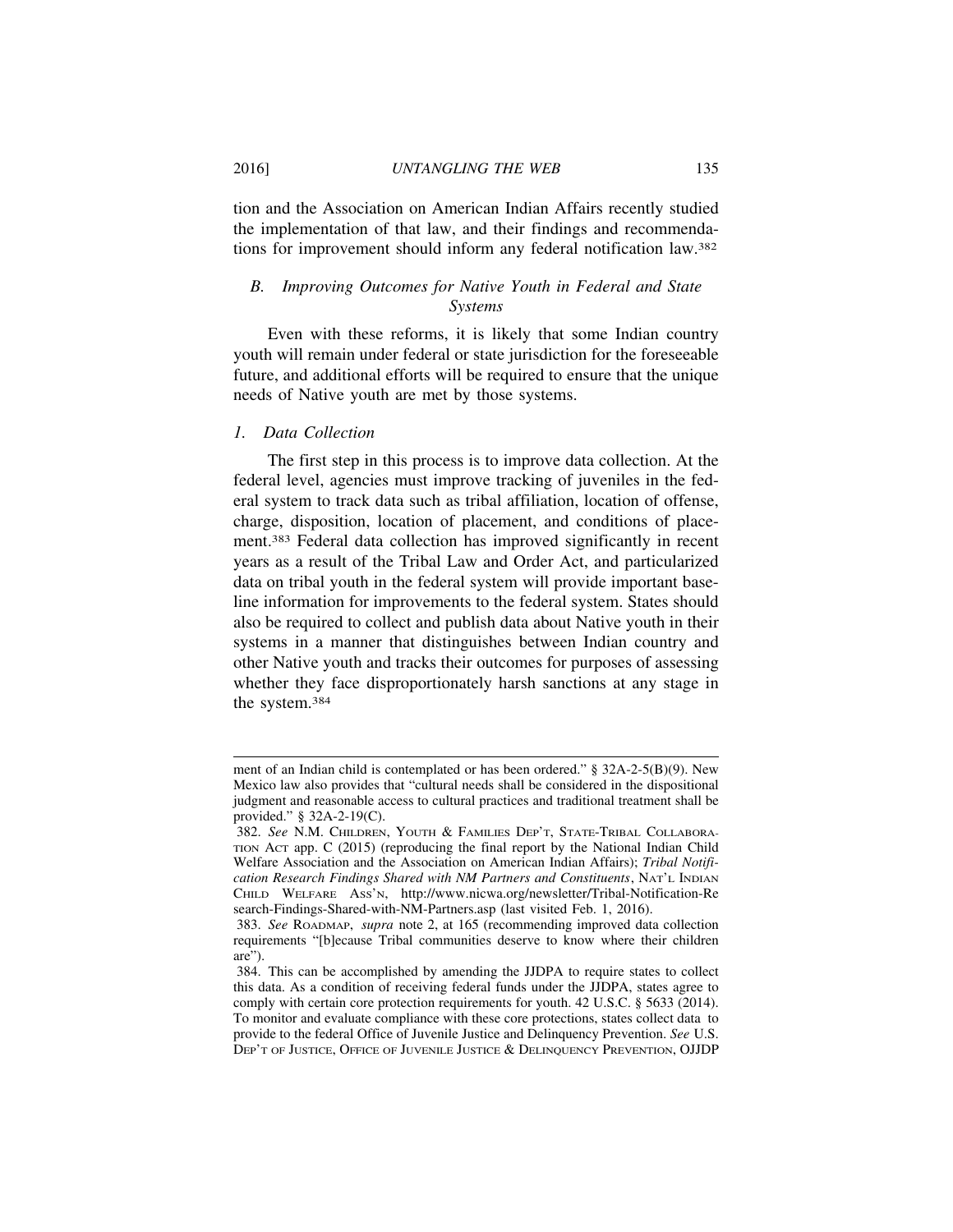tion and the Association on American Indian Affairs recently studied the implementation of that law, and their findings and recommendations for improvement should inform any federal notification law.[382]

### *B. Improving Outcomes for Native Youth in Federal and State Systems*

Even with these reforms, it is likely that some Indian country youth will remain under federal or state jurisdiction for the foreseeable future, and additional efforts will be required to ensure that the unique needs of Native youth are met by those systems.

#### *1. Data Collection*

The first step in this process is to improve data collection. At the federal level, agencies must improve tracking of juveniles in the federal system to track data such as tribal affiliation, location of offense, charge, disposition, location of placement, and conditions of placement.[383] Federal data collection has improved significantly in recent years as a result of the Tribal Law and Order Act, and particularized data on tribal youth in the federal system will provide important baseline information for improvements to the federal system. States should also be required to collect and publish data about Native youth in their systems in a manner that distinguishes between Indian country and other Native youth and tracks their outcomes for purposes of assessing whether they face disproportionately harsh sanctions at any stage in the system.[384]

---

ment of an Indian child is contemplated or has been ordered." § 32A-2-5(B)(9). New Mexico law also provides that "cultural needs shall be considered in the dispositional judgment and reasonable access to cultural practices and traditional treatment shall be provided." § 32A-2-19(C).

382. *See* N.M. CHILDREN, YOUTH & FAMILIES DEP'T, STATE-TRIBAL COLLABORATION ACT app. C (2015) (reproducing the final report by the National Indian Child Welfare Association and the Association on American Indian Affairs); *Tribal Notification Research Findings Shared with NM Partners and Constituents*, NAT'L INDIAN CHILD WELFARE ASS'N, http://www.nicwa.org/newsletter/Tribal-Notification-Research-Findings-Shared-with-NM-Partners.asp (last visited Feb. 1, 2016).

383. *See* ROADMAP, *supra* note 2, at 165 (recommending improved data collection requirements "[b]ecause Tribal communities deserve to know where their children are").

384. This can be accomplished by amending the JJDPA to require states to collect this data. As a condition of receiving federal funds under the JJDPA, states agree to comply with certain core protection requirements for youth. 42 U.S.C. § 5633 (2014). To monitor and evaluate compliance with these core protections, states collect data to provide to the federal Office of Juvenile Justice and Delinquency Prevention. *See* U.S. DEP'T OF JUSTICE, OFFICE OF JUVENILE JUSTICE & DELINQUENCY PREVENTION, OJJDP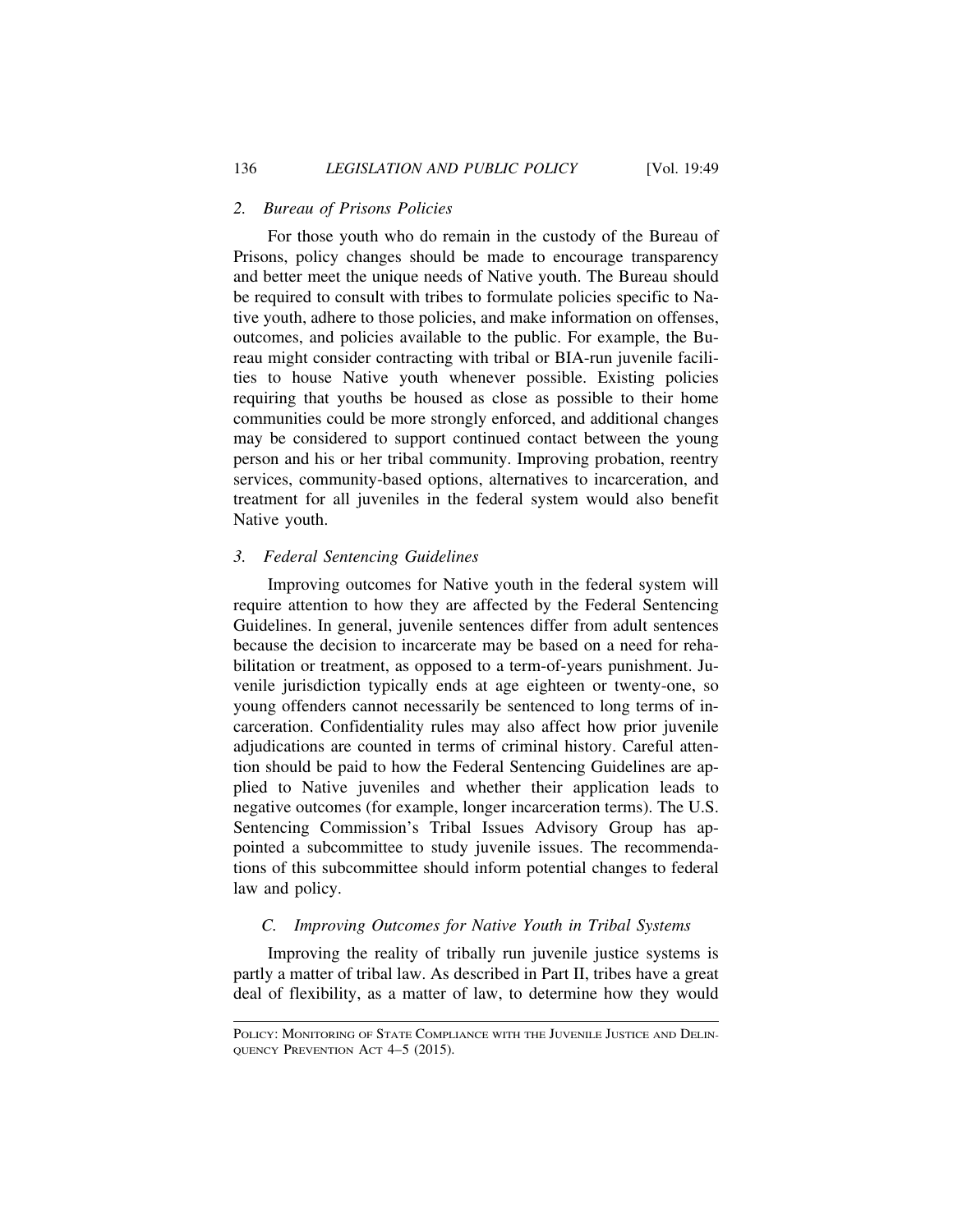### 2. *Bureau of Prisons Policies*

For those youth who do remain in the custody of the Bureau of Prisons, policy changes should be made to encourage transparency and better meet the unique needs of Native youth. The Bureau should be required to consult with tribes to formulate policies specific to Native youth, adhere to those policies, and make information on offenses, outcomes, and policies available to the public. For example, the Bureau might consider contracting with tribal or BIA-run juvenile facilities to house Native youth whenever possible. Existing policies requiring that youths be housed as close as possible to their home communities could be more strongly enforced, and additional changes may be considered to support continued contact between the young person and his or her tribal community. Improving probation, reentry services, community-based options, alternatives to incarceration, and treatment for all juveniles in the federal system would also benefit Native youth.

### 3. *Federal Sentencing Guidelines*

Improving outcomes for Native youth in the federal system will require attention to how they are affected by the Federal Sentencing Guidelines. In general, juvenile sentences differ from adult sentences because the decision to incarcerate may be based on a need for rehabilitation or treatment, as opposed to a term-of-years punishment. Juvenile jurisdiction typically ends at age eighteen or twenty-one, so young offenders cannot necessarily be sentenced to long terms of incarceration. Confidentiality rules may also affect how prior juvenile adjudications are counted in terms of criminal history. Careful attention should be paid to how the Federal Sentencing Guidelines are applied to Native juveniles and whether their application leads to negative outcomes (for example, longer incarceration terms). The U.S. Sentencing Commission's Tribal Issues Advisory Group has appointed a subcommittee to study juvenile issues. The recommendations of this subcommittee should inform potential changes to federal law and policy.

## C. *Improving Outcomes for Native Youth in Tribal Systems*

Improving the reality of tribally run juvenile justice systems is partly a matter of tribal law. As described in Part II, tribes have a great deal of flexibility, as a matter of law, to determine how they would

---

POLICY: MONITORING OF STATE COMPLIANCE WITH THE JUVENILE JUSTICE AND DELINQUENCY PREVENTION ACT 4–5 (2015).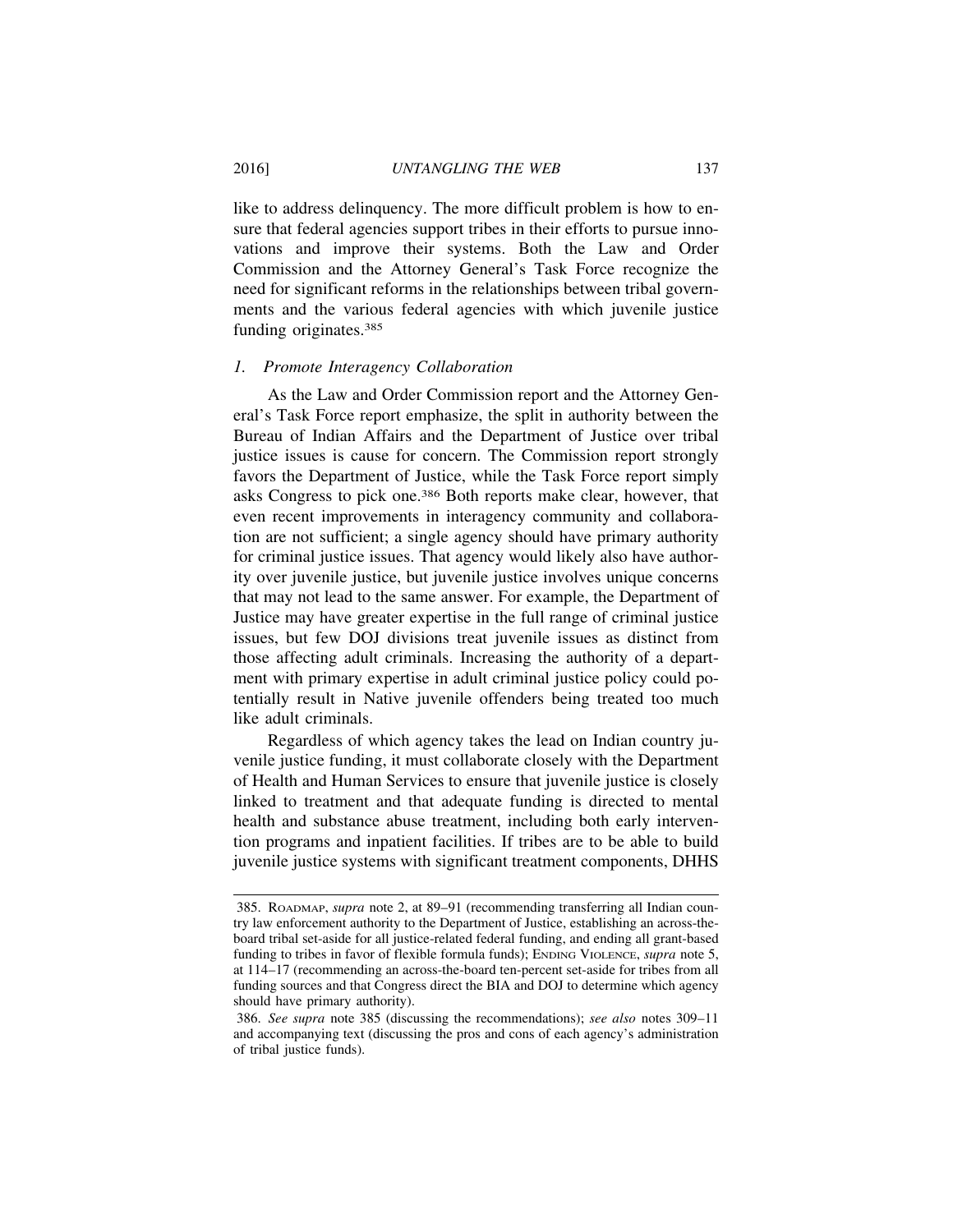like to address delinquency. The more difficult problem is how to ensure that federal agencies support tribes in their efforts to pursue innovations and improve their systems. Both the Law and Order Commission and the Attorney General's Task Force recognize the need for significant reforms in the relationships between tribal governments and the various federal agencies with which juvenile justice funding originates.[385]

### *1. Promote Interagency Collaboration*

As the Law and Order Commission report and the Attorney General's Task Force report emphasize, the split in authority between the Bureau of Indian Affairs and the Department of Justice over tribal justice issues is cause for concern. The Commission report strongly favors the Department of Justice, while the Task Force report simply asks Congress to pick one.[386] Both reports make clear, however, that even recent improvements in interagency community and collaboration are not sufficient; a single agency should have primary authority for criminal justice issues. That agency would likely also have authority over juvenile justice, but juvenile justice involves unique concerns that may not lead to the same answer. For example, the Department of Justice may have greater expertise in the full range of criminal justice issues, but few DOJ divisions treat juvenile issues as distinct from those affecting adult criminals. Increasing the authority of a department with primary expertise in adult criminal justice policy could potentially result in Native juvenile offenders being treated too much like adult criminals.

Regardless of which agency takes the lead on Indian country juvenile justice funding, it must collaborate closely with the Department of Health and Human Services to ensure that juvenile justice is closely linked to treatment and that adequate funding is directed to mental health and substance abuse treatment, including both early intervention programs and inpatient facilities. If tribes are to be able to build juvenile justice systems with significant treatment components, DHHS

---

385. ROADMAP, *supra* note 2, at 89–91 (recommending transferring all Indian country law enforcement authority to the Department of Justice, establishing an across-the-board tribal set-aside for all justice-related federal funding, and ending all grant-based funding to tribes in favor of flexible formula funds); ENDING VIOLENCE, *supra* note 5, at 114–17 (recommending an across-the-board ten-percent set-aside for tribes from all funding sources and that Congress direct the BIA and DOJ to determine which agency should have primary authority).

386. *See supra* note 385 (discussing the recommendations); *see also* notes 309–11 and accompanying text (discussing the pros and cons of each agency's administration of tribal justice funds).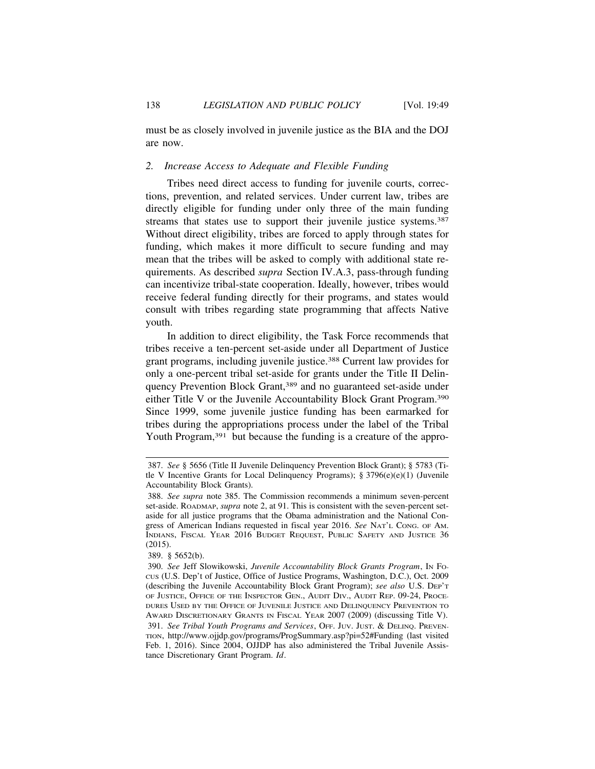must be as closely involved in juvenile justice as the BIA and the DOJ are now.

### 2. *Increase Access to Adequate and Flexible Funding*

Tribes need direct access to funding for juvenile courts, corrections, prevention, and related services. Under current law, tribes are directly eligible for funding under only three of the main funding streams that states use to support their juvenile justice systems.[387] Without direct eligibility, tribes are forced to apply through states for funding, which makes it more difficult to secure funding and may mean that the tribes will be asked to comply with additional state requirements. As described *supra* Section IV.A.3, pass-through funding can incentivize tribal-state cooperation. Ideally, however, tribes would receive federal funding directly for their programs, and states would consult with tribes regarding state programming that affects Native youth.

In addition to direct eligibility, the Task Force recommends that tribes receive a ten-percent set-aside under all Department of Justice grant programs, including juvenile justice.[388] Current law provides for only a one-percent tribal set-aside for grants under the Title II Delinquency Prevention Block Grant,[389] and no guaranteed set-aside under either Title V or the Juvenile Accountability Block Grant Program.[390] Since 1999, some juvenile justice funding has been earmarked for tribes during the appropriations process under the label of the Tribal Youth Program,[391] but because the funding is a creature of the appro-

---

387. *See* § 5656 (Title II Juvenile Delinquency Prevention Block Grant); § 5783 (Title V Incentive Grants for Local Delinquency Programs); § 3796(e)(e)(1) (Juvenile Accountability Block Grants).

388. *See supra* note 385. The Commission recommends a minimum seven-percent set-aside. ROADMAP, *supra* note 2, at 91. This is consistent with the seven-percent set-aside for all justice programs that the Obama administration and the National Congress of American Indians requested in fiscal year 2016. *See* NAT'L CONG. OF AM. INDIANS, FISCAL YEAR 2016 BUDGET REQUEST, PUBLIC SAFETY AND JUSTICE 36 (2015).

389. § 5652(b).

390. *See* Jeff Slowikowski, *Juvenile Accountability Block Grants Program*, IN FOCUS (U.S. Dep't of Justice, Office of Justice Programs, Washington, D.C.), Oct. 2009 (describing the Juvenile Accountability Block Grant Program); *see also* U.S. DEP'T OF JUSTICE, OFFICE OF THE INSPECTOR GEN., AUDIT DIV., AUDIT REP. 09-24, PROCEDURES USED BY THE OFFICE OF JUVENILE JUSTICE AND DELINQUENCY PREVENTION TO AWARD DISCRETIONARY GRANTS IN FISCAL YEAR 2007 (2009) (discussing Title V).

391. *See Tribal Youth Programs and Services*, OFF. JUV. JUST. & DELINQ. PREVENTION, http://www.ojjdp.gov/programs/ProgSummary.asp?pi=52#Funding (last visited Feb. 1, 2016). Since 2004, OJJDP has also administered the Tribal Juvenile Assistance Discretionary Grant Program. *Id*.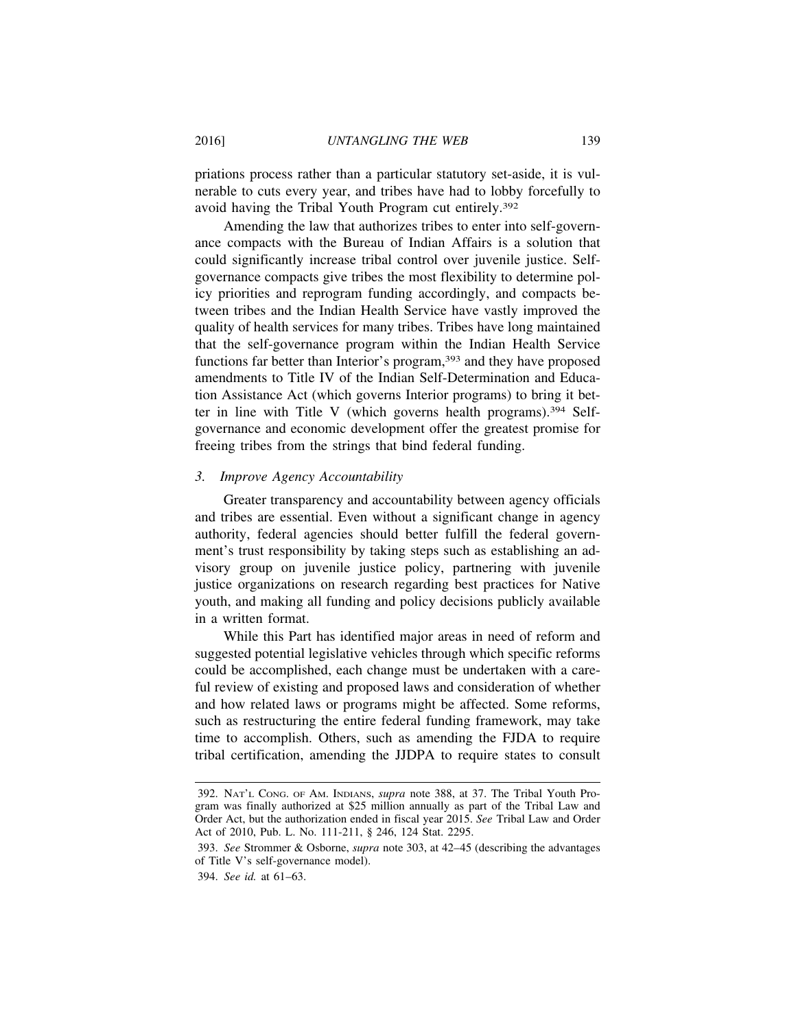priations process rather than a particular statutory set-aside, it is vulnerable to cuts every year, and tribes have had to lobby forcefully to avoid having the Tribal Youth Program cut entirely.[392]

Amending the law that authorizes tribes to enter into self-governance compacts with the Bureau of Indian Affairs is a solution that could significantly increase tribal control over juvenile justice. Self-governance compacts give tribes the most flexibility to determine policy priorities and reprogram funding accordingly, and compacts between tribes and the Indian Health Service have vastly improved the quality of health services for many tribes. Tribes have long maintained that the self-governance program within the Indian Health Service functions far better than Interior's program,[393] and they have proposed amendments to Title IV of the Indian Self-Determination and Education Assistance Act (which governs Interior programs) to bring it better in line with Title V (which governs health programs).[394] Self-governance and economic development offer the greatest promise for freeing tribes from the strings that bind federal funding.

### *3. Improve Agency Accountability*

Greater transparency and accountability between agency officials and tribes are essential. Even without a significant change in agency authority, federal agencies should better fulfill the federal government's trust responsibility by taking steps such as establishing an advisory group on juvenile justice policy, partnering with juvenile justice organizations on research regarding best practices for Native youth, and making all funding and policy decisions publicly available in a written format.

While this Part has identified major areas in need of reform and suggested potential legislative vehicles through which specific reforms could be accomplished, each change must be undertaken with a careful review of existing and proposed laws and consideration of whether and how related laws or programs might be affected. Some reforms, such as restructuring the entire federal funding framework, may take time to accomplish. Others, such as amending the FJDA to require tribal certification, amending the JJDPA to require states to consult

---

392. NAT'L CONG. OF AM. INDIANS, *supra* note 388, at 37. The Tribal Youth Program was finally authorized at $25 million annually as part of the Tribal Law and Order Act, but the authorization ended in fiscal year 2015. *See* Tribal Law and Order Act of 2010, Pub. L. No. 111-211, § 246, 124 Stat. 2295.

393. *See* Strommer & Osborne, *supra* note 303, at 42–45 (describing the advantages of Title V's self-governance model).

394. *See id.* at 61–63.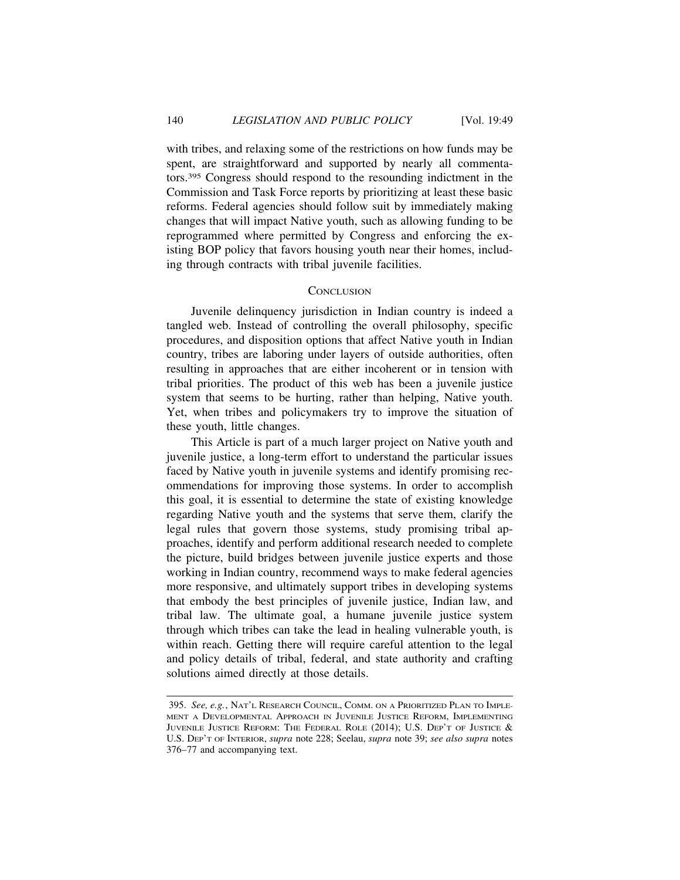with tribes, and relaxing some of the restrictions on how funds may be spent, are straightforward and supported by nearly all commentators.[395] Congress should respond to the resounding indictment in the Commission and Task Force reports by prioritizing at least these basic reforms. Federal agencies should follow suit by immediately making changes that will impact Native youth, such as allowing funding to be reprogrammed where permitted by Congress and enforcing the existing BOP policy that favors housing youth near their homes, including through contracts with tribal juvenile facilities.

## CONCLUSION

Juvenile delinquency jurisdiction in Indian country is indeed a tangled web. Instead of controlling the overall philosophy, specific procedures, and disposition options that affect Native youth in Indian country, tribes are laboring under layers of outside authorities, often resulting in approaches that are either incoherent or in tension with tribal priorities. The product of this web has been a juvenile justice system that seems to be hurting, rather than helping, Native youth. Yet, when tribes and policymakers try to improve the situation of these youth, little changes.

This Article is part of a much larger project on Native youth and juvenile justice, a long-term effort to understand the particular issues faced by Native youth in juvenile systems and identify promising recommendations for improving those systems. In order to accomplish this goal, it is essential to determine the state of existing knowledge regarding Native youth and the systems that serve them, clarify the legal rules that govern those systems, study promising tribal approaches, identify and perform additional research needed to complete the picture, build bridges between juvenile justice experts and those working in Indian country, recommend ways to make federal agencies more responsive, and ultimately support tribes in developing systems that embody the best principles of juvenile justice, Indian law, and tribal law. The ultimate goal, a humane juvenile justice system through which tribes can take the lead in healing vulnerable youth, is within reach. Getting there will require careful attention to the legal and policy details of tribal, federal, and state authority and crafting solutions aimed directly at those details.

---

395. *See, e.g.*, NAT'L RESEARCH COUNCIL, COMM. ON A PRIORITIZED PLAN TO IMPLEMENT A DEVELOPMENTAL APPROACH IN JUVENILE JUSTICE REFORM, IMPLEMENTING JUVENILE JUSTICE REFORM: THE FEDERAL ROLE (2014); U.S. DEP'T OF JUSTICE & U.S. DEP'T OF INTERIOR, *supra* note 228; Seelau, *supra* note 39; *see also supra* notes 376–77 and accompanying text.